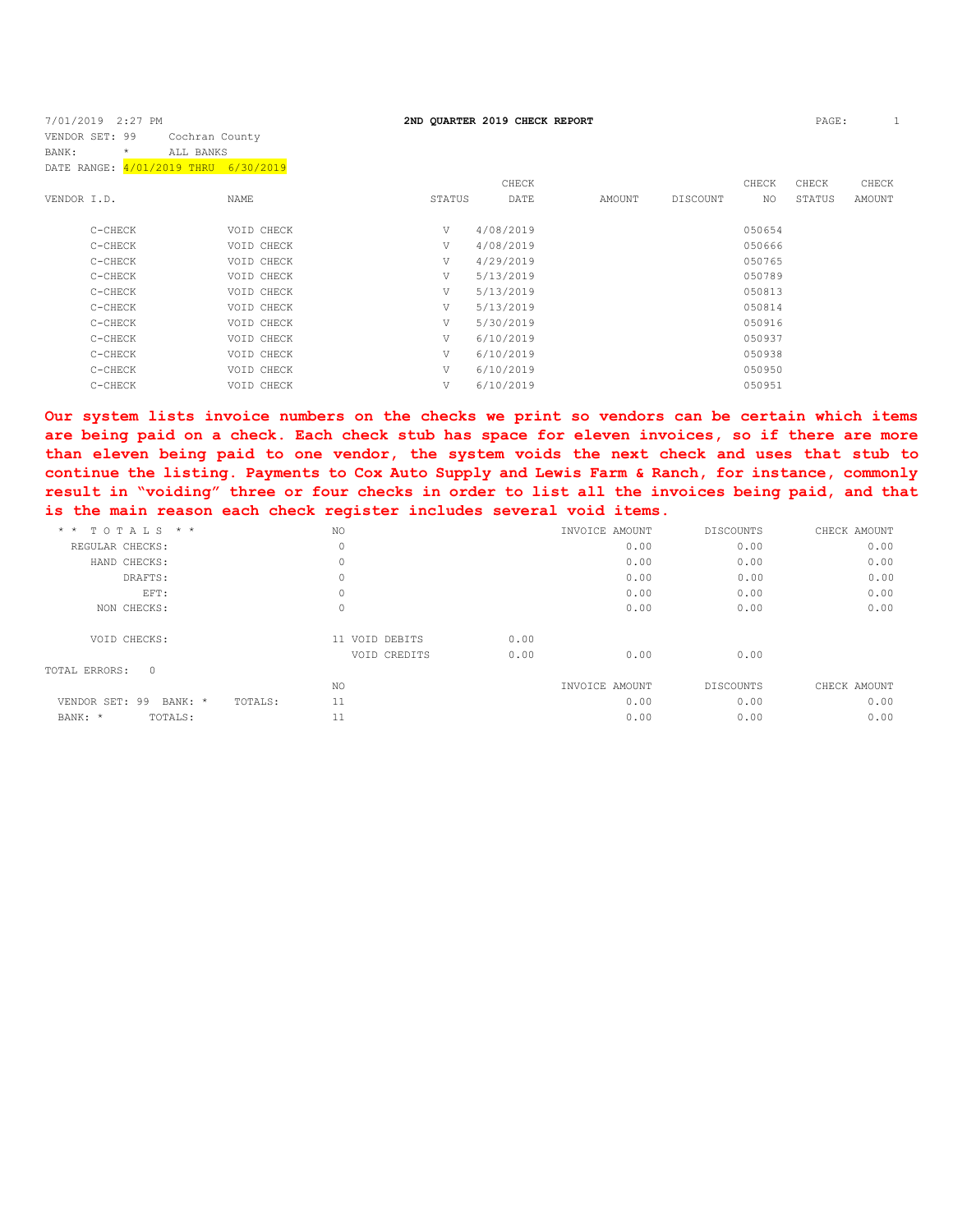7/01/2019 2:27 PM **2ND QUARTER 2019 CHECK REPORT** PAGE: 1

VENDOR SET: 99 Cochran County
BANK: * ALL BANKS
DATE RANGE: 4/01/2019 THRU 6/30/2019

| VENDOR I.D. | NAME | STATUS | CHECK DATE | AMOUNT | DISCOUNT | CHECK NO | CHECK STATUS | CHECK AMOUNT |
|---|---|---|---|---|---|---|---|---|
| C-CHECK | VOID CHECK | V | 4/08/2019 | | | 050654 | | |
| C-CHECK | VOID CHECK | V | 4/08/2019 | | | 050666 | | |
| C-CHECK | VOID CHECK | V | 4/29/2019 | | | 050765 | | |
| C-CHECK | VOID CHECK | V | 5/13/2019 | | | 050789 | | |
| C-CHECK | VOID CHECK | V | 5/13/2019 | | | 050813 | | |
| C-CHECK | VOID CHECK | V | 5/13/2019 | | | 050814 | | |
| C-CHECK | VOID CHECK | V | 5/30/2019 | | | 050916 | | |
| C-CHECK | VOID CHECK | V | 6/10/2019 | | | 050937 | | |
| C-CHECK | VOID CHECK | V | 6/10/2019 | | | 050938 | | |
| C-CHECK | VOID CHECK | V | 6/10/2019 | | | 050950 | | |
| C-CHECK | VOID CHECK | V | 6/10/2019 | | | 050951 | | |

**Our system lists invoice numbers on the checks we print so vendors can be certain which items are being paid on a check. Each check stub has space for eleven invoices, so if there are more than eleven being paid to one vendor, the system voids the next check and uses that stub to continue the listing. Payments to Cox Auto Supply and Lewis Farm & Ranch, for instance, commonly result in "voiding" three or four checks in order to list all the invoices being paid, and that is the main reason each check register includes several void items.**

| * * T O T A L S * * | NO | | | INVOICE AMOUNT | DISCOUNTS | CHECK AMOUNT |
|---|---|---|---|---|---|---|
| REGULAR CHECKS: | 0 | | | 0.00 | 0.00 | 0.00 |
| HAND CHECKS: | 0 | | | 0.00 | 0.00 | 0.00 |
| DRAFTS: | 0 | | | 0.00 | 0.00 | 0.00 |
| EFT: | 0 | | | 0.00 | 0.00 | 0.00 |
| NON CHECKS: | 0 | | | 0.00 | 0.00 | 0.00 |
| VOID CHECKS: | 11 | VOID DEBITS | 0.00 | | | |
| | | VOID CREDITS | 0.00 | 0.00 | 0.00 | |

TOTAL ERRORS: 0

| | NO | INVOICE AMOUNT | DISCOUNTS | CHECK AMOUNT |
|---|---|---|---|---|
| VENDOR SET: 99 BANK: * TOTALS: | 11 | 0.00 | 0.00 | 0.00 |
| BANK: * TOTALS: | 11 | 0.00 | 0.00 | 0.00 |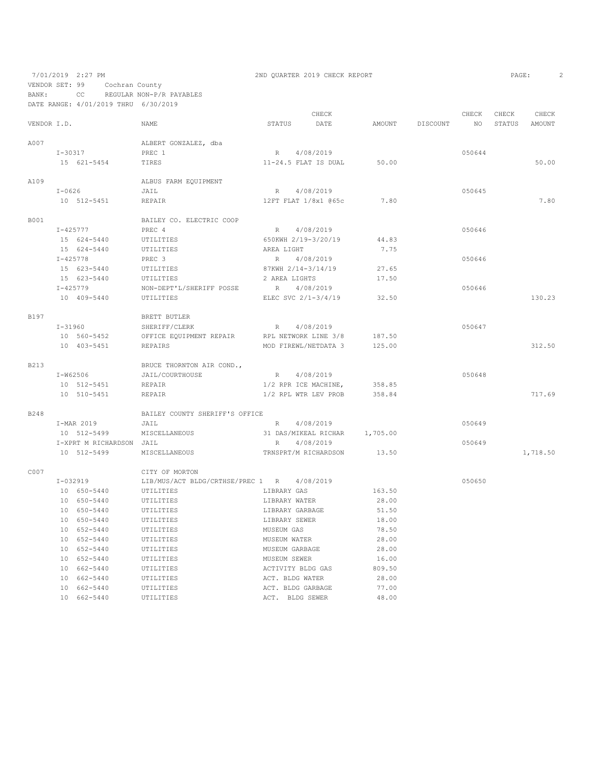7/01/2019 2:27 PM — 2ND QUARTER 2019 CHECK REPORT

VENDOR SET: 99 Cochran County
BANK: CC REGULAR NON-P/R PAYABLES
DATE RANGE: 4/01/2019 THRU 6/30/2019

| VENDOR I.D. | NAME | STATUS | CHECK DATE | AMOUNT | DISCOUNT | CHECK NO | CHECK STATUS | CHECK AMOUNT |
|---|---|---|---|---|---|---|---|---|
| A007 | ALBERT GONZALEZ, dba | | | | | | | |
| I-30317 | PREC 1 | R | 4/08/2019 | | | 050644 | | |
| 15 621-5454 | TIRES | 11-24.5 FLAT IS DUAL | | 50.00 | | | | 50.00 |
| A109 | ALBUS FARM EQUIPMENT | | | | | | | |
| I-0626 | JAIL | R | 4/08/2019 | | | 050645 | | |
| 10 512-5451 | REPAIR | 12FT FLAT 1/8x1 @65c | | 7.80 | | | | 7.80 |
| B001 | BAILEY CO. ELECTRIC COOP | | | | | | | |
| I-425777 | PREC 4 | R | 4/08/2019 | | | 050646 | | |
| 15 624-5440 | UTILITIES | 650KWH 2/19-3/20/19 | | 44.83 | | | | |
| 15 624-5440 | UTILITIES | AREA LIGHT | | 7.75 | | | | |
| I-425778 | PREC 3 | R | 4/08/2019 | | | 050646 | | |
| 15 623-5440 | UTILITIES | 87KWH 2/14-3/14/19 | | 27.65 | | | | |
| 15 623-5440 | UTILITIES | 2 AREA LIGHTS | | 17.50 | | | | |
| I-425779 | NON-DEPT'L/SHERIFF POSSE | R | 4/08/2019 | | | 050646 | | |
| 10 409-5440 | UTILITIES | ELEC SVC 2/1-3/4/19 | | 32.50 | | | | 130.23 |
| B197 | BRETT BUTLER | | | | | | | |
| I-31960 | SHERIFF/CLERK | R | 4/08/2019 | | | 050647 | | |
| 10 560-5452 | OFFICE EQUIPMENT REPAIR | RPL NETWORK LINE 3/8 | | 187.50 | | | | |
| 10 403-5451 | REPAIRS | MOD FIREWL/NETDATA 3 | | 125.00 | | | | 312.50 |
| B213 | BRUCE THORNTON AIR COND., | | | | | | | |
| I-W62506 | JAIL/COURTHOUSE | R | 4/08/2019 | | | 050648 | | |
| 10 512-5451 | REPAIR | 1/2 RPR ICE MACHINE, | | 358.85 | | | | |
| 10 510-5451 | REPAIR | 1/2 RPL WTR LEV PROB | | 358.84 | | | | 717.69 |
| B248 | BAILEY COUNTY SHERIFF'S OFFICE | | | | | | | |
| I-MAR 2019 | JAIL | R | 4/08/2019 | | | 050649 | | |
| 10 512-5499 | MISCELLANEOUS | 31 DAS/MIKEAL RICHAR | | 1,705.00 | | | | |
| I-XPRT M RICHARDSON | JAIL | R | 4/08/2019 | | | 050649 | | |
| 10 512-5499 | MISCELLANEOUS | TRNSPRT/M RICHARDSON | | 13.50 | | | | 1,718.50 |
| C007 | CITY OF MORTON | | | | | | | |
| I-032919 | LIB/MUS/ACT BLDG/CRTHSE/PREC 1 | R | 4/08/2019 | | | 050650 | | |
| 10 650-5440 | UTILITIES | LIBRARY GAS | | 163.50 | | | | |
| 10 650-5440 | UTILITIES | LIBRARY WATER | | 28.00 | | | | |
| 10 650-5440 | UTILITIES | LIBRARY GARBAGE | | 51.50 | | | | |
| 10 650-5440 | UTILITIES | LIBRARY SEWER | | 18.00 | | | | |
| 10 652-5440 | UTILITIES | MUSEUM GAS | | 78.50 | | | | |
| 10 652-5440 | UTILITIES | MUSEUM WATER | | 28.00 | | | | |
| 10 652-5440 | UTILITIES | MUSEUM GARBAGE | | 28.00 | | | | |
| 10 652-5440 | UTILITIES | MUSEUM SEWER | | 16.00 | | | | |
| 10 662-5440 | UTILITIES | ACTIVITY BLDG GAS | | 809.50 | | | | |
| 10 662-5440 | UTILITIES | ACT. BLDG WATER | | 28.00 | | | | |
| 10 662-5440 | UTILITIES | ACT. BLDG GARBAGE | | 77.00 | | | | |
| 10 662-5440 | UTILITIES | ACT. BLDG SEWER | | 48.00 | | | | |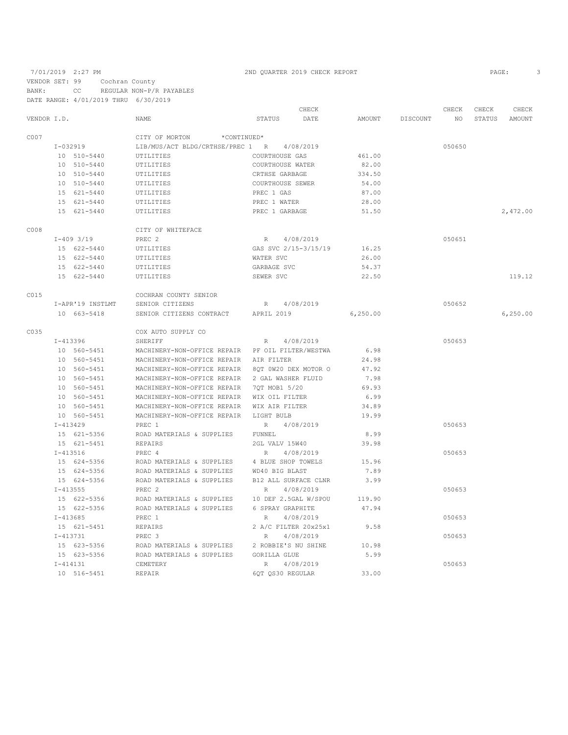7/01/2019 2:27 PM — 2ND QUARTER 2019 CHECK REPORT

VENDOR SET: 99 Cochran County
BANK: CC REGULAR NON-P/R PAYABLES
DATE RANGE: 4/01/2019 THRU 6/30/2019

| VENDOR I.D. | NAME | STATUS | CHECK DATE | AMOUNT | DISCOUNT | CHECK NO | CHECK STATUS | CHECK AMOUNT |
|---|---|---|---|---|---|---|---|---|
| C007 | CITY OF MORTON *CONTINUED* | | | | | | | |
| I-032919 | LIB/MUS/ACT BLDG/CRTHSE/PREC 1 | R | 4/08/2019 | | | 050650 | | |
| 10 510-5440 | UTILITIES | COURTHOUSE GAS | | 461.00 | | | | |
| 10 510-5440 | UTILITIES | COURTHOUSE WATER | | 82.00 | | | | |
| 10 510-5440 | UTILITIES | CRTHSE GARBAGE | | 334.50 | | | | |
| 10 510-5440 | UTILITIES | COURTHOUSE SEWER | | 54.00 | | | | |
| 15 621-5440 | UTILITIES | PREC 1 GAS | | 87.00 | | | | |
| 15 621-5440 | UTILITIES | PREC 1 WATER | | 28.00 | | | | |
| 15 621-5440 | UTILITIES | PREC 1 GARBAGE | | 51.50 | | | | 2,472.00 |
| C008 | CITY OF WHITEFACE | | | | | | | |
| I-409 3/19 | PREC 2 | R | 4/08/2019 | | | 050651 | | |
| 15 622-5440 | UTILITIES | GAS SVC 2/15-3/15/19 | | 16.25 | | | | |
| 15 622-5440 | UTILITIES | WATER SVC | | 26.00 | | | | |
| 15 622-5440 | UTILITIES | GARBAGE SVC | | 54.37 | | | | |
| 15 622-5440 | UTILITIES | SEWER SVC | | 22.50 | | | | 119.12 |
| C015 | COCHRAN COUNTY SENIOR | | | | | | | |
| I-APR'19 INSTLMT | SENIOR CITIZENS | R | 4/08/2019 | | | 050652 | | |
| 10 663-5418 | SENIOR CITIZENS CONTRACT | APRIL 2019 | | 6,250.00 | | | | 6,250.00 |
| C035 | COX AUTO SUPPLY CO | | | | | | | |
| I-413396 | SHERIFF | R | 4/08/2019 | | | 050653 | | |
| 10 560-5451 | MACHINERY-NON-OFFICE REPAIR | PF OIL FILTER/WESTWA | | 6.98 | | | | |
| 10 560-5451 | MACHINERY-NON-OFFICE REPAIR | AIR FILTER | | 24.98 | | | | |
| 10 560-5451 | MACHINERY-NON-OFFICE REPAIR | 8QT 0W20 DEX MOTOR O | | 47.92 | | | | |
| 10 560-5451 | MACHINERY-NON-OFFICE REPAIR | 2 GAL WASHER FLUID | | 7.98 | | | | |
| 10 560-5451 | MACHINERY-NON-OFFICE REPAIR | 7QT MOB1 5/20 | | 69.93 | | | | |
| 10 560-5451 | MACHINERY-NON-OFFICE REPAIR | WIX OIL FILTER | | 6.99 | | | | |
| 10 560-5451 | MACHINERY-NON-OFFICE REPAIR | WIX AIR FILTER | | 34.89 | | | | |
| 10 560-5451 | MACHINERY-NON-OFFICE REPAIR | LIGHT BULB | | 19.99 | | | | |
| I-413429 | PREC 1 | R | 4/08/2019 | | | 050653 | | |
| 15 621-5356 | ROAD MATERIALS & SUPPLIES | FUNNEL | | 8.99 | | | | |
| 15 621-5451 | REPAIRS | 2GL VALV 15W40 | | 39.98 | | | | |
| I-413516 | PREC 4 | R | 4/08/2019 | | | 050653 | | |
| 15 624-5356 | ROAD MATERIALS & SUPPLIES | 4 BLUE SHOP TOWELS | | 15.96 | | | | |
| 15 624-5356 | ROAD MATERIALS & SUPPLIES | WD40 BIG BLAST | | 7.89 | | | | |
| 15 624-5356 | ROAD MATERIALS & SUPPLIES | B12 ALL SURFACE CLNR | | 3.99 | | | | |
| I-413555 | PREC 2 | R | 4/08/2019 | | | 050653 | | |
| 15 622-5356 | ROAD MATERIALS & SUPPLIES | 10 DEF 2.5GAL W/SPOU | | 119.90 | | | | |
| 15 622-5356 | ROAD MATERIALS & SUPPLIES | 6 SPRAY GRAPHITE | | 47.94 | | | | |
| I-413685 | PREC 1 | R | 4/08/2019 | | | 050653 | | |
| 15 621-5451 | REPAIRS | 2 A/C FILTER 20x25x1 | | 9.58 | | | | |
| I-413731 | PREC 3 | R | 4/08/2019 | | | 050653 | | |
| 15 623-5356 | ROAD MATERIALS & SUPPLIES | 2 ROBBIE'S NU SHINE | | 10.98 | | | | |
| 15 623-5356 | ROAD MATERIALS & SUPPLIES | GORILLA GLUE | | 5.99 | | | | |
| I-414131 | CEMETERY | R | 4/08/2019 | | | 050653 | | |
| 10 516-5451 | REPAIR | 6QT QS30 REGULAR | | 33.00 | | | | |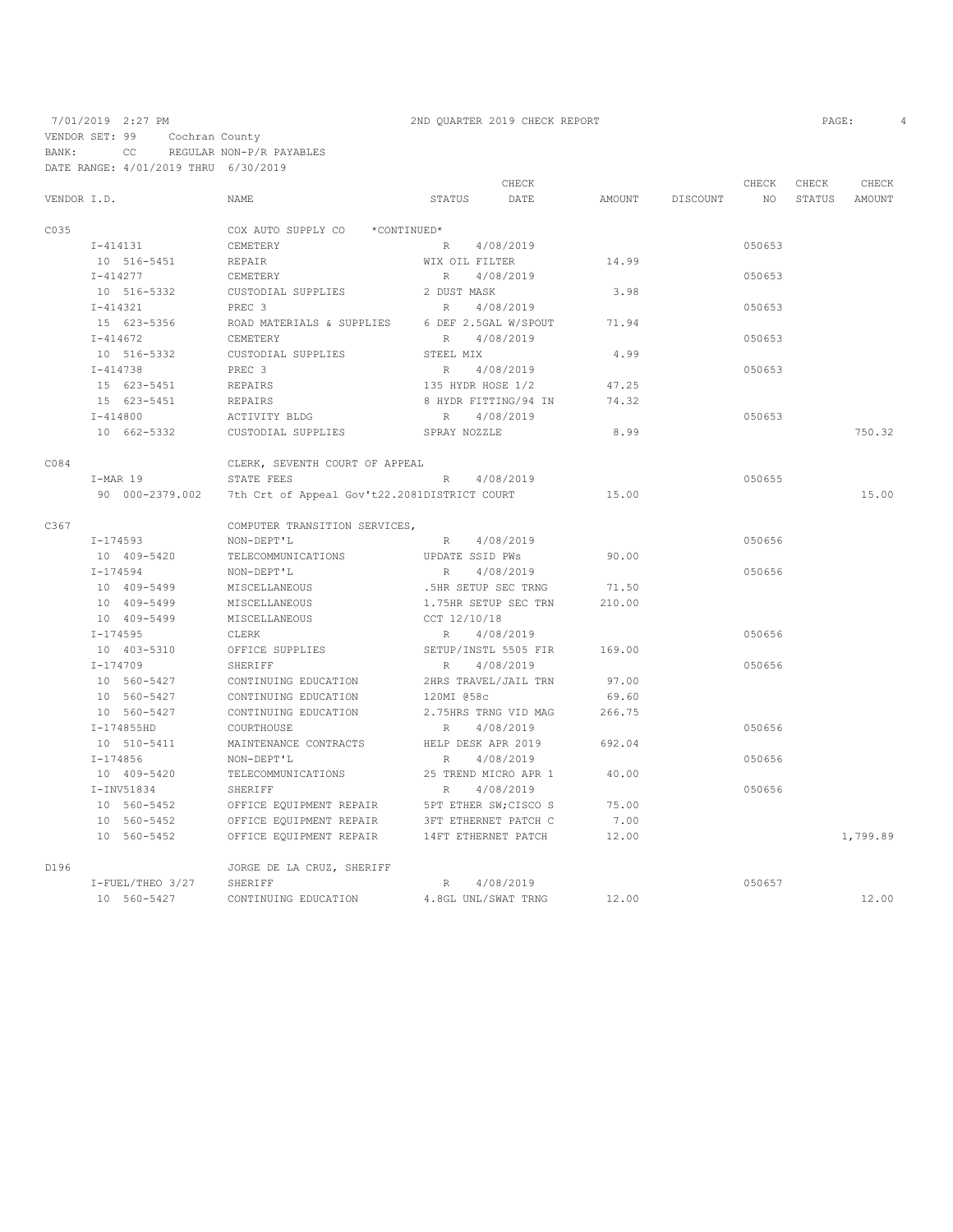7/01/2019 2:27 PM 2ND QUARTER 2019 CHECK REPORT

VENDOR SET: 99 Cochran County
BANK: CC REGULAR NON-P/R PAYABLES
DATE RANGE: 4/01/2019 THRU 6/30/2019

| VENDOR I.D. | NAME | STATUS | CHECK DATE | AMOUNT | DISCOUNT | CHECK NO | CHECK STATUS | CHECK AMOUNT |
|---|---|---|---|---|---|---|---|---|
| C035 | COX AUTO SUPPLY CO *CONTINUED* | | | | | | | |
| I-414131 | CEMETERY | R | 4/08/2019 | | | 050653 | | |
| 10 516-5451 | REPAIR | WIX OIL FILTER | | 14.99 | | | | |
| I-414277 | CEMETERY | R | 4/08/2019 | | | 050653 | | |
| 10 516-5332 | CUSTODIAL SUPPLIES | 2 DUST MASK | | 3.98 | | | | |
| I-414321 | PREC 3 | R | 4/08/2019 | | | 050653 | | |
| 15 623-5356 | ROAD MATERIALS & SUPPLIES | 6 DEF 2.5GAL W/SPOUT | | 71.94 | | | | |
| I-414672 | CEMETERY | R | 4/08/2019 | | | 050653 | | |
| 10 516-5332 | CUSTODIAL SUPPLIES | STEEL MIX | | 4.99 | | | | |
| I-414738 | PREC 3 | R | 4/08/2019 | | | 050653 | | |
| 15 623-5451 | REPAIRS | 135 HYDR HOSE 1/2 | | 47.25 | | | | |
| 15 623-5451 | REPAIRS | 8 HYDR FITTING/94 IN | | 74.32 | | | | |
| I-414800 | ACTIVITY BLDG | R | 4/08/2019 | | | 050653 | | |
| 10 662-5332 | CUSTODIAL SUPPLIES | SPRAY NOZZLE | | 8.99 | | | | 750.32 |
| C084 | CLERK, SEVENTH COURT OF APPEAL | | | | | | | |
| I-MAR 19 | STATE FEES | R | 4/08/2019 | | | 050655 | | |
| 90 000-2379.002 | 7th Crt of Appeal Gov't22.2081DISTRICT COURT | | | 15.00 | | | | 15.00 |
| C367 | COMPUTER TRANSITION SERVICES, | | | | | | | |
| I-174593 | NON-DEPT'L | R | 4/08/2019 | | | 050656 | | |
| 10 409-5420 | TELECOMMUNICATIONS | UPDATE SSID PWs | | 90.00 | | | | |
| I-174594 | NON-DEPT'L | R | 4/08/2019 | | | 050656 | | |
| 10 409-5499 | MISCELLANEOUS | .5HR SETUP SEC TRNG | | 71.50 | | | | |
| 10 409-5499 | MISCELLANEOUS | 1.75HR SETUP SEC TRN | | 210.00 | | | | |
| 10 409-5499 | MISCELLANEOUS | CCT 12/10/18 | | | | | | |
| I-174595 | CLERK | R | 4/08/2019 | | | 050656 | | |
| 10 403-5310 | OFFICE SUPPLIES | SETUP/INSTL 5505 FIR | | 169.00 | | | | |
| I-174709 | SHERIFF | R | 4/08/2019 | | | 050656 | | |
| 10 560-5427 | CONTINUING EDUCATION | 2HRS TRAVEL/JAIL TRN | | 97.00 | | | | |
| 10 560-5427 | CONTINUING EDUCATION | 120MI @58c | | 69.60 | | | | |
| 10 560-5427 | CONTINUING EDUCATION | 2.75HRS TRNG VID MAG | | 266.75 | | | | |
| I-174855HD | COURTHOUSE | R | 4/08/2019 | | | 050656 | | |
| 10 510-5411 | MAINTENANCE CONTRACTS | HELP DESK APR 2019 | | 692.04 | | | | |
| I-174856 | NON-DEPT'L | R | 4/08/2019 | | | 050656 | | |
| 10 409-5420 | TELECOMMUNICATIONS | 25 TREND MICRO APR 1 | | 40.00 | | | | |
| I-INV51834 | SHERIFF | R | 4/08/2019 | | | 050656 | | |
| 10 560-5452 | OFFICE EQUIPMENT REPAIR | 5PT ETHER SW;CISCO S | | 75.00 | | | | |
| 10 560-5452 | OFFICE EQUIPMENT REPAIR | 3FT ETHERNET PATCH C | | 7.00 | | | | |
| 10 560-5452 | OFFICE EQUIPMENT REPAIR | 14FT ETHERNET PATCH | | 12.00 | | | | 1,799.89 |
| D196 | JORGE DE LA CRUZ, SHERIFF | | | | | | | |
| I-FUEL/THEO 3/27 | SHERIFF | R | 4/08/2019 | | | 050657 | | |
| 10 560-5427 | CONTINUING EDUCATION | 4.8GL UNL/SWAT TRNG | | 12.00 | | | | 12.00 |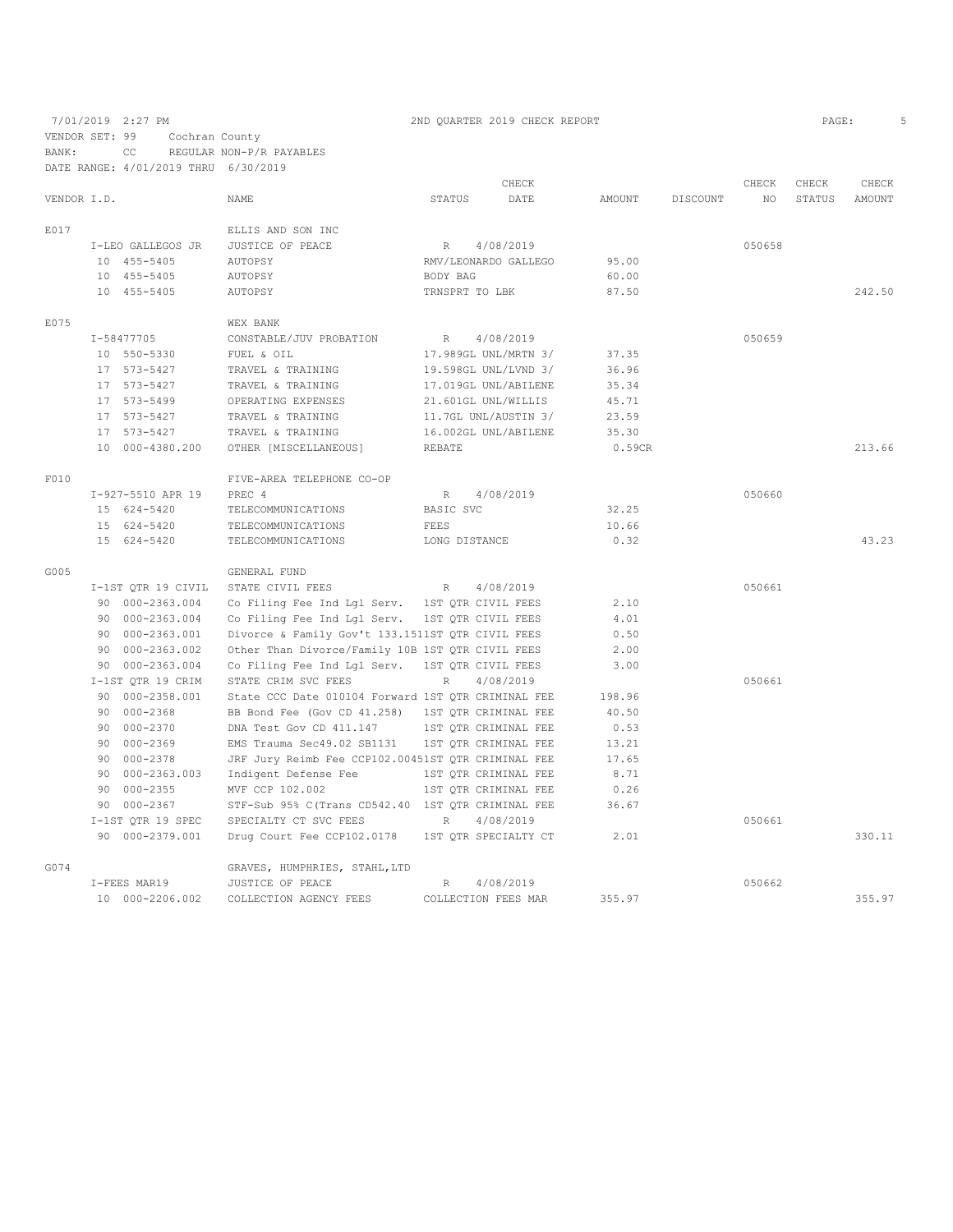7/01/2019 2:27 PM — 2ND QUARTER 2019 CHECK REPORT

VENDOR SET: 99 Cochran County
BANK: CC REGULAR NON-P/R PAYABLES
DATE RANGE: 4/01/2019 THRU 6/30/2019

| VENDOR I.D. | NAME | STATUS | CHECK DATE | AMOUNT | DISCOUNT | CHECK NO | CHECK STATUS | CHECK AMOUNT |
|---|---|---|---|---|---|---|---|---|
| E017 | ELLIS AND SON INC | | | | | | | |
| I-LEO GALLEGOS JR | JUSTICE OF PEACE | R | 4/08/2019 | | | 050658 | | |
| 10 455-5405 | AUTOPSY | RMV/LEONARDO GALLEGO | | 95.00 | | | | |
| 10 455-5405 | AUTOPSY | BODY BAG | | 60.00 | | | | |
| 10 455-5405 | AUTOPSY | TRNSPRT TO LBK | | 87.50 | | | | 242.50 |
| E075 | WEX BANK | | | | | | | |
| I-58477705 | CONSTABLE/JUV PROBATION | R | 4/08/2019 | | | 050659 | | |
| 10 550-5330 | FUEL & OIL | 17.989GL UNL/MRTN 3/ | | 37.35 | | | | |
| 17 573-5427 | TRAVEL & TRAINING | 19.598GL UNL/LVND 3/ | | 36.96 | | | | |
| 17 573-5427 | TRAVEL & TRAINING | 17.019GL UNL/ABILENE | | 35.34 | | | | |
| 17 573-5499 | OPERATING EXPENSES | 21.601GL UNL/WILLIS | | 45.71 | | | | |
| 17 573-5427 | TRAVEL & TRAINING | 11.7GL UNL/AUSTIN 3/ | | 23.59 | | | | |
| 17 573-5427 | TRAVEL & TRAINING | 16.002GL UNL/ABILENE | | 35.30 | | | | |
| 10 000-4380.200 | OTHER [MISCELLANEOUS] | REBATE | | 0.59CR | | | | 213.66 |
| F010 | FIVE-AREA TELEPHONE CO-OP | | | | | | | |
| I-927-5510 APR 19 | PREC 4 | R | 4/08/2019 | | | 050660 | | |
| 15 624-5420 | TELECOMMUNICATIONS | BASIC SVC | | 32.25 | | | | |
| 15 624-5420 | TELECOMMUNICATIONS | FEES | | 10.66 | | | | |
| 15 624-5420 | TELECOMMUNICATIONS | LONG DISTANCE | | 0.32 | | | | 43.23 |
| G005 | GENERAL FUND | | | | | | | |
| I-1ST QTR 19 CIVIL | STATE CIVIL FEES | R | 4/08/2019 | | | 050661 | | |
| 90 000-2363.004 | Co Filing Fee Ind Lgl Serv. | 1ST QTR CIVIL FEES | | 2.10 | | | | |
| 90 000-2363.004 | Co Filing Fee Ind Lgl Serv. | 1ST QTR CIVIL FEES | | 4.01 | | | | |
| 90 000-2363.001 | Divorce & Family Gov't 133.151 | 1ST QTR CIVIL FEES | | 0.50 | | | | |
| 90 000-2363.002 | Other Than Divorce/Family 10B | 1ST QTR CIVIL FEES | | 2.00 | | | | |
| 90 000-2363.004 | Co Filing Fee Ind Lgl Serv. | 1ST QTR CIVIL FEES | | 3.00 | | | | |
| I-1ST QTR 19 CRIM | STATE CRIM SVC FEES | R | 4/08/2019 | | | 050661 | | |
| 90 000-2358.001 | State CCC Date 010104 Forward | 1ST QTR CRIMINAL FEE | | 198.96 | | | | |
| 90 000-2368 | BB Bond Fee (Gov CD 41.258) | 1ST QTR CRIMINAL FEE | | 40.50 | | | | |
| 90 000-2370 | DNA Test Gov CD 411.147 | 1ST QTR CRIMINAL FEE | | 0.53 | | | | |
| 90 000-2369 | EMS Trauma Sec49.02 SB1131 | 1ST QTR CRIMINAL FEE | | 13.21 | | | | |
| 90 000-2378 | JRF Jury Reimb Fee CCP102.0045 | 1ST QTR CRIMINAL FEE | | 17.65 | | | | |
| 90 000-2363.003 | Indigent Defense Fee | 1ST QTR CRIMINAL FEE | | 8.71 | | | | |
| 90 000-2355 | MVF CCP 102.002 | 1ST QTR CRIMINAL FEE | | 0.26 | | | | |
| 90 000-2367 | STF-Sub 95% C(Trans CD542.40 | 1ST QTR CRIMINAL FEE | | 36.67 | | | | |
| I-1ST QTR 19 SPEC | SPECIALTY CT SVC FEES | R | 4/08/2019 | | | 050661 | | |
| 90 000-2379.001 | Drug Court Fee CCP102.0178 | 1ST QTR SPECIALTY CT | | 2.01 | | | | 330.11 |
| G074 | GRAVES, HUMPHRIES, STAHL,LTD | | | | | | | |
| I-FEES MAR19 | JUSTICE OF PEACE | R | 4/08/2019 | | | 050662 | | |
| 10 000-2206.002 | COLLECTION AGENCY FEES | COLLECTION FEES MAR | | 355.97 | | | | 355.97 |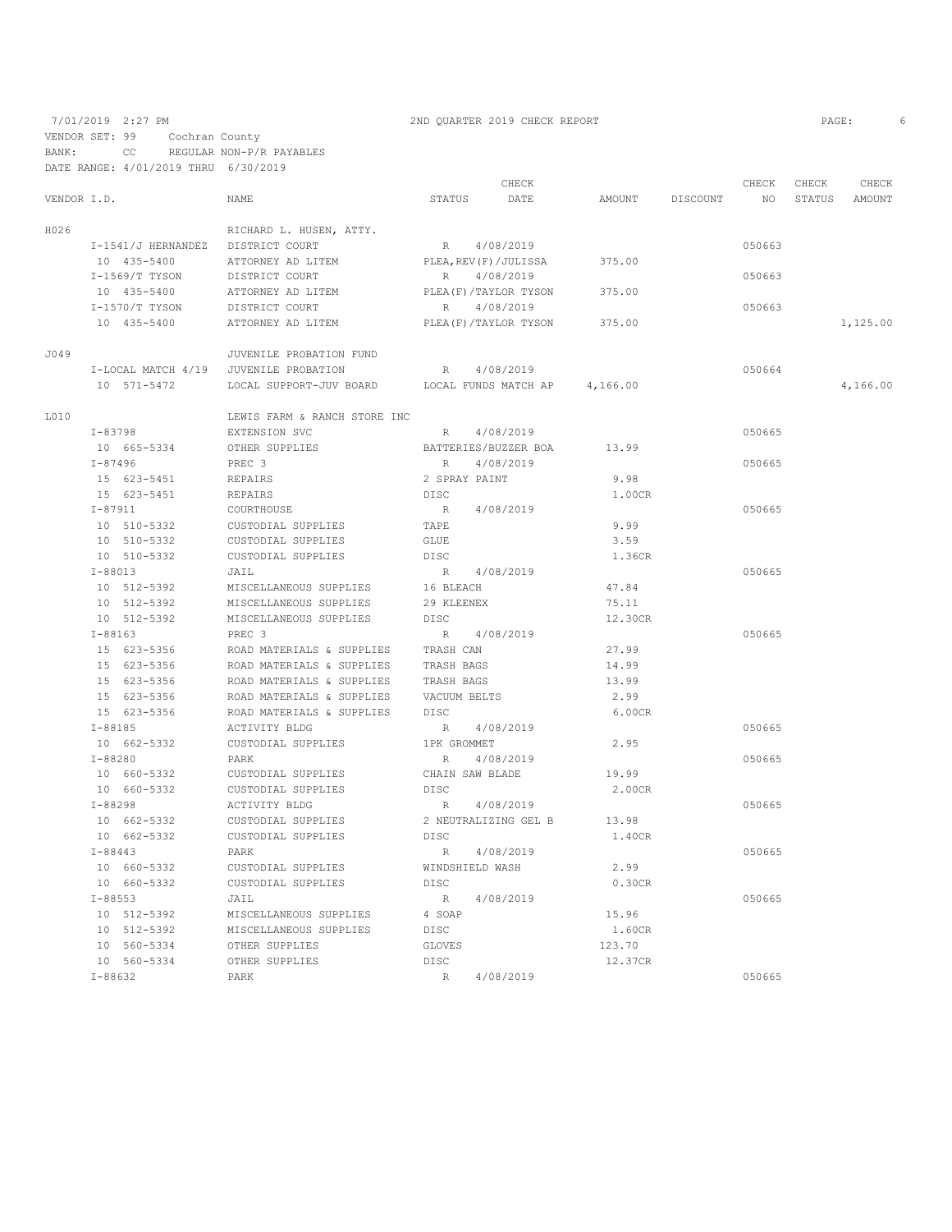7/01/2019 2:27 PM 2ND QUARTER 2019 CHECK REPORT

VENDOR SET: 99 Cochran County
BANK: CC REGULAR NON-P/R PAYABLES
DATE RANGE: 4/01/2019 THRU 6/30/2019

| VENDOR I.D. | NAME | STATUS | CHECK DATE | AMOUNT | DISCOUNT | CHECK NO | CHECK STATUS | CHECK AMOUNT |
|---|---|---|---|---|---|---|---|---|
| H026 | RICHARD L. HUSEN, ATTY. | | | | | | | |
| I-1541/J HERNANDEZ | DISTRICT COURT | R | 4/08/2019 | | | 050663 | | |
| 10 435-5400 | ATTORNEY AD LITEM | PLEA,REV(F)/JULISSA | | 375.00 | | | | |
| I-1569/T TYSON | DISTRICT COURT | R | 4/08/2019 | | | 050663 | | |
| 10 435-5400 | ATTORNEY AD LITEM | PLEA(F)/TAYLOR TYSON | | 375.00 | | | | |
| I-1570/T TYSON | DISTRICT COURT | R | 4/08/2019 | | | 050663 | | |
| 10 435-5400 | ATTORNEY AD LITEM | PLEA(F)/TAYLOR TYSON | | 375.00 | | | | 1,125.00 |
| J049 | JUVENILE PROBATION FUND | | | | | | | |
| I-LOCAL MATCH 4/19 | JUVENILE PROBATION | R | 4/08/2019 | | | 050664 | | |
| 10 571-5472 | LOCAL SUPPORT-JUV BOARD | LOCAL FUNDS MATCH AP | | 4,166.00 | | | | 4,166.00 |
| L010 | LEWIS FARM & RANCH STORE INC | | | | | | | |
| I-83798 | EXTENSION SVC | R | 4/08/2019 | | | 050665 | | |
| 10 665-5334 | OTHER SUPPLIES | BATTERIES/BUZZER BOA | | 13.99 | | | | |
| I-87496 | PREC 3 | R | 4/08/2019 | | | 050665 | | |
| 15 623-5451 | REPAIRS | 2 SPRAY PAINT | | 9.98 | | | | |
| 15 623-5451 | REPAIRS | DISC | | 1.00CR | | | | |
| I-87911 | COURTHOUSE | R | 4/08/2019 | | | 050665 | | |
| 10 510-5332 | CUSTODIAL SUPPLIES | TAPE | | 9.99 | | | | |
| 10 510-5332 | CUSTODIAL SUPPLIES | GLUE | | 3.59 | | | | |
| 10 510-5332 | CUSTODIAL SUPPLIES | DISC | | 1.36CR | | | | |
| I-88013 | JAIL | R | 4/08/2019 | | | 050665 | | |
| 10 512-5392 | MISCELLANEOUS SUPPLIES | 16 BLEACH | | 47.84 | | | | |
| 10 512-5392 | MISCELLANEOUS SUPPLIES | 29 KLEENEX | | 75.11 | | | | |
| 10 512-5392 | MISCELLANEOUS SUPPLIES | DISC | | 12.30CR | | | | |
| I-88163 | PREC 3 | R | 4/08/2019 | | | 050665 | | |
| 15 623-5356 | ROAD MATERIALS & SUPPLIES | TRASH CAN | | 27.99 | | | | |
| 15 623-5356 | ROAD MATERIALS & SUPPLIES | TRASH BAGS | | 14.99 | | | | |
| 15 623-5356 | ROAD MATERIALS & SUPPLIES | TRASH BAGS | | 13.99 | | | | |
| 15 623-5356 | ROAD MATERIALS & SUPPLIES | VACUUM BELTS | | 2.99 | | | | |
| 15 623-5356 | ROAD MATERIALS & SUPPLIES | DISC | | 6.00CR | | | | |
| I-88185 | ACTIVITY BLDG | R | 4/08/2019 | | | 050665 | | |
| 10 662-5332 | CUSTODIAL SUPPLIES | 1PK GROMMET | | 2.95 | | | | |
| I-88280 | PARK | R | 4/08/2019 | | | 050665 | | |
| 10 660-5332 | CUSTODIAL SUPPLIES | CHAIN SAW BLADE | | 19.99 | | | | |
| 10 660-5332 | CUSTODIAL SUPPLIES | DISC | | 2.00CR | | | | |
| I-88298 | ACTIVITY BLDG | R | 4/08/2019 | | | 050665 | | |
| 10 662-5332 | CUSTODIAL SUPPLIES | 2 NEUTRALIZING GEL B | | 13.98 | | | | |
| 10 662-5332 | CUSTODIAL SUPPLIES | DISC | | 1.40CR | | | | |
| I-88443 | PARK | R | 4/08/2019 | | | 050665 | | |
| 10 660-5332 | CUSTODIAL SUPPLIES | WINDSHIELD WASH | | 2.99 | | | | |
| 10 660-5332 | CUSTODIAL SUPPLIES | DISC | | 0.30CR | | | | |
| I-88553 | JAIL | R | 4/08/2019 | | | 050665 | | |
| 10 512-5392 | MISCELLANEOUS SUPPLIES | 4 SOAP | | 15.96 | | | | |
| 10 512-5392 | MISCELLANEOUS SUPPLIES | DISC | | 1.60CR | | | | |
| 10 560-5334 | OTHER SUPPLIES | GLOVES | | 123.70 | | | | |
| 10 560-5334 | OTHER SUPPLIES | DISC | | 12.37CR | | | | |
| I-88632 | PARK | R | 4/08/2019 | | | 050665 | | |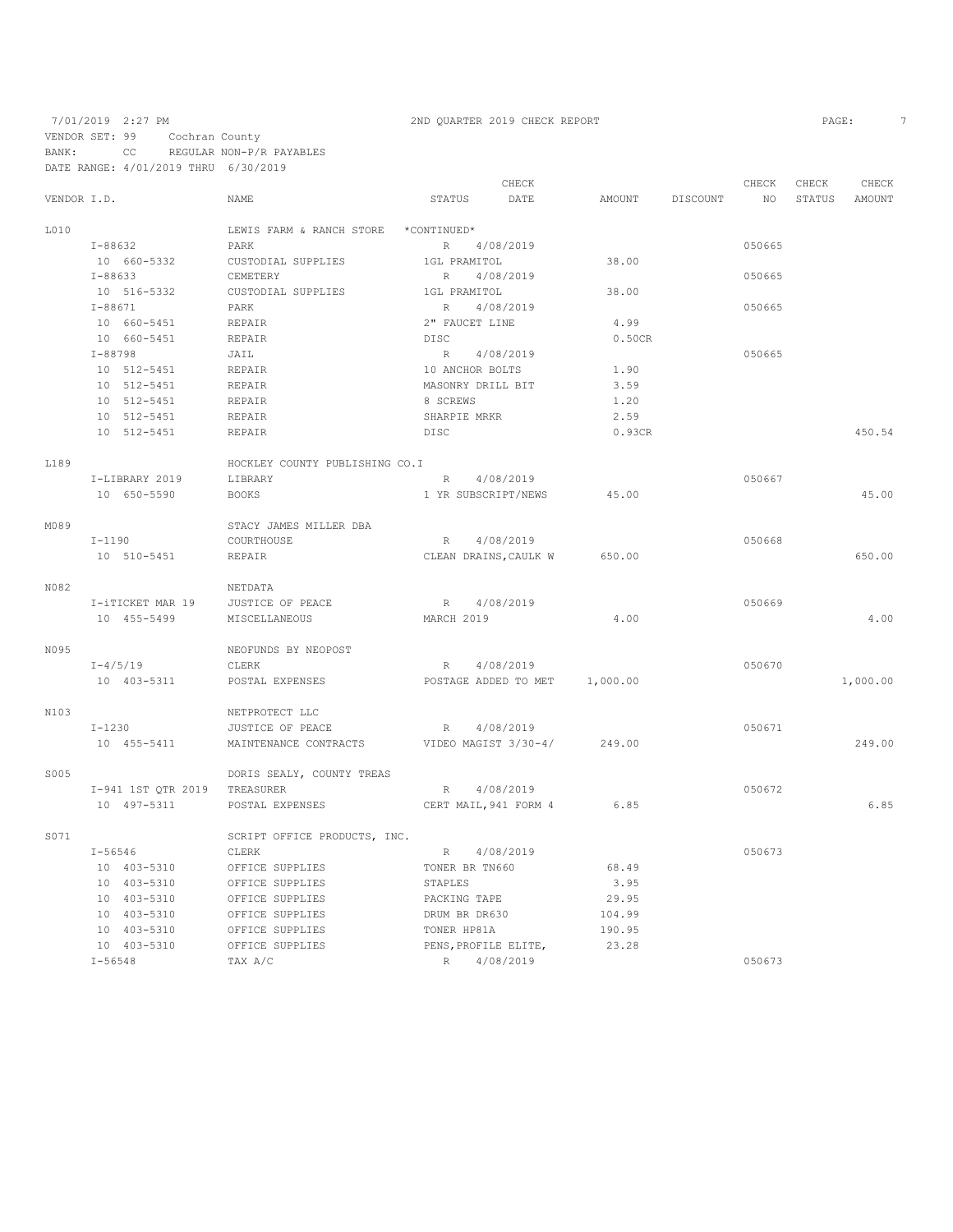7/01/2019 2:27 PM — 2ND QUARTER 2019 CHECK REPORT

VENDOR SET: 99 Cochran County
BANK: CC REGULAR NON-P/R PAYABLES
DATE RANGE: 4/01/2019 THRU 6/30/2019

| VENDOR I.D. | NAME | STATUS | CHECK DATE | AMOUNT | DISCOUNT | CHECK NO | CHECK STATUS | CHECK AMOUNT |
|---|---|---|---|---|---|---|---|---|
| L010 | LEWIS FARM & RANCH STORE | *CONTINUED* | | | | | | |
| I-88632 | PARK | R | 4/08/2019 | | | 050665 | | |
| 10 660-5332 | CUSTODIAL SUPPLIES | 1GL PRAMITOL | | 38.00 | | | | |
| I-88633 | CEMETERY | R | 4/08/2019 | | | 050665 | | |
| 10 516-5332 | CUSTODIAL SUPPLIES | 1GL PRAMITOL | | 38.00 | | | | |
| I-88671 | PARK | R | 4/08/2019 | | | 050665 | | |
| 10 660-5451 | REPAIR | 2" FAUCET LINE | | 4.99 | | | | |
| 10 660-5451 | REPAIR | DISC | | 0.50CR | | | | |
| I-88798 | JAIL | R | 4/08/2019 | | | 050665 | | |
| 10 512-5451 | REPAIR | 10 ANCHOR BOLTS | | 1.90 | | | | |
| 10 512-5451 | REPAIR | MASONRY DRILL BIT | | 3.59 | | | | |
| 10 512-5451 | REPAIR | 8 SCREWS | | 1.20 | | | | |
| 10 512-5451 | REPAIR | SHARPIE MRKR | | 2.59 | | | | |
| 10 512-5451 | REPAIR | DISC | | 0.93CR | | | | 450.54 |
| L189 | HOCKLEY COUNTY PUBLISHING CO.I | | | | | | | |
| I-LIBRARY 2019 | LIBRARY | R | 4/08/2019 | | | 050667 | | |
| 10 650-5590 | BOOKS | 1 YR SUBSCRIPT/NEWS | | 45.00 | | | | 45.00 |
| M089 | STACY JAMES MILLER DBA | | | | | | | |
| I-1190 | COURTHOUSE | R | 4/08/2019 | | | 050668 | | |
| 10 510-5451 | REPAIR | CLEAN DRAINS,CAULK W | | 650.00 | | | | 650.00 |
| N082 | NETDATA | | | | | | | |
| I-iTICKET MAR 19 | JUSTICE OF PEACE | R | 4/08/2019 | | | 050669 | | |
| 10 455-5499 | MISCELLANEOUS | MARCH 2019 | | 4.00 | | | | 4.00 |
| N095 | NEOFUNDS BY NEOPOST | | | | | | | |
| I-4/5/19 | CLERK | R | 4/08/2019 | | | 050670 | | |
| 10 403-5311 | POSTAL EXPENSES | POSTAGE ADDED TO MET | | 1,000.00 | | | | 1,000.00 |
| N103 | NETPROTECT LLC | | | | | | | |
| I-1230 | JUSTICE OF PEACE | R | 4/08/2019 | | | 050671 | | |
| 10 455-5411 | MAINTENANCE CONTRACTS | VIDEO MAGIST 3/30-4/ | | 249.00 | | | | 249.00 |
| S005 | DORIS SEALY, COUNTY TREAS | | | | | | | |
| I-941 1ST QTR 2019 | TREASURER | R | 4/08/2019 | | | 050672 | | |
| 10 497-5311 | POSTAL EXPENSES | CERT MAIL,941 FORM 4 | | 6.85 | | | | 6.85 |
| S071 | SCRIPT OFFICE PRODUCTS, INC. | | | | | | | |
| I-56546 | CLERK | R | 4/08/2019 | | | 050673 | | |
| 10 403-5310 | OFFICE SUPPLIES | TONER BR TN660 | | 68.49 | | | | |
| 10 403-5310 | OFFICE SUPPLIES | STAPLES | | 3.95 | | | | |
| 10 403-5310 | OFFICE SUPPLIES | PACKING TAPE | | 29.95 | | | | |
| 10 403-5310 | OFFICE SUPPLIES | DRUM BR DR630 | | 104.99 | | | | |
| 10 403-5310 | OFFICE SUPPLIES | TONER HP81A | | 190.95 | | | | |
| 10 403-5310 | OFFICE SUPPLIES | PENS,PROFILE ELITE, | | 23.28 | | | | |
| I-56548 | TAX A/C | R | 4/08/2019 | | | 050673 | | |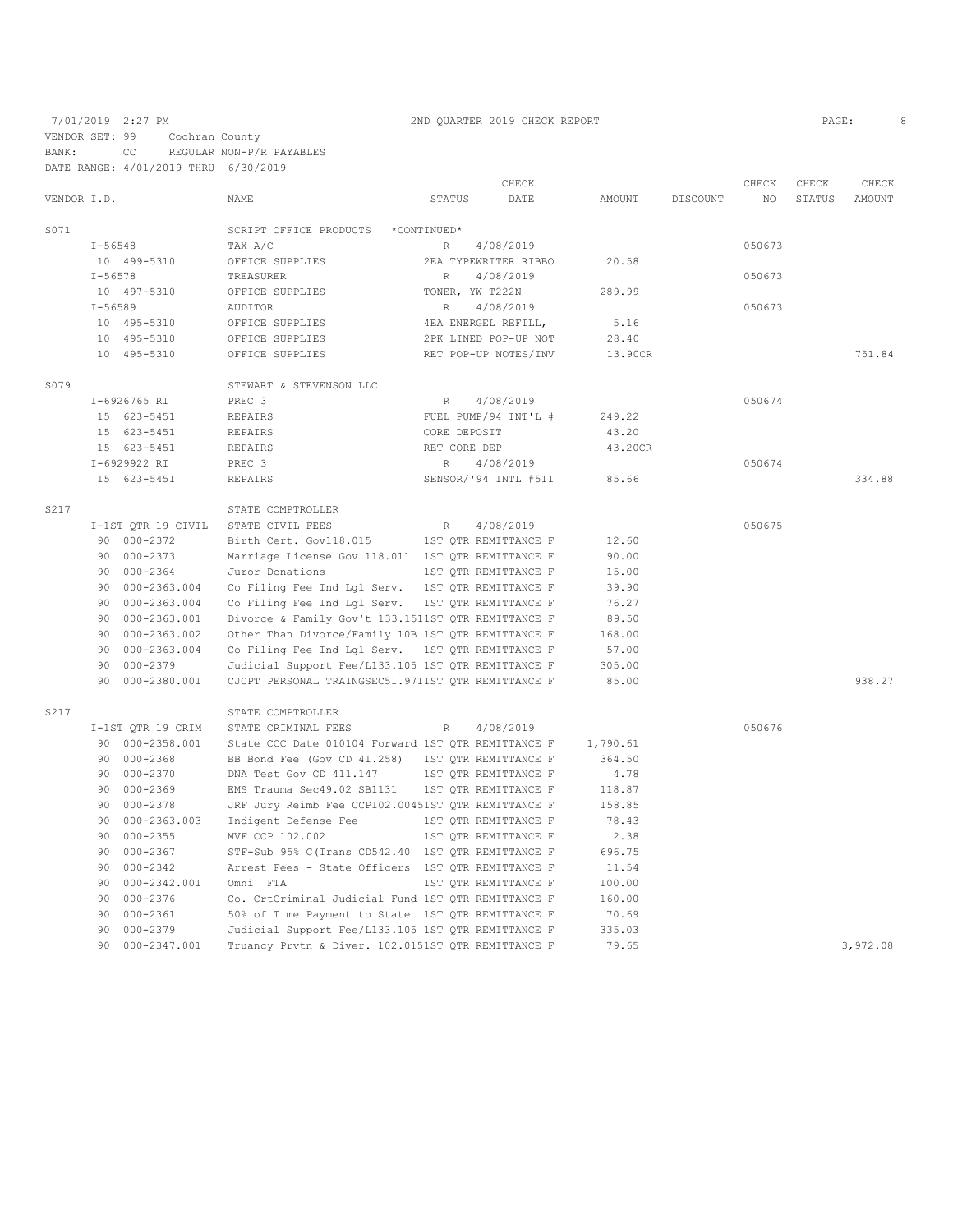7/01/2019 2:27 PM — 2ND QUARTER 2019 CHECK REPORT

VENDOR SET: 99 Cochran County
BANK: CC REGULAR NON-P/R PAYABLES
DATE RANGE: 4/01/2019 THRU 6/30/2019

| VENDOR I.D. | NAME | STATUS | CHECK DATE | AMOUNT | DISCOUNT | CHECK NO | CHECK STATUS | CHECK AMOUNT |
|---|---|---|---|---|---|---|---|---|
| S071 | SCRIPT OFFICE PRODUCTS *CONTINUED* | | | | | | | |
| I-56548 | TAX A/C | R | 4/08/2019 | | | 050673 | | |
| 10 499-5310 | OFFICE SUPPLIES | 2EA TYPEWRITER RIBBO | | 20.58 | | | | |
| I-56578 | TREASURER | R | 4/08/2019 | | | 050673 | | |
| 10 497-5310 | OFFICE SUPPLIES | TONER, YW T222N | | 289.99 | | | | |
| I-56589 | AUDITOR | R | 4/08/2019 | | | 050673 | | |
| 10 495-5310 | OFFICE SUPPLIES | 4EA ENERGEL REFILL, | | 5.16 | | | | |
| 10 495-5310 | OFFICE SUPPLIES | 2PK LINED POP-UP NOT | | 28.40 | | | | |
| 10 495-5310 | OFFICE SUPPLIES | RET POP-UP NOTES/INV | | 13.90CR | | | | 751.84 |
| S079 | STEWART & STEVENSON LLC | | | | | | | |
| I-6926765 RI | PREC 3 | R | 4/08/2019 | | | 050674 | | |
| 15 623-5451 | REPAIRS | FUEL PUMP/94 INT'L # | | 249.22 | | | | |
| 15 623-5451 | REPAIRS | CORE DEPOSIT | | 43.20 | | | | |
| 15 623-5451 | REPAIRS | RET CORE DEP | | 43.20CR | | | | |
| I-6929922 RI | PREC 3 | R | 4/08/2019 | | | 050674 | | |
| 15 623-5451 | REPAIRS | SENSOR/'94 INTL #511 | | 85.66 | | | | 334.88 |
| S217 | STATE COMPTROLLER | | | | | | | |
| I-1ST QTR 19 CIVIL | STATE CIVIL FEES | R | 4/08/2019 | | | 050675 | | |
| 90 000-2372 | Birth Cert. Gov118.015 | 1ST QTR REMITTANCE F | | 12.60 | | | | |
| 90 000-2373 | Marriage License Gov 118.011 | 1ST QTR REMITTANCE F | | 90.00 | | | | |
| 90 000-2364 | Juror Donations | 1ST QTR REMITTANCE F | | 15.00 | | | | |
| 90 000-2363.004 | Co Filing Fee Ind Lgl Serv. | 1ST QTR REMITTANCE F | | 39.90 | | | | |
| 90 000-2363.004 | Co Filing Fee Ind Lgl Serv. | 1ST QTR REMITTANCE F | | 76.27 | | | | |
| 90 000-2363.001 | Divorce & Family Gov't 133.151 | 1ST QTR REMITTANCE F | | 89.50 | | | | |
| 90 000-2363.002 | Other Than Divorce/Family 10B | 1ST QTR REMITTANCE F | | 168.00 | | | | |
| 90 000-2363.004 | Co Filing Fee Ind Lgl Serv. | 1ST QTR REMITTANCE F | | 57.00 | | | | |
| 90 000-2379 | Judicial Support Fee/L133.105 | 1ST QTR REMITTANCE F | | 305.00 | | | | |
| 90 000-2380.001 | CJCPT PERSONAL TRAINGSEC51.971 | 1ST QTR REMITTANCE F | | 85.00 | | | | 938.27 |
| S217 | STATE COMPTROLLER | | | | | | | |
| I-1ST QTR 19 CRIM | STATE CRIMINAL FEES | R | 4/08/2019 | | | 050676 | | |
| 90 000-2358.001 | State CCC Date 010104 Forward | 1ST QTR REMITTANCE F | | 1,790.61 | | | | |
| 90 000-2368 | BB Bond Fee (Gov CD 41.258) | 1ST QTR REMITTANCE F | | 364.50 | | | | |
| 90 000-2370 | DNA Test Gov CD 411.147 | 1ST QTR REMITTANCE F | | 4.78 | | | | |
| 90 000-2369 | EMS Trauma Sec49.02 SB1131 | 1ST QTR REMITTANCE F | | 118.87 | | | | |
| 90 000-2378 | JRF Jury Reimb Fee CCP102.0045 | 1ST QTR REMITTANCE F | | 158.85 | | | | |
| 90 000-2363.003 | Indigent Defense Fee | 1ST QTR REMITTANCE F | | 78.43 | | | | |
| 90 000-2355 | MVF CCP 102.002 | 1ST QTR REMITTANCE F | | 2.38 | | | | |
| 90 000-2367 | STF-Sub 95% C(Trans CD542.40 | 1ST QTR REMITTANCE F | | 696.75 | | | | |
| 90 000-2342 | Arrest Fees - State Officers | 1ST QTR REMITTANCE F | | 11.54 | | | | |
| 90 000-2342.001 | Omni FTA | 1ST QTR REMITTANCE F | | 100.00 | | | | |
| 90 000-2376 | Co. CrtCriminal Judicial Fund | 1ST QTR REMITTANCE F | | 160.00 | | | | |
| 90 000-2361 | 50% of Time Payment to State | 1ST QTR REMITTANCE F | | 70.69 | | | | |
| 90 000-2379 | Judicial Support Fee/L133.105 | 1ST QTR REMITTANCE F | | 335.03 | | | | |
| 90 000-2347.001 | Truancy Prvtn & Diver. 102.015 | 1ST QTR REMITTANCE F | | 79.65 | | | | 3,972.08 |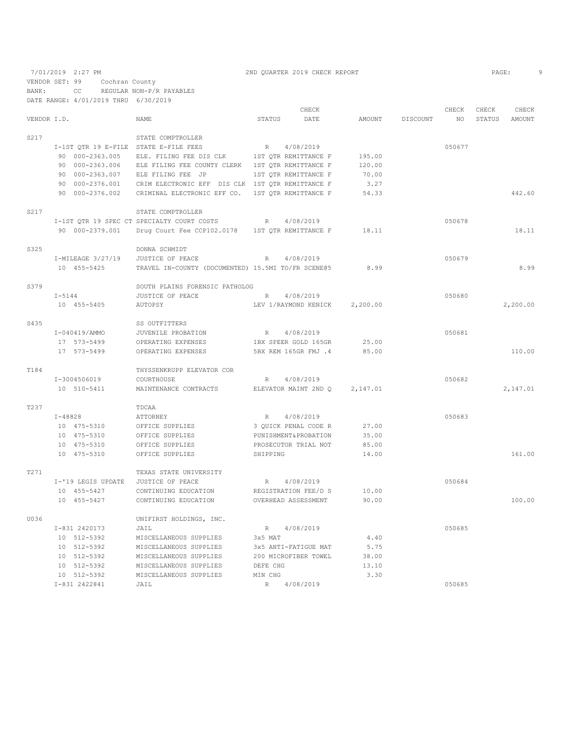7/01/2019 2:27 PM 2ND QUARTER 2019 CHECK REPORT PAGE: 9

VENDOR SET: 99 Cochran County

BANK: CC REGULAR NON-P/R PAYABLES

DATE RANGE: 4/01/2019 THRU 6/30/2019

| VENDOR I.D. | NAME | STATUS | CHECK DATE | AMOUNT | DISCOUNT | CHECK NO | CHECK STATUS | CHECK AMOUNT |
|---|---|---|---|---|---|---|---|---|
| S217 | STATE COMPTROLLER | | | | | | | |
| I-1ST QTR 19 E-FILE | STATE E-FILE FEES | R | 4/08/2019 | | | 050677 | | |
| 90 000-2363.005 | ELE. FILING FEE DIS CLK | 1ST QTR REMITTANCE F | | 195.00 | | | | |
| 90 000-2363.006 | ELE FILING FEE COUNTY CLERK | 1ST QTR REMITTANCE F | | 120.00 | | | | |
| 90 000-2363.007 | ELE FILING FEE JP | 1ST QTR REMITTANCE F | | 70.00 | | | | |
| 90 000-2376.001 | CRIM ELECTRONIC EFF DIS CLK | 1ST QTR REMITTANCE F | | 3.27 | | | | |
| 90 000-2376.002 | CRIMINAL ELECTRONIC EFF CO. | 1ST QTR REMITTANCE F | | 54.33 | | | | 442.60 |
| S217 | STATE COMPTROLLER | | | | | | | |
| I-1ST QTR 19 SPEC CT | SPECIALTY COURT COSTS | R | 4/08/2019 | | | 050678 | | |
| 90 000-2379.001 | Drug Court Fee CCP102.0178 | 1ST QTR REMITTANCE F | | 18.11 | | | | 18.11 |
| S325 | DONNA SCHMIDT | | | | | | | |
| I-MILEAGE 3/27/19 | JUSTICE OF PEACE | R | 4/08/2019 | | | 050679 | | |
| 10 455-5425 | TRAVEL IN-COUNTY (DOCUMENTED) | 15.5MI TO/FR SCENE@5 | | 8.99 | | | | 8.99 |
| S379 | SOUTH PLAINS FORENSIC PATHOLOG | | | | | | | |
| I-5144 | JUSTICE OF PEACE | R | 4/08/2019 | | | 050680 | | |
| 10 455-5405 | AUTOPSY | LEV 1/RAYMOND KENICK | | 2,200.00 | | | | 2,200.00 |
| S435 | SS OUTFITTERS | | | | | | | |
| I-040419/AMMO | JUVENILE PROBATION | R | 4/08/2019 | | | 050681 | | |
| 17 573-5499 | OPERATING EXPENSES | 1BX SPEER GOLD 165GR | | 25.00 | | | | |
| 17 573-5499 | OPERATING EXPENSES | 5BX REM 165GR FMJ .4 | | 85.00 | | | | 110.00 |
| T184 | THYSSENKRUPP ELEVATOR COR | | | | | | | |
| I-3004506019 | COURTHOUSE | R | 4/08/2019 | | | 050682 | | |
| 10 510-5411 | MAINTENANCE CONTRACTS | ELEVATOR MAINT 2ND Q | | 2,147.01 | | | | 2,147.01 |
| T237 | TDCAA | | | | | | | |
| I-48828 | ATTORNEY | R | 4/08/2019 | | | 050683 | | |
| 10 475-5310 | OFFICE SUPPLIES | 3 QUICK PENAL CODE R | | 27.00 | | | | |
| 10 475-5310 | OFFICE SUPPLIES | PUNISHMENT&PROBATION | | 35.00 | | | | |
| 10 475-5310 | OFFICE SUPPLIES | PROSECUTOR TRIAL NOT | | 85.00 | | | | |
| 10 475-5310 | OFFICE SUPPLIES | SHIPPING | | 14.00 | | | | 161.00 |
| T271 | TEXAS STATE UNIVERSITY | | | | | | | |
| I-'19 LEGIS UPDATE | JUSTICE OF PEACE | R | 4/08/2019 | | | 050684 | | |
| 10 455-5427 | CONTINUING EDUCATION | REGISTRATION FEE/D S | | 10.00 | | | | |
| 10 455-5427 | CONTINUING EDUCATION | OVERHEAD ASSESSMENT | | 90.00 | | | | 100.00 |
| U036 | UNIFIRST HOLDINGS, INC. | | | | | | | |
| I-831 2420173 | JAIL | R | 4/08/2019 | | | 050685 | | |
| 10 512-5392 | MISCELLANEOUS SUPPLIES | 3x5 MAT | | 4.40 | | | | |
| 10 512-5392 | MISCELLANEOUS SUPPLIES | 3x5 ANTI-FATIGUE MAT | | 5.75 | | | | |
| 10 512-5392 | MISCELLANEOUS SUPPLIES | 200 MICROFIBER TOWEL | | 38.00 | | | | |
| 10 512-5392 | MISCELLANEOUS SUPPLIES | DEFE CHG | | 13.10 | | | | |
| 10 512-5392 | MISCELLANEOUS SUPPLIES | MIN CHG | | 3.30 | | | | |
| I-831 2422841 | JAIL | R | 4/08/2019 | | | 050685 | | |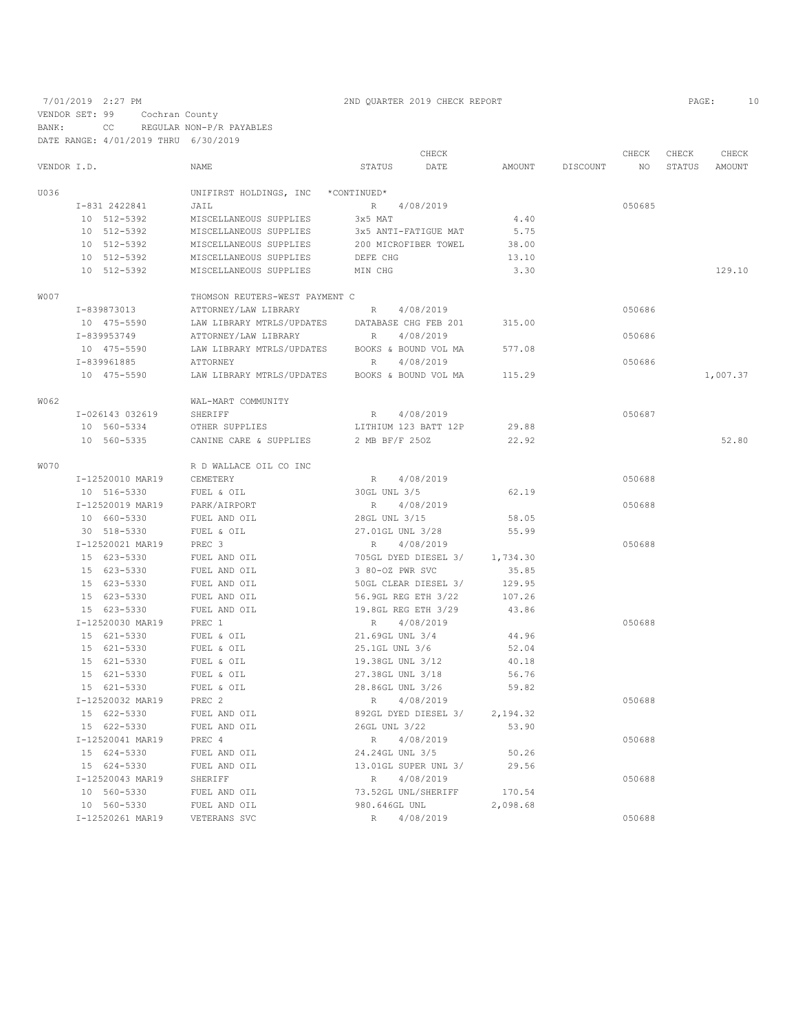7/01/2019 2:27 PM — 2ND QUARTER 2019 CHECK REPORT

VENDOR SET: 99 Cochran County
BANK: CC REGULAR NON-P/R PAYABLES
DATE RANGE: 4/01/2019 THRU 6/30/2019

| VENDOR I.D. | NAME | STATUS | CHECK DATE | AMOUNT | DISCOUNT | CHECK NO | CHECK STATUS | CHECK AMOUNT |
|---|---|---|---|---|---|---|---|---|
| U036 | UNIFIRST HOLDINGS, INC *CONTINUED* | | | | | | | |
| I-831 2422841 | JAIL | R | 4/08/2019 | | | 050685 | | |
| 10 512-5392 | MISCELLANEOUS SUPPLIES | 3x5 MAT | | 4.40 | | | | |
| 10 512-5392 | MISCELLANEOUS SUPPLIES | 3x5 ANTI-FATIGUE MAT | | 5.75 | | | | |
| 10 512-5392 | MISCELLANEOUS SUPPLIES | 200 MICROFIBER TOWEL | | 38.00 | | | | |
| 10 512-5392 | MISCELLANEOUS SUPPLIES | DEFE CHG | | 13.10 | | | | |
| 10 512-5392 | MISCELLANEOUS SUPPLIES | MIN CHG | | 3.30 | | | | 129.10 |
| W007 | THOMSON REUTERS-WEST PAYMENT C | | | | | | | |
| I-839873013 | ATTORNEY/LAW LIBRARY | R | 4/08/2019 | | | 050686 | | |
| 10 475-5590 | LAW LIBRARY MTRLS/UPDATES | DATABASE CHG FEB 201 | | 315.00 | | | | |
| I-839953749 | ATTORNEY/LAW LIBRARY | R | 4/08/2019 | | | 050686 | | |
| 10 475-5590 | LAW LIBRARY MTRLS/UPDATES | BOOKS & BOUND VOL MA | | 577.08 | | | | |
| I-839961885 | ATTORNEY | R | 4/08/2019 | | | 050686 | | |
| 10 475-5590 | LAW LIBRARY MTRLS/UPDATES | BOOKS & BOUND VOL MA | | 115.29 | | | | 1,007.37 |
| W062 | WAL-MART COMMUNITY | | | | | | | |
| I-026143 032619 | SHERIFF | R | 4/08/2019 | | | 050687 | | |
| 10 560-5334 | OTHER SUPPLIES | LITHIUM 123 BATT 12P | | 29.88 | | | | |
| 10 560-5335 | CANINE CARE & SUPPLIES | 2 MB BF/F 25OZ | | 22.92 | | | | 52.80 |
| W070 | R D WALLACE OIL CO INC | | | | | | | |
| I-12520010 MAR19 | CEMETERY | R | 4/08/2019 | | | 050688 | | |
| 10 516-5330 | FUEL & OIL | 30GL UNL 3/5 | | 62.19 | | | | |
| I-12520019 MAR19 | PARK/AIRPORT | R | 4/08/2019 | | | 050688 | | |
| 10 660-5330 | FUEL AND OIL | 28GL UNL 3/15 | | 58.05 | | | | |
| 30 518-5330 | FUEL & OIL | 27.01GL UNL 3/28 | | 55.99 | | | | |
| I-12520021 MAR19 | PREC 3 | R | 4/08/2019 | | | 050688 | | |
| 15 623-5330 | FUEL AND OIL | 705GL DYED DIESEL 3/ | | 1,734.30 | | | | |
| 15 623-5330 | FUEL AND OIL | 3 80-OZ PWR SVC | | 35.85 | | | | |
| 15 623-5330 | FUEL AND OIL | 50GL CLEAR DIESEL 3/ | | 129.95 | | | | |
| 15 623-5330 | FUEL AND OIL | 56.9GL REG ETH 3/22 | | 107.26 | | | | |
| 15 623-5330 | FUEL AND OIL | 19.8GL REG ETH 3/29 | | 43.86 | | | | |
| I-12520030 MAR19 | PREC 1 | R | 4/08/2019 | | | 050688 | | |
| 15 621-5330 | FUEL & OIL | 21.69GL UNL 3/4 | | 44.96 | | | | |
| 15 621-5330 | FUEL & OIL | 25.1GL UNL 3/6 | | 52.04 | | | | |
| 15 621-5330 | FUEL & OIL | 19.38GL UNL 3/12 | | 40.18 | | | | |
| 15 621-5330 | FUEL & OIL | 27.38GL UNL 3/18 | | 56.76 | | | | |
| 15 621-5330 | FUEL & OIL | 28.86GL UNL 3/26 | | 59.82 | | | | |
| I-12520032 MAR19 | PREC 2 | R | 4/08/2019 | | | 050688 | | |
| 15 622-5330 | FUEL AND OIL | 892GL DYED DIESEL 3/ | | 2,194.32 | | | | |
| 15 622-5330 | FUEL AND OIL | 26GL UNL 3/22 | | 53.90 | | | | |
| I-12520041 MAR19 | PREC 4 | R | 4/08/2019 | | | 050688 | | |
| 15 624-5330 | FUEL AND OIL | 24.24GL UNL 3/5 | | 50.26 | | | | |
| 15 624-5330 | FUEL AND OIL | 13.01GL SUPER UNL 3/ | | 29.56 | | | | |
| I-12520043 MAR19 | SHERIFF | R | 4/08/2019 | | | 050688 | | |
| 10 560-5330 | FUEL AND OIL | 73.52GL UNL/SHERIFF | | 170.54 | | | | |
| 10 560-5330 | FUEL AND OIL | 980.646GL UNL | | 2,098.68 | | | | |
| I-12520261 MAR19 | VETERANS SVC | R | 4/08/2019 | | | 050688 | | |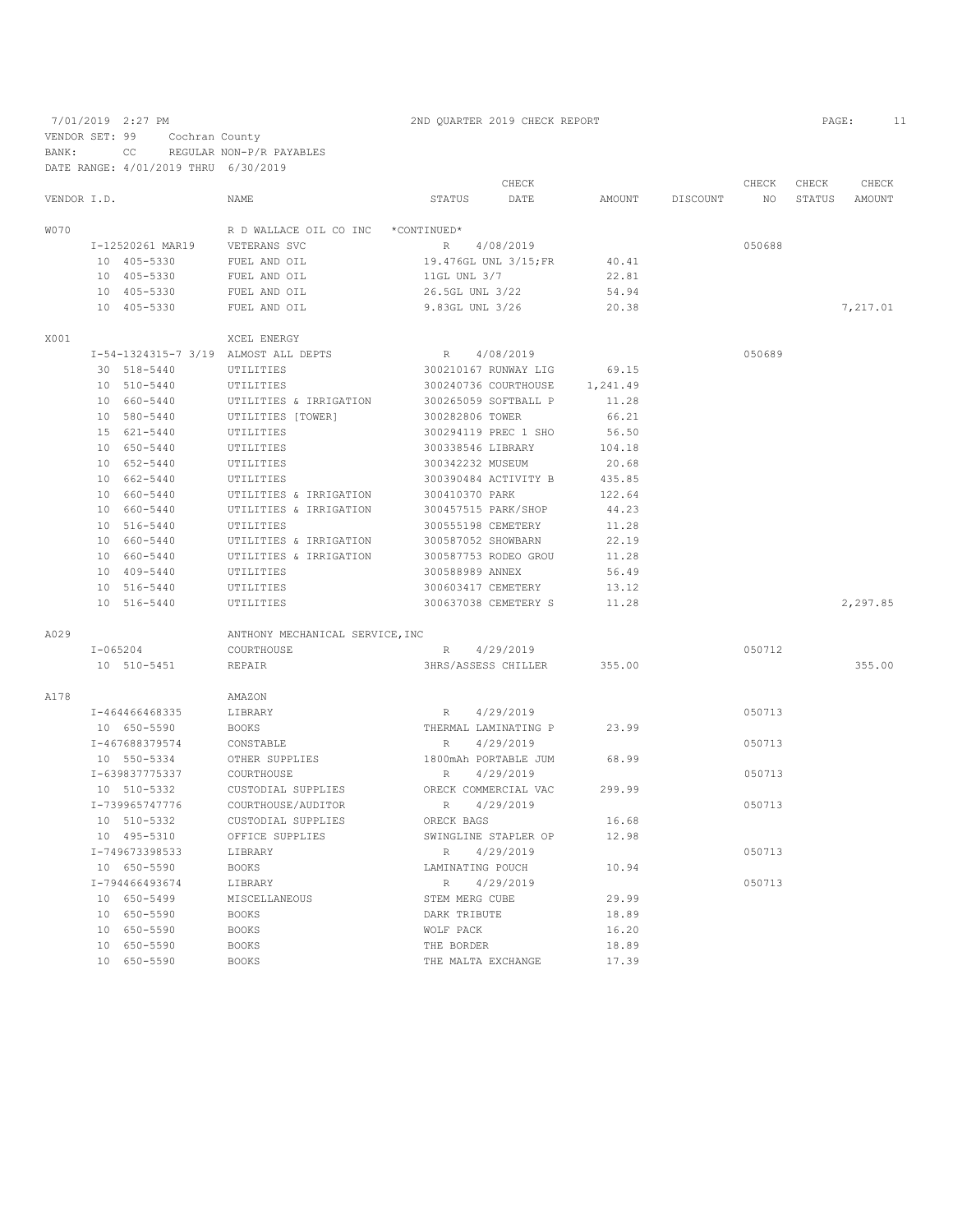7/01/2019 2:27 PM 2ND QUARTER 2019 CHECK REPORT

VENDOR SET: 99 Cochran County
BANK: CC REGULAR NON-P/R PAYABLES
DATE RANGE: 4/01/2019 THRU 6/30/2019

| VENDOR I.D. | NAME | STATUS | CHECK DATE | AMOUNT | DISCOUNT | CHECK NO | CHECK STATUS | CHECK AMOUNT |
|---|---|---|---|---|---|---|---|---|
| W070 | R D WALLACE OIL CO INC | *CONTINUED* | | | | | | |
| I-12520261 MAR19 | VETERANS SVC | R | 4/08/2019 | | | 050688 | | |
| 10 405-5330 | FUEL AND OIL | 19.476GL UNL 3/15;FR | | 40.41 | | | | |
| 10 405-5330 | FUEL AND OIL | 11GL UNL 3/7 | | 22.81 | | | | |
| 10 405-5330 | FUEL AND OIL | 26.5GL UNL 3/22 | | 54.94 | | | | |
| 10 405-5330 | FUEL AND OIL | 9.83GL UNL 3/26 | | 20.38 | | | | 7,217.01 |
| X001 | XCEL ENERGY | | | | | | | |
| I-54-1324315-7 3/19 | ALMOST ALL DEPTS | R | 4/08/2019 | | | 050689 | | |
| 30 518-5440 | UTILITIES | 300210167 RUNWAY LIG | | 69.15 | | | | |
| 10 510-5440 | UTILITIES | 300240736 COURTHOUSE | | 1,241.49 | | | | |
| 10 660-5440 | UTILITIES & IRRIGATION | 300265059 SOFTBALL P | | 11.28 | | | | |
| 10 580-5440 | UTILITIES [TOWER] | 300282806 TOWER | | 66.21 | | | | |
| 15 621-5440 | UTILITIES | 300294119 PREC 1 SHO | | 56.50 | | | | |
| 10 650-5440 | UTILITIES | 300338546 LIBRARY | | 104.18 | | | | |
| 10 652-5440 | UTILITIES | 300342232 MUSEUM | | 20.68 | | | | |
| 10 662-5440 | UTILITIES | 300390484 ACTIVITY B | | 435.85 | | | | |
| 10 660-5440 | UTILITIES & IRRIGATION | 300410370 PARK | | 122.64 | | | | |
| 10 660-5440 | UTILITIES & IRRIGATION | 300457515 PARK/SHOP | | 44.23 | | | | |
| 10 516-5440 | UTILITIES | 300555198 CEMETERY | | 11.28 | | | | |
| 10 660-5440 | UTILITIES & IRRIGATION | 300587052 SHOWBARN | | 22.19 | | | | |
| 10 660-5440 | UTILITIES & IRRIGATION | 300587753 RODEO GROU | | 11.28 | | | | |
| 10 409-5440 | UTILITIES | 300588989 ANNEX | | 56.49 | | | | |
| 10 516-5440 | UTILITIES | 300603417 CEMETERY | | 13.12 | | | | |
| 10 516-5440 | UTILITIES | 300637038 CEMETERY S | | 11.28 | | | | 2,297.85 |
| A029 | ANTHONY MECHANICAL SERVICE,INC | | | | | | | |
| I-065204 | COURTHOUSE | R | 4/29/2019 | | | 050712 | | |
| 10 510-5451 | REPAIR | 3HRS/ASSESS CHILLER | | 355.00 | | | | 355.00 |
| A178 | AMAZON | | | | | | | |
| I-464466468335 | LIBRARY | R | 4/29/2019 | | | 050713 | | |
| 10 650-5590 | BOOKS | THERMAL LAMINATING P | | 23.99 | | | | |
| I-467688379574 | CONSTABLE | R | 4/29/2019 | | | 050713 | | |
| 10 550-5334 | OTHER SUPPLIES | 1800mAh PORTABLE JUM | | 68.99 | | | | |
| I-639837775337 | COURTHOUSE | R | 4/29/2019 | | | 050713 | | |
| 10 510-5332 | CUSTODIAL SUPPLIES | ORECK COMMERCIAL VAC | | 299.99 | | | | |
| I-739965747776 | COURTHOUSE/AUDITOR | R | 4/29/2019 | | | 050713 | | |
| 10 510-5332 | CUSTODIAL SUPPLIES | ORECK BAGS | | 16.68 | | | | |
| 10 495-5310 | OFFICE SUPPLIES | SWINGLINE STAPLER OP | | 12.98 | | | | |
| I-749673398533 | LIBRARY | R | 4/29/2019 | | | 050713 | | |
| 10 650-5590 | BOOKS | LAMINATING POUCH | | 10.94 | | | | |
| I-794466493674 | LIBRARY | R | 4/29/2019 | | | 050713 | | |
| 10 650-5499 | MISCELLANEOUS | STEM MERG CUBE | | 29.99 | | | | |
| 10 650-5590 | BOOKS | DARK TRIBUTE | | 18.89 | | | | |
| 10 650-5590 | BOOKS | WOLF PACK | | 16.20 | | | | |
| 10 650-5590 | BOOKS | THE BORDER | | 18.89 | | | | |
| 10 650-5590 | BOOKS | THE MALTA EXCHANGE | | 17.39 | | | | |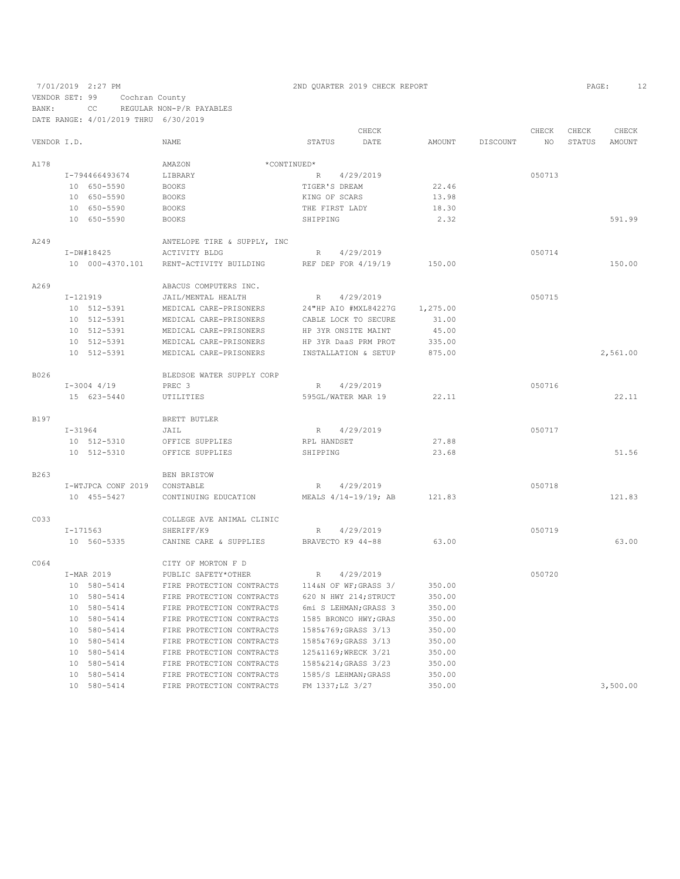7/01/2019 2:27 PM 2ND QUARTER 2019 CHECK REPORT

VENDOR SET: 99 Cochran County
BANK: CC REGULAR NON-P/R PAYABLES
DATE RANGE: 4/01/2019 THRU 6/30/2019

| VENDOR I.D. | NAME | STATUS | CHECK DATE | AMOUNT | DISCOUNT | CHECK NO | CHECK STATUS | CHECK AMOUNT |
|---|---|---|---|---|---|---|---|---|
| A178 | AMAZON *CONTINUED* | | | | | | | |
| I-794466493674 | LIBRARY | R | 4/29/2019 | | | 050713 | | |
| 10 650-5590 | BOOKS | TIGER'S DREAM | | 22.46 | | | | |
| 10 650-5590 | BOOKS | KING OF SCARS | | 13.98 | | | | |
| 10 650-5590 | BOOKS | THE FIRST LADY | | 18.30 | | | | |
| 10 650-5590 | BOOKS | SHIPPING | | 2.32 | | | | 591.99 |
| A249 | ANTELOPE TIRE & SUPPLY, INC | | | | | | | |
| I-DW#18425 | ACTIVITY BLDG | R | 4/29/2019 | | | 050714 | | |
| 10 000-4370.101 | RENT-ACTIVITY BUILDING | REF DEP FOR 4/19/19 | | 150.00 | | | | 150.00 |
| A269 | ABACUS COMPUTERS INC. | | | | | | | |
| I-121919 | JAIL/MENTAL HEALTH | R | 4/29/2019 | | | 050715 | | |
| 10 512-5391 | MEDICAL CARE-PRISONERS | 24"HP AIO #MXL84227G | | 1,275.00 | | | | |
| 10 512-5391 | MEDICAL CARE-PRISONERS | CABLE LOCK TO SECURE | | 31.00 | | | | |
| 10 512-5391 | MEDICAL CARE-PRISONERS | HP 3YR ONSITE MAINT | | 45.00 | | | | |
| 10 512-5391 | MEDICAL CARE-PRISONERS | HP 3YR DaaS PRM PROT | | 335.00 | | | | |
| 10 512-5391 | MEDICAL CARE-PRISONERS | INSTALLATION & SETUP | | 875.00 | | | | 2,561.00 |
| B026 | BLEDSOE WATER SUPPLY CORP | | | | | | | |
| I-3004 4/19 | PREC 3 | R | 4/29/2019 | | | 050716 | | |
| 15 623-5440 | UTILITIES | 595GL/WATER MAR 19 | | 22.11 | | | | 22.11 |
| B197 | BRETT BUTLER | | | | | | | |
| I-31964 | JAIL | R | 4/29/2019 | | | 050717 | | |
| 10 512-5310 | OFFICE SUPPLIES | RPL HANDSET | | 27.88 | | | | |
| 10 512-5310 | OFFICE SUPPLIES | SHIPPING | | 23.68 | | | | 51.56 |
| B263 | BEN BRISTOW | | | | | | | |
| I-WTJPCA CONF 2019 | CONSTABLE | R | 4/29/2019 | | | 050718 | | |
| 10 455-5427 | CONTINUING EDUCATION | MEALS 4/14-19/19; AB | | 121.83 | | | | 121.83 |
| C033 | COLLEGE AVE ANIMAL CLINIC | | | | | | | |
| I-171563 | SHERIFF/K9 | R | 4/29/2019 | | | 050719 | | |
| 10 560-5335 | CANINE CARE & SUPPLIES | BRAVECTO K9 44-88 | | 63.00 | | | | 63.00 |
| C064 | CITY OF MORTON F D | | | | | | | |
| I-MAR 2019 | PUBLIC SAFETY*OTHER | R | 4/29/2019 | | | 050720 | | |
| 10 580-5414 | FIRE PROTECTION CONTRACTS | 114&N OF WF;GRASS 3/ | | 350.00 | | | | |
| 10 580-5414 | FIRE PROTECTION CONTRACTS | 620 N HWY 214;STRUCT | | 350.00 | | | | |
| 10 580-5414 | FIRE PROTECTION CONTRACTS | 6mi S LEHMAN;GRASS 3 | | 350.00 | | | | |
| 10 580-5414 | FIRE PROTECTION CONTRACTS | 1585 BRONCO HWY;GRAS | | 350.00 | | | | |
| 10 580-5414 | FIRE PROTECTION CONTRACTS | 1585&769;GRASS 3/13 | | 350.00 | | | | |
| 10 580-5414 | FIRE PROTECTION CONTRACTS | 1585&769;GRASS 3/13 | | 350.00 | | | | |
| 10 580-5414 | FIRE PROTECTION CONTRACTS | 125&1169;WRECK 3/21 | | 350.00 | | | | |
| 10 580-5414 | FIRE PROTECTION CONTRACTS | 1585&214;GRASS 3/23 | | 350.00 | | | | |
| 10 580-5414 | FIRE PROTECTION CONTRACTS | 1585/S LEHMAN;GRASS | | 350.00 | | | | |
| 10 580-5414 | FIRE PROTECTION CONTRACTS | FM 1337;LZ 3/27 | | 350.00 | | | | 3,500.00 |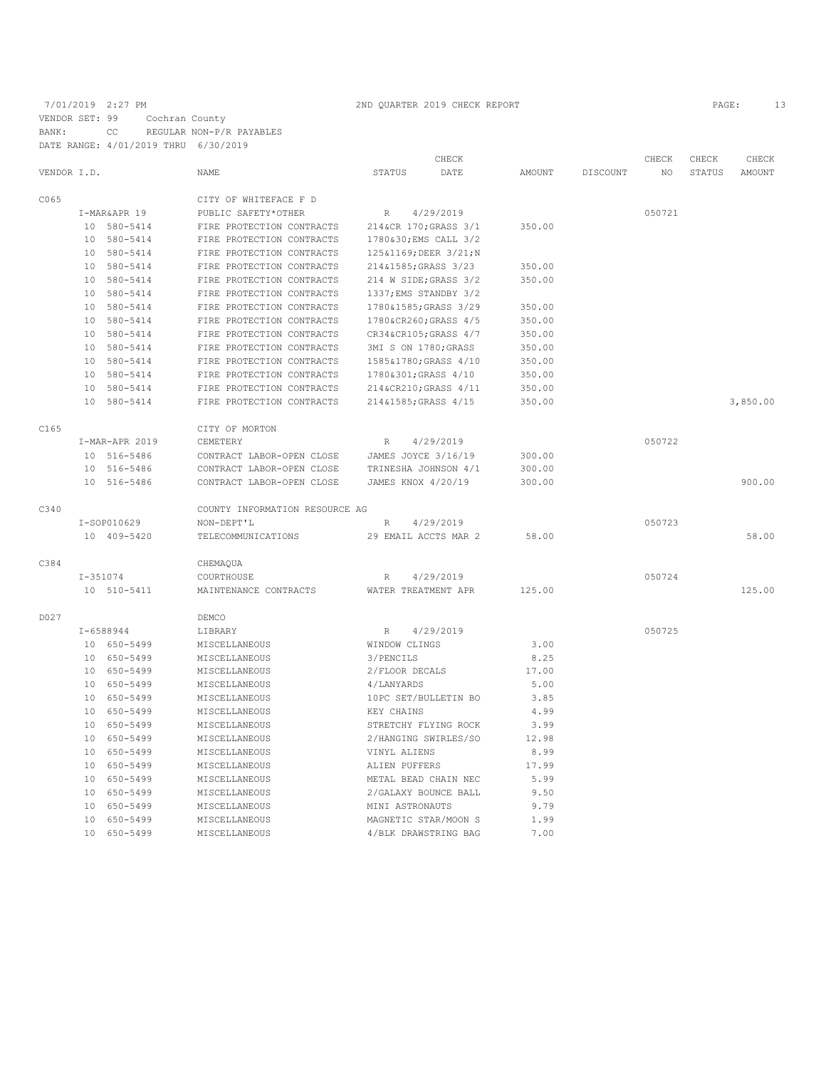7/01/2019 2:27 PM 2ND QUARTER 2019 CHECK REPORT

VENDOR SET: 99 Cochran County
BANK: CC REGULAR NON-P/R PAYABLES
DATE RANGE: 4/01/2019 THRU 6/30/2019

| VENDOR I.D. | NAME | STATUS | CHECK DATE | AMOUNT | DISCOUNT | CHECK NO | CHECK STATUS | CHECK AMOUNT |
|---|---|---|---|---|---|---|---|---|
| C065 | CITY OF WHITEFACE F D | | | | | | | |
| I-MAR&APR 19 | PUBLIC SAFETY*OTHER | R | 4/29/2019 | | | 050721 | | |
| 10 580-5414 | FIRE PROTECTION CONTRACTS | 214&CR 170;GRASS 3/1 | | 350.00 | | | | |
| 10 580-5414 | FIRE PROTECTION CONTRACTS | 1780&30;EMS CALL 3/2 | | | | | | |
| 10 580-5414 | FIRE PROTECTION CONTRACTS | 125&1169;DEER 3/21;N | | | | | | |
| 10 580-5414 | FIRE PROTECTION CONTRACTS | 214&1585;GRASS 3/23 | | 350.00 | | | | |
| 10 580-5414 | FIRE PROTECTION CONTRACTS | 214 W SIDE;GRASS 3/2 | | 350.00 | | | | |
| 10 580-5414 | FIRE PROTECTION CONTRACTS | 1337;EMS STANDBY 3/2 | | | | | | |
| 10 580-5414 | FIRE PROTECTION CONTRACTS | 1780&1585;GRASS 3/29 | | 350.00 | | | | |
| 10 580-5414 | FIRE PROTECTION CONTRACTS | 1780&CR260;GRASS 4/5 | | 350.00 | | | | |
| 10 580-5414 | FIRE PROTECTION CONTRACTS | CR34&CR105;GRASS 4/7 | | 350.00 | | | | |
| 10 580-5414 | FIRE PROTECTION CONTRACTS | 3MI S ON 1780;GRASS | | 350.00 | | | | |
| 10 580-5414 | FIRE PROTECTION CONTRACTS | 1585&1780;GRASS 4/10 | | 350.00 | | | | |
| 10 580-5414 | FIRE PROTECTION CONTRACTS | 1780&301;GRASS 4/10 | | 350.00 | | | | |
| 10 580-5414 | FIRE PROTECTION CONTRACTS | 214&CR210;GRASS 4/11 | | 350.00 | | | | |
| 10 580-5414 | FIRE PROTECTION CONTRACTS | 214&1585;GRASS 4/15 | | 350.00 | | | | 3,850.00 |
| C165 | CITY OF MORTON | | | | | | | |
| I-MAR-APR 2019 | CEMETERY | R | 4/29/2019 | | | 050722 | | |
| 10 516-5486 | CONTRACT LABOR-OPEN CLOSE | JAMES JOYCE 3/16/19 | | 300.00 | | | | |
| 10 516-5486 | CONTRACT LABOR-OPEN CLOSE | TRINESHA JOHNSON 4/1 | | 300.00 | | | | |
| 10 516-5486 | CONTRACT LABOR-OPEN CLOSE | JAMES KNOX 4/20/19 | | 300.00 | | | | 900.00 |
| C340 | COUNTY INFORMATION RESOURCE AG | | | | | | | |
| I-SOP010629 | NON-DEPT'L | R | 4/29/2019 | | | 050723 | | |
| 10 409-5420 | TELECOMMUNICATIONS | 29 EMAIL ACCTS MAR 2 | | 58.00 | | | | 58.00 |
| C384 | CHEMAQUA | | | | | | | |
| I-351074 | COURTHOUSE | R | 4/29/2019 | | | 050724 | | |
| 10 510-5411 | MAINTENANCE CONTRACTS | WATER TREATMENT APR | | 125.00 | | | | 125.00 |
| D027 | DEMCO | | | | | | | |
| I-6588944 | LIBRARY | R | 4/29/2019 | | | 050725 | | |
| 10 650-5499 | MISCELLANEOUS | WINDOW CLINGS | | 3.00 | | | | |
| 10 650-5499 | MISCELLANEOUS | 3/PENCILS | | 8.25 | | | | |
| 10 650-5499 | MISCELLANEOUS | 2/FLOOR DECALS | | 17.00 | | | | |
| 10 650-5499 | MISCELLANEOUS | 4/LANYARDS | | 5.00 | | | | |
| 10 650-5499 | MISCELLANEOUS | 10PC SET/BULLETIN BO | | 3.85 | | | | |
| 10 650-5499 | MISCELLANEOUS | KEY CHAINS | | 4.99 | | | | |
| 10 650-5499 | MISCELLANEOUS | STRETCHY FLYING ROCK | | 3.99 | | | | |
| 10 650-5499 | MISCELLANEOUS | 2/HANGING SWIRLES/SO | | 12.98 | | | | |
| 10 650-5499 | MISCELLANEOUS | VINYL ALIENS | | 8.99 | | | | |
| 10 650-5499 | MISCELLANEOUS | ALIEN PUFFERS | | 17.99 | | | | |
| 10 650-5499 | MISCELLANEOUS | METAL BEAD CHAIN NEC | | 5.99 | | | | |
| 10 650-5499 | MISCELLANEOUS | 2/GALAXY BOUNCE BALL | | 9.50 | | | | |
| 10 650-5499 | MISCELLANEOUS | MINI ASTRONAUTS | | 9.79 | | | | |
| 10 650-5499 | MISCELLANEOUS | MAGNETIC STAR/MOON S | | 1.99 | | | | |
| 10 650-5499 | MISCELLANEOUS | 4/BLK DRAWSTRING BAG | | 7.00 | | | | |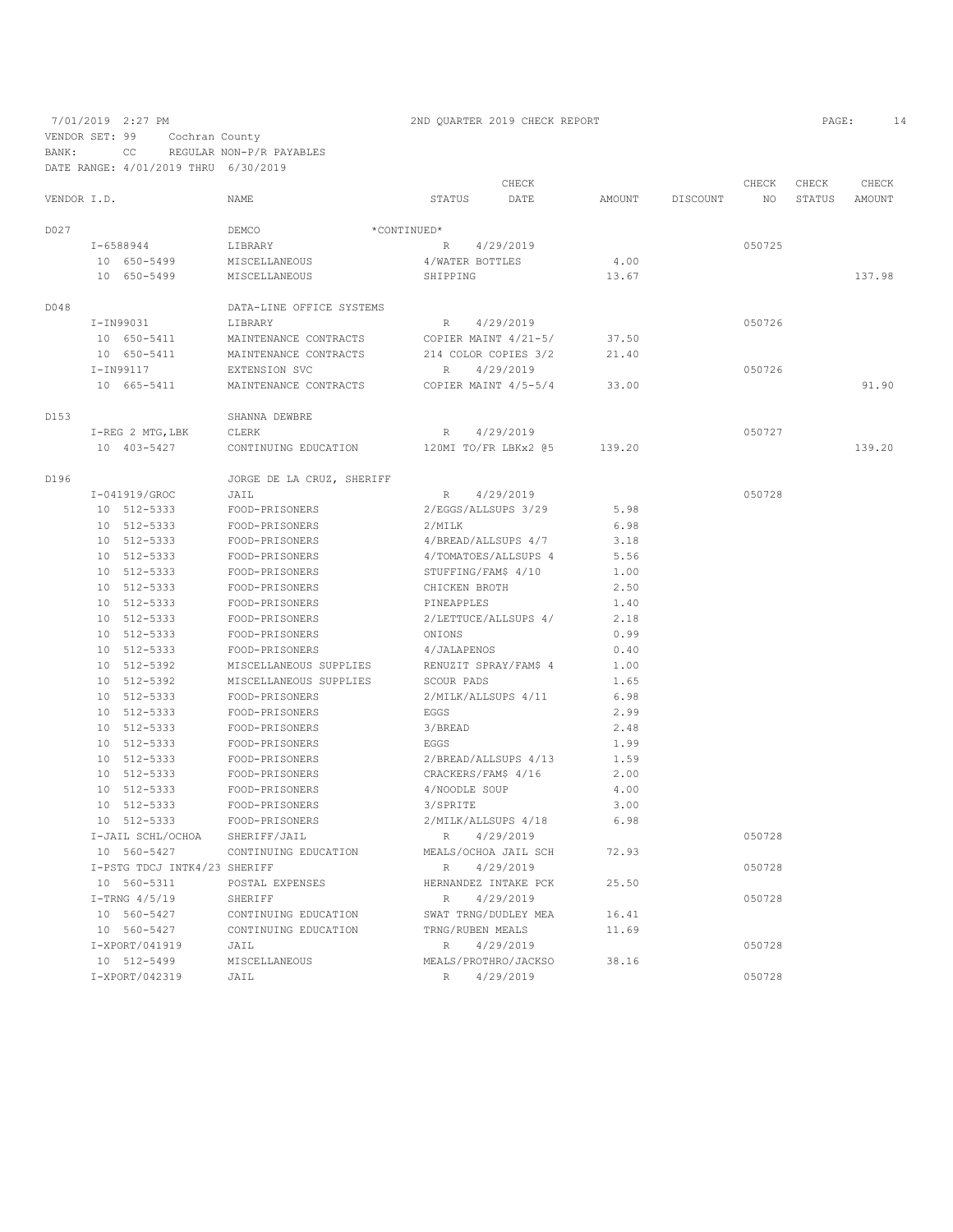7/01/2019 2:27 PM 2ND QUARTER 2019 CHECK REPORT

VENDOR SET: 99 Cochran County
BANK: CC REGULAR NON-P/R PAYABLES
DATE RANGE: 4/01/2019 THRU 6/30/2019

| VENDOR I.D. | NAME | STATUS | CHECK DATE | AMOUNT | DISCOUNT | CHECK NO | CHECK STATUS | CHECK AMOUNT |
|---|---|---|---|---|---|---|---|---|
| D027 | DEMCO *CONTINUED* | | | | | | | |
| I-6588944 | LIBRARY | R | 4/29/2019 | | | 050725 | | |
| 10 650-5499 | MISCELLANEOUS | 4/WATER BOTTLES | | 4.00 | | | | |
| 10 650-5499 | MISCELLANEOUS | SHIPPING | | 13.67 | | | | 137.98 |
| D048 | DATA-LINE OFFICE SYSTEMS | | | | | | | |
| I-IN99031 | LIBRARY | R | 4/29/2019 | | | 050726 | | |
| 10 650-5411 | MAINTENANCE CONTRACTS | COPIER MAINT 4/21-5/ | | 37.50 | | | | |
| 10 650-5411 | MAINTENANCE CONTRACTS | 214 COLOR COPIES 3/2 | | 21.40 | | | | |
| I-IN99117 | EXTENSION SVC | R | 4/29/2019 | | | 050726 | | |
| 10 665-5411 | MAINTENANCE CONTRACTS | COPIER MAINT 4/5-5/4 | | 33.00 | | | | 91.90 |
| D153 | SHANNA DEWBRE | | | | | | | |
| I-REG 2 MTG,LBK | CLERK | R | 4/29/2019 | | | 050727 | | |
| 10 403-5427 | CONTINUING EDUCATION | 120MI TO/FR LBKx2 @5 | | 139.20 | | | | 139.20 |
| D196 | JORGE DE LA CRUZ, SHERIFF | | | | | | | |
| I-041919/GROC | JAIL | R | 4/29/2019 | | | 050728 | | |
| 10 512-5333 | FOOD-PRISONERS | 2/EGGS/ALLSUPS 3/29 | | 5.98 | | | | |
| 10 512-5333 | FOOD-PRISONERS | 2/MILK | | 6.98 | | | | |
| 10 512-5333 | FOOD-PRISONERS | 4/BREAD/ALLSUPS 4/7 | | 3.18 | | | | |
| 10 512-5333 | FOOD-PRISONERS | 4/TOMATOES/ALLSUPS 4 | | 5.56 | | | | |
| 10 512-5333 | FOOD-PRISONERS | STUFFING/FAM$ 4/10 | | 1.00 | | | | |
| 10 512-5333 | FOOD-PRISONERS | CHICKEN BROTH | | 2.50 | | | | |
| 10 512-5333 | FOOD-PRISONERS | PINEAPPLES | | 1.40 | | | | |
| 10 512-5333 | FOOD-PRISONERS | 2/LETTUCE/ALLSUPS 4/ | | 2.18 | | | | |
| 10 512-5333 | FOOD-PRISONERS | ONIONS | | 0.99 | | | | |
| 10 512-5333 | FOOD-PRISONERS | 4/JALAPENOS | | 0.40 | | | | |
| 10 512-5392 | MISCELLANEOUS SUPPLIES | RENUZIT SPRAY/FAM$ 4 | | 1.00 | | | | |
| 10 512-5392 | MISCELLANEOUS SUPPLIES | SCOUR PADS | | 1.65 | | | | |
| 10 512-5333 | FOOD-PRISONERS | 2/MILK/ALLSUPS 4/11 | | 6.98 | | | | |
| 10 512-5333 | FOOD-PRISONERS | EGGS | | 2.99 | | | | |
| 10 512-5333 | FOOD-PRISONERS | 3/BREAD | | 2.48 | | | | |
| 10 512-5333 | FOOD-PRISONERS | EGGS | | 1.99 | | | | |
| 10 512-5333 | FOOD-PRISONERS | 2/BREAD/ALLSUPS 4/13 | | 1.59 | | | | |
| 10 512-5333 | FOOD-PRISONERS | CRACKERS/FAM$ 4/16 | | 2.00 | | | | |
| 10 512-5333 | FOOD-PRISONERS | 4/NOODLE SOUP | | 4.00 | | | | |
| 10 512-5333 | FOOD-PRISONERS | 3/SPRITE | | 3.00 | | | | |
| 10 512-5333 | FOOD-PRISONERS | 2/MILK/ALLSUPS 4/18 | | 6.98 | | | | |
| I-JAIL SCHL/OCHOA | SHERIFF/JAIL | R | 4/29/2019 | | | 050728 | | |
| 10 560-5427 | CONTINUING EDUCATION | MEALS/OCHOA JAIL SCH | | 72.93 | | | | |
| I-PSTG TDCJ INTK4/23 | SHERIFF | R | 4/29/2019 | | | 050728 | | |
| 10 560-5311 | POSTAL EXPENSES | HERNANDEZ INTAKE PCK | | 25.50 | | | | |
| I-TRNG 4/5/19 | SHERIFF | R | 4/29/2019 | | | 050728 | | |
| 10 560-5427 | CONTINUING EDUCATION | SWAT TRNG/DUDLEY MEA | | 16.41 | | | | |
| 10 560-5427 | CONTINUING EDUCATION | TRNG/RUBEN MEALS | | 11.69 | | | | |
| I-XPORT/041919 | JAIL | R | 4/29/2019 | | | 050728 | | |
| 10 512-5499 | MISCELLANEOUS | MEALS/PROTHRO/JACKSO | | 38.16 | | | | |
| I-XPORT/042319 | JAIL | R | 4/29/2019 | | | 050728 | | |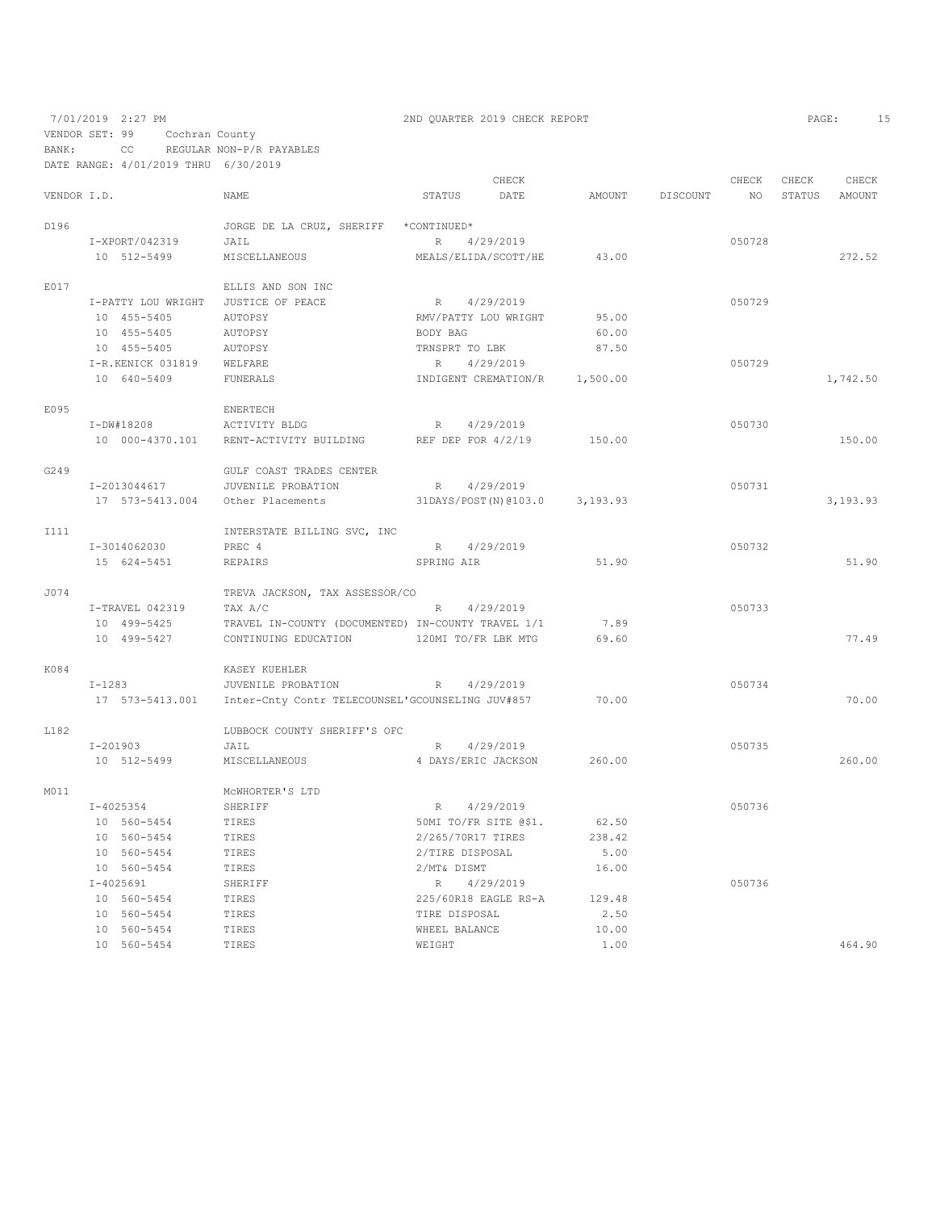7/01/2019 2:27 PM 2ND QUARTER 2019 CHECK REPORT

VENDOR SET: 99 Cochran County
BANK: CC REGULAR NON-P/R PAYABLES
DATE RANGE: 4/01/2019 THRU 6/30/2019

| VENDOR I.D. | NAME | STATUS | CHECK DATE | AMOUNT | DISCOUNT | CHECK NO | CHECK STATUS | CHECK AMOUNT |
|---|---|---|---|---|---|---|---|---|
| D196 | JORGE DE LA CRUZ, SHERIFF | *CONTINUED* | | | | | | |
| I-XPORT/042319 | JAIL | R | 4/29/2019 | | | 050728 | | |
| 10 512-5499 | MISCELLANEOUS | MEALS/ELIDA/SCOTT/HE | | 43.00 | | | | 272.52 |
| E017 | ELLIS AND SON INC | | | | | | | |
| I-PATTY LOU WRIGHT | JUSTICE OF PEACE | R | 4/29/2019 | | | 050729 | | |
| 10 455-5405 | AUTOPSY | RMV/PATTY LOU WRIGHT | | 95.00 | | | | |
| 10 455-5405 | AUTOPSY | BODY BAG | | 60.00 | | | | |
| 10 455-5405 | AUTOPSY | TRNSPRT TO LBK | | 87.50 | | | | |
| I-R.KENICK 031819 | WELFARE | R | 4/29/2019 | | | 050729 | | |
| 10 640-5409 | FUNERALS | INDIGENT CREMATION/R | | 1,500.00 | | | | 1,742.50 |
| E095 | ENERTECH | | | | | | | |
| I-DW#18208 | ACTIVITY BLDG | R | 4/29/2019 | | | 050730 | | |
| 10 000-4370.101 | RENT-ACTIVITY BUILDING | REF DEP FOR 4/2/19 | | 150.00 | | | | 150.00 |
| G249 | GULF COAST TRADES CENTER | | | | | | | |
| I-2013044617 | JUVENILE PROBATION | R | 4/29/2019 | | | 050731 | | |
| 17 573-5413.004 | Other Placements | 31DAYS/POST(N)@103.0 | | 3,193.93 | | | | 3,193.93 |
| I111 | INTERSTATE BILLING SVC, INC | | | | | | | |
| I-3014062030 | PREC 4 | R | 4/29/2019 | | | 050732 | | |
| 15 624-5451 | REPAIRS | SPRING AIR | | 51.90 | | | | 51.90 |
| J074 | TREVA JACKSON, TAX ASSESSOR/CO | | | | | | | |
| I-TRAVEL 042319 | TAX A/C | R | 4/29/2019 | | | 050733 | | |
| 10 499-5425 | TRAVEL IN-COUNTY (DOCUMENTED) | IN-COUNTY TRAVEL 1/1 | | 7.89 | | | | |
| 10 499-5427 | CONTINUING EDUCATION | 120MI TO/FR LBK MTG | | 69.60 | | | | 77.49 |
| K084 | KASEY KUEHLER | | | | | | | |
| I-1283 | JUVENILE PROBATION | R | 4/29/2019 | | | 050734 | | |
| 17 573-5413.001 | Inter-Cnty Contr TELECOUNSEL | 'GCOUNSELING JUV#857 | | 70.00 | | | | 70.00 |
| L182 | LUBBOCK COUNTY SHERIFF'S OFC | | | | | | | |
| I-201903 | JAIL | R | 4/29/2019 | | | 050735 | | |
| 10 512-5499 | MISCELLANEOUS | 4 DAYS/ERIC JACKSON | | 260.00 | | | | 260.00 |
| M011 | McWHORTER'S LTD | | | | | | | |
| I-4025354 | SHERIFF | R | 4/29/2019 | | | 050736 | | |
| 10 560-5454 | TIRES | 50MI TO/FR SITE @$1. | | 62.50 | | | | |
| 10 560-5454 | TIRES | 2/265/70R17 TIRES | | 238.42 | | | | |
| 10 560-5454 | TIRES | 2/TIRE DISPOSAL | | 5.00 | | | | |
| 10 560-5454 | TIRES | 2/MT& DISMT | | 16.00 | | | | |
| I-4025691 | SHERIFF | R | 4/29/2019 | | | 050736 | | |
| 10 560-5454 | TIRES | 225/60R18 EAGLE RS-A | | 129.48 | | | | |
| 10 560-5454 | TIRES | TIRE DISPOSAL | | 2.50 | | | | |
| 10 560-5454 | TIRES | WHEEL BALANCE | | 10.00 | | | | |
| 10 560-5454 | TIRES | WEIGHT | | 1.00 | | | | 464.90 |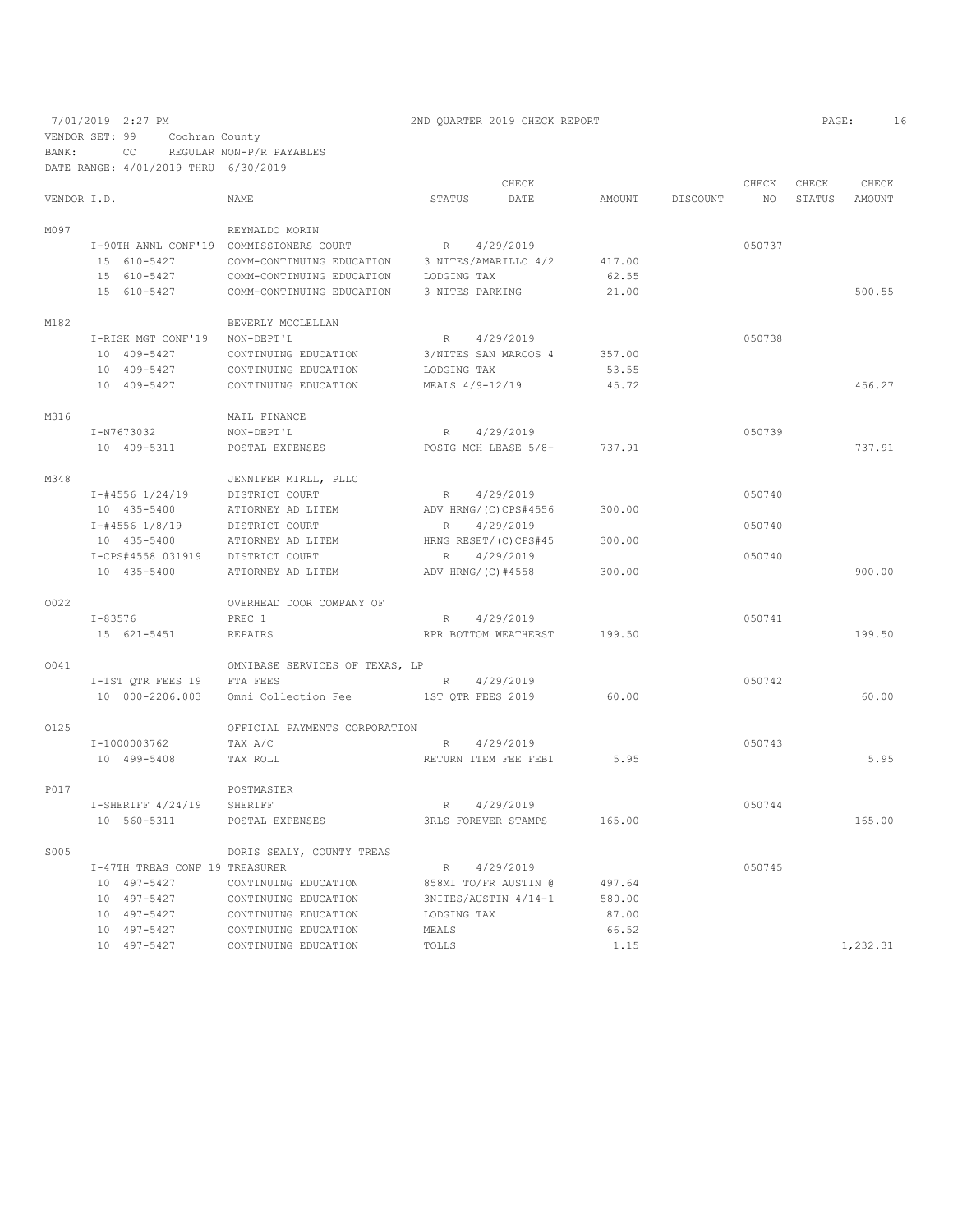7/01/2019 2:27 PM 2ND QUARTER 2019 CHECK REPORT

VENDOR SET: 99 Cochran County

BANK: CC REGULAR NON-P/R PAYABLES

DATE RANGE: 4/01/2019 THRU 6/30/2019

| VENDOR I.D. | NAME | STATUS | CHECK DATE | AMOUNT | DISCOUNT | CHECK NO | CHECK STATUS | CHECK AMOUNT |
|---|---|---|---|---|---|---|---|---|
| M097 | REYNALDO MORIN | | | | | | | |
| I-90TH ANNL CONF'19 | COMMISSIONERS COURT | R | 4/29/2019 | | | 050737 | | |
| 15 610-5427 | COMM-CONTINUING EDUCATION | 3 NITES/AMARILLO 4/2 | | 417.00 | | | | |
| 15 610-5427 | COMM-CONTINUING EDUCATION | LODGING TAX | | 62.55 | | | | |
| 15 610-5427 | COMM-CONTINUING EDUCATION | 3 NITES PARKING | | 21.00 | | | | 500.55 |
| M182 | BEVERLY MCCLELLAN | | | | | | | |
| I-RISK MGT CONF'19 | NON-DEPT'L | R | 4/29/2019 | | | 050738 | | |
| 10 409-5427 | CONTINUING EDUCATION | 3/NITES SAN MARCOS 4 | | 357.00 | | | | |
| 10 409-5427 | CONTINUING EDUCATION | LODGING TAX | | 53.55 | | | | |
| 10 409-5427 | CONTINUING EDUCATION | MEALS 4/9-12/19 | | 45.72 | | | | 456.27 |
| M316 | MAIL FINANCE | | | | | | | |
| I-N7673032 | NON-DEPT'L | R | 4/29/2019 | | | 050739 | | |
| 10 409-5311 | POSTAL EXPENSES | POSTG MCH LEASE 5/8- | | 737.91 | | | | 737.91 |
| M348 | JENNIFER MIRLL, PLLC | | | | | | | |
| I-#4556 1/24/19 | DISTRICT COURT | R | 4/29/2019 | | | 050740 | | |
| 10 435-5400 | ATTORNEY AD LITEM | ADV HRNG/(C)CPS#4556 | | 300.00 | | | | |
| I-#4556 1/8/19 | DISTRICT COURT | R | 4/29/2019 | | | 050740 | | |
| 10 435-5400 | ATTORNEY AD LITEM | HRNG RESET/(C)CPS#45 | | 300.00 | | | | |
| I-CPS#4558 031919 | DISTRICT COURT | R | 4/29/2019 | | | 050740 | | |
| 10 435-5400 | ATTORNEY AD LITEM | ADV HRNG/(C)#4558 | | 300.00 | | | | 900.00 |
| O022 | OVERHEAD DOOR COMPANY OF | | | | | | | |
| I-83576 | PREC 1 | R | 4/29/2019 | | | 050741 | | |
| 15 621-5451 | REPAIRS | RPR BOTTOM WEATHERST | | 199.50 | | | | 199.50 |
| O041 | OMNIBASE SERVICES OF TEXAS, LP | | | | | | | |
| I-1ST QTR FEES 19 | FTA FEES | R | 4/29/2019 | | | 050742 | | |
| 10 000-2206.003 | Omni Collection Fee | 1ST QTR FEES 2019 | | 60.00 | | | | 60.00 |
| O125 | OFFICIAL PAYMENTS CORPORATION | | | | | | | |
| I-1000003762 | TAX A/C | R | 4/29/2019 | | | 050743 | | |
| 10 499-5408 | TAX ROLL | RETURN ITEM FEE FEB1 | | 5.95 | | | | 5.95 |
| P017 | POSTMASTER | | | | | | | |
| I-SHERIFF 4/24/19 | SHERIFF | R | 4/29/2019 | | | 050744 | | |
| 10 560-5311 | POSTAL EXPENSES | 3RLS FOREVER STAMPS | | 165.00 | | | | 165.00 |
| S005 | DORIS SEALY, COUNTY TREAS | | | | | | | |
| I-47TH TREAS CONF 19 | TREASURER | R | 4/29/2019 | | | 050745 | | |
| 10 497-5427 | CONTINUING EDUCATION | 858MI TO/FR AUSTIN @ | | 497.64 | | | | |
| 10 497-5427 | CONTINUING EDUCATION | 3NITES/AUSTIN 4/14-1 | | 580.00 | | | | |
| 10 497-5427 | CONTINUING EDUCATION | LODGING TAX | | 87.00 | | | | |
| 10 497-5427 | CONTINUING EDUCATION | MEALS | | 66.52 | | | | |
| 10 497-5427 | CONTINUING EDUCATION | TOLLS | | 1.15 | | | | 1,232.31 |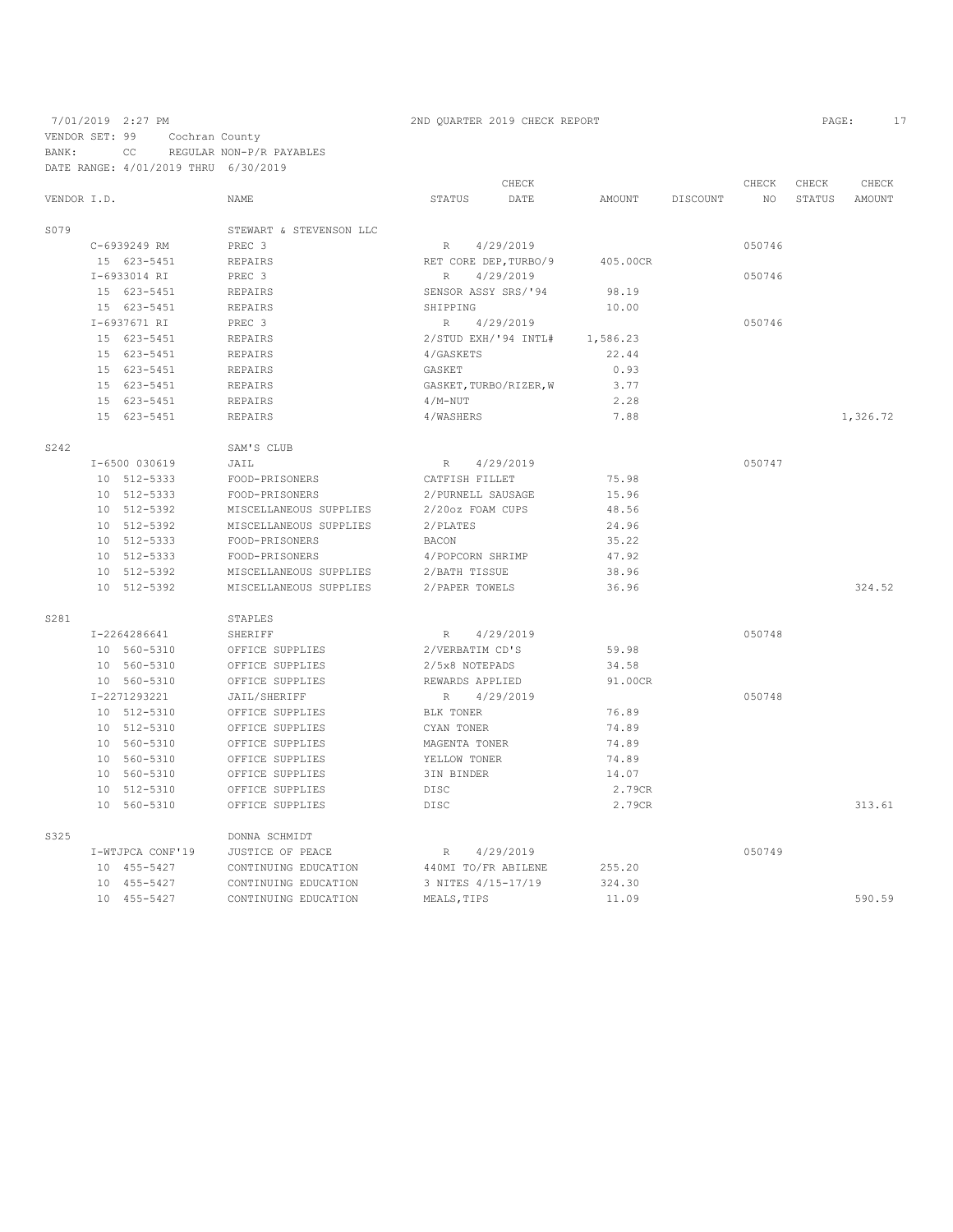7/01/2019 2:27 PM 2ND QUARTER 2019 CHECK REPORT

VENDOR SET: 99 Cochran County

BANK: CC REGULAR NON-P/R PAYABLES

DATE RANGE: 4/01/2019 THRU 6/30/2019

| VENDOR I.D. | NAME | STATUS | CHECK DATE | AMOUNT | DISCOUNT | CHECK NO | CHECK STATUS | CHECK AMOUNT |
|---|---|---|---|---|---|---|---|---|
| S079 | STEWART & STEVENSON LLC | | | | | | | |
| C-6939249 RM | PREC 3 | R | 4/29/2019 | | | 050746 | | |
| 15 623-5451 | REPAIRS | RET CORE DEP,TURBO/9 | | 405.00CR | | | | |
| I-6933014 RI | PREC 3 | R | 4/29/2019 | | | 050746 | | |
| 15 623-5451 | REPAIRS | SENSOR ASSY SRS/'94 | | 98.19 | | | | |
| 15 623-5451 | REPAIRS | SHIPPING | | 10.00 | | | | |
| I-6937671 RI | PREC 3 | R | 4/29/2019 | | | 050746 | | |
| 15 623-5451 | REPAIRS | 2/STUD EXH/'94 INTL# | | 1,586.23 | | | | |
| 15 623-5451 | REPAIRS | 4/GASKETS | | 22.44 | | | | |
| 15 623-5451 | REPAIRS | GASKET | | 0.93 | | | | |
| 15 623-5451 | REPAIRS | GASKET,TURBO/RIZER,W | | 3.77 | | | | |
| 15 623-5451 | REPAIRS | 4/M-NUT | | 2.28 | | | | |
| 15 623-5451 | REPAIRS | 4/WASHERS | | 7.88 | | | | 1,326.72 |
| S242 | SAM'S CLUB | | | | | | | |
| I-6500 030619 | JAIL | R | 4/29/2019 | | | 050747 | | |
| 10 512-5333 | FOOD-PRISONERS | CATFISH FILLET | | 75.98 | | | | |
| 10 512-5333 | FOOD-PRISONERS | 2/PURNELL SAUSAGE | | 15.96 | | | | |
| 10 512-5392 | MISCELLANEOUS SUPPLIES | 2/20oz FOAM CUPS | | 48.56 | | | | |
| 10 512-5392 | MISCELLANEOUS SUPPLIES | 2/PLATES | | 24.96 | | | | |
| 10 512-5333 | FOOD-PRISONERS | BACON | | 35.22 | | | | |
| 10 512-5333 | FOOD-PRISONERS | 4/POPCORN SHRIMP | | 47.92 | | | | |
| 10 512-5392 | MISCELLANEOUS SUPPLIES | 2/BATH TISSUE | | 38.96 | | | | |
| 10 512-5392 | MISCELLANEOUS SUPPLIES | 2/PAPER TOWELS | | 36.96 | | | | 324.52 |
| S281 | STAPLES | | | | | | | |
| I-2264286641 | SHERIFF | R | 4/29/2019 | | | 050748 | | |
| 10 560-5310 | OFFICE SUPPLIES | 2/VERBATIM CD'S | | 59.98 | | | | |
| 10 560-5310 | OFFICE SUPPLIES | 2/5x8 NOTEPADS | | 34.58 | | | | |
| 10 560-5310 | OFFICE SUPPLIES | REWARDS APPLIED | | 91.00CR | | | | |
| I-2271293221 | JAIL/SHERIFF | R | 4/29/2019 | | | 050748 | | |
| 10 512-5310 | OFFICE SUPPLIES | BLK TONER | | 76.89 | | | | |
| 10 512-5310 | OFFICE SUPPLIES | CYAN TONER | | 74.89 | | | | |
| 10 560-5310 | OFFICE SUPPLIES | MAGENTA TONER | | 74.89 | | | | |
| 10 560-5310 | OFFICE SUPPLIES | YELLOW TONER | | 74.89 | | | | |
| 10 560-5310 | OFFICE SUPPLIES | 3IN BINDER | | 14.07 | | | | |
| 10 512-5310 | OFFICE SUPPLIES | DISC | | 2.79CR | | | | |
| 10 560-5310 | OFFICE SUPPLIES | DISC | | 2.79CR | | | | 313.61 |
| S325 | DONNA SCHMIDT | | | | | | | |
| I-WTJPCA CONF'19 | JUSTICE OF PEACE | R | 4/29/2019 | | | 050749 | | |
| 10 455-5427 | CONTINUING EDUCATION | 440MI TO/FR ABILENE | | 255.20 | | | | |
| 10 455-5427 | CONTINUING EDUCATION | 3 NITES 4/15-17/19 | | 324.30 | | | | |
| 10 455-5427 | CONTINUING EDUCATION | MEALS,TIPS | | 11.09 | | | | 590.59 |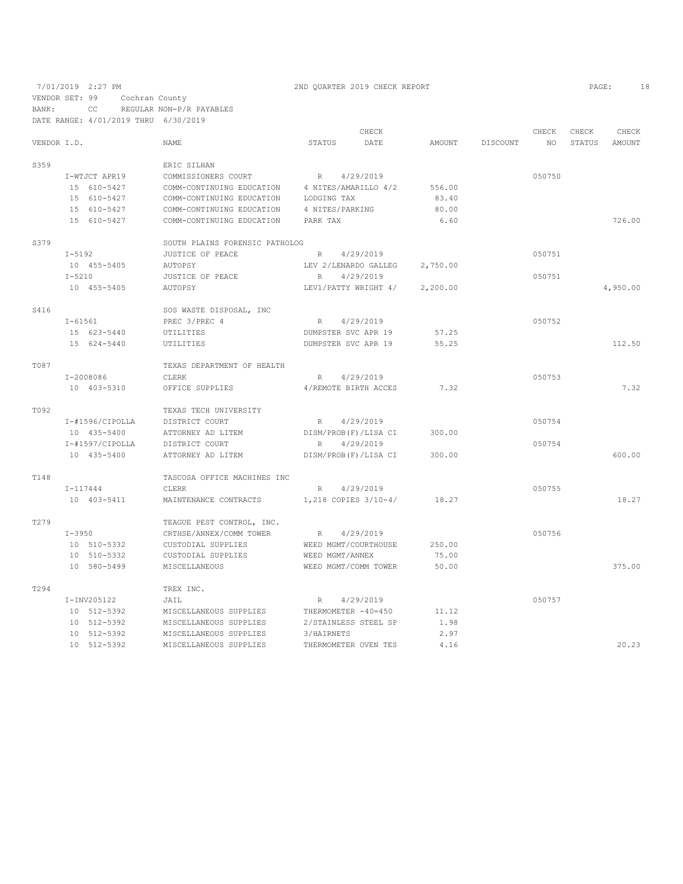7/01/2019 2:27 PM — 2ND QUARTER 2019 CHECK REPORT

VENDOR SET: 99 Cochran County
BANK: CC REGULAR NON-P/R PAYABLES
DATE RANGE: 4/01/2019 THRU 6/30/2019

| VENDOR I.D. | NAME | STATUS | CHECK DATE | AMOUNT | DISCOUNT | CHECK NO | CHECK STATUS | CHECK AMOUNT |
|---|---|---|---|---|---|---|---|---|
| S359 | ERIC SILHAN | | | | | | | |
| I-WTJCT APR19 | COMMISSIONERS COURT | R | 4/29/2019 | | | 050750 | | |
| 15 610-5427 | COMM-CONTINUING EDUCATION | 4 NITES/AMARILLO 4/2 | | 556.00 | | | | |
| 15 610-5427 | COMM-CONTINUING EDUCATION | LODGING TAX | | 83.40 | | | | |
| 15 610-5427 | COMM-CONTINUING EDUCATION | 4 NITES/PARKING | | 80.00 | | | | |
| 15 610-5427 | COMM-CONTINUING EDUCATION | PARK TAX | | 6.60 | | | | 726.00 |
| S379 | SOUTH PLAINS FORENSIC PATHOLOG | | | | | | | |
| I-5192 | JUSTICE OF PEACE | R | 4/29/2019 | | | 050751 | | |
| 10 455-5405 | AUTOPSY | LEV 2/LENARDO GALLEG | | 2,750.00 | | | | |
| I-5210 | JUSTICE OF PEACE | R | 4/29/2019 | | | 050751 | | |
| 10 455-5405 | AUTOPSY | LEV1/PATTY WRIGHT 4/ | | 2,200.00 | | | | 4,950.00 |
| S416 | SOS WASTE DISPOSAL, INC | | | | | | | |
| I-61561 | PREC 3/PREC 4 | R | 4/29/2019 | | | 050752 | | |
| 15 623-5440 | UTILITIES | DUMPSTER SVC APR 19 | | 57.25 | | | | |
| 15 624-5440 | UTILITIES | DUMPSTER SVC APR 19 | | 55.25 | | | | 112.50 |
| T087 | TEXAS DEPARTMENT OF HEALTH | | | | | | | |
| I-2008086 | CLERK | R | 4/29/2019 | | | 050753 | | |
| 10 403-5310 | OFFICE SUPPLIES | 4/REMOTE BIRTH ACCES | | 7.32 | | | | 7.32 |
| T092 | TEXAS TECH UNIVERSITY | | | | | | | |
| I-#1596/CIPOLLA | DISTRICT COURT | R | 4/29/2019 | | | 050754 | | |
| 10 435-5400 | ATTORNEY AD LITEM | DISM/PROB(F)/LISA CI | | 300.00 | | | | |
| I-#1597/CIPOLLA | DISTRICT COURT | R | 4/29/2019 | | | 050754 | | |
| 10 435-5400 | ATTORNEY AD LITEM | DISM/PROB(F)/LISA CI | | 300.00 | | | | 600.00 |
| T148 | TASCOSA OFFICE MACHINES INC | | | | | | | |
| I-117444 | CLERK | R | 4/29/2019 | | | 050755 | | |
| 10 403-5411 | MAINTENANCE CONTRACTS | 1,218 COPIES 3/10-4/ | | 18.27 | | | | 18.27 |
| T279 | TEAGUE PEST CONTROL, INC. | | | | | | | |
| I-3950 | CRTHSE/ANNEX/COMM TOWER | R | 4/29/2019 | | | 050756 | | |
| 10 510-5332 | CUSTODIAL SUPPLIES | WEED MGMT/COURTHOUSE | | 250.00 | | | | |
| 10 510-5332 | CUSTODIAL SUPPLIES | WEED MGMT/ANNEX | | 75.00 | | | | |
| 10 580-5499 | MISCELLANEOUS | WEED MGMT/COMM TOWER | | 50.00 | | | | 375.00 |
| T294 | TREX INC. | | | | | | | |
| I-INV205122 | JAIL | R | 4/29/2019 | | | 050757 | | |
| 10 512-5392 | MISCELLANEOUS SUPPLIES | THERMOMETER -40=450 | | 11.12 | | | | |
| 10 512-5392 | MISCELLANEOUS SUPPLIES | 2/STAINLESS STEEL SP | | 1.98 | | | | |
| 10 512-5392 | MISCELLANEOUS SUPPLIES | 3/HAIRNETS | | 2.97 | | | | |
| 10 512-5392 | MISCELLANEOUS SUPPLIES | THERMOMETER OVEN TES | | 4.16 | | | | 20.23 |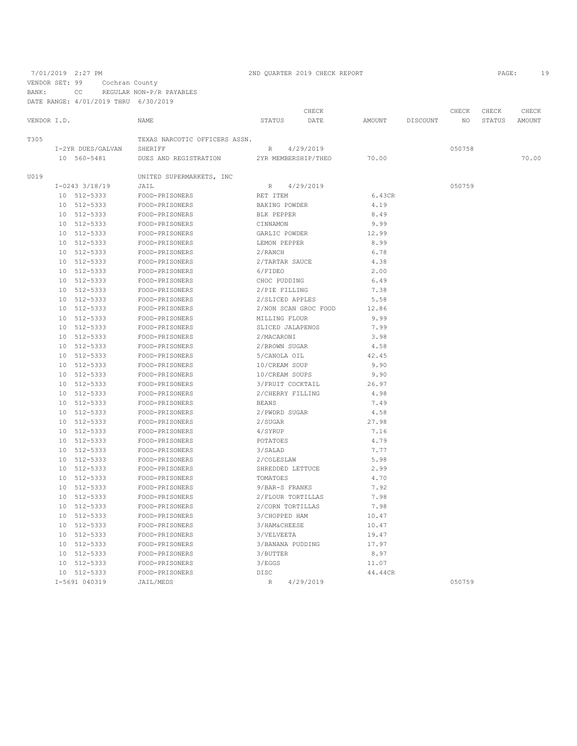7/01/2019 2:27 PM 2ND QUARTER 2019 CHECK REPORT

VENDOR SET: 99 Cochran County
BANK: CC REGULAR NON-P/R PAYABLES
DATE RANGE: 4/01/2019 THRU 6/30/2019

| VENDOR I.D. | NAME | STATUS | CHECK DATE | AMOUNT | DISCOUNT | CHECK NO | CHECK STATUS | CHECK AMOUNT |
|---|---|---|---|---|---|---|---|---|
| T305 | TEXAS NARCOTIC OFFICERS ASSN. | | | | | | | |
| I-2YR DUES/GALVAN | SHERIFF | R | 4/29/2019 | | | 050758 | | |
| 10 560-5481 | DUES AND REGISTRATION | 2YR MEMBERSHIP/THEO | | 70.00 | | | | 70.00 |
| U019 | UNITED SUPERMARKETS, INC | | | | | | | |
| I-0243 3/18/19 | JAIL | R | 4/29/2019 | | | 050759 | | |
| 10 512-5333 | FOOD-PRISONERS | RET ITEM | | 6.43CR | | | | |
| 10 512-5333 | FOOD-PRISONERS | BAKING POWDER | | 4.19 | | | | |
| 10 512-5333 | FOOD-PRISONERS | BLK PEPPER | | 8.49 | | | | |
| 10 512-5333 | FOOD-PRISONERS | CINNAMON | | 9.99 | | | | |
| 10 512-5333 | FOOD-PRISONERS | GARLIC POWDER | | 12.99 | | | | |
| 10 512-5333 | FOOD-PRISONERS | LEMON PEPPER | | 8.99 | | | | |
| 10 512-5333 | FOOD-PRISONERS | 2/RANCH | | 6.78 | | | | |
| 10 512-5333 | FOOD-PRISONERS | 2/TARTAR SAUCE | | 4.38 | | | | |
| 10 512-5333 | FOOD-PRISONERS | 6/FIDEO | | 2.00 | | | | |
| 10 512-5333 | FOOD-PRISONERS | CHOC PUDDING | | 6.49 | | | | |
| 10 512-5333 | FOOD-PRISONERS | 2/PIE FILLING | | 7.38 | | | | |
| 10 512-5333 | FOOD-PRISONERS | 2/SLICED APPLES | | 5.58 | | | | |
| 10 512-5333 | FOOD-PRISONERS | 2/NON SCAN GROC FOOD | | 12.86 | | | | |
| 10 512-5333 | FOOD-PRISONERS | MILLING FLOUR | | 9.99 | | | | |
| 10 512-5333 | FOOD-PRISONERS | SLICED JALAPENOS | | 7.99 | | | | |
| 10 512-5333 | FOOD-PRISONERS | 2/MACARONI | | 3.98 | | | | |
| 10 512-5333 | FOOD-PRISONERS | 2/BROWN SUGAR | | 4.58 | | | | |
| 10 512-5333 | FOOD-PRISONERS | 5/CANOLA OIL | | 42.45 | | | | |
| 10 512-5333 | FOOD-PRISONERS | 10/CREAM SOUP | | 9.90 | | | | |
| 10 512-5333 | FOOD-PRISONERS | 10/CREAM SOUPS | | 9.90 | | | | |
| 10 512-5333 | FOOD-PRISONERS | 3/FRUIT COCKTAIL | | 26.97 | | | | |
| 10 512-5333 | FOOD-PRISONERS | 2/CHERRY FILLING | | 4.98 | | | | |
| 10 512-5333 | FOOD-PRISONERS | BEANS | | 7.49 | | | | |
| 10 512-5333 | FOOD-PRISONERS | 2/PWDRD SUGAR | | 4.58 | | | | |
| 10 512-5333 | FOOD-PRISONERS | 2/SUGAR | | 27.98 | | | | |
| 10 512-5333 | FOOD-PRISONERS | 4/SYRUP | | 7.16 | | | | |
| 10 512-5333 | FOOD-PRISONERS | POTATOES | | 4.79 | | | | |
| 10 512-5333 | FOOD-PRISONERS | 3/SALAD | | 7.77 | | | | |
| 10 512-5333 | FOOD-PRISONERS | 2/COLESLAW | | 5.98 | | | | |
| 10 512-5333 | FOOD-PRISONERS | SHREDDED LETTUCE | | 2.99 | | | | |
| 10 512-5333 | FOOD-PRISONERS | TOMATOES | | 4.70 | | | | |
| 10 512-5333 | FOOD-PRISONERS | 9/BAR-S FRANKS | | 7.92 | | | | |
| 10 512-5333 | FOOD-PRISONERS | 2/FLOUR TORTILLAS | | 7.98 | | | | |
| 10 512-5333 | FOOD-PRISONERS | 2/CORN TORTILLAS | | 7.98 | | | | |
| 10 512-5333 | FOOD-PRISONERS | 3/CHOPPED HAM | | 10.47 | | | | |
| 10 512-5333 | FOOD-PRISONERS | 3/HAM&CHEESE | | 10.47 | | | | |
| 10 512-5333 | FOOD-PRISONERS | 3/VELVEETA | | 19.47 | | | | |
| 10 512-5333 | FOOD-PRISONERS | 3/BANANA PUDDING | | 17.97 | | | | |
| 10 512-5333 | FOOD-PRISONERS | 3/BUTTER | | 8.97 | | | | |
| 10 512-5333 | FOOD-PRISONERS | 3/EGGS | | 11.07 | | | | |
| 10 512-5333 | FOOD-PRISONERS | DISC | | 44.44CR | | | | |
| I-5691 040319 | JAIL/MEDS | R | 4/29/2019 | | | 050759 | | |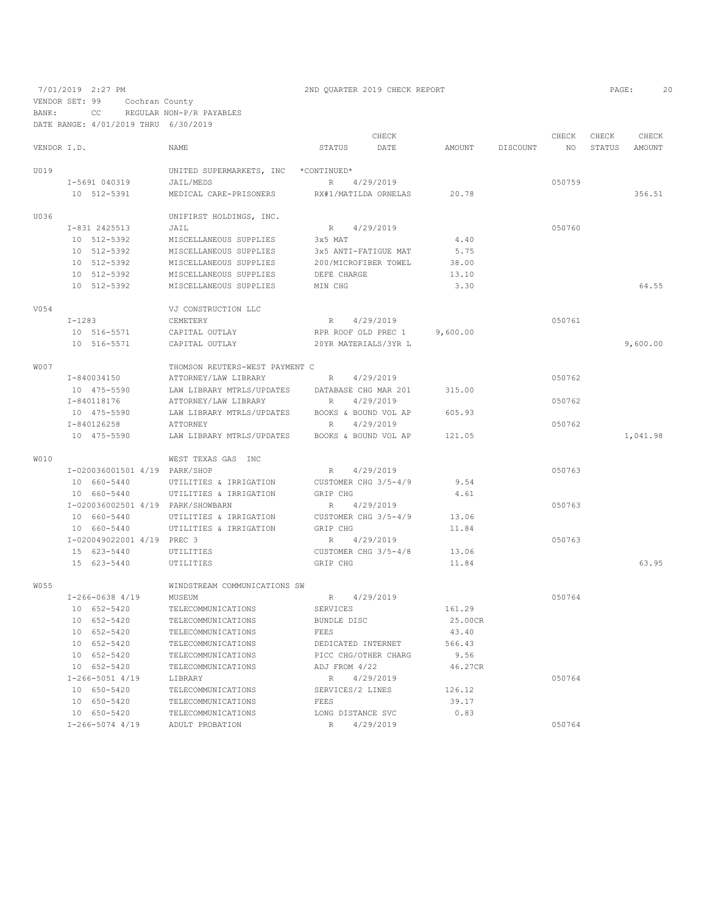7/01/2019 2:27 PM 2ND QUARTER 2019 CHECK REPORT

VENDOR SET: 99 Cochran County

BANK: CC REGULAR NON-P/R PAYABLES

DATE RANGE: 4/01/2019 THRU 6/30/2019

| VENDOR I.D. | NAME | STATUS | CHECK DATE | AMOUNT | DISCOUNT | CHECK NO | CHECK STATUS | CHECK AMOUNT |
|---|---|---|---|---|---|---|---|---|
| U019 | UNITED SUPERMARKETS, INC *CONTINUED* | | | | | | | |
| I-5691 040319 | JAIL/MEDS | R | 4/29/2019 | | | 050759 | | |
| 10 512-5391 | MEDICAL CARE-PRISONERS | RX#1/MATILDA ORNELAS | | 20.78 | | | | 356.51 |
| U036 | UNIFIRST HOLDINGS, INC. | | | | | | | |
| I-831 2425513 | JAIL | R | 4/29/2019 | | | 050760 | | |
| 10 512-5392 | MISCELLANEOUS SUPPLIES | 3x5 MAT | | 4.40 | | | | |
| 10 512-5392 | MISCELLANEOUS SUPPLIES | 3x5 ANTI-FATIGUE MAT | | 5.75 | | | | |
| 10 512-5392 | MISCELLANEOUS SUPPLIES | 200/MICROFIBER TOWEL | | 38.00 | | | | |
| 10 512-5392 | MISCELLANEOUS SUPPLIES | DEFE CHARGE | | 13.10 | | | | |
| 10 512-5392 | MISCELLANEOUS SUPPLIES | MIN CHG | | 3.30 | | | | 64.55 |
| V054 | VJ CONSTRUCTION LLC | | | | | | | |
| I-1283 | CEMETERY | R | 4/29/2019 | | | 050761 | | |
| 10 516-5571 | CAPITAL OUTLAY | RPR ROOF OLD PREC 1 | | 9,600.00 | | | | |
| 10 516-5571 | CAPITAL OUTLAY | 20YR MATERIALS/3YR L | | | | | | 9,600.00 |
| W007 | THOMSON REUTERS-WEST PAYMENT C | | | | | | | |
| I-840034150 | ATTORNEY/LAW LIBRARY | R | 4/29/2019 | | | 050762 | | |
| 10 475-5590 | LAW LIBRARY MTRLS/UPDATES | DATABASE CHG MAR 201 | | 315.00 | | | | |
| I-840118176 | ATTORNEY/LAW LIBRARY | R | 4/29/2019 | | | 050762 | | |
| 10 475-5590 | LAW LIBRARY MTRLS/UPDATES | BOOKS & BOUND VOL AP | | 605.93 | | | | |
| I-840126258 | ATTORNEY | R | 4/29/2019 | | | 050762 | | |
| 10 475-5590 | LAW LIBRARY MTRLS/UPDATES | BOOKS & BOUND VOL AP | | 121.05 | | | | 1,041.98 |
| W010 | WEST TEXAS GAS INC | | | | | | | |
| I-020036001501 4/19 | PARK/SHOP | R | 4/29/2019 | | | 050763 | | |
| 10 660-5440 | UTILITIES & IRRIGATION | CUSTOMER CHG 3/5-4/9 | | 9.54 | | | | |
| 10 660-5440 | UTILITIES & IRRIGATION | GRIP CHG | | 4.61 | | | | |
| I-020036002501 4/19 | PARK/SHOWBARN | R | 4/29/2019 | | | 050763 | | |
| 10 660-5440 | UTILITIES & IRRIGATION | CUSTOMER CHG 3/5-4/9 | | 13.06 | | | | |
| 10 660-5440 | UTILITIES & IRRIGATION | GRIP CHG | | 11.84 | | | | |
| I-020049022001 4/19 | PREC 3 | R | 4/29/2019 | | | 050763 | | |
| 15 623-5440 | UTILITIES | CUSTOMER CHG 3/5-4/8 | | 13.06 | | | | |
| 15 623-5440 | UTILITIES | GRIP CHG | | 11.84 | | | | 63.95 |
| W055 | WINDSTREAM COMMUNICATIONS SW | | | | | | | |
| I-266-0638 4/19 | MUSEUM | R | 4/29/2019 | | | 050764 | | |
| 10 652-5420 | TELECOMMUNICATIONS | SERVICES | | 161.29 | | | | |
| 10 652-5420 | TELECOMMUNICATIONS | BUNDLE DISC | | 25.00CR | | | | |
| 10 652-5420 | TELECOMMUNICATIONS | FEES | | 43.40 | | | | |
| 10 652-5420 | TELECOMMUNICATIONS | DEDICATED INTERNET | | 566.43 | | | | |
| 10 652-5420 | TELECOMMUNICATIONS | PICC CHG/OTHER CHARG | | 9.56 | | | | |
| 10 652-5420 | TELECOMMUNICATIONS | ADJ FROM 4/22 | | 46.27CR | | | | |
| I-266-5051 4/19 | LIBRARY | R | 4/29/2019 | | | 050764 | | |
| 10 650-5420 | TELECOMMUNICATIONS | SERVICES/2 LINES | | 126.12 | | | | |
| 10 650-5420 | TELECOMMUNICATIONS | FEES | | 39.17 | | | | |
| 10 650-5420 | TELECOMMUNICATIONS | LONG DISTANCE SVC | | 0.83 | | | | |
| I-266-5074 4/19 | ADULT PROBATION | R | 4/29/2019 | | | 050764 | | |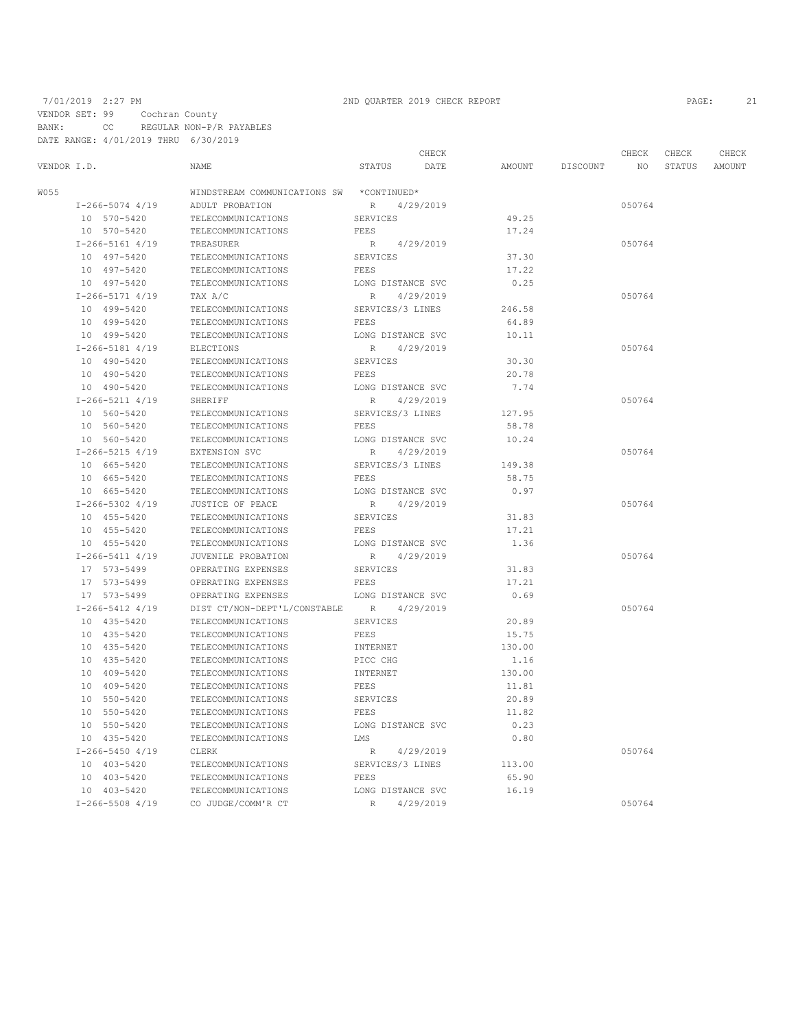7/01/2019 2:27 PM 2ND QUARTER 2019 CHECK REPORT

VENDOR SET: 99 Cochran County
BANK: CC REGULAR NON-P/R PAYABLES
DATE RANGE: 4/01/2019 THRU 6/30/2019

| VENDOR I.D. | NAME | STATUS | CHECK DATE | AMOUNT | DISCOUNT | CHECK NO | CHECK STATUS | CHECK AMOUNT |
|---|---|---|---|---|---|---|---|---|
| W055 | WINDSTREAM COMMUNICATIONS SW | *CONTINUED* | | | | | | |
| I-266-5074 4/19 | ADULT PROBATION | R | 4/29/2019 | | | 050764 | | |
| 10 570-5420 | TELECOMMUNICATIONS | SERVICES | | 49.25 | | | | |
| 10 570-5420 | TELECOMMUNICATIONS | FEES | | 17.24 | | | | |
| I-266-5161 4/19 | TREASURER | R | 4/29/2019 | | | 050764 | | |
| 10 497-5420 | TELECOMMUNICATIONS | SERVICES | | 37.30 | | | | |
| 10 497-5420 | TELECOMMUNICATIONS | FEES | | 17.22 | | | | |
| 10 497-5420 | TELECOMMUNICATIONS | LONG DISTANCE SVC | | 0.25 | | | | |
| I-266-5171 4/19 | TAX A/C | R | 4/29/2019 | | | 050764 | | |
| 10 499-5420 | TELECOMMUNICATIONS | SERVICES/3 LINES | | 246.58 | | | | |
| 10 499-5420 | TELECOMMUNICATIONS | FEES | | 64.89 | | | | |
| 10 499-5420 | TELECOMMUNICATIONS | LONG DISTANCE SVC | | 10.11 | | | | |
| I-266-5181 4/19 | ELECTIONS | R | 4/29/2019 | | | 050764 | | |
| 10 490-5420 | TELECOMMUNICATIONS | SERVICES | | 30.30 | | | | |
| 10 490-5420 | TELECOMMUNICATIONS | FEES | | 20.78 | | | | |
| 10 490-5420 | TELECOMMUNICATIONS | LONG DISTANCE SVC | | 7.74 | | | | |
| I-266-5211 4/19 | SHERIFF | R | 4/29/2019 | | | 050764 | | |
| 10 560-5420 | TELECOMMUNICATIONS | SERVICES/3 LINES | | 127.95 | | | | |
| 10 560-5420 | TELECOMMUNICATIONS | FEES | | 58.78 | | | | |
| 10 560-5420 | TELECOMMUNICATIONS | LONG DISTANCE SVC | | 10.24 | | | | |
| I-266-5215 4/19 | EXTENSION SVC | R | 4/29/2019 | | | 050764 | | |
| 10 665-5420 | TELECOMMUNICATIONS | SERVICES/3 LINES | | 149.38 | | | | |
| 10 665-5420 | TELECOMMUNICATIONS | FEES | | 58.75 | | | | |
| 10 665-5420 | TELECOMMUNICATIONS | LONG DISTANCE SVC | | 0.97 | | | | |
| I-266-5302 4/19 | JUSTICE OF PEACE | R | 4/29/2019 | | | 050764 | | |
| 10 455-5420 | TELECOMMUNICATIONS | SERVICES | | 31.83 | | | | |
| 10 455-5420 | TELECOMMUNICATIONS | FEES | | 17.21 | | | | |
| 10 455-5420 | TELECOMMUNICATIONS | LONG DISTANCE SVC | | 1.36 | | | | |
| I-266-5411 4/19 | JUVENILE PROBATION | R | 4/29/2019 | | | 050764 | | |
| 17 573-5499 | OPERATING EXPENSES | SERVICES | | 31.83 | | | | |
| 17 573-5499 | OPERATING EXPENSES | FEES | | 17.21 | | | | |
| 17 573-5499 | OPERATING EXPENSES | LONG DISTANCE SVC | | 0.69 | | | | |
| I-266-5412 4/19 | DIST CT/NON-DEPT'L/CONSTABLE | R | 4/29/2019 | | | 050764 | | |
| 10 435-5420 | TELECOMMUNICATIONS | SERVICES | | 20.89 | | | | |
| 10 435-5420 | TELECOMMUNICATIONS | FEES | | 15.75 | | | | |
| 10 435-5420 | TELECOMMUNICATIONS | INTERNET | | 130.00 | | | | |
| 10 435-5420 | TELECOMMUNICATIONS | PICC CHG | | 1.16 | | | | |
| 10 409-5420 | TELECOMMUNICATIONS | INTERNET | | 130.00 | | | | |
| 10 409-5420 | TELECOMMUNICATIONS | FEES | | 11.81 | | | | |
| 10 550-5420 | TELECOMMUNICATIONS | SERVICES | | 20.89 | | | | |
| 10 550-5420 | TELECOMMUNICATIONS | FEES | | 11.82 | | | | |
| 10 550-5420 | TELECOMMUNICATIONS | LONG DISTANCE SVC | | 0.23 | | | | |
| 10 435-5420 | TELECOMMUNICATIONS | LMS | | 0.80 | | | | |
| I-266-5450 4/19 | CLERK | R | 4/29/2019 | | | 050764 | | |
| 10 403-5420 | TELECOMMUNICATIONS | SERVICES/3 LINES | | 113.00 | | | | |
| 10 403-5420 | TELECOMMUNICATIONS | FEES | | 65.90 | | | | |
| 10 403-5420 | TELECOMMUNICATIONS | LONG DISTANCE SVC | | 16.19 | | | | |
| I-266-5508 4/19 | CO JUDGE/COMM'R CT | R | 4/29/2019 | | | 050764 | | |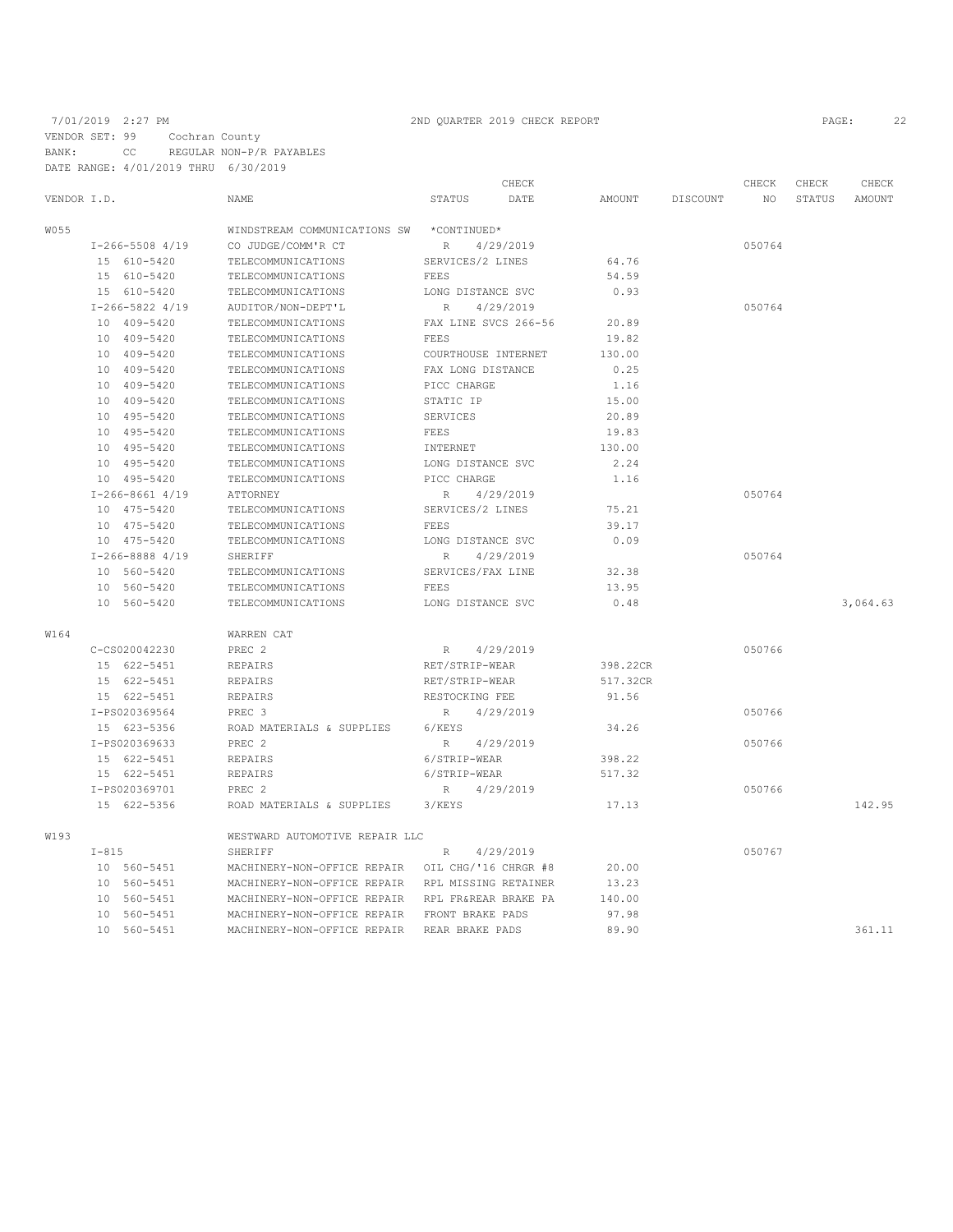7/01/2019 2:27 PM — 2ND QUARTER 2019 CHECK REPORT

VENDOR SET: 99 Cochran County
BANK: CC REGULAR NON-P/R PAYABLES
DATE RANGE: 4/01/2019 THRU 6/30/2019

| VENDOR I.D. | NAME | STATUS | CHECK DATE | AMOUNT | DISCOUNT | CHECK NO | CHECK STATUS | CHECK AMOUNT |
|---|---|---|---|---|---|---|---|---|
| W055 | WINDSTREAM COMMUNICATIONS SW | *CONTINUED* | | | | | | |
| I-266-5508 4/19 | CO JUDGE/COMM'R CT | R | 4/29/2019 | | | 050764 | | |
| 15 610-5420 | TELECOMMUNICATIONS | SERVICES/2 LINES | | 64.76 | | | | |
| 15 610-5420 | TELECOMMUNICATIONS | FEES | | 54.59 | | | | |
| 15 610-5420 | TELECOMMUNICATIONS | LONG DISTANCE SVC | | 0.93 | | | | |
| I-266-5822 4/19 | AUDITOR/NON-DEPT'L | R | 4/29/2019 | | | 050764 | | |
| 10 409-5420 | TELECOMMUNICATIONS | FAX LINE SVCS 266-56 | | 20.89 | | | | |
| 10 409-5420 | TELECOMMUNICATIONS | FEES | | 19.82 | | | | |
| 10 409-5420 | TELECOMMUNICATIONS | COURTHOUSE INTERNET | | 130.00 | | | | |
| 10 409-5420 | TELECOMMUNICATIONS | FAX LONG DISTANCE | | 0.25 | | | | |
| 10 409-5420 | TELECOMMUNICATIONS | PICC CHARGE | | 1.16 | | | | |
| 10 409-5420 | TELECOMMUNICATIONS | STATIC IP | | 15.00 | | | | |
| 10 495-5420 | TELECOMMUNICATIONS | SERVICES | | 20.89 | | | | |
| 10 495-5420 | TELECOMMUNICATIONS | FEES | | 19.83 | | | | |
| 10 495-5420 | TELECOMMUNICATIONS | INTERNET | | 130.00 | | | | |
| 10 495-5420 | TELECOMMUNICATIONS | LONG DISTANCE SVC | | 2.24 | | | | |
| 10 495-5420 | TELECOMMUNICATIONS | PICC CHARGE | | 1.16 | | | | |
| I-266-8661 4/19 | ATTORNEY | R | 4/29/2019 | | | 050764 | | |
| 10 475-5420 | TELECOMMUNICATIONS | SERVICES/2 LINES | | 75.21 | | | | |
| 10 475-5420 | TELECOMMUNICATIONS | FEES | | 39.17 | | | | |
| 10 475-5420 | TELECOMMUNICATIONS | LONG DISTANCE SVC | | 0.09 | | | | |
| I-266-8888 4/19 | SHERIFF | R | 4/29/2019 | | | 050764 | | |
| 10 560-5420 | TELECOMMUNICATIONS | SERVICES/FAX LINE | | 32.38 | | | | |
| 10 560-5420 | TELECOMMUNICATIONS | FEES | | 13.95 | | | | |
| 10 560-5420 | TELECOMMUNICATIONS | LONG DISTANCE SVC | | 0.48 | | | | 3,064.63 |
| W164 | WARREN CAT | | | | | | | |
| C-CS020042230 | PREC 2 | R | 4/29/2019 | | | 050766 | | |
| 15 622-5451 | REPAIRS | RET/STRIP-WEAR | | 398.22CR | | | | |
| 15 622-5451 | REPAIRS | RET/STRIP-WEAR | | 517.32CR | | | | |
| 15 622-5451 | REPAIRS | RESTOCKING FEE | | 91.56 | | | | |
| I-PS020369564 | PREC 3 | R | 4/29/2019 | | | 050766 | | |
| 15 623-5356 | ROAD MATERIALS & SUPPLIES | 6/KEYS | | 34.26 | | | | |
| I-PS020369633 | PREC 2 | R | 4/29/2019 | | | 050766 | | |
| 15 622-5451 | REPAIRS | 6/STRIP-WEAR | | 398.22 | | | | |
| 15 622-5451 | REPAIRS | 6/STRIP-WEAR | | 517.32 | | | | |
| I-PS020369701 | PREC 2 | R | 4/29/2019 | | | 050766 | | |
| 15 622-5356 | ROAD MATERIALS & SUPPLIES | 3/KEYS | | 17.13 | | | | 142.95 |
| W193 | WESTWARD AUTOMOTIVE REPAIR LLC | | | | | | | |
| I-815 | SHERIFF | R | 4/29/2019 | | | 050767 | | |
| 10 560-5451 | MACHINERY-NON-OFFICE REPAIR | OIL CHG/'16 CHRGR #8 | | 20.00 | | | | |
| 10 560-5451 | MACHINERY-NON-OFFICE REPAIR | RPL MISSING RETAINER | | 13.23 | | | | |
| 10 560-5451 | MACHINERY-NON-OFFICE REPAIR | RPL FR&REAR BRAKE PA | | 140.00 | | | | |
| 10 560-5451 | MACHINERY-NON-OFFICE REPAIR | FRONT BRAKE PADS | | 97.98 | | | | |
| 10 560-5451 | MACHINERY-NON-OFFICE REPAIR | REAR BRAKE PADS | | 89.90 | | | | 361.11 |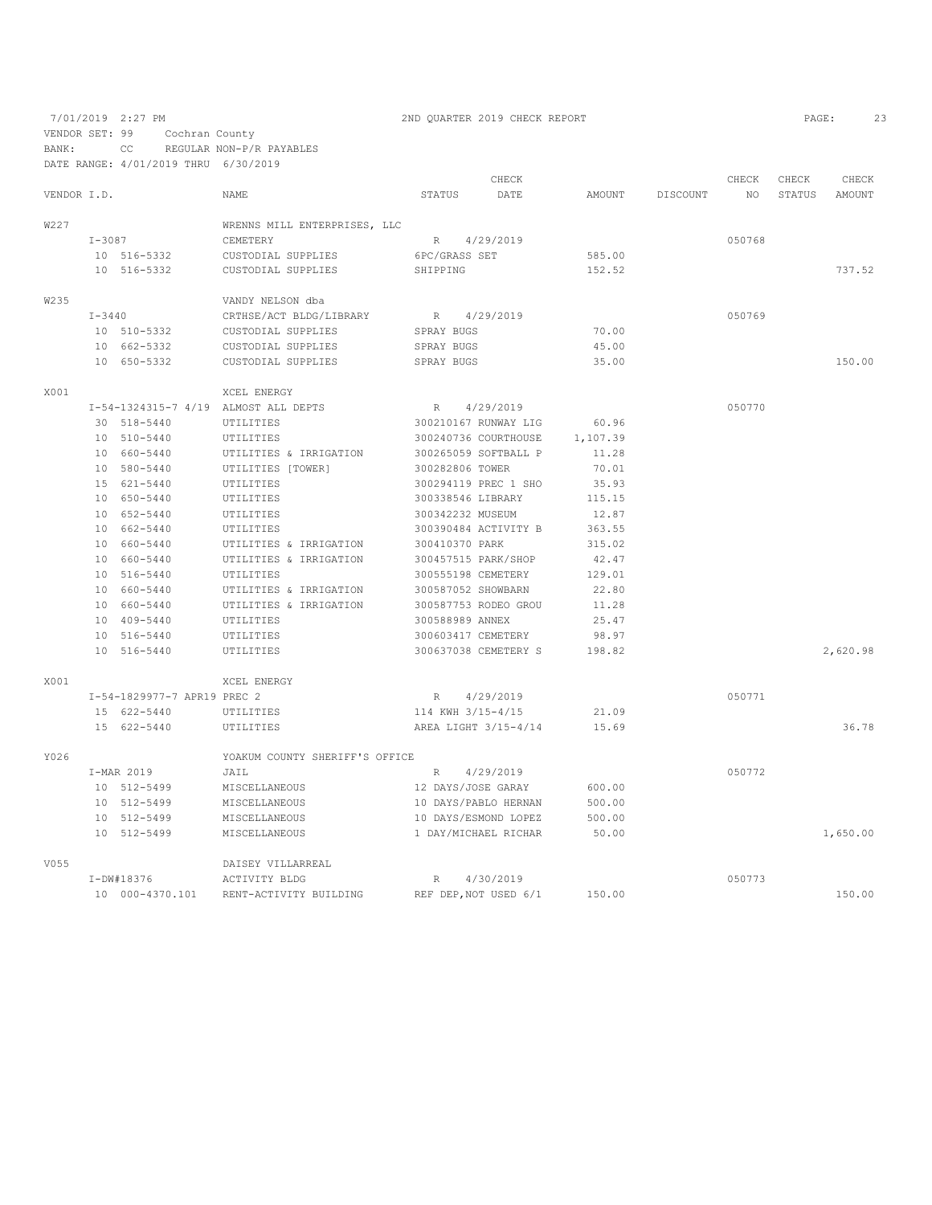7/01/2019 2:27 PM 2ND QUARTER 2019 CHECK REPORT

VENDOR SET: 99 Cochran County
BANK: CC REGULAR NON-P/R PAYABLES
DATE RANGE: 4/01/2019 THRU 6/30/2019

| VENDOR I.D. | NAME | STATUS | CHECK DATE | AMOUNT | DISCOUNT | CHECK NO | CHECK STATUS | CHECK AMOUNT |
|---|---|---|---|---|---|---|---|---|
| W227 | WRENNS MILL ENTERPRISES, LLC | | | | | | | |
| I-3087 | CEMETERY | R | 4/29/2019 | | | 050768 | | |
| 10 516-5332 | CUSTODIAL SUPPLIES | 6PC/GRASS SET | | 585.00 | | | | |
| 10 516-5332 | CUSTODIAL SUPPLIES | SHIPPING | | 152.52 | | | | 737.52 |
| W235 | VANDY NELSON dba | | | | | | | |
| I-3440 | CRTHSE/ACT BLDG/LIBRARY | R | 4/29/2019 | | | 050769 | | |
| 10 510-5332 | CUSTODIAL SUPPLIES | SPRAY BUGS | | 70.00 | | | | |
| 10 662-5332 | CUSTODIAL SUPPLIES | SPRAY BUGS | | 45.00 | | | | |
| 10 650-5332 | CUSTODIAL SUPPLIES | SPRAY BUGS | | 35.00 | | | | 150.00 |
| X001 | XCEL ENERGY | | | | | | | |
| I-54-1324315-7 4/19 | ALMOST ALL DEPTS | R | 4/29/2019 | | | 050770 | | |
| 30 518-5440 | UTILITIES | 300210167 RUNWAY LIG | | 60.96 | | | | |
| 10 510-5440 | UTILITIES | 300240736 COURTHOUSE | | 1,107.39 | | | | |
| 10 660-5440 | UTILITIES & IRRIGATION | 300265059 SOFTBALL P | | 11.28 | | | | |
| 10 580-5440 | UTILITIES [TOWER] | 300282806 TOWER | | 70.01 | | | | |
| 15 621-5440 | UTILITIES | 300294119 PREC 1 SHO | | 35.93 | | | | |
| 10 650-5440 | UTILITIES | 300338546 LIBRARY | | 115.15 | | | | |
| 10 652-5440 | UTILITIES | 300342232 MUSEUM | | 12.87 | | | | |
| 10 662-5440 | UTILITIES | 300390484 ACTIVITY B | | 363.55 | | | | |
| 10 660-5440 | UTILITIES & IRRIGATION | 300410370 PARK | | 315.02 | | | | |
| 10 660-5440 | UTILITIES & IRRIGATION | 300457515 PARK/SHOP | | 42.47 | | | | |
| 10 516-5440 | UTILITIES | 300555198 CEMETERY | | 129.01 | | | | |
| 10 660-5440 | UTILITIES & IRRIGATION | 300587052 SHOWBARN | | 22.80 | | | | |
| 10 660-5440 | UTILITIES & IRRIGATION | 300587753 RODEO GROU | | 11.28 | | | | |
| 10 409-5440 | UTILITIES | 300588989 ANNEX | | 25.47 | | | | |
| 10 516-5440 | UTILITIES | 300603417 CEMETERY | | 98.97 | | | | |
| 10 516-5440 | UTILITIES | 300637038 CEMETERY S | | 198.82 | | | | 2,620.98 |
| X001 | XCEL ENERGY | | | | | | | |
| I-54-1829977-7 APR19 | PREC 2 | R | 4/29/2019 | | | 050771 | | |
| 15 622-5440 | UTILITIES | 114 KWH 3/15-4/15 | | 21.09 | | | | |
| 15 622-5440 | UTILITIES | AREA LIGHT 3/15-4/14 | | 15.69 | | | | 36.78 |
| Y026 | YOAKUM COUNTY SHERIFF'S OFFICE | | | | | | | |
| I-MAR 2019 | JAIL | R | 4/29/2019 | | | 050772 | | |
| 10 512-5499 | MISCELLANEOUS | 12 DAYS/JOSE GARAY | | 600.00 | | | | |
| 10 512-5499 | MISCELLANEOUS | 10 DAYS/PABLO HERNAN | | 500.00 | | | | |
| 10 512-5499 | MISCELLANEOUS | 10 DAYS/ESMOND LOPEZ | | 500.00 | | | | |
| 10 512-5499 | MISCELLANEOUS | 1 DAY/MICHAEL RICHAR | | 50.00 | | | | 1,650.00 |
| V055 | DAISEY VILLARREAL | | | | | | | |
| I-DW#18376 | ACTIVITY BLDG | R | 4/30/2019 | | | 050773 | | |
| 10 000-4370.101 | RENT-ACTIVITY BUILDING | REF DEP,NOT USED 6/1 | | 150.00 | | | | 150.00 |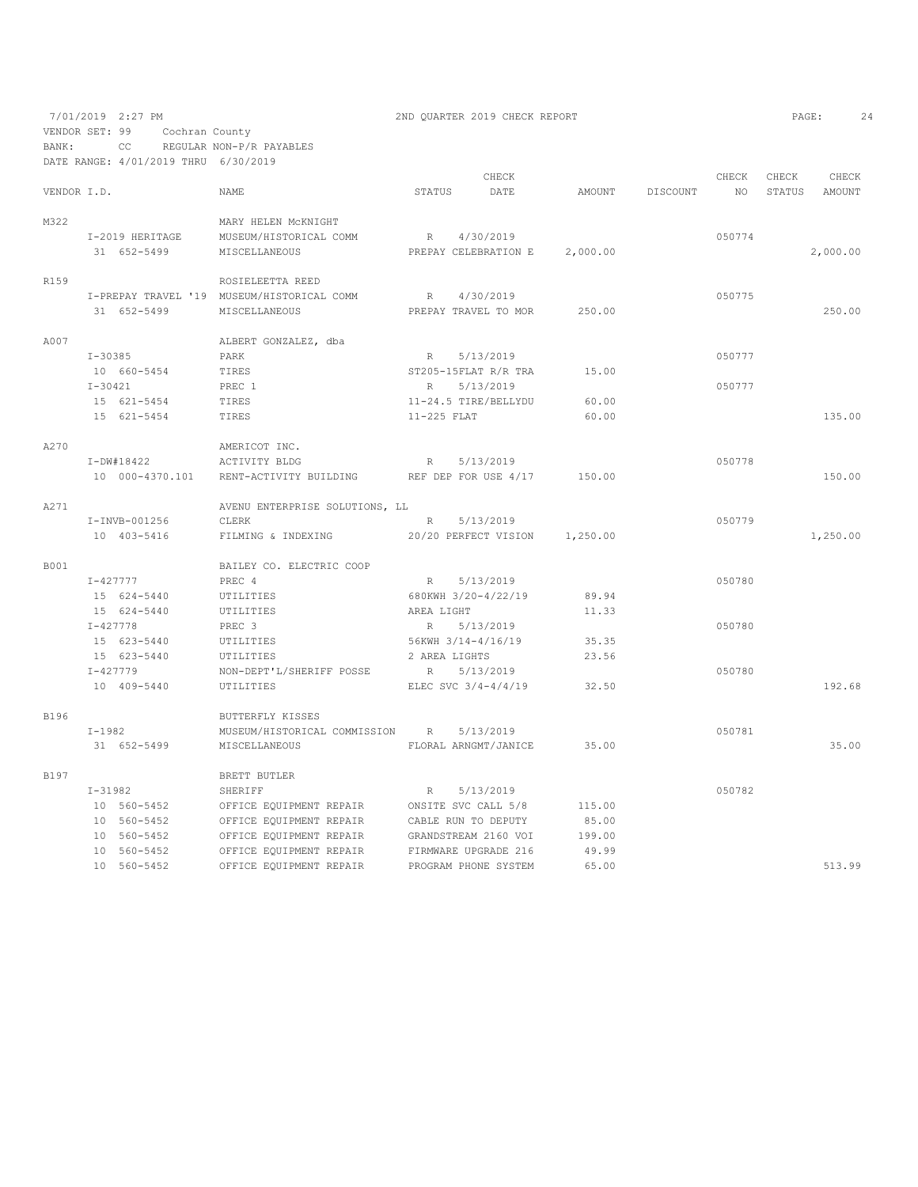7/01/2019 2:27 PM 2ND QUARTER 2019 CHECK REPORT

VENDOR SET: 99 Cochran County
BANK: CC REGULAR NON-P/R PAYABLES
DATE RANGE: 4/01/2019 THRU 6/30/2019

| VENDOR I.D. | | NAME | STATUS | CHECK DATE | AMOUNT | DISCOUNT | CHECK NO | CHECK STATUS | CHECK AMOUNT |
|---|---|---|---|---|---|---|---|---|---|
| M322 | | MARY HELEN McKNIGHT | | | | | | | |
| | I-2019 HERITAGE | MUSEUM/HISTORICAL COMM | R | 4/30/2019 | | | 050774 | | |
| | 31 652-5499 | MISCELLANEOUS | PREPAY CELEBRATION E | | 2,000.00 | | | | 2,000.00 |
| R159 | | ROSIELEETTA REED | | | | | | | |
| | I-PREPAY TRAVEL '19 | MUSEUM/HISTORICAL COMM | R | 4/30/2019 | | | 050775 | | |
| | 31 652-5499 | MISCELLANEOUS | PREPAY TRAVEL TO MOR | | 250.00 | | | | 250.00 |
| A007 | | ALBERT GONZALEZ, dba | | | | | | | |
| | I-30385 | PARK | R | 5/13/2019 | | | 050777 | | |
| | 10 660-5454 | TIRES | ST205-15FLAT R/R TRA | | 15.00 | | | | |
| | I-30421 | PREC 1 | R | 5/13/2019 | | | 050777 | | |
| | 15 621-5454 | TIRES | 11-24.5 TIRE/BELLYDU | | 60.00 | | | | |
| | 15 621-5454 | TIRES | 11-225 FLAT | | 60.00 | | | | 135.00 |
| A270 | | AMERICOT INC. | | | | | | | |
| | I-DW#18422 | ACTIVITY BLDG | R | 5/13/2019 | | | 050778 | | |
| | 10 000-4370.101 | RENT-ACTIVITY BUILDING | REF DEP FOR USE 4/17 | | 150.00 | | | | 150.00 |
| A271 | | AVENU ENTERPRISE SOLUTIONS, LL | | | | | | | |
| | I-INVB-001256 | CLERK | R | 5/13/2019 | | | 050779 | | |
| | 10 403-5416 | FILMING & INDEXING | 20/20 PERFECT VISION | | 1,250.00 | | | | 1,250.00 |
| B001 | | BAILEY CO. ELECTRIC COOP | | | | | | | |
| | I-427777 | PREC 4 | R | 5/13/2019 | | | 050780 | | |
| | 15 624-5440 | UTILITIES | 680KWH 3/20-4/22/19 | | 89.94 | | | | |
| | 15 624-5440 | UTILITIES | AREA LIGHT | | 11.33 | | | | |
| | I-427778 | PREC 3 | R | 5/13/2019 | | | 050780 | | |
| | 15 623-5440 | UTILITIES | 56KWH 3/14-4/16/19 | | 35.35 | | | | |
| | 15 623-5440 | UTILITIES | 2 AREA LIGHTS | | 23.56 | | | | |
| | I-427779 | NON-DEPT'L/SHERIFF POSSE | R | 5/13/2019 | | | 050780 | | |
| | 10 409-5440 | UTILITIES | ELEC SVC 3/4-4/4/19 | | 32.50 | | | | 192.68 |
| B196 | | BUTTERFLY KISSES | | | | | | | |
| | I-1982 | MUSEUM/HISTORICAL COMMISSION | R | 5/13/2019 | | | 050781 | | |
| | 31 652-5499 | MISCELLANEOUS | FLORAL ARNGMT/JANICE | | 35.00 | | | | 35.00 |
| B197 | | BRETT BUTLER | | | | | | | |
| | I-31982 | SHERIFF | R | 5/13/2019 | | | 050782 | | |
| | 10 560-5452 | OFFICE EQUIPMENT REPAIR | ONSITE SVC CALL 5/8 | | 115.00 | | | | |
| | 10 560-5452 | OFFICE EQUIPMENT REPAIR | CABLE RUN TO DEPUTY | | 85.00 | | | | |
| | 10 560-5452 | OFFICE EQUIPMENT REPAIR | GRANDSTREAM 2160 VOI | | 199.00 | | | | |
| | 10 560-5452 | OFFICE EQUIPMENT REPAIR | FIRMWARE UPGRADE 216 | | 49.99 | | | | |
| | 10 560-5452 | OFFICE EQUIPMENT REPAIR | PROGRAM PHONE SYSTEM | | 65.00 | | | | 513.99 |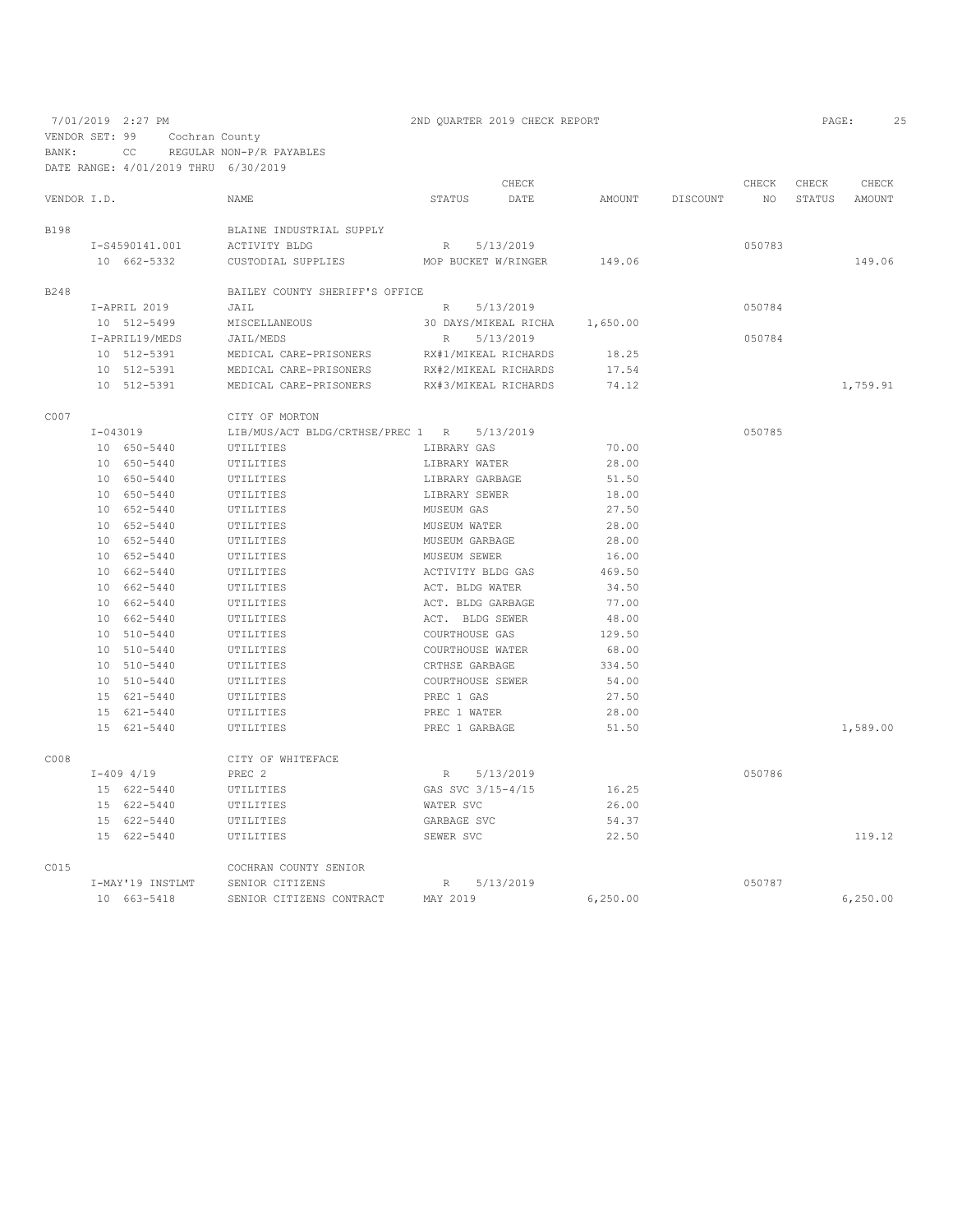7/01/2019 2:27 PM 2ND QUARTER 2019 CHECK REPORT

VENDOR SET: 99 Cochran County
BANK: CC REGULAR NON-P/R PAYABLES
DATE RANGE: 4/01/2019 THRU 6/30/2019

| VENDOR I.D. | NAME | STATUS | CHECK DATE | AMOUNT | DISCOUNT | CHECK NO | CHECK STATUS | CHECK AMOUNT |
|---|---|---|---|---|---|---|---|---|
| B198 | BLAINE INDUSTRIAL SUPPLY | | | | | | | |
| I-S4590141.001 | ACTIVITY BLDG | R | 5/13/2019 | | | 050783 | | |
| 10 662-5332 | CUSTODIAL SUPPLIES | MOP BUCKET W/RINGER | | 149.06 | | | | 149.06 |
| B248 | BAILEY COUNTY SHERIFF'S OFFICE | | | | | | | |
| I-APRIL 2019 | JAIL | R | 5/13/2019 | | | 050784 | | |
| 10 512-5499 | MISCELLANEOUS | 30 DAYS/MIKEAL RICHA | | 1,650.00 | | | | |
| I-APRIL19/MEDS | JAIL/MEDS | R | 5/13/2019 | | | 050784 | | |
| 10 512-5391 | MEDICAL CARE-PRISONERS | RX#1/MIKEAL RICHARDS | | 18.25 | | | | |
| 10 512-5391 | MEDICAL CARE-PRISONERS | RX#2/MIKEAL RICHARDS | | 17.54 | | | | |
| 10 512-5391 | MEDICAL CARE-PRISONERS | RX#3/MIKEAL RICHARDS | | 74.12 | | | | 1,759.91 |
| C007 | CITY OF MORTON | | | | | | | |
| I-043019 | LIB/MUS/ACT BLDG/CRTHSE/PREC 1 | R | 5/13/2019 | | | 050785 | | |
| 10 650-5440 | UTILITIES | LIBRARY GAS | | 70.00 | | | | |
| 10 650-5440 | UTILITIES | LIBRARY WATER | | 28.00 | | | | |
| 10 650-5440 | UTILITIES | LIBRARY GARBAGE | | 51.50 | | | | |
| 10 650-5440 | UTILITIES | LIBRARY SEWER | | 18.00 | | | | |
| 10 652-5440 | UTILITIES | MUSEUM GAS | | 27.50 | | | | |
| 10 652-5440 | UTILITIES | MUSEUM WATER | | 28.00 | | | | |
| 10 652-5440 | UTILITIES | MUSEUM GARBAGE | | 28.00 | | | | |
| 10 652-5440 | UTILITIES | MUSEUM SEWER | | 16.00 | | | | |
| 10 662-5440 | UTILITIES | ACTIVITY BLDG GAS | | 469.50 | | | | |
| 10 662-5440 | UTILITIES | ACT. BLDG WATER | | 34.50 | | | | |
| 10 662-5440 | UTILITIES | ACT. BLDG GARBAGE | | 77.00 | | | | |
| 10 662-5440 | UTILITIES | ACT. BLDG SEWER | | 48.00 | | | | |
| 10 510-5440 | UTILITIES | COURTHOUSE GAS | | 129.50 | | | | |
| 10 510-5440 | UTILITIES | COURTHOUSE WATER | | 68.00 | | | | |
| 10 510-5440 | UTILITIES | CRTHSE GARBAGE | | 334.50 | | | | |
| 10 510-5440 | UTILITIES | COURTHOUSE SEWER | | 54.00 | | | | |
| 15 621-5440 | UTILITIES | PREC 1 GAS | | 27.50 | | | | |
| 15 621-5440 | UTILITIES | PREC 1 WATER | | 28.00 | | | | |
| 15 621-5440 | UTILITIES | PREC 1 GARBAGE | | 51.50 | | | | 1,589.00 |
| C008 | CITY OF WHITEFACE | | | | | | | |
| I-409 4/19 | PREC 2 | R | 5/13/2019 | | | 050786 | | |
| 15 622-5440 | UTILITIES | GAS SVC 3/15-4/15 | | 16.25 | | | | |
| 15 622-5440 | UTILITIES | WATER SVC | | 26.00 | | | | |
| 15 622-5440 | UTILITIES | GARBAGE SVC | | 54.37 | | | | |
| 15 622-5440 | UTILITIES | SEWER SVC | | 22.50 | | | | 119.12 |
| C015 | COCHRAN COUNTY SENIOR | | | | | | | |
| I-MAY'19 INSTLMT | SENIOR CITIZENS | R | 5/13/2019 | | | 050787 | | |
| 10 663-5418 | SENIOR CITIZENS CONTRACT | MAY 2019 | | 6,250.00 | | | | 6,250.00 |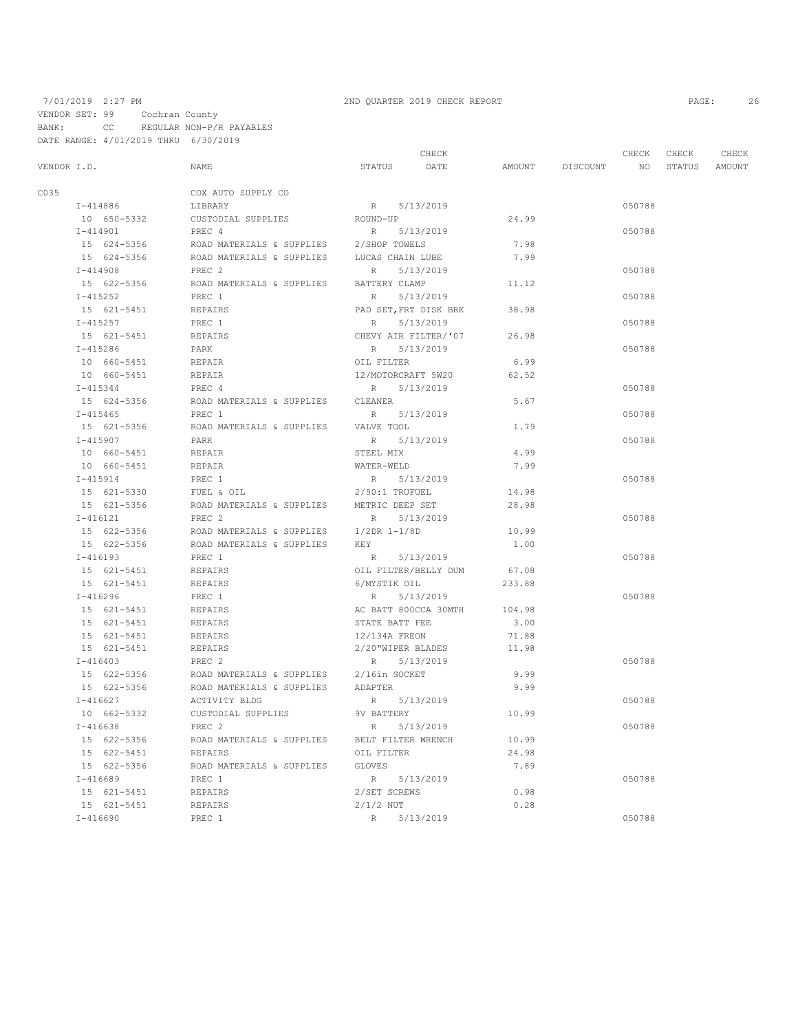7/01/2019 2:27 PM 2ND QUARTER 2019 CHECK REPORT

VENDOR SET: 99 Cochran County
BANK: CC REGULAR NON-P/R PAYABLES
DATE RANGE: 4/01/2019 THRU 6/30/2019

| VENDOR I.D. | NAME | STATUS | CHECK DATE | AMOUNT | DISCOUNT | CHECK NO | CHECK STATUS | CHECK AMOUNT |
|---|---|---|---|---|---|---|---|---|
| C035 | COX AUTO SUPPLY CO | | | | | | | |
| I-414886 | LIBRARY | R | 5/13/2019 | | | 050788 | | |
| 10 650-5332 | CUSTODIAL SUPPLIES | ROUND-UP | | 24.99 | | | | |
| I-414901 | PREC 4 | R | 5/13/2019 | | | 050788 | | |
| 15 624-5356 | ROAD MATERIALS & SUPPLIES | 2/SHOP TOWELS | | 7.98 | | | | |
| 15 624-5356 | ROAD MATERIALS & SUPPLIES | LUCAS CHAIN LUBE | | 7.99 | | | | |
| I-414908 | PREC 2 | R | 5/13/2019 | | | 050788 | | |
| 15 622-5356 | ROAD MATERIALS & SUPPLIES | BATTERY CLAMP | | 11.12 | | | | |
| I-415252 | PREC 1 | R | 5/13/2019 | | | 050788 | | |
| 15 621-5451 | REPAIRS | PAD SET,FRT DISK BRK | | 38.98 | | | | |
| I-415257 | PREC 1 | R | 5/13/2019 | | | 050788 | | |
| 15 621-5451 | REPAIRS | CHEVY AIR FILTER/'07 | | 26.98 | | | | |
| I-415286 | PARK | R | 5/13/2019 | | | 050788 | | |
| 10 660-5451 | REPAIR | OIL FILTER | | 6.99 | | | | |
| 10 660-5451 | REPAIR | 12/MOTORCRAFT 5W20 | | 62.52 | | | | |
| I-415344 | PREC 4 | R | 5/13/2019 | | | 050788 | | |
| 15 624-5356 | ROAD MATERIALS & SUPPLIES | CLEANER | | 5.67 | | | | |
| I-415465 | PREC 1 | R | 5/13/2019 | | | 050788 | | |
| 15 621-5356 | ROAD MATERIALS & SUPPLIES | VALVE TOOL | | 1.79 | | | | |
| I-415907 | PARK | R | 5/13/2019 | | | 050788 | | |
| 10 660-5451 | REPAIR | STEEL MIX | | 4.99 | | | | |
| 10 660-5451 | REPAIR | WATER-WELD | | 7.99 | | | | |
| I-415914 | PREC 1 | R | 5/13/2019 | | | 050788 | | |
| 15 621-5330 | FUEL & OIL | 2/50:1 TRUFUEL | | 14.98 | | | | |
| 15 621-5356 | ROAD MATERIALS & SUPPLIES | METRIC DEEP SET | | 28.98 | | | | |
| I-416121 | PREC 2 | R | 5/13/2019 | | | 050788 | | |
| 15 622-5356 | ROAD MATERIALS & SUPPLIES | 1/2DR 1-1/8D | | 10.99 | | | | |
| 15 622-5356 | ROAD MATERIALS & SUPPLIES | KEY | | 1.00 | | | | |
| I-416193 | PREC 1 | R | 5/13/2019 | | | 050788 | | |
| 15 621-5451 | REPAIRS | OIL FILTER/BELLY DUM | | 67.08 | | | | |
| 15 621-5451 | REPAIRS | 6/MYSTIK OIL | | 233.88 | | | | |
| I-416296 | PREC 1 | R | 5/13/2019 | | | 050788 | | |
| 15 621-5451 | REPAIRS | AC BATT 800CCA 30MTH | | 104.98 | | | | |
| 15 621-5451 | REPAIRS | STATE BATT FEE | | 3.00 | | | | |
| 15 621-5451 | REPAIRS | 12/134A FREON | | 71.88 | | | | |
| 15 621-5451 | REPAIRS | 2/20"WIPER BLADES | | 11.98 | | | | |
| I-416403 | PREC 2 | R | 5/13/2019 | | | 050788 | | |
| 15 622-5356 | ROAD MATERIALS & SUPPLIES | 2/16in SOCKET | | 9.99 | | | | |
| 15 622-5356 | ROAD MATERIALS & SUPPLIES | ADAPTER | | 9.99 | | | | |
| I-416627 | ACTIVITY BLDG | R | 5/13/2019 | | | 050788 | | |
| 10 662-5332 | CUSTODIAL SUPPLIES | 9V BATTERY | | 10.99 | | | | |
| I-416638 | PREC 2 | R | 5/13/2019 | | | 050788 | | |
| 15 622-5356 | ROAD MATERIALS & SUPPLIES | BELT FILTER WRENCH | | 10.99 | | | | |
| 15 622-5451 | REPAIRS | OIL FILTER | | 24.98 | | | | |
| 15 622-5356 | ROAD MATERIALS & SUPPLIES | GLOVES | | 7.89 | | | | |
| I-416689 | PREC 1 | R | 5/13/2019 | | | 050788 | | |
| 15 621-5451 | REPAIRS | 2/SET SCREWS | | 0.98 | | | | |
| 15 621-5451 | REPAIRS | 2/1/2 NUT | | 0.28 | | | | |
| I-416690 | PREC 1 | R | 5/13/2019 | | | 050788 | | |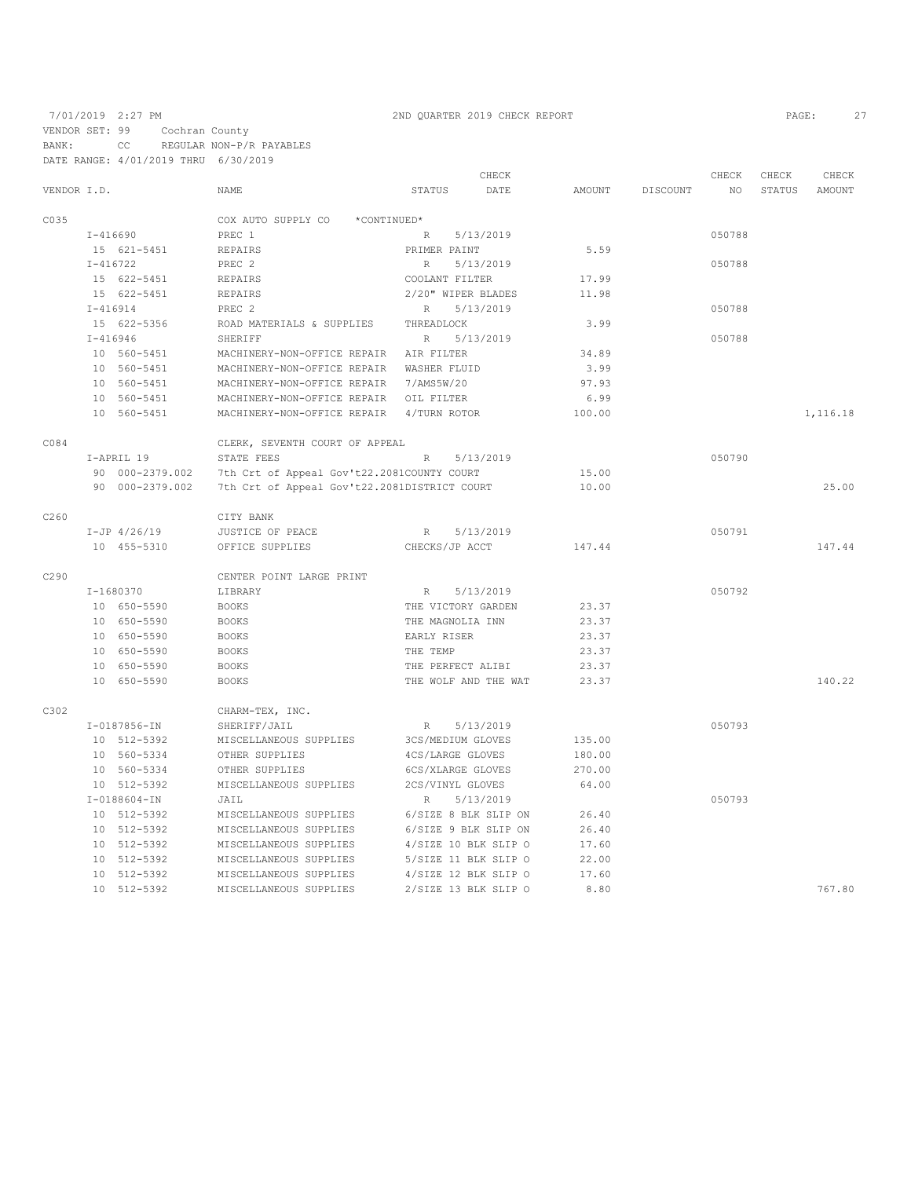7/01/2019 2:27 PM 2ND QUARTER 2019 CHECK REPORT

VENDOR SET: 99 Cochran County
BANK: CC REGULAR NON-P/R PAYABLES
DATE RANGE: 4/01/2019 THRU 6/30/2019

| VENDOR I.D. | NAME | STATUS | CHECK DATE | AMOUNT | DISCOUNT | CHECK NO | CHECK STATUS | CHECK AMOUNT |
|---|---|---|---|---|---|---|---|---|
| C035 | COX AUTO SUPPLY CO *CONTINUED* | | | | | | | |
| I-416690 | PREC 1 | R | 5/13/2019 | | | 050788 | | |
| 15 621-5451 | REPAIRS | PRIMER PAINT | | 5.59 | | | | |
| I-416722 | PREC 2 | R | 5/13/2019 | | | 050788 | | |
| 15 622-5451 | REPAIRS | COOLANT FILTER | | 17.99 | | | | |
| 15 622-5451 | REPAIRS | 2/20" WIPER BLADES | | 11.98 | | | | |
| I-416914 | PREC 2 | R | 5/13/2019 | | | 050788 | | |
| 15 622-5356 | ROAD MATERIALS & SUPPLIES | THREADLOCK | | 3.99 | | | | |
| I-416946 | SHERIFF | R | 5/13/2019 | | | 050788 | | |
| 10 560-5451 | MACHINERY-NON-OFFICE REPAIR | AIR FILTER | | 34.89 | | | | |
| 10 560-5451 | MACHINERY-NON-OFFICE REPAIR | WASHER FLUID | | 3.99 | | | | |
| 10 560-5451 | MACHINERY-NON-OFFICE REPAIR | 7/AMS5W/20 | | 97.93 | | | | |
| 10 560-5451 | MACHINERY-NON-OFFICE REPAIR | OIL FILTER | | 6.99 | | | | |
| 10 560-5451 | MACHINERY-NON-OFFICE REPAIR | 4/TURN ROTOR | | 100.00 | | | | 1,116.18 |
| C084 | CLERK, SEVENTH COURT OF APPEAL | | | | | | | |
| I-APRIL 19 | STATE FEES | R | 5/13/2019 | | | 050790 | | |
| 90 000-2379.002 | 7th Crt of Appeal Gov't22.2081COUNTY COURT | | | 15.00 | | | | |
| 90 000-2379.002 | 7th Crt of Appeal Gov't22.2081DISTRICT COURT | | | 10.00 | | | | 25.00 |
| C260 | CITY BANK | | | | | | | |
| I-JP 4/26/19 | JUSTICE OF PEACE | R | 5/13/2019 | | | 050791 | | |
| 10 455-5310 | OFFICE SUPPLIES | CHECKS/JP ACCT | | 147.44 | | | | 147.44 |
| C290 | CENTER POINT LARGE PRINT | | | | | | | |
| I-1680370 | LIBRARY | R | 5/13/2019 | | | 050792 | | |
| 10 650-5590 | BOOKS | THE VICTORY GARDEN | | 23.37 | | | | |
| 10 650-5590 | BOOKS | THE MAGNOLIA INN | | 23.37 | | | | |
| 10 650-5590 | BOOKS | EARLY RISER | | 23.37 | | | | |
| 10 650-5590 | BOOKS | THE TEMP | | 23.37 | | | | |
| 10 650-5590 | BOOKS | THE PERFECT ALIBI | | 23.37 | | | | |
| 10 650-5590 | BOOKS | THE WOLF AND THE WAT | | 23.37 | | | | 140.22 |
| C302 | CHARM-TEX, INC. | | | | | | | |
| I-0187856-IN | SHERIFF/JAIL | R | 5/13/2019 | | | 050793 | | |
| 10 512-5392 | MISCELLANEOUS SUPPLIES | 3CS/MEDIUM GLOVES | | 135.00 | | | | |
| 10 560-5334 | OTHER SUPPLIES | 4CS/LARGE GLOVES | | 180.00 | | | | |
| 10 560-5334 | OTHER SUPPLIES | 6CS/XLARGE GLOVES | | 270.00 | | | | |
| 10 512-5392 | MISCELLANEOUS SUPPLIES | 2CS/VINYL GLOVES | | 64.00 | | | | |
| I-0188604-IN | JAIL | R | 5/13/2019 | | | 050793 | | |
| 10 512-5392 | MISCELLANEOUS SUPPLIES | 6/SIZE 8 BLK SLIP ON | | 26.40 | | | | |
| 10 512-5392 | MISCELLANEOUS SUPPLIES | 6/SIZE 9 BLK SLIP ON | | 26.40 | | | | |
| 10 512-5392 | MISCELLANEOUS SUPPLIES | 4/SIZE 10 BLK SLIP O | | 17.60 | | | | |
| 10 512-5392 | MISCELLANEOUS SUPPLIES | 5/SIZE 11 BLK SLIP O | | 22.00 | | | | |
| 10 512-5392 | MISCELLANEOUS SUPPLIES | 4/SIZE 12 BLK SLIP O | | 17.60 | | | | |
| 10 512-5392 | MISCELLANEOUS SUPPLIES | 2/SIZE 13 BLK SLIP O | | 8.80 | | | | 767.80 |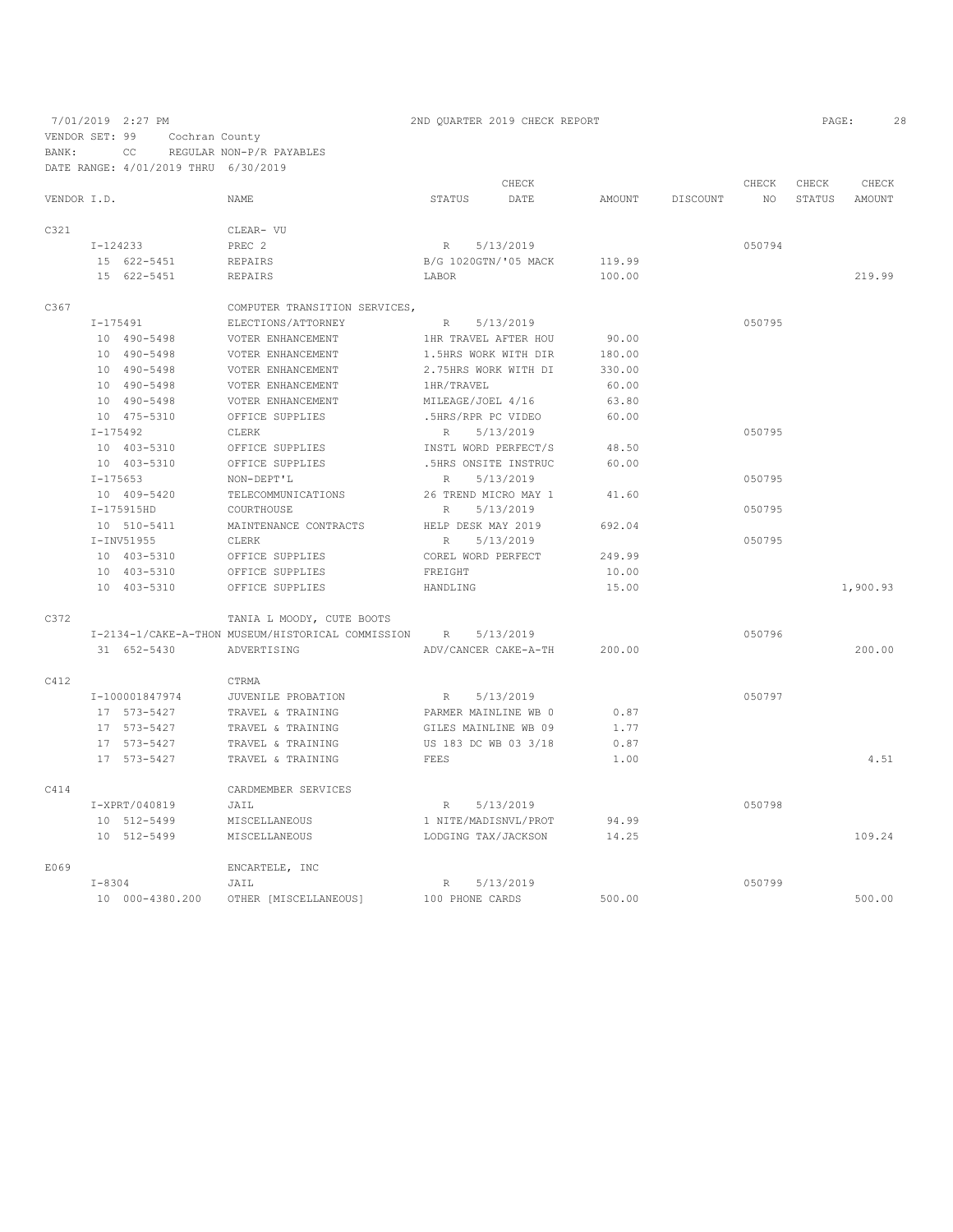7/01/2019 2:27 PM                2ND QUARTER 2019 CHECK REPORT

VENDOR SET: 99    Cochran County
BANK: CC    REGULAR NON-P/R PAYABLES
DATE RANGE: 4/01/2019 THRU 6/30/2019

| VENDOR I.D. | NAME | STATUS | CHECK DATE | AMOUNT | DISCOUNT | CHECK NO | CHECK STATUS | CHECK AMOUNT |
|---|---|---|---|---|---|---|---|---|
| C321 | CLEAR- VU | | | | | | | |
| I-124233 | PREC 2 | R | 5/13/2019 | | | 050794 | | |
| 15 622-5451 | REPAIRS | B/G 1020GTN/'05 MACK | | 119.99 | | | | |
| 15 622-5451 | REPAIRS | LABOR | | 100.00 | | | | 219.99 |
| C367 | COMPUTER TRANSITION SERVICES, | | | | | | | |
| I-175491 | ELECTIONS/ATTORNEY | R | 5/13/2019 | | | 050795 | | |
| 10 490-5498 | VOTER ENHANCEMENT | 1HR TRAVEL AFTER HOU | | 90.00 | | | | |
| 10 490-5498 | VOTER ENHANCEMENT | 1.5HRS WORK WITH DIR | | 180.00 | | | | |
| 10 490-5498 | VOTER ENHANCEMENT | 2.75HRS WORK WITH DI | | 330.00 | | | | |
| 10 490-5498 | VOTER ENHANCEMENT | 1HR/TRAVEL | | 60.00 | | | | |
| 10 490-5498 | VOTER ENHANCEMENT | MILEAGE/JOEL 4/16 | | 63.80 | | | | |
| 10 475-5310 | OFFICE SUPPLIES | .5HRS/RPR PC VIDEO | | 60.00 | | | | |
| I-175492 | CLERK | R | 5/13/2019 | | | 050795 | | |
| 10 403-5310 | OFFICE SUPPLIES | INSTL WORD PERFECT/S | | 48.50 | | | | |
| 10 403-5310 | OFFICE SUPPLIES | .5HRS ONSITE INSTRUC | | 60.00 | | | | |
| I-175653 | NON-DEPT'L | R | 5/13/2019 | | | 050795 | | |
| 10 409-5420 | TELECOMMUNICATIONS | 26 TREND MICRO MAY 1 | | 41.60 | | | | |
| I-175915HD | COURTHOUSE | R | 5/13/2019 | | | 050795 | | |
| 10 510-5411 | MAINTENANCE CONTRACTS | HELP DESK MAY 2019 | | 692.04 | | | | |
| I-INV51955 | CLERK | R | 5/13/2019 | | | 050795 | | |
| 10 403-5310 | OFFICE SUPPLIES | COREL WORD PERFECT | | 249.99 | | | | |
| 10 403-5310 | OFFICE SUPPLIES | FREIGHT | | 10.00 | | | | |
| 10 403-5310 | OFFICE SUPPLIES | HANDLING | | 15.00 | | | | 1,900.93 |
| C372 | TANIA L MOODY, CUTE BOOTS | | | | | | | |
| I-2134-1/CAKE-A-THON | MUSEUM/HISTORICAL COMMISSION | R | 5/13/2019 | | | 050796 | | |
| 31 652-5430 | ADVERTISING | ADV/CANCER CAKE-A-TH | | 200.00 | | | | 200.00 |
| C412 | CTRMA | | | | | | | |
| I-100001847974 | JUVENILE PROBATION | R | 5/13/2019 | | | 050797 | | |
| 17 573-5427 | TRAVEL & TRAINING | PARMER MAINLINE WB 0 | | 0.87 | | | | |
| 17 573-5427 | TRAVEL & TRAINING | GILES MAINLINE WB 09 | | 1.77 | | | | |
| 17 573-5427 | TRAVEL & TRAINING | US 183 DC WB 03 3/18 | | 0.87 | | | | |
| 17 573-5427 | TRAVEL & TRAINING | FEES | | 1.00 | | | | 4.51 |
| C414 | CARDMEMBER SERVICES | | | | | | | |
| I-XPRT/040819 | JAIL | R | 5/13/2019 | | | 050798 | | |
| 10 512-5499 | MISCELLANEOUS | 1 NITE/MADISNVL/PROT | | 94.99 | | | | |
| 10 512-5499 | MISCELLANEOUS | LODGING TAX/JACKSON | | 14.25 | | | | 109.24 |
| E069 | ENCARTELE, INC | | | | | | | |
| I-8304 | JAIL | R | 5/13/2019 | | | 050799 | | |
| 10 000-4380.200 | OTHER [MISCELLANEOUS] | 100 PHONE CARDS | | 500.00 | | | | 500.00 |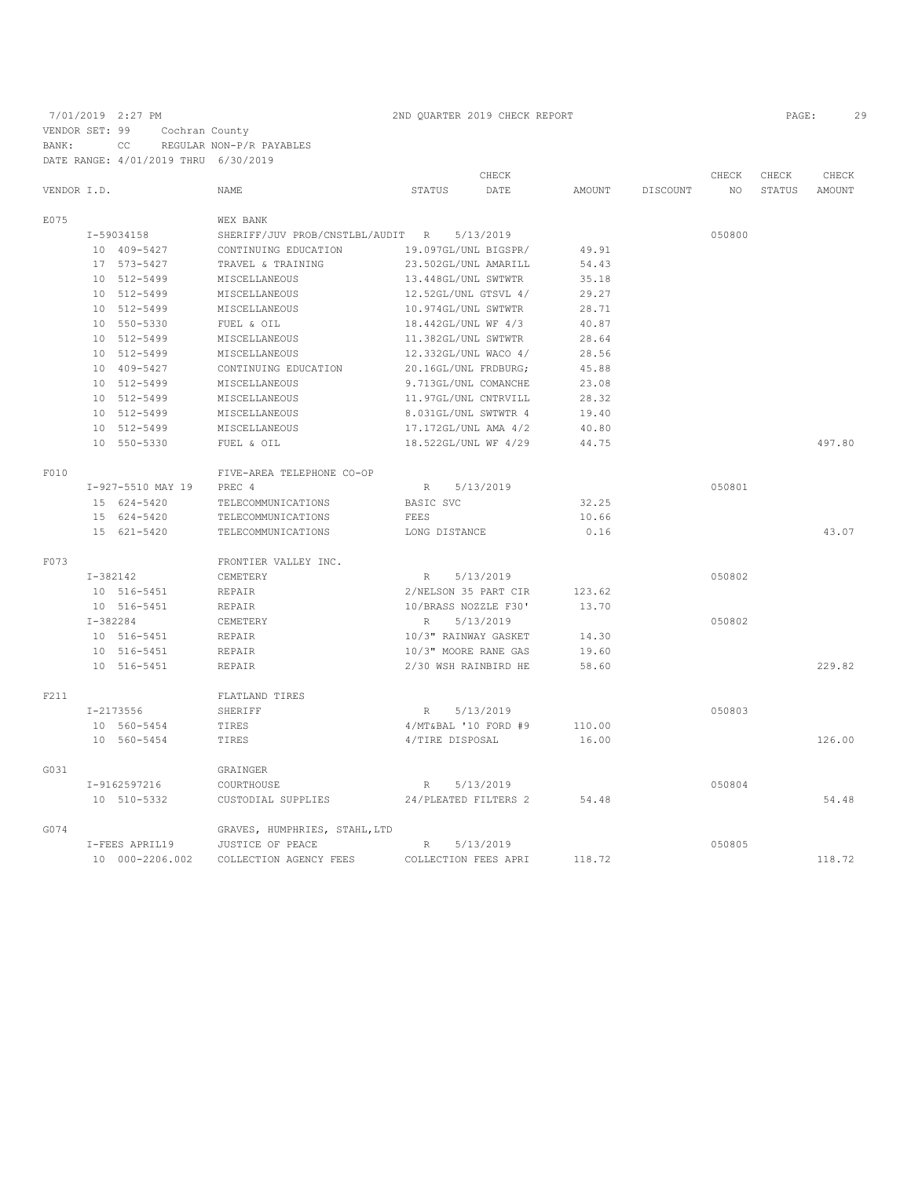7/01/2019 2:27 PM — 2ND QUARTER 2019 CHECK REPORT

VENDOR SET: 99 Cochran County
BANK: CC REGULAR NON-P/R PAYABLES
DATE RANGE: 4/01/2019 THRU 6/30/2019

| VENDOR I.D. | NAME | STATUS | CHECK DATE | AMOUNT | DISCOUNT | CHECK NO | CHECK STATUS | CHECK AMOUNT |
|---|---|---|---|---|---|---|---|---|
| E075 | WEX BANK | | | | | | | |
| I-59034158 | SHERIFF/JUV PROB/CNSTLBL/AUDIT | R | 5/13/2019 | | | 050800 | | |
| 10 409-5427 | CONTINUING EDUCATION | 19.097GL/UNL BIGSPR/ | | 49.91 | | | | |
| 17 573-5427 | TRAVEL & TRAINING | 23.502GL/UNL AMARILL | | 54.43 | | | | |
| 10 512-5499 | MISCELLANEOUS | 13.448GL/UNL SWTWTR | | 35.18 | | | | |
| 10 512-5499 | MISCELLANEOUS | 12.52GL/UNL GTSVL 4/ | | 29.27 | | | | |
| 10 512-5499 | MISCELLANEOUS | 10.974GL/UNL SWTWTR | | 28.71 | | | | |
| 10 550-5330 | FUEL & OIL | 18.442GL/UNL WF 4/3 | | 40.87 | | | | |
| 10 512-5499 | MISCELLANEOUS | 11.382GL/UNL SWTWTR | | 28.64 | | | | |
| 10 512-5499 | MISCELLANEOUS | 12.332GL/UNL WACO 4/ | | 28.56 | | | | |
| 10 409-5427 | CONTINUING EDUCATION | 20.16GL/UNL FRDBURG; | | 45.88 | | | | |
| 10 512-5499 | MISCELLANEOUS | 9.713GL/UNL COMANCHE | | 23.08 | | | | |
| 10 512-5499 | MISCELLANEOUS | 11.97GL/UNL CNTRVILL | | 28.32 | | | | |
| 10 512-5499 | MISCELLANEOUS | 8.031GL/UNL SWTWTR 4 | | 19.40 | | | | |
| 10 512-5499 | MISCELLANEOUS | 17.172GL/UNL AMA 4/2 | | 40.80 | | | | |
| 10 550-5330 | FUEL & OIL | 18.522GL/UNL WF 4/29 | | 44.75 | | | | 497.80 |
| F010 | FIVE-AREA TELEPHONE CO-OP | | | | | | | |
| I-927-5510 MAY 19 | PREC 4 | R | 5/13/2019 | | | 050801 | | |
| 15 624-5420 | TELECOMMUNICATIONS | BASIC SVC | | 32.25 | | | | |
| 15 624-5420 | TELECOMMUNICATIONS | FEES | | 10.66 | | | | |
| 15 621-5420 | TELECOMMUNICATIONS | LONG DISTANCE | | 0.16 | | | | 43.07 |
| F073 | FRONTIER VALLEY INC. | | | | | | | |
| I-382142 | CEMETERY | R | 5/13/2019 | | | 050802 | | |
| 10 516-5451 | REPAIR | 2/NELSON 35 PART CIR | | 123.62 | | | | |
| 10 516-5451 | REPAIR | 10/BRASS NOZZLE F30' | | 13.70 | | | | |
| I-382284 | CEMETERY | R | 5/13/2019 | | | 050802 | | |
| 10 516-5451 | REPAIR | 10/3" RAINWAY GASKET | | 14.30 | | | | |
| 10 516-5451 | REPAIR | 10/3" MOORE RANE GAS | | 19.60 | | | | |
| 10 516-5451 | REPAIR | 2/30 WSH RAINBIRD HE | | 58.60 | | | | 229.82 |
| F211 | FLATLAND TIRES | | | | | | | |
| I-2173556 | SHERIFF | R | 5/13/2019 | | | 050803 | | |
| 10 560-5454 | TIRES | 4/MT&BAL '10 FORD #9 | | 110.00 | | | | |
| 10 560-5454 | TIRES | 4/TIRE DISPOSAL | | 16.00 | | | | 126.00 |
| G031 | GRAINGER | | | | | | | |
| I-9162597216 | COURTHOUSE | R | 5/13/2019 | | | 050804 | | |
| 10 510-5332 | CUSTODIAL SUPPLIES | 24/PLEATED FILTERS 2 | | 54.48 | | | | 54.48 |
| G074 | GRAVES, HUMPHRIES, STAHL,LTD | | | | | | | |
| I-FEES APRIL19 | JUSTICE OF PEACE | R | 5/13/2019 | | | 050805 | | |
| 10 000-2206.002 | COLLECTION AGENCY FEES | COLLECTION FEES APRI | | 118.72 | | | | 118.72 |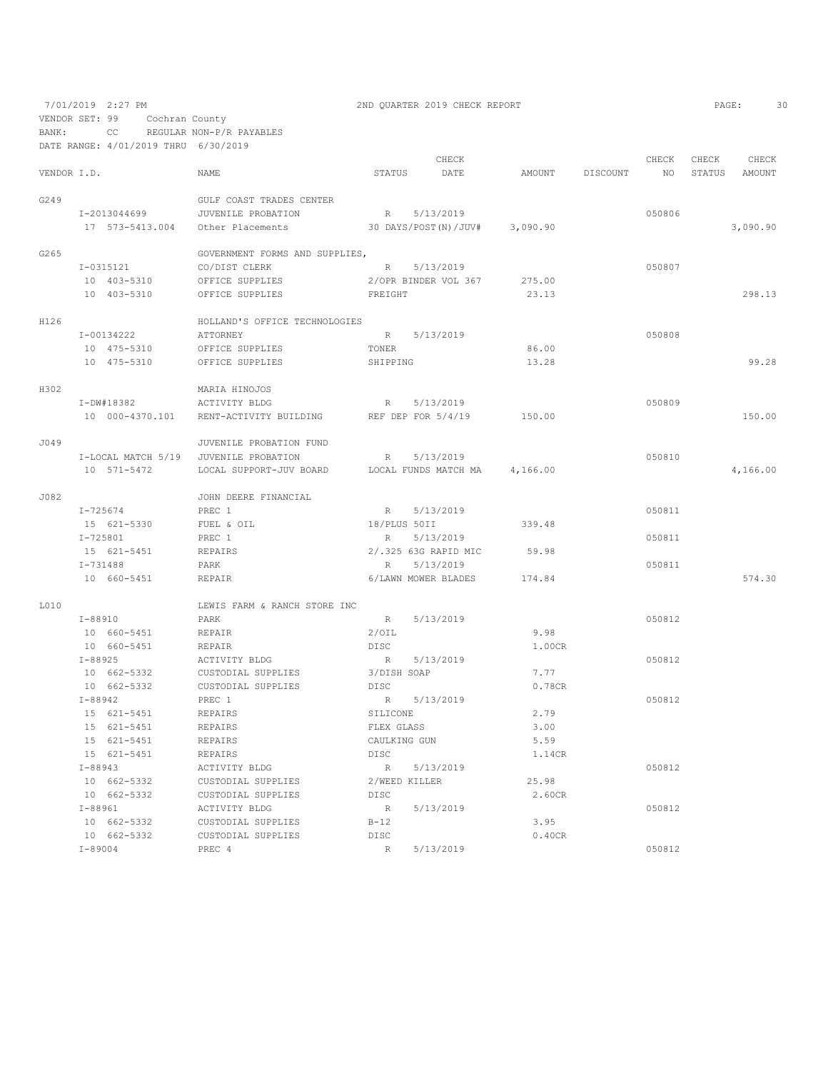7/01/2019 2:27 PM — 2ND QUARTER 2019 CHECK REPORT

VENDOR SET: 99 Cochran County
BANK: CC REGULAR NON-P/R PAYABLES
DATE RANGE: 4/01/2019 THRU 6/30/2019

| VENDOR I.D. | NAME | STATUS | CHECK DATE | AMOUNT | DISCOUNT | CHECK NO | CHECK STATUS | CHECK AMOUNT |
|---|---|---|---|---|---|---|---|---|
| G249 | GULF COAST TRADES CENTER | | | | | | | |
| I-2013044699 | JUVENILE PROBATION | R | 5/13/2019 | | | 050806 | | |
| 17 573-5413.004 | Other Placements | 30 DAYS/POST(N)/JUV# | | 3,090.90 | | | | 3,090.90 |
| G265 | GOVERNMENT FORMS AND SUPPLIES, | | | | | | | |
| I-0315121 | CO/DIST CLERK | R | 5/13/2019 | | | 050807 | | |
| 10 403-5310 | OFFICE SUPPLIES | 2/OPR BINDER VOL 367 | | 275.00 | | | | |
| 10 403-5310 | OFFICE SUPPLIES | FREIGHT | | 23.13 | | | | 298.13 |
| H126 | HOLLAND'S OFFICE TECHNOLOGIES | | | | | | | |
| I-00134222 | ATTORNEY | R | 5/13/2019 | | | 050808 | | |
| 10 475-5310 | OFFICE SUPPLIES | TONER | | 86.00 | | | | |
| 10 475-5310 | OFFICE SUPPLIES | SHIPPING | | 13.28 | | | | 99.28 |
| H302 | MARIA HINOJOS | | | | | | | |
| I-DW#18382 | ACTIVITY BLDG | R | 5/13/2019 | | | 050809 | | |
| 10 000-4370.101 | RENT-ACTIVITY BUILDING | REF DEP FOR 5/4/19 | | 150.00 | | | | 150.00 |
| J049 | JUVENILE PROBATION FUND | | | | | | | |
| I-LOCAL MATCH 5/19 | JUVENILE PROBATION | R | 5/13/2019 | | | 050810 | | |
| 10 571-5472 | LOCAL SUPPORT-JUV BOARD | LOCAL FUNDS MATCH MA | | 4,166.00 | | | | 4,166.00 |
| J082 | JOHN DEERE FINANCIAL | | | | | | | |
| I-725674 | PREC 1 | R | 5/13/2019 | | | 050811 | | |
| 15 621-5330 | FUEL & OIL | 18/PLUS 50II | | 339.48 | | | | |
| I-725801 | PREC 1 | R | 5/13/2019 | | | 050811 | | |
| 15 621-5451 | REPAIRS | 2/.325 63G RAPID MIC | | 59.98 | | | | |
| I-731488 | PARK | R | 5/13/2019 | | | 050811 | | |
| 10 660-5451 | REPAIR | 6/LAWN MOWER BLADES | | 174.84 | | | | 574.30 |
| L010 | LEWIS FARM & RANCH STORE INC | | | | | | | |
| I-88910 | PARK | R | 5/13/2019 | | | 050812 | | |
| 10 660-5451 | REPAIR | 2/OIL | | 9.98 | | | | |
| 10 660-5451 | REPAIR | DISC | | 1.00CR | | | | |
| I-88925 | ACTIVITY BLDG | R | 5/13/2019 | | | 050812 | | |
| 10 662-5332 | CUSTODIAL SUPPLIES | 3/DISH SOAP | | 7.77 | | | | |
| 10 662-5332 | CUSTODIAL SUPPLIES | DISC | | 0.78CR | | | | |
| I-88942 | PREC 1 | R | 5/13/2019 | | | 050812 | | |
| 15 621-5451 | REPAIRS | SILICONE | | 2.79 | | | | |
| 15 621-5451 | REPAIRS | FLEX GLASS | | 3.00 | | | | |
| 15 621-5451 | REPAIRS | CAULKING GUN | | 5.59 | | | | |
| 15 621-5451 | REPAIRS | DISC | | 1.14CR | | | | |
| I-88943 | ACTIVITY BLDG | R | 5/13/2019 | | | 050812 | | |
| 10 662-5332 | CUSTODIAL SUPPLIES | 2/WEED KILLER | | 25.98 | | | | |
| 10 662-5332 | CUSTODIAL SUPPLIES | DISC | | 2.60CR | | | | |
| I-88961 | ACTIVITY BLDG | R | 5/13/2019 | | | 050812 | | |
| 10 662-5332 | CUSTODIAL SUPPLIES | B-12 | | 3.95 | | | | |
| 10 662-5332 | CUSTODIAL SUPPLIES | DISC | | 0.40CR | | | | |
| I-89004 | PREC 4 | R | 5/13/2019 | | | 050812 | | |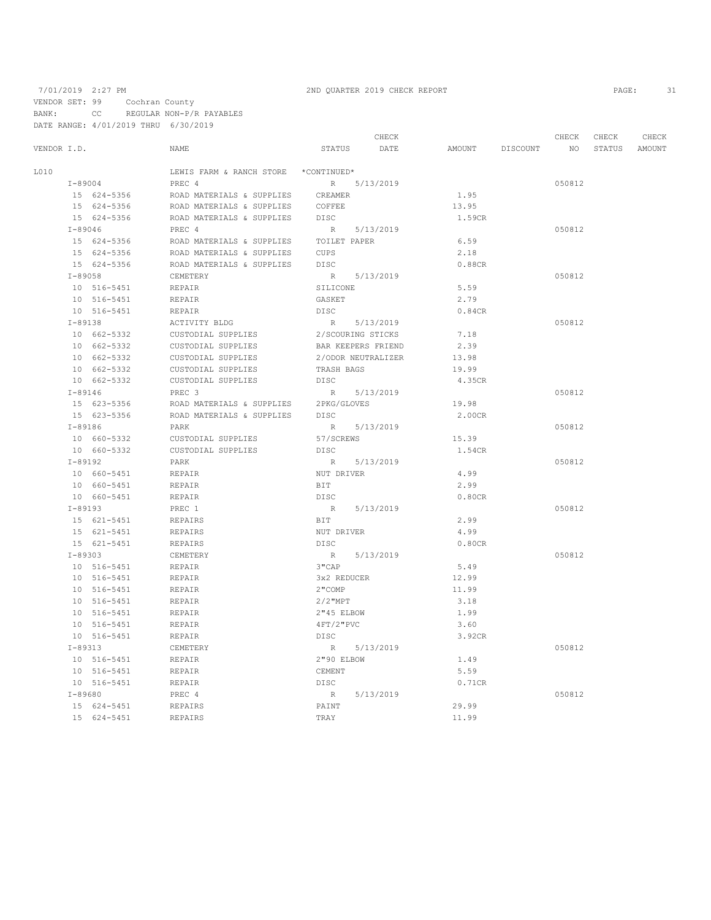7/01/2019 2:27 PM — 2ND QUARTER 2019 CHECK REPORT

VENDOR SET: 99 Cochran County
BANK: CC REGULAR NON-P/R PAYABLES
DATE RANGE: 4/01/2019 THRU 6/30/2019

| VENDOR I.D. | NAME | STATUS | CHECK DATE | AMOUNT | DISCOUNT | CHECK NO | CHECK STATUS | CHECK AMOUNT |
|---|---|---|---|---|---|---|---|---|
| L010 | LEWIS FARM & RANCH STORE | *CONTINUED* | | | | | | |
| I-89004 | PREC 4 | R | 5/13/2019 | | | 050812 | | |
| 15 624-5356 | ROAD MATERIALS & SUPPLIES | CREAMER | | 1.95 | | | | |
| 15 624-5356 | ROAD MATERIALS & SUPPLIES | COFFEE | | 13.95 | | | | |
| 15 624-5356 | ROAD MATERIALS & SUPPLIES | DISC | | 1.59CR | | | | |
| I-89046 | PREC 4 | R | 5/13/2019 | | | 050812 | | |
| 15 624-5356 | ROAD MATERIALS & SUPPLIES | TOILET PAPER | | 6.59 | | | | |
| 15 624-5356 | ROAD MATERIALS & SUPPLIES | CUPS | | 2.18 | | | | |
| 15 624-5356 | ROAD MATERIALS & SUPPLIES | DISC | | 0.88CR | | | | |
| I-89058 | CEMETERY | R | 5/13/2019 | | | 050812 | | |
| 10 516-5451 | REPAIR | SILICONE | | 5.59 | | | | |
| 10 516-5451 | REPAIR | GASKET | | 2.79 | | | | |
| 10 516-5451 | REPAIR | DISC | | 0.84CR | | | | |
| I-89138 | ACTIVITY BLDG | R | 5/13/2019 | | | 050812 | | |
| 10 662-5332 | CUSTODIAL SUPPLIES | 2/SCOURING STICKS | | 7.18 | | | | |
| 10 662-5332 | CUSTODIAL SUPPLIES | BAR KEEPERS FRIEND | | 2.39 | | | | |
| 10 662-5332 | CUSTODIAL SUPPLIES | 2/ODOR NEUTRALIZER | | 13.98 | | | | |
| 10 662-5332 | CUSTODIAL SUPPLIES | TRASH BAGS | | 19.99 | | | | |
| 10 662-5332 | CUSTODIAL SUPPLIES | DISC | | 4.35CR | | | | |
| I-89146 | PREC 3 | R | 5/13/2019 | | | 050812 | | |
| 15 623-5356 | ROAD MATERIALS & SUPPLIES | 2PKG/GLOVES | | 19.98 | | | | |
| 15 623-5356 | ROAD MATERIALS & SUPPLIES | DISC | | 2.00CR | | | | |
| I-89186 | PARK | R | 5/13/2019 | | | 050812 | | |
| 10 660-5332 | CUSTODIAL SUPPLIES | 57/SCREWS | | 15.39 | | | | |
| 10 660-5332 | CUSTODIAL SUPPLIES | DISC | | 1.54CR | | | | |
| I-89192 | PARK | R | 5/13/2019 | | | 050812 | | |
| 10 660-5451 | REPAIR | NUT DRIVER | | 4.99 | | | | |
| 10 660-5451 | REPAIR | BIT | | 2.99 | | | | |
| 10 660-5451 | REPAIR | DISC | | 0.80CR | | | | |
| I-89193 | PREC 1 | R | 5/13/2019 | | | 050812 | | |
| 15 621-5451 | REPAIRS | BIT | | 2.99 | | | | |
| 15 621-5451 | REPAIRS | NUT DRIVER | | 4.99 | | | | |
| 15 621-5451 | REPAIRS | DISC | | 0.80CR | | | | |
| I-89303 | CEMETERY | R | 5/13/2019 | | | 050812 | | |
| 10 516-5451 | REPAIR | 3"CAP | | 5.49 | | | | |
| 10 516-5451 | REPAIR | 3x2 REDUCER | | 12.99 | | | | |
| 10 516-5451 | REPAIR | 2"COMP | | 11.99 | | | | |
| 10 516-5451 | REPAIR | 2/2"MPT | | 3.18 | | | | |
| 10 516-5451 | REPAIR | 2"45 ELBOW | | 1.99 | | | | |
| 10 516-5451 | REPAIR | 4FT/2"PVC | | 3.60 | | | | |
| 10 516-5451 | REPAIR | DISC | | 3.92CR | | | | |
| I-89313 | CEMETERY | R | 5/13/2019 | | | 050812 | | |
| 10 516-5451 | REPAIR | 2"90 ELBOW | | 1.49 | | | | |
| 10 516-5451 | REPAIR | CEMENT | | 5.59 | | | | |
| 10 516-5451 | REPAIR | DISC | | 0.71CR | | | | |
| I-89680 | PREC 4 | R | 5/13/2019 | | | 050812 | | |
| 15 624-5451 | REPAIRS | PAINT | | 29.99 | | | | |
| 15 624-5451 | REPAIRS | TRAY | | 11.99 | | | | |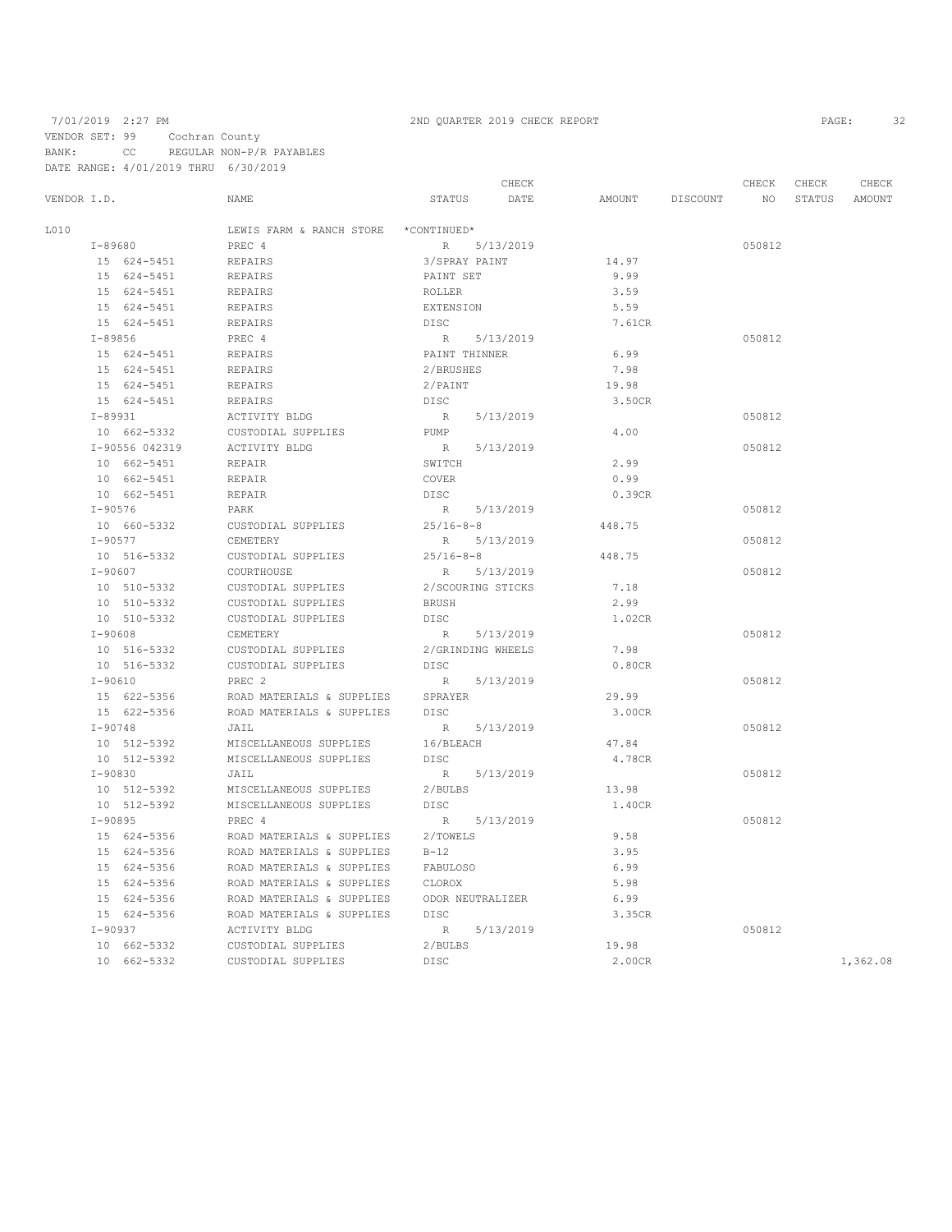7/01/2019 2:27 PM 2ND QUARTER 2019 CHECK REPORT

VENDOR SET: 99 Cochran County
BANK: CC REGULAR NON-P/R PAYABLES
DATE RANGE: 4/01/2019 THRU 6/30/2019

| VENDOR I.D. | NAME | STATUS | CHECK DATE | AMOUNT | DISCOUNT | CHECK NO | CHECK STATUS | CHECK AMOUNT |
|---|---|---|---|---|---|---|---|---|
| L010 | LEWIS FARM & RANCH STORE | *CONTINUED* | | | | | | |
| I-89680 | PREC 4 | R | 5/13/2019 | | | 050812 | | |
| 15 624-5451 | REPAIRS | 3/SPRAY PAINT | | 14.97 | | | | |
| 15 624-5451 | REPAIRS | PAINT SET | | 9.99 | | | | |
| 15 624-5451 | REPAIRS | ROLLER | | 3.59 | | | | |
| 15 624-5451 | REPAIRS | EXTENSION | | 5.59 | | | | |
| 15 624-5451 | REPAIRS | DISC | | 7.61CR | | | | |
| I-89856 | PREC 4 | R | 5/13/2019 | | | 050812 | | |
| 15 624-5451 | REPAIRS | PAINT THINNER | | 6.99 | | | | |
| 15 624-5451 | REPAIRS | 2/BRUSHES | | 7.98 | | | | |
| 15 624-5451 | REPAIRS | 2/PAINT | | 19.98 | | | | |
| 15 624-5451 | REPAIRS | DISC | | 3.50CR | | | | |
| I-89931 | ACTIVITY BLDG | R | 5/13/2019 | | | 050812 | | |
| 10 662-5332 | CUSTODIAL SUPPLIES | PUMP | | 4.00 | | | | |
| I-90556 042319 | ACTIVITY BLDG | R | 5/13/2019 | | | 050812 | | |
| 10 662-5451 | REPAIR | SWITCH | | 2.99 | | | | |
| 10 662-5451 | REPAIR | COVER | | 0.99 | | | | |
| 10 662-5451 | REPAIR | DISC | | 0.39CR | | | | |
| I-90576 | PARK | R | 5/13/2019 | | | 050812 | | |
| 10 660-5332 | CUSTODIAL SUPPLIES | 25/16-8-8 | | 448.75 | | | | |
| I-90577 | CEMETERY | R | 5/13/2019 | | | 050812 | | |
| 10 516-5332 | CUSTODIAL SUPPLIES | 25/16-8-8 | | 448.75 | | | | |
| I-90607 | COURTHOUSE | R | 5/13/2019 | | | 050812 | | |
| 10 510-5332 | CUSTODIAL SUPPLIES | 2/SCOURING STICKS | | 7.18 | | | | |
| 10 510-5332 | CUSTODIAL SUPPLIES | BRUSH | | 2.99 | | | | |
| 10 510-5332 | CUSTODIAL SUPPLIES | DISC | | 1.02CR | | | | |
| I-90608 | CEMETERY | R | 5/13/2019 | | | 050812 | | |
| 10 516-5332 | CUSTODIAL SUPPLIES | 2/GRINDING WHEELS | | 7.98 | | | | |
| 10 516-5332 | CUSTODIAL SUPPLIES | DISC | | 0.80CR | | | | |
| I-90610 | PREC 2 | R | 5/13/2019 | | | 050812 | | |
| 15 622-5356 | ROAD MATERIALS & SUPPLIES | SPRAYER | | 29.99 | | | | |
| 15 622-5356 | ROAD MATERIALS & SUPPLIES | DISC | | 3.00CR | | | | |
| I-90748 | JAIL | R | 5/13/2019 | | | 050812 | | |
| 10 512-5392 | MISCELLANEOUS SUPPLIES | 16/BLEACH | | 47.84 | | | | |
| 10 512-5392 | MISCELLANEOUS SUPPLIES | DISC | | 4.78CR | | | | |
| I-90830 | JAIL | R | 5/13/2019 | | | 050812 | | |
| 10 512-5392 | MISCELLANEOUS SUPPLIES | 2/BULBS | | 13.98 | | | | |
| 10 512-5392 | MISCELLANEOUS SUPPLIES | DISC | | 1.40CR | | | | |
| I-90895 | PREC 4 | R | 5/13/2019 | | | 050812 | | |
| 15 624-5356 | ROAD MATERIALS & SUPPLIES | 2/TOWELS | | 9.58 | | | | |
| 15 624-5356 | ROAD MATERIALS & SUPPLIES | B-12 | | 3.95 | | | | |
| 15 624-5356 | ROAD MATERIALS & SUPPLIES | FABULOSO | | 6.99 | | | | |
| 15 624-5356 | ROAD MATERIALS & SUPPLIES | CLOROX | | 5.98 | | | | |
| 15 624-5356 | ROAD MATERIALS & SUPPLIES | ODOR NEUTRALIZER | | 6.99 | | | | |
| 15 624-5356 | ROAD MATERIALS & SUPPLIES | DISC | | 3.35CR | | | | |
| I-90937 | ACTIVITY BLDG | R | 5/13/2019 | | | 050812 | | |
| 10 662-5332 | CUSTODIAL SUPPLIES | 2/BULBS | | 19.98 | | | | |
| 10 662-5332 | CUSTODIAL SUPPLIES | DISC | | 2.00CR | | | | 1,362.08 |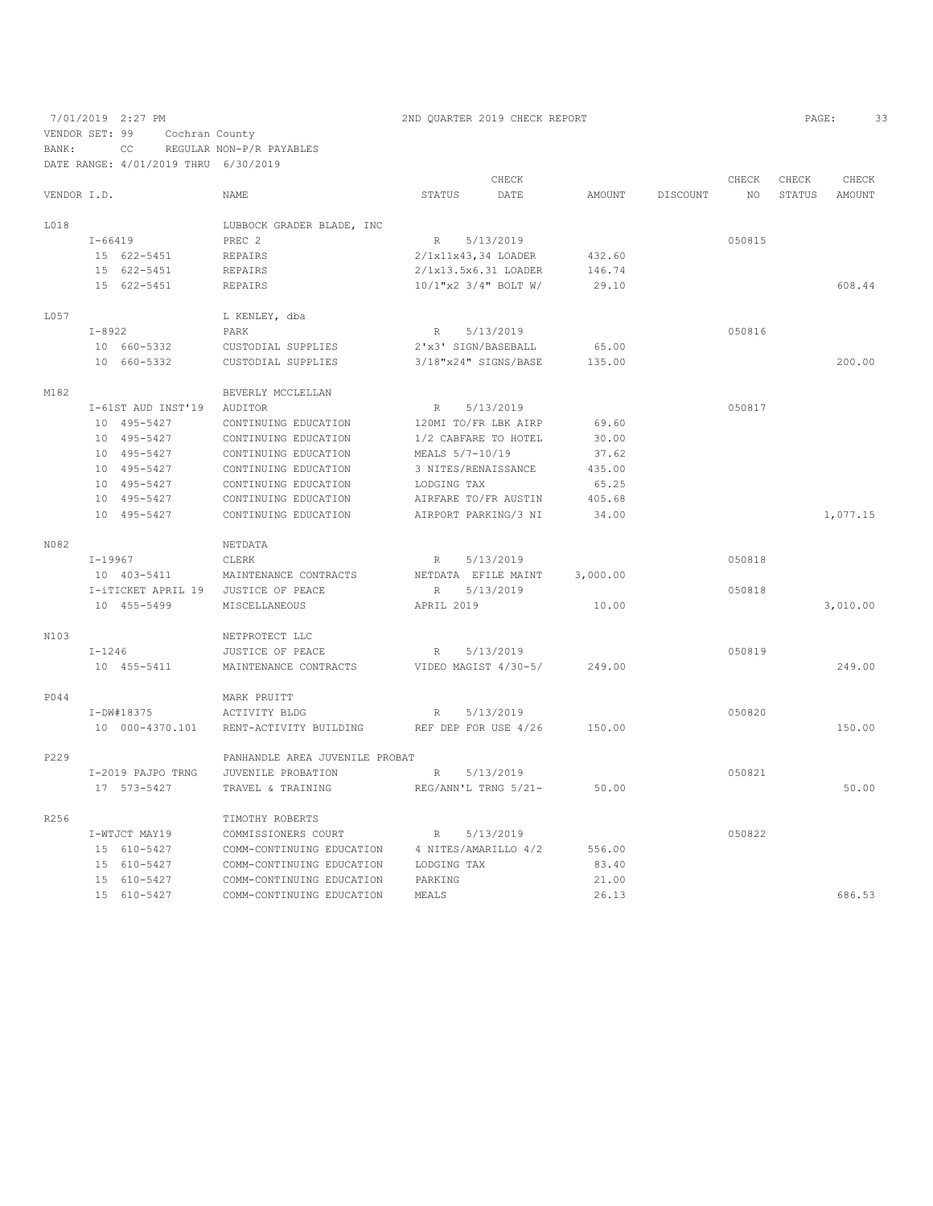7/01/2019 2:27 PM — 2ND QUARTER 2019 CHECK REPORT

VENDOR SET: 99 Cochran County
BANK: CC REGULAR NON-P/R PAYABLES
DATE RANGE: 4/01/2019 THRU 6/30/2019

| VENDOR I.D. | NAME | STATUS | CHECK DATE | AMOUNT | DISCOUNT | CHECK NO | CHECK STATUS | CHECK AMOUNT |
|---|---|---|---|---|---|---|---|---|
| L018 | LUBBOCK GRADER BLADE, INC | | | | | | | |
| I-66419 | PREC 2 | R | 5/13/2019 | | | 050815 | | |
| 15 622-5451 | REPAIRS | 2/1x11x43,34 LOADER | | 432.60 | | | | |
| 15 622-5451 | REPAIRS | 2/1x13.5x6.31 LOADER | | 146.74 | | | | |
| 15 622-5451 | REPAIRS | 10/1"x2 3/4" BOLT W/ | | 29.10 | | | | 608.44 |
| L057 | L KENLEY, dba | | | | | | | |
| I-8922 | PARK | R | 5/13/2019 | | | 050816 | | |
| 10 660-5332 | CUSTODIAL SUPPLIES | 2'x3' SIGN/BASEBALL | | 65.00 | | | | |
| 10 660-5332 | CUSTODIAL SUPPLIES | 3/18"x24" SIGNS/BASE | | 135.00 | | | | 200.00 |
| M182 | BEVERLY MCCLELLAN | | | | | | | |
| I-61ST AUD INST'19 | AUDITOR | R | 5/13/2019 | | | 050817 | | |
| 10 495-5427 | CONTINUING EDUCATION | 120MI TO/FR LBK AIRP | | 69.60 | | | | |
| 10 495-5427 | CONTINUING EDUCATION | 1/2 CABFARE TO HOTEL | | 30.00 | | | | |
| 10 495-5427 | CONTINUING EDUCATION | MEALS 5/7-10/19 | | 37.62 | | | | |
| 10 495-5427 | CONTINUING EDUCATION | 3 NITES/RENAISSANCE | | 435.00 | | | | |
| 10 495-5427 | CONTINUING EDUCATION | LODGING TAX | | 65.25 | | | | |
| 10 495-5427 | CONTINUING EDUCATION | AIRFARE TO/FR AUSTIN | | 405.68 | | | | |
| 10 495-5427 | CONTINUING EDUCATION | AIRPORT PARKING/3 NI | | 34.00 | | | | 1,077.15 |
| N082 | NETDATA | | | | | | | |
| I-19967 | CLERK | R | 5/13/2019 | | | 050818 | | |
| 10 403-5411 | MAINTENANCE CONTRACTS | NETDATA EFILE MAINT | | 3,000.00 | | | | |
| I-iTICKET APRIL 19 | JUSTICE OF PEACE | R | 5/13/2019 | | | 050818 | | |
| 10 455-5499 | MISCELLANEOUS | APRIL 2019 | | 10.00 | | | | 3,010.00 |
| N103 | NETPROTECT LLC | | | | | | | |
| I-1246 | JUSTICE OF PEACE | R | 5/13/2019 | | | 050819 | | |
| 10 455-5411 | MAINTENANCE CONTRACTS | VIDEO MAGIST 4/30-5/ | | 249.00 | | | | 249.00 |
| P044 | MARK PRUITT | | | | | | | |
| I-DW#18375 | ACTIVITY BLDG | R | 5/13/2019 | | | 050820 | | |
| 10 000-4370.101 | RENT-ACTIVITY BUILDING | REF DEP FOR USE 4/26 | | 150.00 | | | | 150.00 |
| P229 | PANHANDLE AREA JUVENILE PROBAT | | | | | | | |
| I-2019 PAJPO TRNG | JUVENILE PROBATION | R | 5/13/2019 | | | 050821 | | |
| 17 573-5427 | TRAVEL & TRAINING | REG/ANN'L TRNG 5/21- | | 50.00 | | | | 50.00 |
| R256 | TIMOTHY ROBERTS | | | | | | | |
| I-WTJCT MAY19 | COMMISSIONERS COURT | R | 5/13/2019 | | | 050822 | | |
| 15 610-5427 | COMM-CONTINUING EDUCATION | 4 NITES/AMARILLO 4/2 | | 556.00 | | | | |
| 15 610-5427 | COMM-CONTINUING EDUCATION | LODGING TAX | | 83.40 | | | | |
| 15 610-5427 | COMM-CONTINUING EDUCATION | PARKING | | 21.00 | | | | |
| 15 610-5427 | COMM-CONTINUING EDUCATION | MEALS | | 26.13 | | | | 686.53 |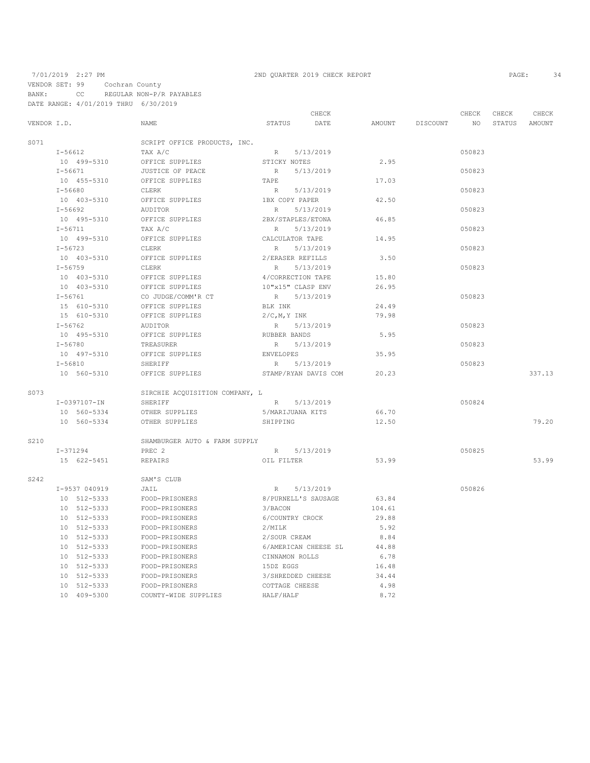7/01/2019 2:27 PM 2ND QUARTER 2019 CHECK REPORT

VENDOR SET: 99 Cochran County
BANK: CC REGULAR NON-P/R PAYABLES
DATE RANGE: 4/01/2019 THRU 6/30/2019

| VENDOR I.D. | NAME | STATUS | CHECK DATE | AMOUNT | DISCOUNT | CHECK NO | CHECK STATUS | CHECK AMOUNT |
|---|---|---|---|---|---|---|---|---|
| S071 | SCRIPT OFFICE PRODUCTS, INC. | | | | | | | |
| I-56612 | TAX A/C | R | 5/13/2019 | | | 050823 | | |
| 10 499-5310 | OFFICE SUPPLIES | STICKY NOTES | | 2.95 | | | | |
| I-56671 | JUSTICE OF PEACE | R | 5/13/2019 | | | 050823 | | |
| 10 455-5310 | OFFICE SUPPLIES | TAPE | | 17.03 | | | | |
| I-56680 | CLERK | R | 5/13/2019 | | | 050823 | | |
| 10 403-5310 | OFFICE SUPPLIES | 1BX COPY PAPER | | 42.50 | | | | |
| I-56692 | AUDITOR | R | 5/13/2019 | | | 050823 | | |
| 10 495-5310 | OFFICE SUPPLIES | 2BX/STAPLES/ETONA | | 46.85 | | | | |
| I-56711 | TAX A/C | R | 5/13/2019 | | | 050823 | | |
| 10 499-5310 | OFFICE SUPPLIES | CALCULATOR TAPE | | 14.95 | | | | |
| I-56723 | CLERK | R | 5/13/2019 | | | 050823 | | |
| 10 403-5310 | OFFICE SUPPLIES | 2/ERASER REFILLS | | 3.50 | | | | |
| I-56759 | CLERK | R | 5/13/2019 | | | 050823 | | |
| 10 403-5310 | OFFICE SUPPLIES | 4/CORRECTION TAPE | | 15.80 | | | | |
| 10 403-5310 | OFFICE SUPPLIES | 10"x15" CLASP ENV | | 26.95 | | | | |
| I-56761 | CO JUDGE/COMM'R CT | R | 5/13/2019 | | | 050823 | | |
| 15 610-5310 | OFFICE SUPPLIES | BLK INK | | 24.49 | | | | |
| 15 610-5310 | OFFICE SUPPLIES | 2/C,M,Y INK | | 79.98 | | | | |
| I-56762 | AUDITOR | R | 5/13/2019 | | | 050823 | | |
| 10 495-5310 | OFFICE SUPPLIES | RUBBER BANDS | | 5.95 | | | | |
| I-56780 | TREASURER | R | 5/13/2019 | | | 050823 | | |
| 10 497-5310 | OFFICE SUPPLIES | ENVELOPES | | 35.95 | | | | |
| I-56810 | SHERIFF | R | 5/13/2019 | | | 050823 | | |
| 10 560-5310 | OFFICE SUPPLIES | STAMP/RYAN DAVIS COM | | 20.23 | | | | 337.13 |
| S073 | SIRCHIE ACQUISITION COMPANY, L | | | | | | | |
| I-0397107-IN | SHERIFF | R | 5/13/2019 | | | 050824 | | |
| 10 560-5334 | OTHER SUPPLIES | 5/MARIJUANA KITS | | 66.70 | | | | |
| 10 560-5334 | OTHER SUPPLIES | SHIPPING | | 12.50 | | | | 79.20 |
| S210 | SHAMBURGER AUTO & FARM SUPPLY | | | | | | | |
| I-371294 | PREC 2 | R | 5/13/2019 | | | 050825 | | |
| 15 622-5451 | REPAIRS | OIL FILTER | | 53.99 | | | | 53.99 |
| S242 | SAM'S CLUB | | | | | | | |
| I-9537 040919 | JAIL | R | 5/13/2019 | | | 050826 | | |
| 10 512-5333 | FOOD-PRISONERS | 8/PURNELL'S SAUSAGE | | 63.84 | | | | |
| 10 512-5333 | FOOD-PRISONERS | 3/BACON | | 104.61 | | | | |
| 10 512-5333 | FOOD-PRISONERS | 6/COUNTRY CROCK | | 29.88 | | | | |
| 10 512-5333 | FOOD-PRISONERS | 2/MILK | | 5.92 | | | | |
| 10 512-5333 | FOOD-PRISONERS | 2/SOUR CREAM | | 8.84 | | | | |
| 10 512-5333 | FOOD-PRISONERS | 6/AMERICAN CHEESE SL | | 44.88 | | | | |
| 10 512-5333 | FOOD-PRISONERS | CINNAMON ROLLS | | 6.78 | | | | |
| 10 512-5333 | FOOD-PRISONERS | 15DZ EGGS | | 16.48 | | | | |
| 10 512-5333 | FOOD-PRISONERS | 3/SHREDDED CHEESE | | 34.44 | | | | |
| 10 512-5333 | FOOD-PRISONERS | COTTAGE CHEESE | | 4.98 | | | | |
| 10 409-5300 | COUNTY-WIDE SUPPLIES | HALF/HALF | | 8.72 | | | | |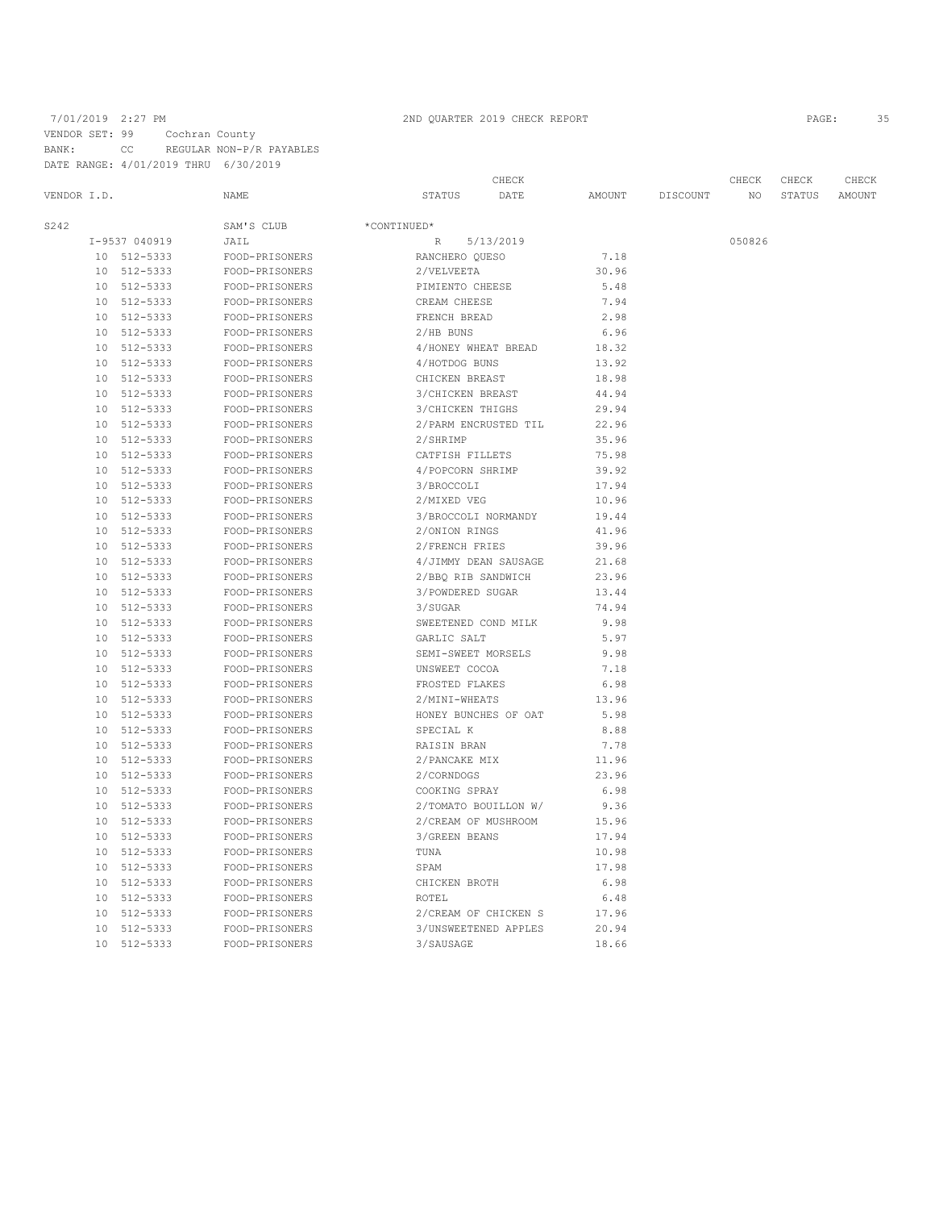7/01/2019 2:27 PM 2ND QUARTER 2019 CHECK REPORT

VENDOR SET: 99 Cochran County
BANK: CC REGULAR NON-P/R PAYABLES
DATE RANGE: 4/01/2019 THRU 6/30/2019

| VENDOR I.D. | NAME | STATUS | CHECK DATE | AMOUNT | DISCOUNT | CHECK NO | CHECK STATUS | CHECK AMOUNT |
|---|---|---|---|---|---|---|---|---|
| S242 | SAM'S CLUB | *CONTINUED* | | | | | | |
| I-9537 040919 | JAIL | R | 5/13/2019 | | | 050826 | | |
| 10 512-5333 | FOOD-PRISONERS | RANCHERO QUESO | | 7.18 | | | | |
| 10 512-5333 | FOOD-PRISONERS | 2/VELVEETA | | 30.96 | | | | |
| 10 512-5333 | FOOD-PRISONERS | PIMIENTO CHEESE | | 5.48 | | | | |
| 10 512-5333 | FOOD-PRISONERS | CREAM CHEESE | | 7.94 | | | | |
| 10 512-5333 | FOOD-PRISONERS | FRENCH BREAD | | 2.98 | | | | |
| 10 512-5333 | FOOD-PRISONERS | 2/HB BUNS | | 6.96 | | | | |
| 10 512-5333 | FOOD-PRISONERS | 4/HONEY WHEAT BREAD | | 18.32 | | | | |
| 10 512-5333 | FOOD-PRISONERS | 4/HOTDOG BUNS | | 13.92 | | | | |
| 10 512-5333 | FOOD-PRISONERS | CHICKEN BREAST | | 18.98 | | | | |
| 10 512-5333 | FOOD-PRISONERS | 3/CHICKEN BREAST | | 44.94 | | | | |
| 10 512-5333 | FOOD-PRISONERS | 3/CHICKEN THIGHS | | 29.94 | | | | |
| 10 512-5333 | FOOD-PRISONERS | 2/PARM ENCRUSTED TIL | | 22.96 | | | | |
| 10 512-5333 | FOOD-PRISONERS | 2/SHRIMP | | 35.96 | | | | |
| 10 512-5333 | FOOD-PRISONERS | CATFISH FILLETS | | 75.98 | | | | |
| 10 512-5333 | FOOD-PRISONERS | 4/POPCORN SHRIMP | | 39.92 | | | | |
| 10 512-5333 | FOOD-PRISONERS | 3/BROCCOLI | | 17.94 | | | | |
| 10 512-5333 | FOOD-PRISONERS | 2/MIXED VEG | | 10.96 | | | | |
| 10 512-5333 | FOOD-PRISONERS | 3/BROCCOLI NORMANDY | | 19.44 | | | | |
| 10 512-5333 | FOOD-PRISONERS | 2/ONION RINGS | | 41.96 | | | | |
| 10 512-5333 | FOOD-PRISONERS | 2/FRENCH FRIES | | 39.96 | | | | |
| 10 512-5333 | FOOD-PRISONERS | 4/JIMMY DEAN SAUSAGE | | 21.68 | | | | |
| 10 512-5333 | FOOD-PRISONERS | 2/BBQ RIB SANDWICH | | 23.96 | | | | |
| 10 512-5333 | FOOD-PRISONERS | 3/POWDERED SUGAR | | 13.44 | | | | |
| 10 512-5333 | FOOD-PRISONERS | 3/SUGAR | | 74.94 | | | | |
| 10 512-5333 | FOOD-PRISONERS | SWEETENED COND MILK | | 9.98 | | | | |
| 10 512-5333 | FOOD-PRISONERS | GARLIC SALT | | 5.97 | | | | |
| 10 512-5333 | FOOD-PRISONERS | SEMI-SWEET MORSELS | | 9.98 | | | | |
| 10 512-5333 | FOOD-PRISONERS | UNSWEET COCOA | | 7.18 | | | | |
| 10 512-5333 | FOOD-PRISONERS | FROSTED FLAKES | | 6.98 | | | | |
| 10 512-5333 | FOOD-PRISONERS | 2/MINI-WHEATS | | 13.96 | | | | |
| 10 512-5333 | FOOD-PRISONERS | HONEY BUNCHES OF OAT | | 5.98 | | | | |
| 10 512-5333 | FOOD-PRISONERS | SPECIAL K | | 8.88 | | | | |
| 10 512-5333 | FOOD-PRISONERS | RAISIN BRAN | | 7.78 | | | | |
| 10 512-5333 | FOOD-PRISONERS | 2/PANCAKE MIX | | 11.96 | | | | |
| 10 512-5333 | FOOD-PRISONERS | 2/CORNDOGS | | 23.96 | | | | |
| 10 512-5333 | FOOD-PRISONERS | COOKING SPRAY | | 6.98 | | | | |
| 10 512-5333 | FOOD-PRISONERS | 2/TOMATO BOUILLON W/ | | 9.36 | | | | |
| 10 512-5333 | FOOD-PRISONERS | 2/CREAM OF MUSHROOM | | 15.96 | | | | |
| 10 512-5333 | FOOD-PRISONERS | 3/GREEN BEANS | | 17.94 | | | | |
| 10 512-5333 | FOOD-PRISONERS | TUNA | | 10.98 | | | | |
| 10 512-5333 | FOOD-PRISONERS | SPAM | | 17.98 | | | | |
| 10 512-5333 | FOOD-PRISONERS | CHICKEN BROTH | | 6.98 | | | | |
| 10 512-5333 | FOOD-PRISONERS | ROTEL | | 6.48 | | | | |
| 10 512-5333 | FOOD-PRISONERS | 2/CREAM OF CHICKEN S | | 17.96 | | | | |
| 10 512-5333 | FOOD-PRISONERS | 3/UNSWEETENED APPLES | | 20.94 | | | | |
| 10 512-5333 | FOOD-PRISONERS | 3/SAUSAGE | | 18.66 | | | | |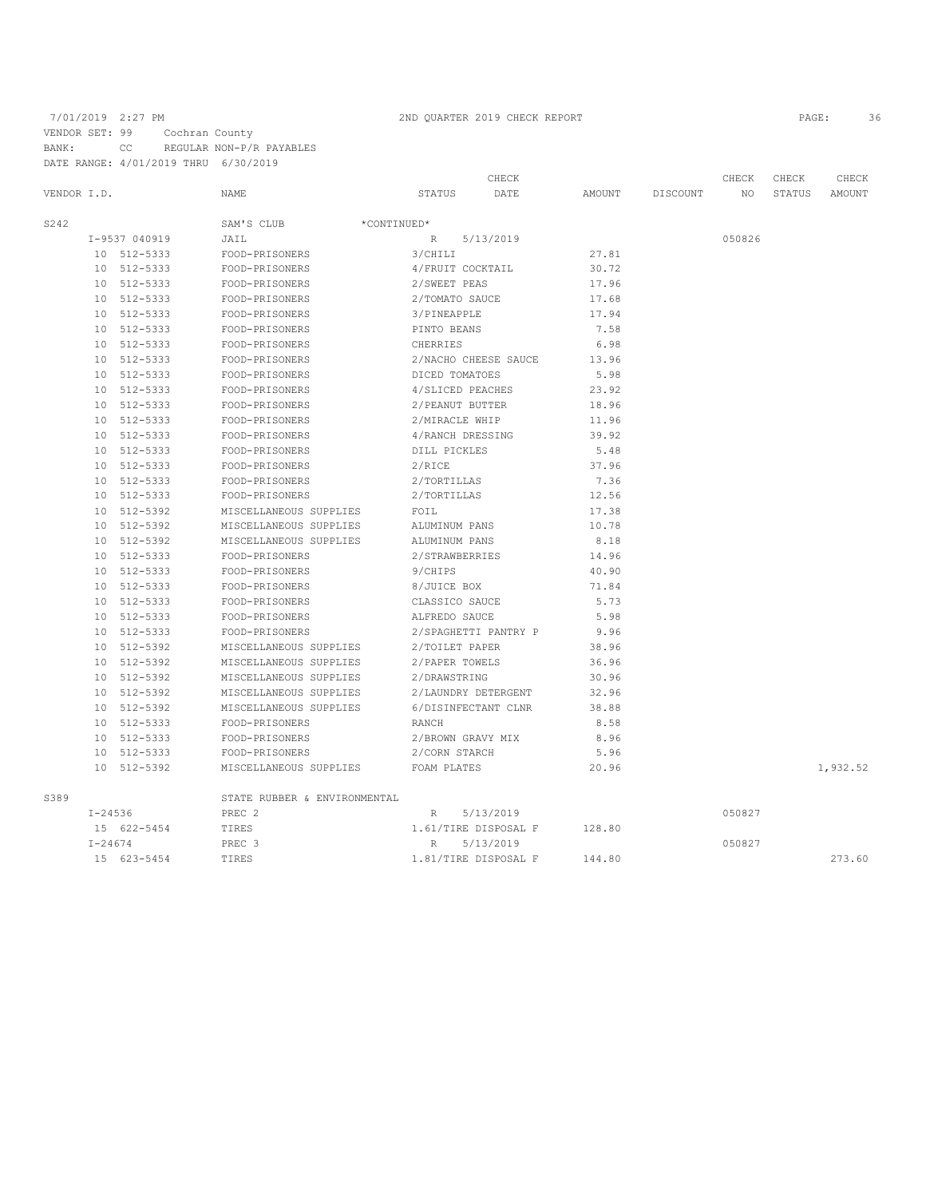7/01/2019 2:27 PM 2ND QUARTER 2019 CHECK REPORT

VENDOR SET: 99 Cochran County
BANK: CC REGULAR NON-P/R PAYABLES
DATE RANGE: 4/01/2019 THRU 6/30/2019

| VENDOR I.D. | NAME | STATUS | CHECK DATE | AMOUNT | DISCOUNT | CHECK NO | CHECK STATUS | CHECK AMOUNT |
|---|---|---|---|---|---|---|---|---|
| S242 | SAM'S CLUB *CONTINUED* | | | | | | | |
| I-9537 040919 | JAIL | R | 5/13/2019 | | | 050826 | | |
| 10 512-5333 | FOOD-PRISONERS | 3/CHILI | | 27.81 | | | | |
| 10 512-5333 | FOOD-PRISONERS | 4/FRUIT COCKTAIL | | 30.72 | | | | |
| 10 512-5333 | FOOD-PRISONERS | 2/SWEET PEAS | | 17.96 | | | | |
| 10 512-5333 | FOOD-PRISONERS | 2/TOMATO SAUCE | | 17.68 | | | | |
| 10 512-5333 | FOOD-PRISONERS | 3/PINEAPPLE | | 17.94 | | | | |
| 10 512-5333 | FOOD-PRISONERS | PINTO BEANS | | 7.58 | | | | |
| 10 512-5333 | FOOD-PRISONERS | CHERRIES | | 6.98 | | | | |
| 10 512-5333 | FOOD-PRISONERS | 2/NACHO CHEESE SAUCE | | 13.96 | | | | |
| 10 512-5333 | FOOD-PRISONERS | DICED TOMATOES | | 5.98 | | | | |
| 10 512-5333 | FOOD-PRISONERS | 4/SLICED PEACHES | | 23.92 | | | | |
| 10 512-5333 | FOOD-PRISONERS | 2/PEANUT BUTTER | | 18.96 | | | | |
| 10 512-5333 | FOOD-PRISONERS | 2/MIRACLE WHIP | | 11.96 | | | | |
| 10 512-5333 | FOOD-PRISONERS | 4/RANCH DRESSING | | 39.92 | | | | |
| 10 512-5333 | FOOD-PRISONERS | DILL PICKLES | | 5.48 | | | | |
| 10 512-5333 | FOOD-PRISONERS | 2/RICE | | 37.96 | | | | |
| 10 512-5333 | FOOD-PRISONERS | 2/TORTILLAS | | 7.36 | | | | |
| 10 512-5333 | FOOD-PRISONERS | 2/TORTILLAS | | 12.56 | | | | |
| 10 512-5392 | MISCELLANEOUS SUPPLIES | FOIL | | 17.38 | | | | |
| 10 512-5392 | MISCELLANEOUS SUPPLIES | ALUMINUM PANS | | 10.78 | | | | |
| 10 512-5392 | MISCELLANEOUS SUPPLIES | ALUMINUM PANS | | 8.18 | | | | |
| 10 512-5333 | FOOD-PRISONERS | 2/STRAWBERRIES | | 14.96 | | | | |
| 10 512-5333 | FOOD-PRISONERS | 9/CHIPS | | 40.90 | | | | |
| 10 512-5333 | FOOD-PRISONERS | 8/JUICE BOX | | 71.84 | | | | |
| 10 512-5333 | FOOD-PRISONERS | CLASSICO SAUCE | | 5.73 | | | | |
| 10 512-5333 | FOOD-PRISONERS | ALFREDO SAUCE | | 5.98 | | | | |
| 10 512-5333 | FOOD-PRISONERS | 2/SPAGHETTI PANTRY P | | 9.96 | | | | |
| 10 512-5392 | MISCELLANEOUS SUPPLIES | 2/TOILET PAPER | | 38.96 | | | | |
| 10 512-5392 | MISCELLANEOUS SUPPLIES | 2/PAPER TOWELS | | 36.96 | | | | |
| 10 512-5392 | MISCELLANEOUS SUPPLIES | 2/DRAWSTRING | | 30.96 | | | | |
| 10 512-5392 | MISCELLANEOUS SUPPLIES | 2/LAUNDRY DETERGENT | | 32.96 | | | | |
| 10 512-5392 | MISCELLANEOUS SUPPLIES | 6/DISINFECTANT CLNR | | 38.88 | | | | |
| 10 512-5333 | FOOD-PRISONERS | RANCH | | 8.58 | | | | |
| 10 512-5333 | FOOD-PRISONERS | 2/BROWN GRAVY MIX | | 8.96 | | | | |
| 10 512-5333 | FOOD-PRISONERS | 2/CORN STARCH | | 5.96 | | | | |
| 10 512-5392 | MISCELLANEOUS SUPPLIES | FOAM PLATES | | 20.96 | | | | 1,932.52 |
| S389 | STATE RUBBER & ENVIRONMENTAL | | | | | | | |
| I-24536 | PREC 2 | R | 5/13/2019 | | | 050827 | | |
| 15 622-5454 | TIRES | 1.61/TIRE DISPOSAL F | | 128.80 | | | | |
| I-24674 | PREC 3 | R | 5/13/2019 | | | 050827 | | |
| 15 623-5454 | TIRES | 1.81/TIRE DISPOSAL F | | 144.80 | | | | 273.60 |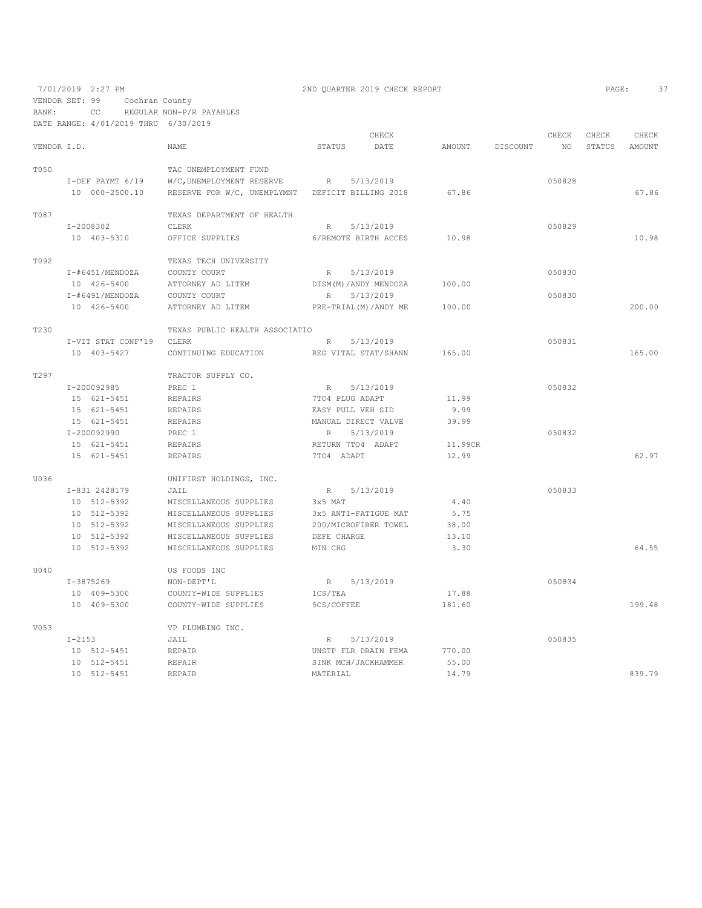7/01/2019 2:27 PM 2ND QUARTER 2019 CHECK REPORT

VENDOR SET: 99 Cochran County
BANK: CC REGULAR NON-P/R PAYABLES
DATE RANGE: 4/01/2019 THRU 6/30/2019

| VENDOR I.D. | NAME | STATUS | CHECK DATE | AMOUNT | DISCOUNT | CHECK NO | CHECK STATUS | CHECK AMOUNT |
|---|---|---|---|---|---|---|---|---|
| T050 | TAC UNEMPLOYMENT FUND | | | | | | | |
| I-DEF PAYMT 6/19 | W/C,UNEMPLOYMENT RESERVE | R | 5/13/2019 | | | 050828 | | |
| 10 000-2500.10 | RESERVE FOR W/C, UNEMPLYMNT | DEFICIT BILLING 2018 | | 67.86 | | | | 67.86 |
| T087 | TEXAS DEPARTMENT OF HEALTH | | | | | | | |
| I-2008302 | CLERK | R | 5/13/2019 | | | 050829 | | |
| 10 403-5310 | OFFICE SUPPLIES | 6/REMOTE BIRTH ACCES | | 10.98 | | | | 10.98 |
| T092 | TEXAS TECH UNIVERSITY | | | | | | | |
| I-#6451/MENDOZA | COUNTY COURT | R | 5/13/2019 | | | 050830 | | |
| 10 426-5400 | ATTORNEY AD LITEM | DISM(M)/ANDY MENDOZA | | 100.00 | | | | |
| I-#6491/MENDOZA | COUNTY COURT | R | 5/13/2019 | | | 050830 | | |
| 10 426-5400 | ATTORNEY AD LITEM | PRE-TRIAL(M)/ANDY ME | | 100.00 | | | | 200.00 |
| T230 | TEXAS PUBLIC HEALTH ASSOCIATIO | | | | | | | |
| I-VIT STAT CONF'19 | CLERK | R | 5/13/2019 | | | 050831 | | |
| 10 403-5427 | CONTINUING EDUCATION | REG VITAL STAT/SHANN | | 165.00 | | | | 165.00 |
| T297 | TRACTOR SUPPLY CO. | | | | | | | |
| I-200092985 | PREC 1 | R | 5/13/2019 | | | 050832 | | |
| 15 621-5451 | REPAIRS | 7TO4 PLUG ADAPT | | 11.99 | | | | |
| 15 621-5451 | REPAIRS | EASY PULL VEH SID | | 9.99 | | | | |
| 15 621-5451 | REPAIRS | MANUAL DIRECT VALVE | | 39.99 | | | | |
| I-200092990 | PREC 1 | R | 5/13/2019 | | | 050832 | | |
| 15 621-5451 | REPAIRS | RETURN 7TO4 ADAPT | | 11.99CR | | | | |
| 15 621-5451 | REPAIRS | 7TO4 ADAPT | | 12.99 | | | | 62.97 |
| U036 | UNIFIRST HOLDINGS, INC. | | | | | | | |
| I-831 2428179 | JAIL | R | 5/13/2019 | | | 050833 | | |
| 10 512-5392 | MISCELLANEOUS SUPPLIES | 3x5 MAT | | 4.40 | | | | |
| 10 512-5392 | MISCELLANEOUS SUPPLIES | 3x5 ANTI-FATIGUE MAT | | 5.75 | | | | |
| 10 512-5392 | MISCELLANEOUS SUPPLIES | 200/MICROFIBER TOWEL | | 38.00 | | | | |
| 10 512-5392 | MISCELLANEOUS SUPPLIES | DEFE CHARGE | | 13.10 | | | | |
| 10 512-5392 | MISCELLANEOUS SUPPLIES | MIN CHG | | 3.30 | | | | 64.55 |
| U040 | US FOODS INC | | | | | | | |
| I-3875269 | NON-DEPT'L | R | 5/13/2019 | | | 050834 | | |
| 10 409-5300 | COUNTY-WIDE SUPPLIES | 1CS/TEA | | 17.88 | | | | |
| 10 409-5300 | COUNTY-WIDE SUPPLIES | 5CS/COFFEE | | 181.60 | | | | 199.48 |
| V053 | VP PLUMBING INC. | | | | | | | |
| I-2153 | JAIL | R | 5/13/2019 | | | 050835 | | |
| 10 512-5451 | REPAIR | UNSTP FLR DRAIN FEMA | | 770.00 | | | | |
| 10 512-5451 | REPAIR | SINK MCH/JACKHAMMER | | 55.00 | | | | |
| 10 512-5451 | REPAIR | MATERIAL | | 14.79 | | | | 839.79 |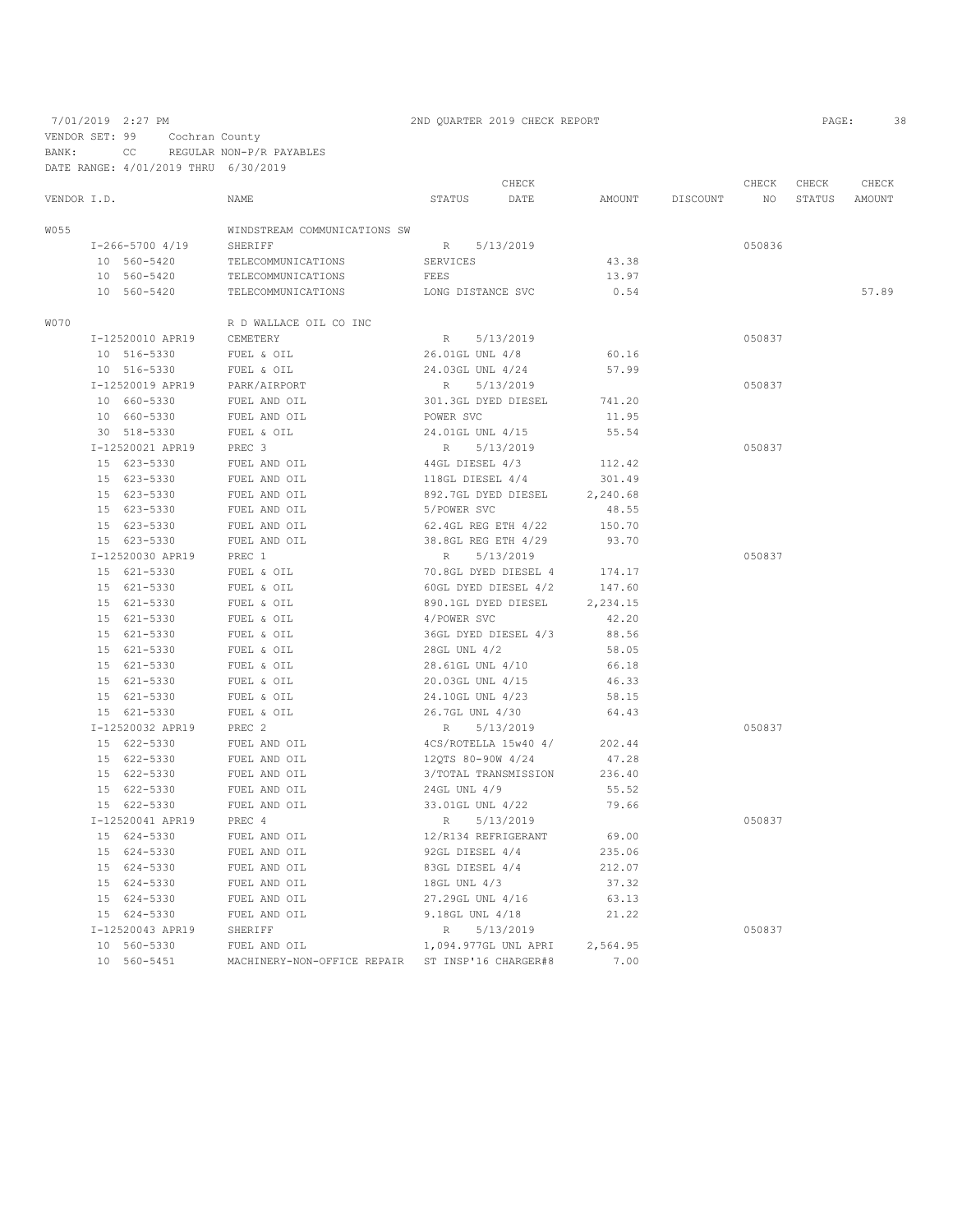7/01/2019 2:27 PM 2ND QUARTER 2019 CHECK REPORT

VENDOR SET: 99 Cochran County
BANK: CC REGULAR NON-P/R PAYABLES
DATE RANGE: 4/01/2019 THRU 6/30/2019

| VENDOR I.D. | NAME | STATUS | CHECK DATE | AMOUNT | DISCOUNT | CHECK NO | CHECK STATUS | CHECK AMOUNT |
|---|---|---|---|---|---|---|---|---|
| W055 | WINDSTREAM COMMUNICATIONS SW | | | | | | | |
| I-266-5700 4/19 | SHERIFF | R | 5/13/2019 | | | 050836 | | |
| 10 560-5420 | TELECOMMUNICATIONS | SERVICES | | 43.38 | | | | |
| 10 560-5420 | TELECOMMUNICATIONS | FEES | | 13.97 | | | | |
| 10 560-5420 | TELECOMMUNICATIONS | LONG DISTANCE SVC | | 0.54 | | | | 57.89 |
| W070 | R D WALLACE OIL CO INC | | | | | | | |
| I-12520010 APR19 | CEMETERY | R | 5/13/2019 | | | 050837 | | |
| 10 516-5330 | FUEL & OIL | 26.01GL UNL 4/8 | | 60.16 | | | | |
| 10 516-5330 | FUEL & OIL | 24.03GL UNL 4/24 | | 57.99 | | | | |
| I-12520019 APR19 | PARK/AIRPORT | R | 5/13/2019 | | | 050837 | | |
| 10 660-5330 | FUEL AND OIL | 301.3GL DYED DIESEL | | 741.20 | | | | |
| 10 660-5330 | FUEL AND OIL | POWER SVC | | 11.95 | | | | |
| 30 518-5330 | FUEL & OIL | 24.01GL UNL 4/15 | | 55.54 | | | | |
| I-12520021 APR19 | PREC 3 | R | 5/13/2019 | | | 050837 | | |
| 15 623-5330 | FUEL AND OIL | 44GL DIESEL 4/3 | | 112.42 | | | | |
| 15 623-5330 | FUEL AND OIL | 118GL DIESEL 4/4 | | 301.49 | | | | |
| 15 623-5330 | FUEL AND OIL | 892.7GL DYED DIESEL | | 2,240.68 | | | | |
| 15 623-5330 | FUEL AND OIL | 5/POWER SVC | | 48.55 | | | | |
| 15 623-5330 | FUEL AND OIL | 62.4GL REG ETH 4/22 | | 150.70 | | | | |
| 15 623-5330 | FUEL AND OIL | 38.8GL REG ETH 4/29 | | 93.70 | | | | |
| I-12520030 APR19 | PREC 1 | R | 5/13/2019 | | | 050837 | | |
| 15 621-5330 | FUEL & OIL | 70.8GL DYED DIESEL 4 | | 174.17 | | | | |
| 15 621-5330 | FUEL & OIL | 60GL DYED DIESEL 4/2 | | 147.60 | | | | |
| 15 621-5330 | FUEL & OIL | 890.1GL DYED DIESEL | | 2,234.15 | | | | |
| 15 621-5330 | FUEL & OIL | 4/POWER SVC | | 42.20 | | | | |
| 15 621-5330 | FUEL & OIL | 36GL DYED DIESEL 4/3 | | 88.56 | | | | |
| 15 621-5330 | FUEL & OIL | 28GL UNL 4/2 | | 58.05 | | | | |
| 15 621-5330 | FUEL & OIL | 28.61GL UNL 4/10 | | 66.18 | | | | |
| 15 621-5330 | FUEL & OIL | 20.03GL UNL 4/15 | | 46.33 | | | | |
| 15 621-5330 | FUEL & OIL | 24.10GL UNL 4/23 | | 58.15 | | | | |
| 15 621-5330 | FUEL & OIL | 26.7GL UNL 4/30 | | 64.43 | | | | |
| I-12520032 APR19 | PREC 2 | R | 5/13/2019 | | | 050837 | | |
| 15 622-5330 | FUEL AND OIL | 4CS/ROTELLA 15w40 4/ | | 202.44 | | | | |
| 15 622-5330 | FUEL AND OIL | 12QTS 80-90W 4/24 | | 47.28 | | | | |
| 15 622-5330 | FUEL AND OIL | 3/TOTAL TRANSMISSION | | 236.40 | | | | |
| 15 622-5330 | FUEL AND OIL | 24GL UNL 4/9 | | 55.52 | | | | |
| 15 622-5330 | FUEL AND OIL | 33.01GL UNL 4/22 | | 79.66 | | | | |
| I-12520041 APR19 | PREC 4 | R | 5/13/2019 | | | 050837 | | |
| 15 624-5330 | FUEL AND OIL | 12/R134 REFRIGERANT | | 69.00 | | | | |
| 15 624-5330 | FUEL AND OIL | 92GL DIESEL 4/4 | | 235.06 | | | | |
| 15 624-5330 | FUEL AND OIL | 83GL DIESEL 4/4 | | 212.07 | | | | |
| 15 624-5330 | FUEL AND OIL | 18GL UNL 4/3 | | 37.32 | | | | |
| 15 624-5330 | FUEL AND OIL | 27.29GL UNL 4/16 | | 63.13 | | | | |
| 15 624-5330 | FUEL AND OIL | 9.18GL UNL 4/18 | | 21.22 | | | | |
| I-12520043 APR19 | SHERIFF | R | 5/13/2019 | | | 050837 | | |
| 10 560-5330 | FUEL AND OIL | 1,094.977GL UNL APRI | | 2,564.95 | | | | |
| 10 560-5451 | MACHINERY-NON-OFFICE REPAIR | ST INSP'16 CHARGER#8 | | 7.00 | | | | |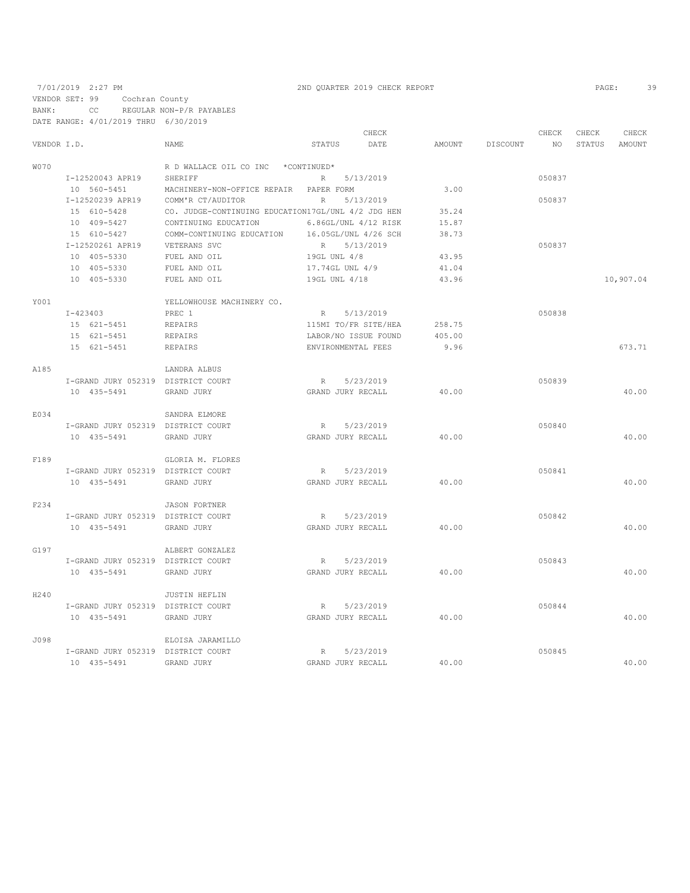7/01/2019 2:27 PM 2ND QUARTER 2019 CHECK REPORT

VENDOR SET: 99 Cochran County
BANK: CC REGULAR NON-P/R PAYABLES
DATE RANGE: 4/01/2019 THRU 6/30/2019

| VENDOR I.D. | NAME | STATUS | CHECK DATE | AMOUNT | DISCOUNT | CHECK NO | CHECK STATUS | CHECK AMOUNT |
|---|---|---|---|---|---|---|---|---|
| W070 | R D WALLACE OIL CO INC *CONTINUED* | | | | | | | |
| I-12520043 APR19 | SHERIFF | R | 5/13/2019 | | | 050837 | | |
| 10 560-5451 | MACHINERY-NON-OFFICE REPAIR | PAPER FORM | | 3.00 | | | | |
| I-12520239 APR19 | COMM'R CT/AUDITOR | R | 5/13/2019 | | | 050837 | | |
| 15 610-5428 | CO. JUDGE-CONTINUING EDUCATION | 17GL/UNL 4/2 JDG HEN | | 35.24 | | | | |
| 10 409-5427 | CONTINUING EDUCATION | 6.86GL/UNL 4/12 RISK | | 15.87 | | | | |
| 15 610-5427 | COMM-CONTINUING EDUCATION | 16.05GL/UNL 4/26 SCH | | 38.73 | | | | |
| I-12520261 APR19 | VETERANS SVC | R | 5/13/2019 | | | 050837 | | |
| 10 405-5330 | FUEL AND OIL | 19GL UNL 4/8 | | 43.95 | | | | |
| 10 405-5330 | FUEL AND OIL | 17.74GL UNL 4/9 | | 41.04 | | | | |
| 10 405-5330 | FUEL AND OIL | 19GL UNL 4/18 | | 43.96 | | | | 10,907.04 |
| Y001 | YELLOWHOUSE MACHINERY CO. | | | | | | | |
| I-423403 | PREC 1 | R | 5/13/2019 | | | 050838 | | |
| 15 621-5451 | REPAIRS | 115MI TO/FR SITE/HEA | | 258.75 | | | | |
| 15 621-5451 | REPAIRS | LABOR/NO ISSUE FOUND | | 405.00 | | | | |
| 15 621-5451 | REPAIRS | ENVIRONMENTAL FEES | | 9.96 | | | | 673.71 |
| A185 | LANDRA ALBUS | | | | | | | |
| I-GRAND JURY 052319 | DISTRICT COURT | R | 5/23/2019 | | | 050839 | | |
| 10 435-5491 | GRAND JURY | GRAND JURY RECALL | | 40.00 | | | | 40.00 |
| E034 | SANDRA ELMORE | | | | | | | |
| I-GRAND JURY 052319 | DISTRICT COURT | R | 5/23/2019 | | | 050840 | | |
| 10 435-5491 | GRAND JURY | GRAND JURY RECALL | | 40.00 | | | | 40.00 |
| F189 | GLORIA M. FLORES | | | | | | | |
| I-GRAND JURY 052319 | DISTRICT COURT | R | 5/23/2019 | | | 050841 | | |
| 10 435-5491 | GRAND JURY | GRAND JURY RECALL | | 40.00 | | | | 40.00 |
| F234 | JASON FORTNER | | | | | | | |
| I-GRAND JURY 052319 | DISTRICT COURT | R | 5/23/2019 | | | 050842 | | |
| 10 435-5491 | GRAND JURY | GRAND JURY RECALL | | 40.00 | | | | 40.00 |
| G197 | ALBERT GONZALEZ | | | | | | | |
| I-GRAND JURY 052319 | DISTRICT COURT | R | 5/23/2019 | | | 050843 | | |
| 10 435-5491 | GRAND JURY | GRAND JURY RECALL | | 40.00 | | | | 40.00 |
| H240 | JUSTIN HEFLIN | | | | | | | |
| I-GRAND JURY 052319 | DISTRICT COURT | R | 5/23/2019 | | | 050844 | | |
| 10 435-5491 | GRAND JURY | GRAND JURY RECALL | | 40.00 | | | | 40.00 |
| J098 | ELOISA JARAMILLO | | | | | | | |
| I-GRAND JURY 052319 | DISTRICT COURT | R | 5/23/2019 | | | 050845 | | |
| 10 435-5491 | GRAND JURY | GRAND JURY RECALL | | 40.00 | | | | 40.00 |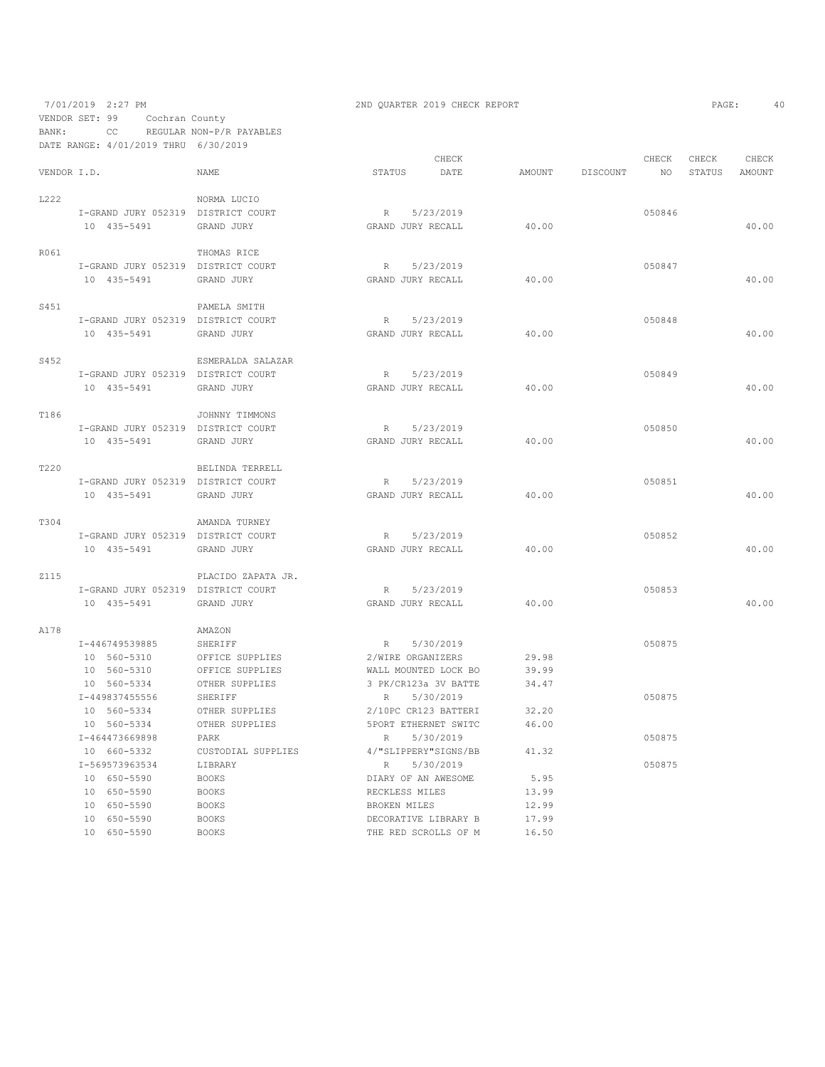7/01/2019 2:27 PM 2ND QUARTER 2019 CHECK REPORT

VENDOR SET: 99 Cochran County
BANK: CC REGULAR NON-P/R PAYABLES
DATE RANGE: 4/01/2019 THRU 6/30/2019

| VENDOR I.D. | NAME | STATUS | CHECK DATE | AMOUNT | DISCOUNT | CHECK NO | CHECK STATUS | CHECK AMOUNT |
|---|---|---|---|---|---|---|---|---|
| L222 | NORMA LUCIO | | | | | | | |
| I-GRAND JURY 052319 | DISTRICT COURT | R | 5/23/2019 | | | 050846 | | |
| 10 435-5491 | GRAND JURY | GRAND JURY RECALL | | 40.00 | | | | 40.00 |
| R061 | THOMAS RICE | | | | | | | |
| I-GRAND JURY 052319 | DISTRICT COURT | R | 5/23/2019 | | | 050847 | | |
| 10 435-5491 | GRAND JURY | GRAND JURY RECALL | | 40.00 | | | | 40.00 |
| S451 | PAMELA SMITH | | | | | | | |
| I-GRAND JURY 052319 | DISTRICT COURT | R | 5/23/2019 | | | 050848 | | |
| 10 435-5491 | GRAND JURY | GRAND JURY RECALL | | 40.00 | | | | 40.00 |
| S452 | ESMERALDA SALAZAR | | | | | | | |
| I-GRAND JURY 052319 | DISTRICT COURT | R | 5/23/2019 | | | 050849 | | |
| 10 435-5491 | GRAND JURY | GRAND JURY RECALL | | 40.00 | | | | 40.00 |
| T186 | JOHNNY TIMMONS | | | | | | | |
| I-GRAND JURY 052319 | DISTRICT COURT | R | 5/23/2019 | | | 050850 | | |
| 10 435-5491 | GRAND JURY | GRAND JURY RECALL | | 40.00 | | | | 40.00 |
| T220 | BELINDA TERRELL | | | | | | | |
| I-GRAND JURY 052319 | DISTRICT COURT | R | 5/23/2019 | | | 050851 | | |
| 10 435-5491 | GRAND JURY | GRAND JURY RECALL | | 40.00 | | | | 40.00 |
| T304 | AMANDA TURNEY | | | | | | | |
| I-GRAND JURY 052319 | DISTRICT COURT | R | 5/23/2019 | | | 050852 | | |
| 10 435-5491 | GRAND JURY | GRAND JURY RECALL | | 40.00 | | | | 40.00 |
| Z115 | PLACIDO ZAPATA JR. | | | | | | | |
| I-GRAND JURY 052319 | DISTRICT COURT | R | 5/23/2019 | | | 050853 | | |
| 10 435-5491 | GRAND JURY | GRAND JURY RECALL | | 40.00 | | | | 40.00 |
| A178 | AMAZON | | | | | | | |
| I-446749539885 | SHERIFF | R | 5/30/2019 | | | 050875 | | |
| 10 560-5310 | OFFICE SUPPLIES | 2/WIRE ORGANIZERS | | 29.98 | | | | |
| 10 560-5310 | OFFICE SUPPLIES | WALL MOUNTED LOCK BO | | 39.99 | | | | |
| 10 560-5334 | OTHER SUPPLIES | 3 PK/CR123a 3V BATTE | | 34.47 | | | | |
| I-449837455556 | SHERIFF | R | 5/30/2019 | | | 050875 | | |
| 10 560-5334 | OTHER SUPPLIES | 2/10PC CR123 BATTERI | | 32.20 | | | | |
| 10 560-5334 | OTHER SUPPLIES | 5PORT ETHERNET SWITC | | 46.00 | | | | |
| I-464473669898 | PARK | R | 5/30/2019 | | | 050875 | | |
| 10 660-5332 | CUSTODIAL SUPPLIES | 4/"SLIPPERY"SIGNS/BB | | 41.32 | | | | |
| I-569573963534 | LIBRARY | R | 5/30/2019 | | | 050875 | | |
| 10 650-5590 | BOOKS | DIARY OF AN AWESOME | | 5.95 | | | | |
| 10 650-5590 | BOOKS | RECKLESS MILES | | 13.99 | | | | |
| 10 650-5590 | BOOKS | BROKEN MILES | | 12.99 | | | | |
| 10 650-5590 | BOOKS | DECORATIVE LIBRARY B | | 17.99 | | | | |
| 10 650-5590 | BOOKS | THE RED SCROLLS OF M | | 16.50 | | | | |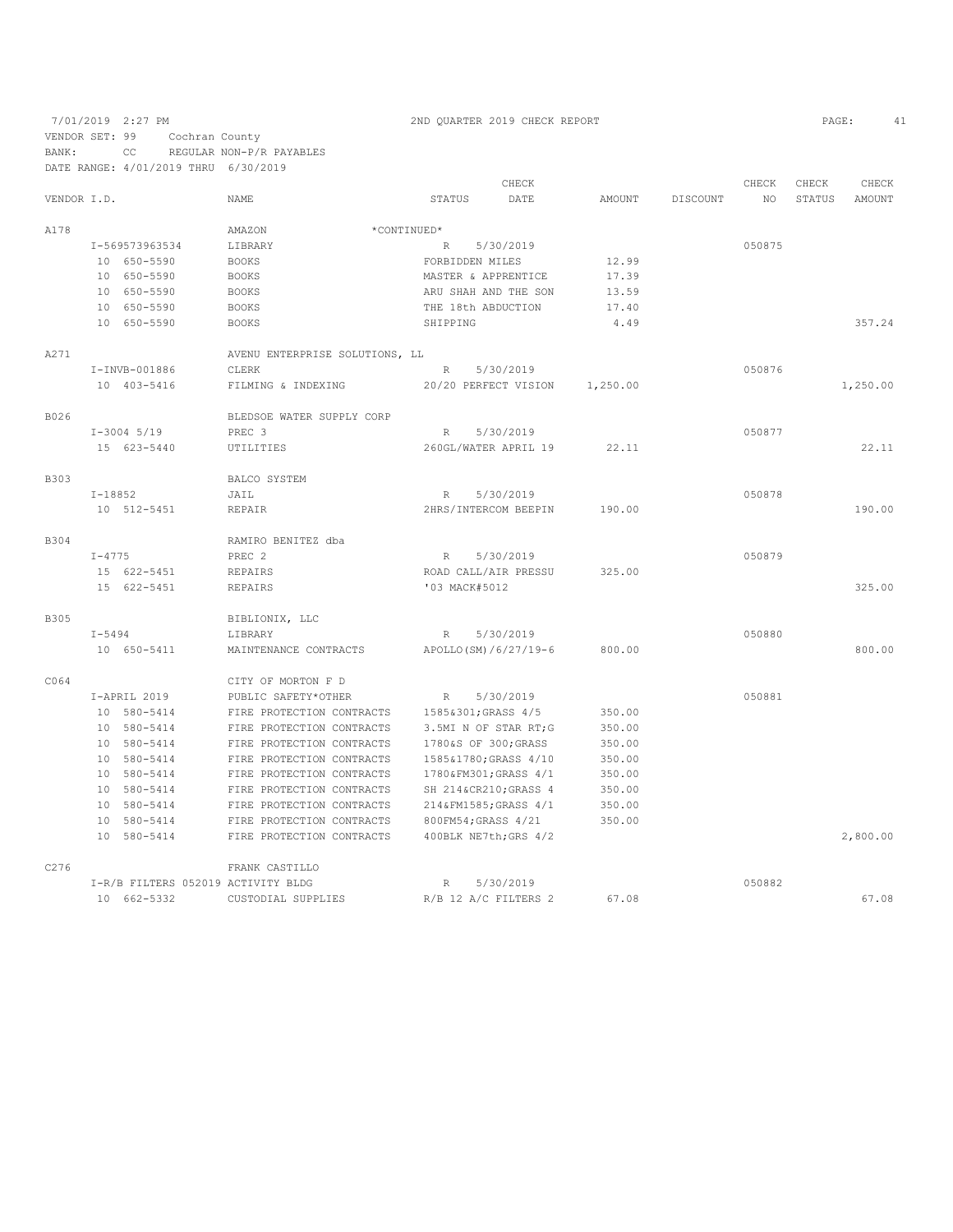7/01/2019 2:27 PM — 2ND QUARTER 2019 CHECK REPORT

VENDOR SET: 99 Cochran County
BANK: CC REGULAR NON-P/R PAYABLES
DATE RANGE: 4/01/2019 THRU 6/30/2019

| VENDOR I.D. | NAME | STATUS | CHECK DATE | AMOUNT | DISCOUNT | CHECK NO | CHECK STATUS | CHECK AMOUNT |
|---|---|---|---|---|---|---|---|---|
| A178 | AMAZON *CONTINUED* | | | | | | | |
| I-569573963534 | LIBRARY | R | 5/30/2019 | | | 050875 | | |
| 10 650-5590 | BOOKS | FORBIDDEN MILES | | 12.99 | | | | |
| 10 650-5590 | BOOKS | MASTER & APPRENTICE | | 17.39 | | | | |
| 10 650-5590 | BOOKS | ARU SHAH AND THE SON | | 13.59 | | | | |
| 10 650-5590 | BOOKS | THE 18th ABDUCTION | | 17.40 | | | | |
| 10 650-5590 | BOOKS | SHIPPING | | 4.49 | | | | 357.24 |
| A271 | AVENU ENTERPRISE SOLUTIONS, LL | | | | | | | |
| I-INVB-001886 | CLERK | R | 5/30/2019 | | | 050876 | | |
| 10 403-5416 | FILMING & INDEXING | 20/20 PERFECT VISION | | 1,250.00 | | | | 1,250.00 |
| B026 | BLEDSOE WATER SUPPLY CORP | | | | | | | |
| I-3004 5/19 | PREC 3 | R | 5/30/2019 | | | 050877 | | |
| 15 623-5440 | UTILITIES | 260GL/WATER APRIL 19 | | 22.11 | | | | 22.11 |
| B303 | BALCO SYSTEM | | | | | | | |
| I-18852 | JAIL | R | 5/30/2019 | | | 050878 | | |
| 10 512-5451 | REPAIR | 2HRS/INTERCOM BEEPIN | | 190.00 | | | | 190.00 |
| B304 | RAMIRO BENITEZ dba | | | | | | | |
| I-4775 | PREC 2 | R | 5/30/2019 | | | 050879 | | |
| 15 622-5451 | REPAIRS | ROAD CALL/AIR PRESSU | | 325.00 | | | | |
| 15 622-5451 | REPAIRS | '03 MACK#5012 | | | | | | 325.00 |
| B305 | BIBLIONIX, LLC | | | | | | | |
| I-5494 | LIBRARY | R | 5/30/2019 | | | 050880 | | |
| 10 650-5411 | MAINTENANCE CONTRACTS | APOLLO(SM)/6/27/19-6 | | 800.00 | | | | 800.00 |
| C064 | CITY OF MORTON F D | | | | | | | |
| I-APRIL 2019 | PUBLIC SAFETY*OTHER | R | 5/30/2019 | | | 050881 | | |
| 10 580-5414 | FIRE PROTECTION CONTRACTS | 1585&301;GRASS 4/5 | | 350.00 | | | | |
| 10 580-5414 | FIRE PROTECTION CONTRACTS | 3.5MI N OF STAR RT;G | | 350.00 | | | | |
| 10 580-5414 | FIRE PROTECTION CONTRACTS | 1780&S OF 300;GRASS | | 350.00 | | | | |
| 10 580-5414 | FIRE PROTECTION CONTRACTS | 1585&1780;GRASS 4/10 | | 350.00 | | | | |
| 10 580-5414 | FIRE PROTECTION CONTRACTS | 1780&FM301;GRASS 4/1 | | 350.00 | | | | |
| 10 580-5414 | FIRE PROTECTION CONTRACTS | SH 214&CR210;GRASS 4 | | 350.00 | | | | |
| 10 580-5414 | FIRE PROTECTION CONTRACTS | 214&FM1585;GRASS 4/1 | | 350.00 | | | | |
| 10 580-5414 | FIRE PROTECTION CONTRACTS | 800FM54;GRASS 4/21 | | 350.00 | | | | |
| 10 580-5414 | FIRE PROTECTION CONTRACTS | 400BLK NE7th;GRS 4/2 | | | | | | 2,800.00 |
| C276 | FRANK CASTILLO | | | | | | | |
| I-R/B FILTERS 052019 | ACTIVITY BLDG | R | 5/30/2019 | | | 050882 | | |
| 10 662-5332 | CUSTODIAL SUPPLIES | R/B 12 A/C FILTERS 2 | | 67.08 | | | | 67.08 |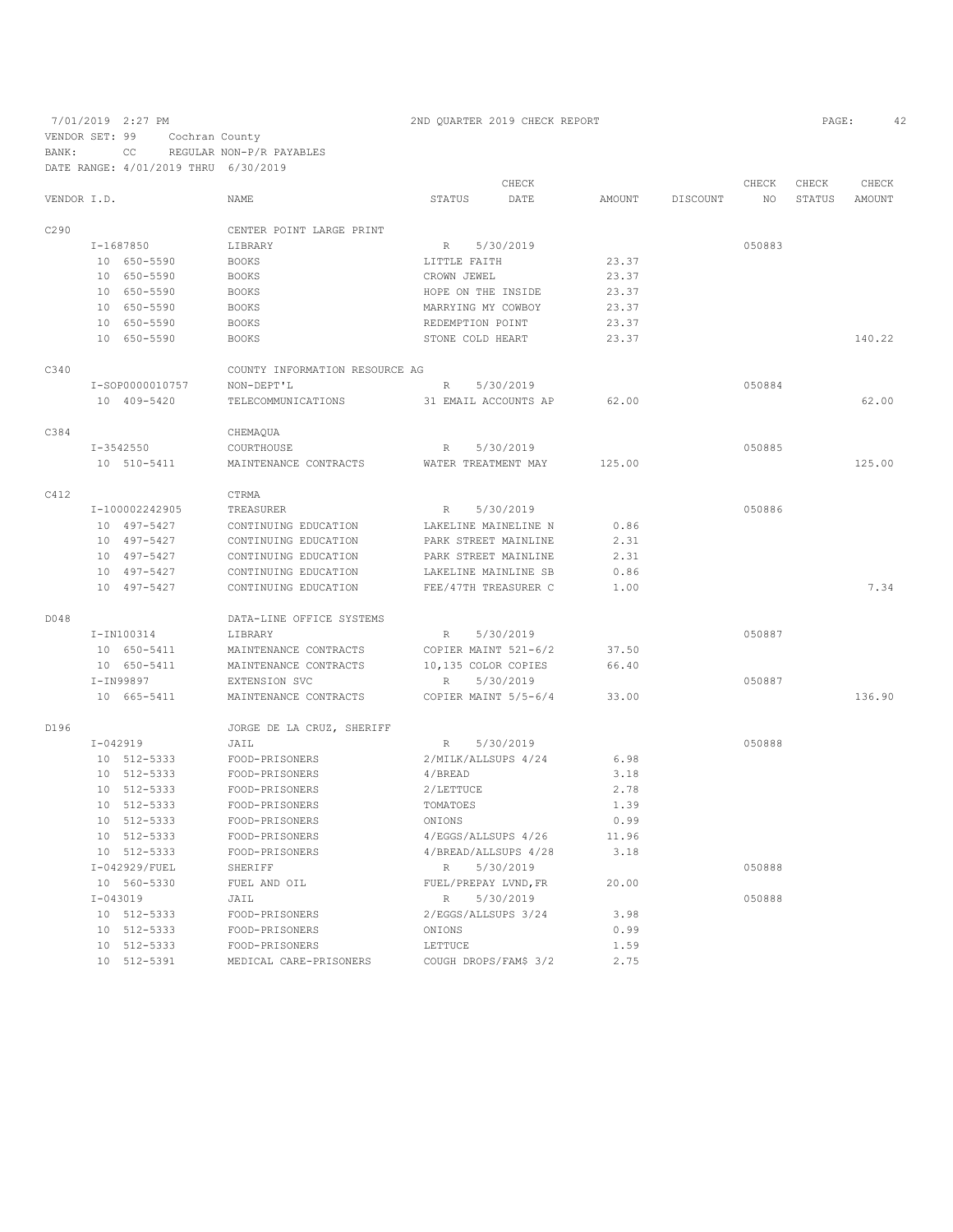7/01/2019 2:27 PM — 2ND QUARTER 2019 CHECK REPORT

VENDOR SET: 99 Cochran County
BANK: CC REGULAR NON-P/R PAYABLES
DATE RANGE: 4/01/2019 THRU 6/30/2019

| VENDOR I.D. | NAME | STATUS | CHECK DATE | AMOUNT | DISCOUNT | CHECK NO | CHECK STATUS | CHECK AMOUNT |
|---|---|---|---|---|---|---|---|---|
| C290 | CENTER POINT LARGE PRINT | | | | | | | |
| I-1687850 | LIBRARY | R | 5/30/2019 | | | 050883 | | |
| 10 650-5590 | BOOKS | LITTLE FAITH | | 23.37 | | | | |
| 10 650-5590 | BOOKS | CROWN JEWEL | | 23.37 | | | | |
| 10 650-5590 | BOOKS | HOPE ON THE INSIDE | | 23.37 | | | | |
| 10 650-5590 | BOOKS | MARRYING MY COWBOY | | 23.37 | | | | |
| 10 650-5590 | BOOKS | REDEMPTION POINT | | 23.37 | | | | |
| 10 650-5590 | BOOKS | STONE COLD HEART | | 23.37 | | | | 140.22 |
| C340 | COUNTY INFORMATION RESOURCE AG | | | | | | | |
| I-SOP0000010757 | NON-DEPT'L | R | 5/30/2019 | | | 050884 | | |
| 10 409-5420 | TELECOMMUNICATIONS | 31 EMAIL ACCOUNTS AP | | 62.00 | | | | 62.00 |
| C384 | CHEMAQUA | | | | | | | |
| I-3542550 | COURTHOUSE | R | 5/30/2019 | | | 050885 | | |
| 10 510-5411 | MAINTENANCE CONTRACTS | WATER TREATMENT MAY | | 125.00 | | | | 125.00 |
| C412 | CTRMA | | | | | | | |
| I-100002242905 | TREASURER | R | 5/30/2019 | | | 050886 | | |
| 10 497-5427 | CONTINUING EDUCATION | LAKELINE MAINELINE N | | 0.86 | | | | |
| 10 497-5427 | CONTINUING EDUCATION | PARK STREET MAINLINE | | 2.31 | | | | |
| 10 497-5427 | CONTINUING EDUCATION | PARK STREET MAINLINE | | 2.31 | | | | |
| 10 497-5427 | CONTINUING EDUCATION | LAKELINE MAINLINE SB | | 0.86 | | | | |
| 10 497-5427 | CONTINUING EDUCATION | FEE/47TH TREASURER C | | 1.00 | | | | 7.34 |
| D048 | DATA-LINE OFFICE SYSTEMS | | | | | | | |
| I-IN100314 | LIBRARY | R | 5/30/2019 | | | 050887 | | |
| 10 650-5411 | MAINTENANCE CONTRACTS | COPIER MAINT 521-6/2 | | 37.50 | | | | |
| 10 650-5411 | MAINTENANCE CONTRACTS | 10,135 COLOR COPIES | | 66.40 | | | | |
| I-IN99897 | EXTENSION SVC | R | 5/30/2019 | | | 050887 | | |
| 10 665-5411 | MAINTENANCE CONTRACTS | COPIER MAINT 5/5-6/4 | | 33.00 | | | | 136.90 |
| D196 | JORGE DE LA CRUZ, SHERIFF | | | | | | | |
| I-042919 | JAIL | R | 5/30/2019 | | | 050888 | | |
| 10 512-5333 | FOOD-PRISONERS | 2/MILK/ALLSUPS 4/24 | | 6.98 | | | | |
| 10 512-5333 | FOOD-PRISONERS | 4/BREAD | | 3.18 | | | | |
| 10 512-5333 | FOOD-PRISONERS | 2/LETTUCE | | 2.78 | | | | |
| 10 512-5333 | FOOD-PRISONERS | TOMATOES | | 1.39 | | | | |
| 10 512-5333 | FOOD-PRISONERS | ONIONS | | 0.99 | | | | |
| 10 512-5333 | FOOD-PRISONERS | 4/EGGS/ALLSUPS 4/26 | | 11.96 | | | | |
| 10 512-5333 | FOOD-PRISONERS | 4/BREAD/ALLSUPS 4/28 | | 3.18 | | | | |
| I-042929/FUEL | SHERIFF | R | 5/30/2019 | | | 050888 | | |
| 10 560-5330 | FUEL AND OIL | FUEL/PREPAY LVND,FR | | 20.00 | | | | |
| I-043019 | JAIL | R | 5/30/2019 | | | 050888 | | |
| 10 512-5333 | FOOD-PRISONERS | 2/EGGS/ALLSUPS 3/24 | | 3.98 | | | | |
| 10 512-5333 | FOOD-PRISONERS | ONIONS | | 0.99 | | | | |
| 10 512-5333 | FOOD-PRISONERS | LETTUCE | | 1.59 | | | | |
| 10 512-5391 | MEDICAL CARE-PRISONERS | COUGH DROPS/FAM$ 3/2 | | 2.75 | | | | |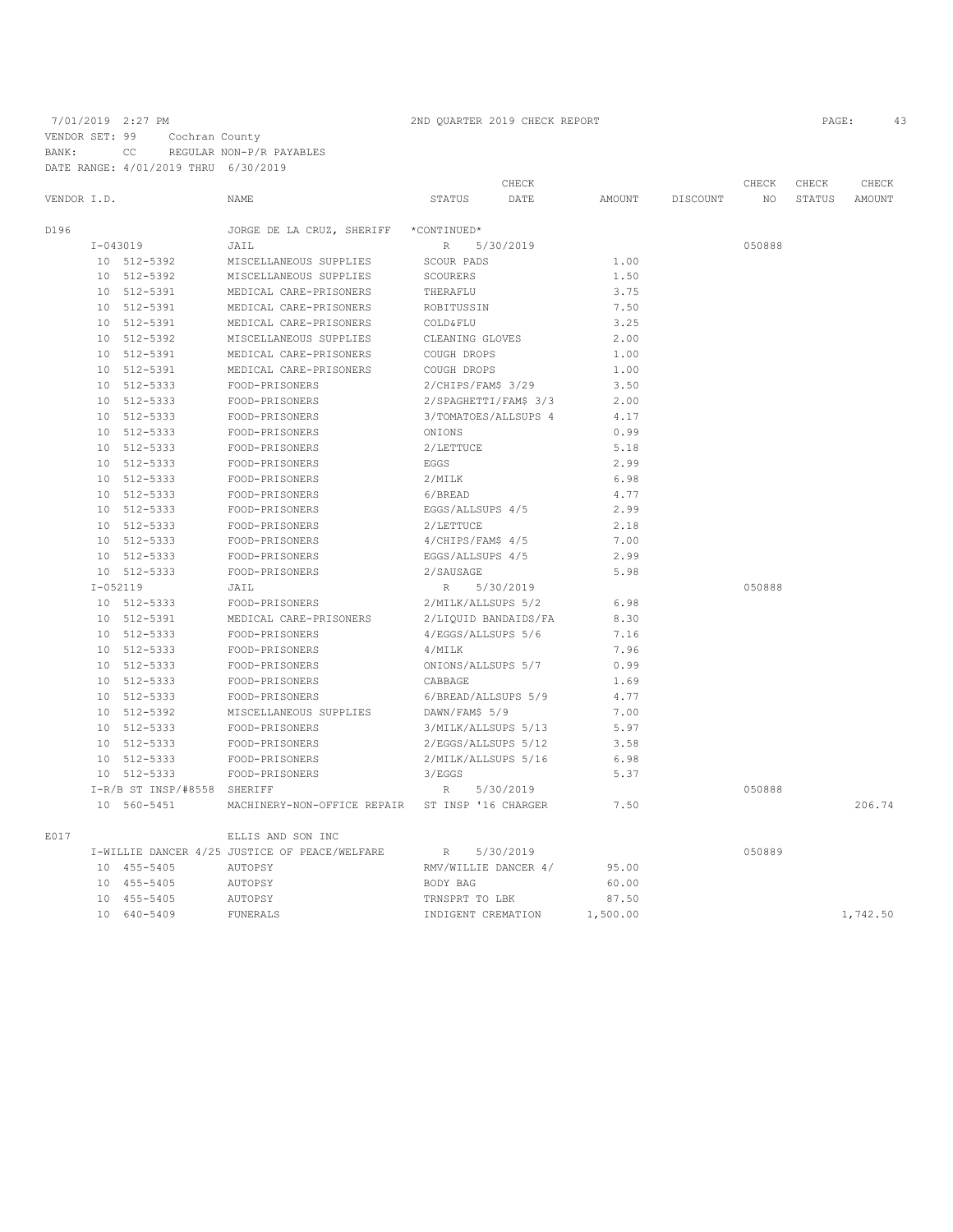7/01/2019 2:27 PM 2ND QUARTER 2019 CHECK REPORT

VENDOR SET: 99 Cochran County
BANK: CC REGULAR NON-P/R PAYABLES
DATE RANGE: 4/01/2019 THRU 6/30/2019

| VENDOR I.D. | NAME | STATUS | CHECK DATE | AMOUNT | DISCOUNT | CHECK NO | CHECK STATUS | CHECK AMOUNT |
|---|---|---|---|---|---|---|---|---|
| D196 | JORGE DE LA CRUZ, SHERIFF | *CONTINUED* | | | | | | |
| I-043019 | JAIL | R | 5/30/2019 | | | 050888 | | |
| 10 512-5392 | MISCELLANEOUS SUPPLIES | SCOUR PADS | | 1.00 | | | | |
| 10 512-5392 | MISCELLANEOUS SUPPLIES | SCOURERS | | 1.50 | | | | |
| 10 512-5391 | MEDICAL CARE-PRISONERS | THERAFLU | | 3.75 | | | | |
| 10 512-5391 | MEDICAL CARE-PRISONERS | ROBITUSSIN | | 7.50 | | | | |
| 10 512-5391 | MEDICAL CARE-PRISONERS | COLD&FLU | | 3.25 | | | | |
| 10 512-5392 | MISCELLANEOUS SUPPLIES | CLEANING GLOVES | | 2.00 | | | | |
| 10 512-5391 | MEDICAL CARE-PRISONERS | COUGH DROPS | | 1.00 | | | | |
| 10 512-5391 | MEDICAL CARE-PRISONERS | COUGH DROPS | | 1.00 | | | | |
| 10 512-5333 | FOOD-PRISONERS | 2/CHIPS/FAM$ 3/29 | | 3.50 | | | | |
| 10 512-5333 | FOOD-PRISONERS | 2/SPAGHETTI/FAM$ 3/3 | | 2.00 | | | | |
| 10 512-5333 | FOOD-PRISONERS | 3/TOMATOES/ALLSUPS 4 | | 4.17 | | | | |
| 10 512-5333 | FOOD-PRISONERS | ONIONS | | 0.99 | | | | |
| 10 512-5333 | FOOD-PRISONERS | 2/LETTUCE | | 5.18 | | | | |
| 10 512-5333 | FOOD-PRISONERS | EGGS | | 2.99 | | | | |
| 10 512-5333 | FOOD-PRISONERS | 2/MILK | | 6.98 | | | | |
| 10 512-5333 | FOOD-PRISONERS | 6/BREAD | | 4.77 | | | | |
| 10 512-5333 | FOOD-PRISONERS | EGGS/ALLSUPS 4/5 | | 2.99 | | | | |
| 10 512-5333 | FOOD-PRISONERS | 2/LETTUCE | | 2.18 | | | | |
| 10 512-5333 | FOOD-PRISONERS | 4/CHIPS/FAM$ 4/5 | | 7.00 | | | | |
| 10 512-5333 | FOOD-PRISONERS | EGGS/ALLSUPS 4/5 | | 2.99 | | | | |
| 10 512-5333 | FOOD-PRISONERS | 2/SAUSAGE | | 5.98 | | | | |
| I-052119 | JAIL | R | 5/30/2019 | | | 050888 | | |
| 10 512-5333 | FOOD-PRISONERS | 2/MILK/ALLSUPS 5/2 | | 6.98 | | | | |
| 10 512-5391 | MEDICAL CARE-PRISONERS | 2/LIQUID BANDAIDS/FA | | 8.30 | | | | |
| 10 512-5333 | FOOD-PRISONERS | 4/EGGS/ALLSUPS 5/6 | | 7.16 | | | | |
| 10 512-5333 | FOOD-PRISONERS | 4/MILK | | 7.96 | | | | |
| 10 512-5333 | FOOD-PRISONERS | ONIONS/ALLSUPS 5/7 | | 0.99 | | | | |
| 10 512-5333 | FOOD-PRISONERS | CABBAGE | | 1.69 | | | | |
| 10 512-5333 | FOOD-PRISONERS | 6/BREAD/ALLSUPS 5/9 | | 4.77 | | | | |
| 10 512-5392 | MISCELLANEOUS SUPPLIES | DAWN/FAM$ 5/9 | | 7.00 | | | | |
| 10 512-5333 | FOOD-PRISONERS | 3/MILK/ALLSUPS 5/13 | | 5.97 | | | | |
| 10 512-5333 | FOOD-PRISONERS | 2/EGGS/ALLSUPS 5/12 | | 3.58 | | | | |
| 10 512-5333 | FOOD-PRISONERS | 2/MILK/ALLSUPS 5/16 | | 6.98 | | | | |
| 10 512-5333 | FOOD-PRISONERS | 3/EGGS | | 5.37 | | | | |
| I-R/B ST INSP/#8558 | SHERIFF | R | 5/30/2019 | | | 050888 | | |
| 10 560-5451 | MACHINERY-NON-OFFICE REPAIR | ST INSP '16 CHARGER | | 7.50 | | | | 206.74 |
| E017 | ELLIS AND SON INC | | | | | | | |
| I-WILLIE DANCER 4/25 | JUSTICE OF PEACE/WELFARE | R | 5/30/2019 | | | 050889 | | |
| 10 455-5405 | AUTOPSY | RMV/WILLIE DANCER 4/ | | 95.00 | | | | |
| 10 455-5405 | AUTOPSY | BODY BAG | | 60.00 | | | | |
| 10 455-5405 | AUTOPSY | TRNSPRT TO LBK | | 87.50 | | | | |
| 10 640-5409 | FUNERALS | INDIGENT CREMATION | | 1,500.00 | | | | 1,742.50 |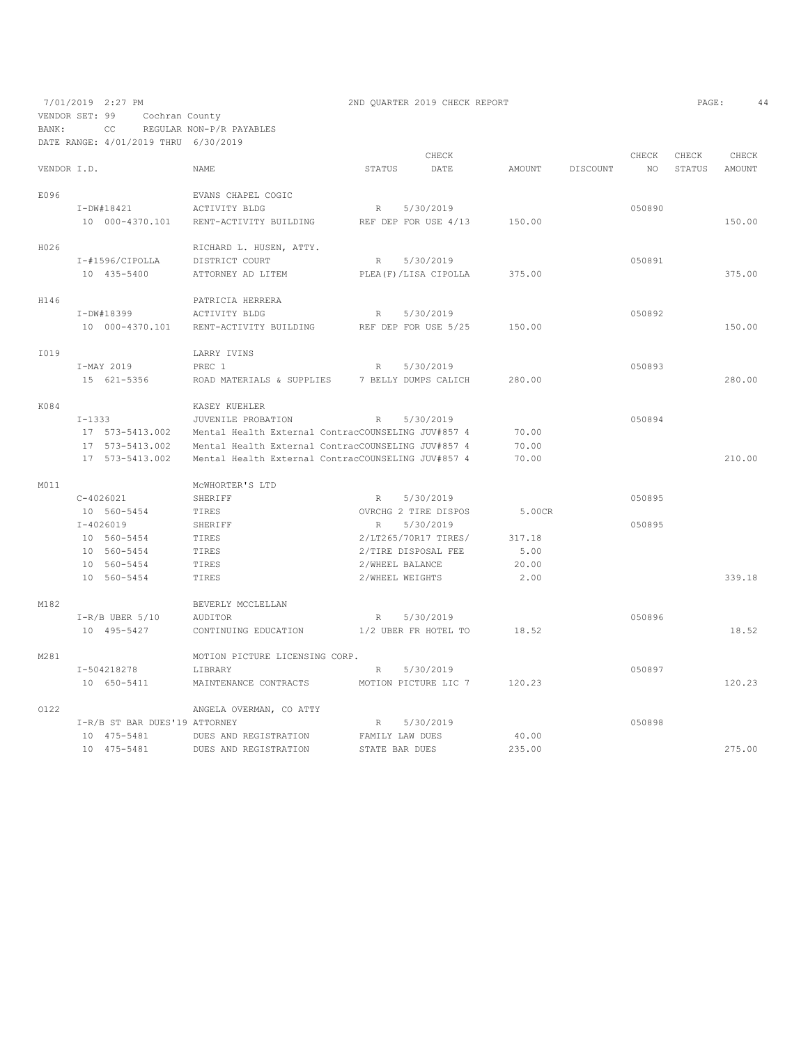7/01/2019 2:27 PM — 2ND QUARTER 2019 CHECK REPORT

VENDOR SET: 99 Cochran County
BANK: CC REGULAR NON-P/R PAYABLES
DATE RANGE: 4/01/2019 THRU 6/30/2019

| VENDOR I.D. | NAME | STATUS | CHECK DATE | AMOUNT | DISCOUNT | CHECK NO | CHECK STATUS | CHECK AMOUNT |
|---|---|---|---|---|---|---|---|---|
| E096 | EVANS CHAPEL COGIC | | | | | | | |
| I-DW#18421 | ACTIVITY BLDG | R | 5/30/2019 | | | 050890 | | |
| 10 000-4370.101 | RENT-ACTIVITY BUILDING | REF DEP FOR USE 4/13 | | 150.00 | | | | 150.00 |
| H026 | RICHARD L. HUSEN, ATTY. | | | | | | | |
| I-#1596/CIPOLLA | DISTRICT COURT | R | 5/30/2019 | | | 050891 | | |
| 10 435-5400 | ATTORNEY AD LITEM | PLEA(F)/LISA CIPOLLA | | 375.00 | | | | 375.00 |
| H146 | PATRICIA HERRERA | | | | | | | |
| I-DW#18399 | ACTIVITY BLDG | R | 5/30/2019 | | | 050892 | | |
| 10 000-4370.101 | RENT-ACTIVITY BUILDING | REF DEP FOR USE 5/25 | | 150.00 | | | | 150.00 |
| I019 | LARRY IVINS | | | | | | | |
| I-MAY 2019 | PREC 1 | R | 5/30/2019 | | | 050893 | | |
| 15 621-5356 | ROAD MATERIALS & SUPPLIES | 7 BELLY DUMPS CALICH | | 280.00 | | | | 280.00 |
| K084 | KASEY KUEHLER | | | | | | | |
| I-1333 | JUVENILE PROBATION | R | 5/30/2019 | | | 050894 | | |
| 17 573-5413.002 | Mental Health External Contrac | COUNSELING JUV#857 4 | | 70.00 | | | | |
| 17 573-5413.002 | Mental Health External Contrac | COUNSELING JUV#857 4 | | 70.00 | | | | |
| 17 573-5413.002 | Mental Health External Contrac | COUNSELING JUV#857 4 | | 70.00 | | | | 210.00 |
| M011 | McWHORTER'S LTD | | | | | | | |
| C-4026021 | SHERIFF | R | 5/30/2019 | | | 050895 | | |
| 10 560-5454 | TIRES | OVRCHG 2 TIRE DISPOS | | 5.00CR | | | | |
| I-4026019 | SHERIFF | R | 5/30/2019 | | | 050895 | | |
| 10 560-5454 | TIRES | 2/LT265/70R17 TIRES/ | | 317.18 | | | | |
| 10 560-5454 | TIRES | 2/TIRE DISPOSAL FEE | | 5.00 | | | | |
| 10 560-5454 | TIRES | 2/WHEEL BALANCE | | 20.00 | | | | |
| 10 560-5454 | TIRES | 2/WHEEL WEIGHTS | | 2.00 | | | | 339.18 |
| M182 | BEVERLY MCCLELLAN | | | | | | | |
| I-R/B UBER 5/10 | AUDITOR | R | 5/30/2019 | | | 050896 | | |
| 10 495-5427 | CONTINUING EDUCATION | 1/2 UBER FR HOTEL TO | | 18.52 | | | | 18.52 |
| M281 | MOTION PICTURE LICENSING CORP. | | | | | | | |
| I-504218278 | LIBRARY | R | 5/30/2019 | | | 050897 | | |
| 10 650-5411 | MAINTENANCE CONTRACTS | MOTION PICTURE LIC 7 | | 120.23 | | | | 120.23 |
| O122 | ANGELA OVERMAN, CO ATTY | | | | | | | |
| I-R/B ST BAR DUES'19 | ATTORNEY | R | 5/30/2019 | | | 050898 | | |
| 10 475-5481 | DUES AND REGISTRATION | FAMILY LAW DUES | | 40.00 | | | | |
| 10 475-5481 | DUES AND REGISTRATION | STATE BAR DUES | | 235.00 | | | | 275.00 |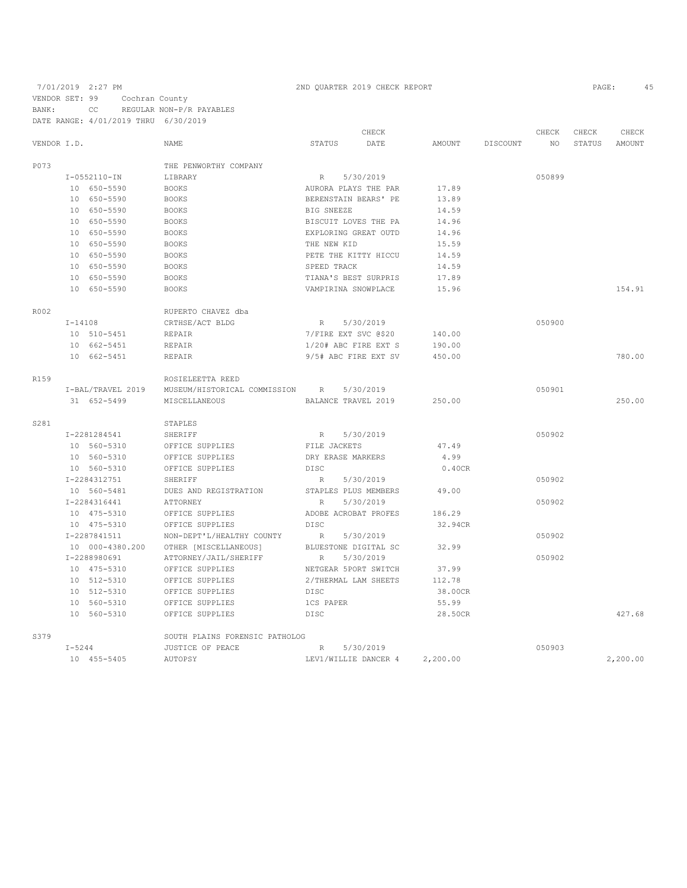7/01/2019 2:27 PM — 2ND QUARTER 2019 CHECK REPORT

VENDOR SET: 99 Cochran County
BANK: CC REGULAR NON-P/R PAYABLES
DATE RANGE: 4/01/2019 THRU 6/30/2019

| VENDOR I.D. | NAME | STATUS | CHECK DATE | AMOUNT | DISCOUNT | CHECK NO | CHECK STATUS | CHECK AMOUNT |
|---|---|---|---|---|---|---|---|---|
| P073 | THE PENWORTHY COMPANY | | | | | | | |
| I-0552110-IN | LIBRARY | R | 5/30/2019 | | | 050899 | | |
| 10 650-5590 | BOOKS | AURORA PLAYS THE PAR | | 17.89 | | | | |
| 10 650-5590 | BOOKS | BERENSTAIN BEARS' PE | | 13.89 | | | | |
| 10 650-5590 | BOOKS | BIG SNEEZE | | 14.59 | | | | |
| 10 650-5590 | BOOKS | BISCUIT LOVES THE PA | | 14.96 | | | | |
| 10 650-5590 | BOOKS | EXPLORING GREAT OUTD | | 14.96 | | | | |
| 10 650-5590 | BOOKS | THE NEW KID | | 15.59 | | | | |
| 10 650-5590 | BOOKS | PETE THE KITTY HICCU | | 14.59 | | | | |
| 10 650-5590 | BOOKS | SPEED TRACK | | 14.59 | | | | |
| 10 650-5590 | BOOKS | TIANA'S BEST SURPRIS | | 17.89 | | | | |
| 10 650-5590 | BOOKS | VAMPIRINA SNOWPLACE | | 15.96 | | | | 154.91 |
| R002 | RUPERTO CHAVEZ dba | | | | | | | |
| I-14108 | CRTHSE/ACT BLDG | R | 5/30/2019 | | | 050900 | | |
| 10 510-5451 | REPAIR | 7/FIRE EXT SVC @$20 | | 140.00 | | | | |
| 10 662-5451 | REPAIR | 1/20# ABC FIRE EXT S | | 190.00 | | | | |
| 10 662-5451 | REPAIR | 9/5# ABC FIRE EXT SV | | 450.00 | | | | 780.00 |
| R159 | ROSIELEETTA REED | | | | | | | |
| I-BAL/TRAVEL 2019 | MUSEUM/HISTORICAL COMMISSION | R | 5/30/2019 | | | 050901 | | |
| 31 652-5499 | MISCELLANEOUS | BALANCE TRAVEL 2019 | | 250.00 | | | | 250.00 |
| S281 | STAPLES | | | | | | | |
| I-2281284541 | SHERIFF | R | 5/30/2019 | | | 050902 | | |
| 10 560-5310 | OFFICE SUPPLIES | FILE JACKETS | | 47.49 | | | | |
| 10 560-5310 | OFFICE SUPPLIES | DRY ERASE MARKERS | | 4.99 | | | | |
| 10 560-5310 | OFFICE SUPPLIES | DISC | | 0.40CR | | | | |
| I-2284312751 | SHERIFF | R | 5/30/2019 | | | 050902 | | |
| 10 560-5481 | DUES AND REGISTRATION | STAPLES PLUS MEMBERS | | 49.00 | | | | |
| I-2284316441 | ATTORNEY | R | 5/30/2019 | | | 050902 | | |
| 10 475-5310 | OFFICE SUPPLIES | ADOBE ACROBAT PROFES | | 186.29 | | | | |
| 10 475-5310 | OFFICE SUPPLIES | DISC | | 32.94CR | | | | |
| I-2287841511 | NON-DEPT'L/HEALTHY COUNTY | R | 5/30/2019 | | | 050902 | | |
| 10 000-4380.200 | OTHER [MISCELLANEOUS] | BLUESTONE DIGITAL SC | | 32.99 | | | | |
| I-2288980691 | ATTORNEY/JAIL/SHERIFF | R | 5/30/2019 | | | 050902 | | |
| 10 475-5310 | OFFICE SUPPLIES | NETGEAR 5PORT SWITCH | | 37.99 | | | | |
| 10 512-5310 | OFFICE SUPPLIES | 2/THERMAL LAM SHEETS | | 112.78 | | | | |
| 10 512-5310 | OFFICE SUPPLIES | DISC | | 38.00CR | | | | |
| 10 560-5310 | OFFICE SUPPLIES | 1CS PAPER | | 55.99 | | | | |
| 10 560-5310 | OFFICE SUPPLIES | DISC | | 28.50CR | | | | 427.68 |
| S379 | SOUTH PLAINS FORENSIC PATHOLOG | | | | | | | |
| I-5244 | JUSTICE OF PEACE | R | 5/30/2019 | | | 050903 | | |
| 10 455-5405 | AUTOPSY | LEV1/WILLIE DANCER 4 | | 2,200.00 | | | | 2,200.00 |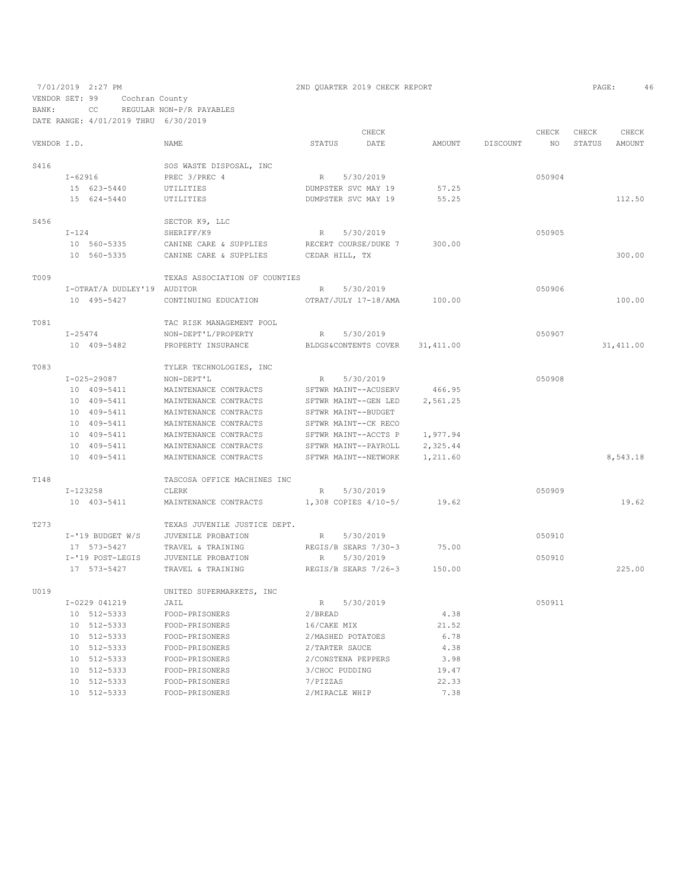7/01/2019 2:27 PM 2ND QUARTER 2019 CHECK REPORT

VENDOR SET: 99 Cochran County
BANK: CC REGULAR NON-P/R PAYABLES
DATE RANGE: 4/01/2019 THRU 6/30/2019

| VENDOR I.D. | NAME | STATUS | CHECK DATE | AMOUNT | DISCOUNT | CHECK NO | CHECK STATUS | CHECK AMOUNT |
|---|---|---|---|---|---|---|---|---|
| S416 | SOS WASTE DISPOSAL, INC | | | | | | | |
| I-62916 | PREC 3/PREC 4 | R | 5/30/2019 | | | 050904 | | |
| 15 623-5440 | UTILITIES | DUMPSTER SVC MAY 19 | | 57.25 | | | | |
| 15 624-5440 | UTILITIES | DUMPSTER SVC MAY 19 | | 55.25 | | | | 112.50 |
| S456 | SECTOR K9, LLC | | | | | | | |
| I-124 | SHERIFF/K9 | R | 5/30/2019 | | | 050905 | | |
| 10 560-5335 | CANINE CARE & SUPPLIES | RECERT COURSE/DUKE 7 | | 300.00 | | | | |
| 10 560-5335 | CANINE CARE & SUPPLIES | CEDAR HILL, TX | | | | | | 300.00 |
| T009 | TEXAS ASSOCIATION OF COUNTIES | | | | | | | |
| I-OTRAT/A DUDLEY'19 | AUDITOR | R | 5/30/2019 | | | 050906 | | |
| 10 495-5427 | CONTINUING EDUCATION | OTRAT/JULY 17-18/AMA | | 100.00 | | | | 100.00 |
| T081 | TAC RISK MANAGEMENT POOL | | | | | | | |
| I-25474 | NON-DEPT'L/PROPERTY | R | 5/30/2019 | | | 050907 | | |
| 10 409-5482 | PROPERTY INSURANCE | BLDGS&CONTENTS COVER | | 31,411.00 | | | | 31,411.00 |
| T083 | TYLER TECHNOLOGIES, INC | | | | | | | |
| I-025-29087 | NON-DEPT'L | R | 5/30/2019 | | | 050908 | | |
| 10 409-5411 | MAINTENANCE CONTRACTS | SFTWR MAINT--ACUSERV | | 466.95 | | | | |
| 10 409-5411 | MAINTENANCE CONTRACTS | SFTWR MAINT--GEN LED | | 2,561.25 | | | | |
| 10 409-5411 | MAINTENANCE CONTRACTS | SFTWR MAINT--BUDGET | | | | | | |
| 10 409-5411 | MAINTENANCE CONTRACTS | SFTWR MAINT--CK RECO | | | | | | |
| 10 409-5411 | MAINTENANCE CONTRACTS | SFTWR MAINT--ACCTS P | | 1,977.94 | | | | |
| 10 409-5411 | MAINTENANCE CONTRACTS | SFTWR MAINT--PAYROLL | | 2,325.44 | | | | |
| 10 409-5411 | MAINTENANCE CONTRACTS | SFTWR MAINT--NETWORK | | 1,211.60 | | | | 8,543.18 |
| T148 | TASCOSA OFFICE MACHINES INC | | | | | | | |
| I-123258 | CLERK | R | 5/30/2019 | | | 050909 | | |
| 10 403-5411 | MAINTENANCE CONTRACTS | 1,308 COPIES 4/10-5/ | | 19.62 | | | | 19.62 |
| T273 | TEXAS JUVENILE JUSTICE DEPT. | | | | | | | |
| I-'19 BUDGET W/S | JUVENILE PROBATION | R | 5/30/2019 | | | 050910 | | |
| 17 573-5427 | TRAVEL & TRAINING | REGIS/B SEARS 7/30-3 | | 75.00 | | | | |
| I-'19 POST-LEGIS | JUVENILE PROBATION | R | 5/30/2019 | | | 050910 | | |
| 17 573-5427 | TRAVEL & TRAINING | REGIS/B SEARS 7/26-3 | | 150.00 | | | | 225.00 |
| U019 | UNITED SUPERMARKETS, INC | | | | | | | |
| I-0229 041219 | JAIL | R | 5/30/2019 | | | 050911 | | |
| 10 512-5333 | FOOD-PRISONERS | 2/BREAD | | 4.38 | | | | |
| 10 512-5333 | FOOD-PRISONERS | 16/CAKE MIX | | 21.52 | | | | |
| 10 512-5333 | FOOD-PRISONERS | 2/MASHED POTATOES | | 6.78 | | | | |
| 10 512-5333 | FOOD-PRISONERS | 2/TARTER SAUCE | | 4.38 | | | | |
| 10 512-5333 | FOOD-PRISONERS | 2/CONSTENA PEPPERS | | 3.98 | | | | |
| 10 512-5333 | FOOD-PRISONERS | 3/CHOC PUDDING | | 19.47 | | | | |
| 10 512-5333 | FOOD-PRISONERS | 7/PIZZAS | | 22.33 | | | | |
| 10 512-5333 | FOOD-PRISONERS | 2/MIRACLE WHIP | | 7.38 | | | | |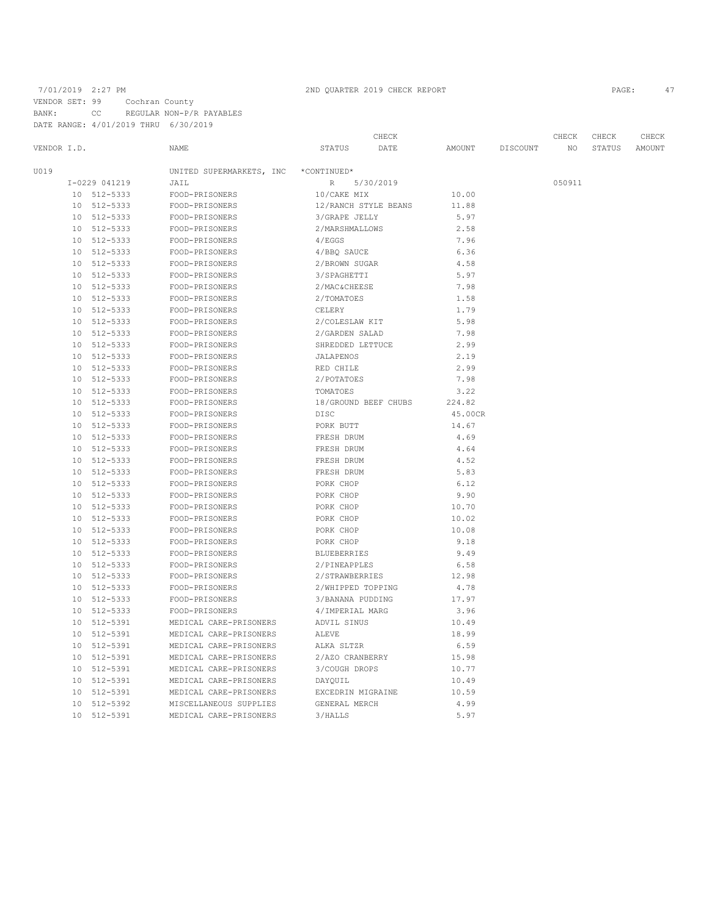7/01/2019 2:27 PM 2ND QUARTER 2019 CHECK REPORT

VENDOR SET: 99 Cochran County
BANK: CC REGULAR NON-P/R PAYABLES
DATE RANGE: 4/01/2019 THRU 6/30/2019

| VENDOR I.D. | NAME | STATUS | CHECK DATE | AMOUNT | DISCOUNT | CHECK NO | CHECK STATUS | CHECK AMOUNT |
|---|---|---|---|---|---|---|---|---|
| U019 | UNITED SUPERMARKETS, INC | *CONTINUED* | | | | | | |
| I-0229 041219 | JAIL | R | 5/30/2019 | | | 050911 | | |
| 10 512-5333 | FOOD-PRISONERS | 10/CAKE MIX | | 10.00 | | | | |
| 10 512-5333 | FOOD-PRISONERS | 12/RANCH STYLE BEANS | | 11.88 | | | | |
| 10 512-5333 | FOOD-PRISONERS | 3/GRAPE JELLY | | 5.97 | | | | |
| 10 512-5333 | FOOD-PRISONERS | 2/MARSHMALLOWS | | 2.58 | | | | |
| 10 512-5333 | FOOD-PRISONERS | 4/EGGS | | 7.96 | | | | |
| 10 512-5333 | FOOD-PRISONERS | 4/BBQ SAUCE | | 6.36 | | | | |
| 10 512-5333 | FOOD-PRISONERS | 2/BROWN SUGAR | | 4.58 | | | | |
| 10 512-5333 | FOOD-PRISONERS | 3/SPAGHETTI | | 5.97 | | | | |
| 10 512-5333 | FOOD-PRISONERS | 2/MAC&CHEESE | | 7.98 | | | | |
| 10 512-5333 | FOOD-PRISONERS | 2/TOMATOES | | 1.58 | | | | |
| 10 512-5333 | FOOD-PRISONERS | CELERY | | 1.79 | | | | |
| 10 512-5333 | FOOD-PRISONERS | 2/COLESLAW KIT | | 5.98 | | | | |
| 10 512-5333 | FOOD-PRISONERS | 2/GARDEN SALAD | | 7.98 | | | | |
| 10 512-5333 | FOOD-PRISONERS | SHREDDED LETTUCE | | 2.99 | | | | |
| 10 512-5333 | FOOD-PRISONERS | JALAPENOS | | 2.19 | | | | |
| 10 512-5333 | FOOD-PRISONERS | RED CHILE | | 2.99 | | | | |
| 10 512-5333 | FOOD-PRISONERS | 2/POTATOES | | 7.98 | | | | |
| 10 512-5333 | FOOD-PRISONERS | TOMATOES | | 3.22 | | | | |
| 10 512-5333 | FOOD-PRISONERS | 18/GROUND BEEF CHUBS | | 224.82 | | | | |
| 10 512-5333 | FOOD-PRISONERS | DISC | | 45.00CR | | | | |
| 10 512-5333 | FOOD-PRISONERS | PORK BUTT | | 14.67 | | | | |
| 10 512-5333 | FOOD-PRISONERS | FRESH DRUM | | 4.69 | | | | |
| 10 512-5333 | FOOD-PRISONERS | FRESH DRUM | | 4.64 | | | | |
| 10 512-5333 | FOOD-PRISONERS | FRESH DRUM | | 4.52 | | | | |
| 10 512-5333 | FOOD-PRISONERS | FRESH DRUM | | 5.83 | | | | |
| 10 512-5333 | FOOD-PRISONERS | PORK CHOP | | 6.12 | | | | |
| 10 512-5333 | FOOD-PRISONERS | PORK CHOP | | 9.90 | | | | |
| 10 512-5333 | FOOD-PRISONERS | PORK CHOP | | 10.70 | | | | |
| 10 512-5333 | FOOD-PRISONERS | PORK CHOP | | 10.02 | | | | |
| 10 512-5333 | FOOD-PRISONERS | PORK CHOP | | 10.08 | | | | |
| 10 512-5333 | FOOD-PRISONERS | PORK CHOP | | 9.18 | | | | |
| 10 512-5333 | FOOD-PRISONERS | BLUEBERRIES | | 9.49 | | | | |
| 10 512-5333 | FOOD-PRISONERS | 2/PINEAPPLES | | 6.58 | | | | |
| 10 512-5333 | FOOD-PRISONERS | 2/STRAWBERRIES | | 12.98 | | | | |
| 10 512-5333 | FOOD-PRISONERS | 2/WHIPPED TOPPING | | 4.78 | | | | |
| 10 512-5333 | FOOD-PRISONERS | 3/BANANA PUDDING | | 17.97 | | | | |
| 10 512-5333 | FOOD-PRISONERS | 4/IMPERIAL MARG | | 3.96 | | | | |
| 10 512-5391 | MEDICAL CARE-PRISONERS | ADVIL SINUS | | 10.49 | | | | |
| 10 512-5391 | MEDICAL CARE-PRISONERS | ALEVE | | 18.99 | | | | |
| 10 512-5391 | MEDICAL CARE-PRISONERS | ALKA SLTZR | | 6.59 | | | | |
| 10 512-5391 | MEDICAL CARE-PRISONERS | 2/AZO CRANBERRY | | 15.98 | | | | |
| 10 512-5391 | MEDICAL CARE-PRISONERS | 3/COUGH DROPS | | 10.77 | | | | |
| 10 512-5391 | MEDICAL CARE-PRISONERS | DAYQUIL | | 10.49 | | | | |
| 10 512-5391 | MEDICAL CARE-PRISONERS | EXCEDRIN MIGRAINE | | 10.59 | | | | |
| 10 512-5392 | MISCELLANEOUS SUPPLIES | GENERAL MERCH | | 4.99 | | | | |
| 10 512-5391 | MEDICAL CARE-PRISONERS | 3/HALLS | | 5.97 | | | | |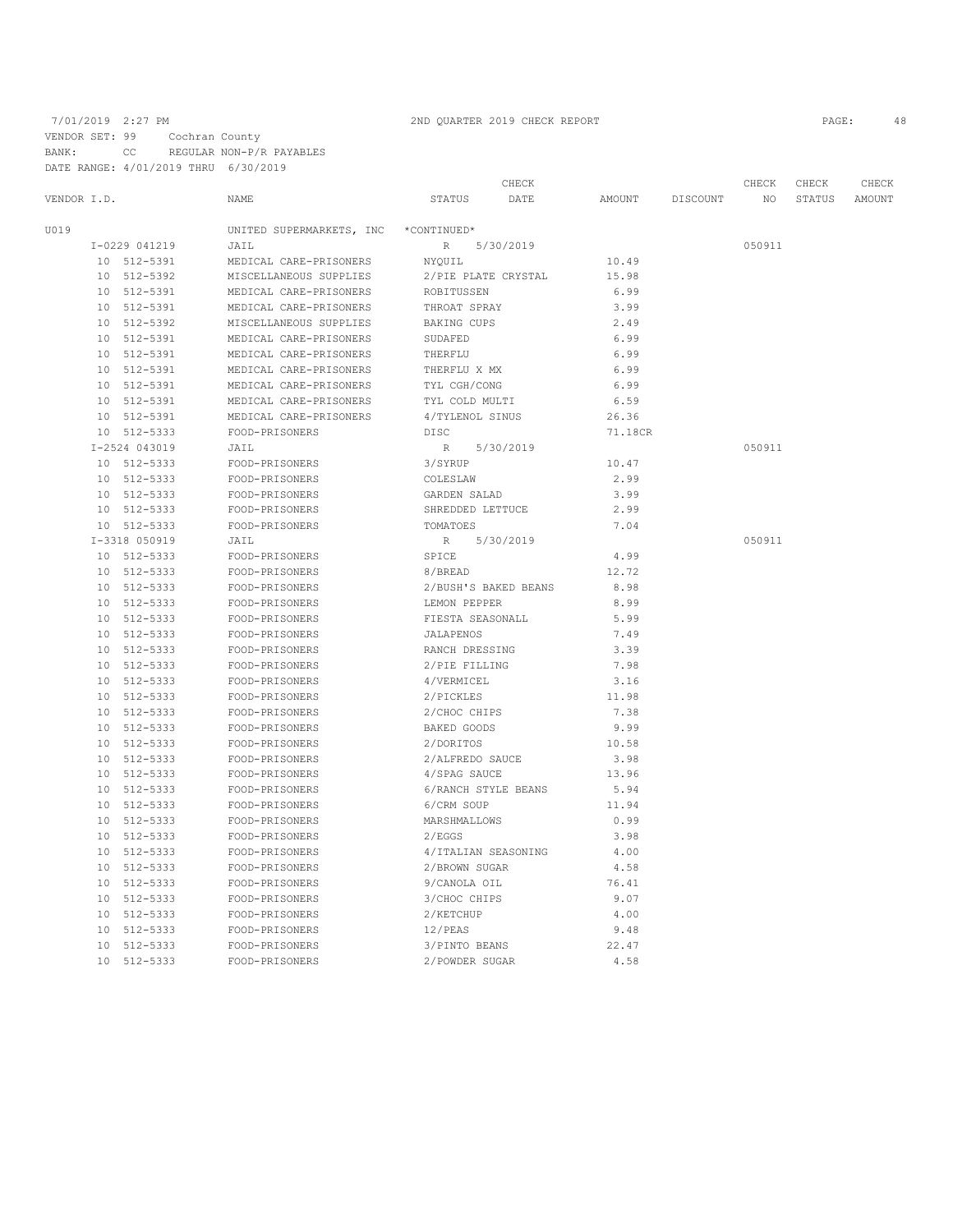7/01/2019 2:27 PM 2ND QUARTER 2019 CHECK REPORT

VENDOR SET: 99 Cochran County
BANK: CC REGULAR NON-P/R PAYABLES
DATE RANGE: 4/01/2019 THRU 6/30/2019

| VENDOR I.D. | NAME | STATUS | CHECK DATE | AMOUNT | DISCOUNT | CHECK NO | CHECK STATUS | CHECK AMOUNT |
|---|---|---|---|---|---|---|---|---|
| U019 | UNITED SUPERMARKETS, INC | *CONTINUED* | | | | | | |
| I-0229 041219 | JAIL | R | 5/30/2019 | | | 050911 | | |
| 10 512-5391 | MEDICAL CARE-PRISONERS | NYQUIL | | 10.49 | | | | |
| 10 512-5392 | MISCELLANEOUS SUPPLIES | 2/PIE PLATE CRYSTAL | | 15.98 | | | | |
| 10 512-5391 | MEDICAL CARE-PRISONERS | ROBITUSSEN | | 6.99 | | | | |
| 10 512-5391 | MEDICAL CARE-PRISONERS | THROAT SPRAY | | 3.99 | | | | |
| 10 512-5392 | MISCELLANEOUS SUPPLIES | BAKING CUPS | | 2.49 | | | | |
| 10 512-5391 | MEDICAL CARE-PRISONERS | SUDAFED | | 6.99 | | | | |
| 10 512-5391 | MEDICAL CARE-PRISONERS | THERFLU | | 6.99 | | | | |
| 10 512-5391 | MEDICAL CARE-PRISONERS | THERFLU X MX | | 6.99 | | | | |
| 10 512-5391 | MEDICAL CARE-PRISONERS | TYL CGH/CONG | | 6.99 | | | | |
| 10 512-5391 | MEDICAL CARE-PRISONERS | TYL COLD MULTI | | 6.59 | | | | |
| 10 512-5391 | MEDICAL CARE-PRISONERS | 4/TYLENOL SINUS | | 26.36 | | | | |
| 10 512-5333 | FOOD-PRISONERS | DISC | | 71.18CR | | | | |
| I-2524 043019 | JAIL | R | 5/30/2019 | | | 050911 | | |
| 10 512-5333 | FOOD-PRISONERS | 3/SYRUP | | 10.47 | | | | |
| 10 512-5333 | FOOD-PRISONERS | COLESLAW | | 2.99 | | | | |
| 10 512-5333 | FOOD-PRISONERS | GARDEN SALAD | | 3.99 | | | | |
| 10 512-5333 | FOOD-PRISONERS | SHREDDED LETTUCE | | 2.99 | | | | |
| 10 512-5333 | FOOD-PRISONERS | TOMATOES | | 7.04 | | | | |
| I-3318 050919 | JAIL | R | 5/30/2019 | | | 050911 | | |
| 10 512-5333 | FOOD-PRISONERS | SPICE | | 4.99 | | | | |
| 10 512-5333 | FOOD-PRISONERS | 8/BREAD | | 12.72 | | | | |
| 10 512-5333 | FOOD-PRISONERS | 2/BUSH'S BAKED BEANS | | 8.98 | | | | |
| 10 512-5333 | FOOD-PRISONERS | LEMON PEPPER | | 8.99 | | | | |
| 10 512-5333 | FOOD-PRISONERS | FIESTA SEASONALL | | 5.99 | | | | |
| 10 512-5333 | FOOD-PRISONERS | JALAPENOS | | 7.49 | | | | |
| 10 512-5333 | FOOD-PRISONERS | RANCH DRESSING | | 3.39 | | | | |
| 10 512-5333 | FOOD-PRISONERS | 2/PIE FILLING | | 7.98 | | | | |
| 10 512-5333 | FOOD-PRISONERS | 4/VERMICEL | | 3.16 | | | | |
| 10 512-5333 | FOOD-PRISONERS | 2/PICKLES | | 11.98 | | | | |
| 10 512-5333 | FOOD-PRISONERS | 2/CHOC CHIPS | | 7.38 | | | | |
| 10 512-5333 | FOOD-PRISONERS | BAKED GOODS | | 9.99 | | | | |
| 10 512-5333 | FOOD-PRISONERS | 2/DORITOS | | 10.58 | | | | |
| 10 512-5333 | FOOD-PRISONERS | 2/ALFREDO SAUCE | | 3.98 | | | | |
| 10 512-5333 | FOOD-PRISONERS | 4/SPAG SAUCE | | 13.96 | | | | |
| 10 512-5333 | FOOD-PRISONERS | 6/RANCH STYLE BEANS | | 5.94 | | | | |
| 10 512-5333 | FOOD-PRISONERS | 6/CRM SOUP | | 11.94 | | | | |
| 10 512-5333 | FOOD-PRISONERS | MARSHMALLOWS | | 0.99 | | | | |
| 10 512-5333 | FOOD-PRISONERS | 2/EGGS | | 3.98 | | | | |
| 10 512-5333 | FOOD-PRISONERS | 4/ITALIAN SEASONING | | 4.00 | | | | |
| 10 512-5333 | FOOD-PRISONERS | 2/BROWN SUGAR | | 4.58 | | | | |
| 10 512-5333 | FOOD-PRISONERS | 9/CANOLA OIL | | 76.41 | | | | |
| 10 512-5333 | FOOD-PRISONERS | 3/CHOC CHIPS | | 9.07 | | | | |
| 10 512-5333 | FOOD-PRISONERS | 2/KETCHUP | | 4.00 | | | | |
| 10 512-5333 | FOOD-PRISONERS | 12/PEAS | | 9.48 | | | | |
| 10 512-5333 | FOOD-PRISONERS | 3/PINTO BEANS | | 22.47 | | | | |
| 10 512-5333 | FOOD-PRISONERS | 2/POWDER SUGAR | | 4.58 | | | | |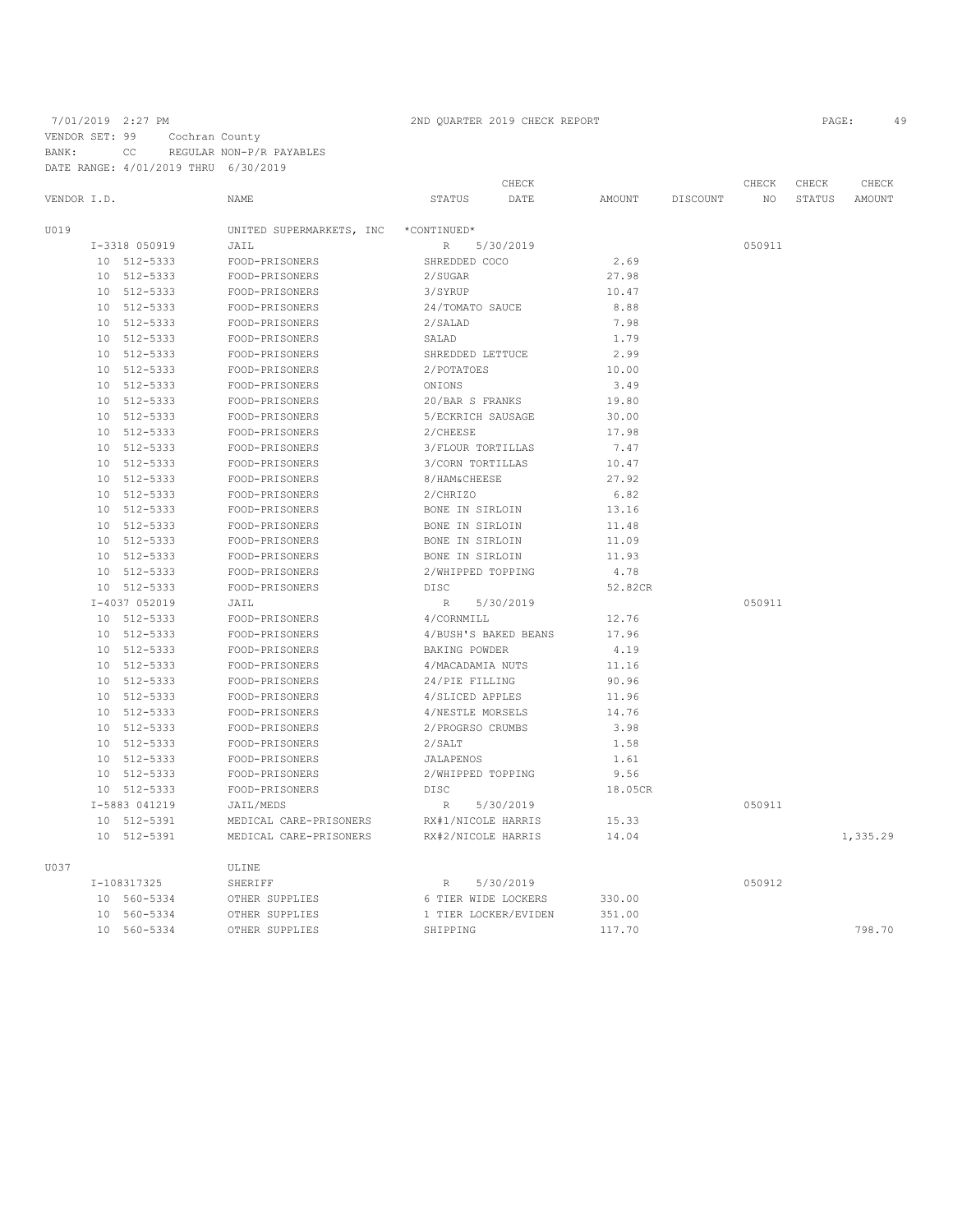7/01/2019 2:27 PM — 2ND QUARTER 2019 CHECK REPORT

VENDOR SET: 99 Cochran County
BANK: CC REGULAR NON-P/R PAYABLES
DATE RANGE: 4/01/2019 THRU 6/30/2019

| VENDOR I.D. | NAME | STATUS | CHECK DATE | AMOUNT | DISCOUNT | CHECK NO | CHECK STATUS | CHECK AMOUNT |
|---|---|---|---|---|---|---|---|---|
| U019 | UNITED SUPERMARKETS, INC | *CONTINUED* | | | | | | |
| I-3318 050919 | JAIL | R | 5/30/2019 | | | 050911 | | |
| 10 512-5333 | FOOD-PRISONERS | SHREDDED COCO | | 2.69 | | | | |
| 10 512-5333 | FOOD-PRISONERS | 2/SUGAR | | 27.98 | | | | |
| 10 512-5333 | FOOD-PRISONERS | 3/SYRUP | | 10.47 | | | | |
| 10 512-5333 | FOOD-PRISONERS | 24/TOMATO SAUCE | | 8.88 | | | | |
| 10 512-5333 | FOOD-PRISONERS | 2/SALAD | | 7.98 | | | | |
| 10 512-5333 | FOOD-PRISONERS | SALAD | | 1.79 | | | | |
| 10 512-5333 | FOOD-PRISONERS | SHREDDED LETTUCE | | 2.99 | | | | |
| 10 512-5333 | FOOD-PRISONERS | 2/POTATOES | | 10.00 | | | | |
| 10 512-5333 | FOOD-PRISONERS | ONIONS | | 3.49 | | | | |
| 10 512-5333 | FOOD-PRISONERS | 20/BAR S FRANKS | | 19.80 | | | | |
| 10 512-5333 | FOOD-PRISONERS | 5/ECKRICH SAUSAGE | | 30.00 | | | | |
| 10 512-5333 | FOOD-PRISONERS | 2/CHEESE | | 17.98 | | | | |
| 10 512-5333 | FOOD-PRISONERS | 3/FLOUR TORTILLAS | | 7.47 | | | | |
| 10 512-5333 | FOOD-PRISONERS | 3/CORN TORTILLAS | | 10.47 | | | | |
| 10 512-5333 | FOOD-PRISONERS | 8/HAM&CHEESE | | 27.92 | | | | |
| 10 512-5333 | FOOD-PRISONERS | 2/CHRIZO | | 6.82 | | | | |
| 10 512-5333 | FOOD-PRISONERS | BONE IN SIRLOIN | | 13.16 | | | | |
| 10 512-5333 | FOOD-PRISONERS | BONE IN SIRLOIN | | 11.48 | | | | |
| 10 512-5333 | FOOD-PRISONERS | BONE IN SIRLOIN | | 11.09 | | | | |
| 10 512-5333 | FOOD-PRISONERS | BONE IN SIRLOIN | | 11.93 | | | | |
| 10 512-5333 | FOOD-PRISONERS | 2/WHIPPED TOPPING | | 4.78 | | | | |
| 10 512-5333 | FOOD-PRISONERS | DISC | | 52.82CR | | | | |
| I-4037 052019 | JAIL | R | 5/30/2019 | | | 050911 | | |
| 10 512-5333 | FOOD-PRISONERS | 4/CORNMILL | | 12.76 | | | | |
| 10 512-5333 | FOOD-PRISONERS | 4/BUSH'S BAKED BEANS | | 17.96 | | | | |
| 10 512-5333 | FOOD-PRISONERS | BAKING POWDER | | 4.19 | | | | |
| 10 512-5333 | FOOD-PRISONERS | 4/MACADAMIA NUTS | | 11.16 | | | | |
| 10 512-5333 | FOOD-PRISONERS | 24/PIE FILLING | | 90.96 | | | | |
| 10 512-5333 | FOOD-PRISONERS | 4/SLICED APPLES | | 11.96 | | | | |
| 10 512-5333 | FOOD-PRISONERS | 4/NESTLE MORSELS | | 14.76 | | | | |
| 10 512-5333 | FOOD-PRISONERS | 2/PROGRSO CRUMBS | | 3.98 | | | | |
| 10 512-5333 | FOOD-PRISONERS | 2/SALT | | 1.58 | | | | |
| 10 512-5333 | FOOD-PRISONERS | JALAPENOS | | 1.61 | | | | |
| 10 512-5333 | FOOD-PRISONERS | 2/WHIPPED TOPPING | | 9.56 | | | | |
| 10 512-5333 | FOOD-PRISONERS | DISC | | 18.05CR | | | | |
| I-5883 041219 | JAIL/MEDS | R | 5/30/2019 | | | 050911 | | |
| 10 512-5391 | MEDICAL CARE-PRISONERS | RX#1/NICOLE HARRIS | | 15.33 | | | | |
| 10 512-5391 | MEDICAL CARE-PRISONERS | RX#2/NICOLE HARRIS | | 14.04 | | | | 1,335.29 |
| U037 | ULINE | | | | | | | |
| I-108317325 | SHERIFF | R | 5/30/2019 | | | 050912 | | |
| 10 560-5334 | OTHER SUPPLIES | 6 TIER WIDE LOCKERS | | 330.00 | | | | |
| 10 560-5334 | OTHER SUPPLIES | 1 TIER LOCKER/EVIDEN | | 351.00 | | | | |
| 10 560-5334 | OTHER SUPPLIES | SHIPPING | | 117.70 | | | | 798.70 |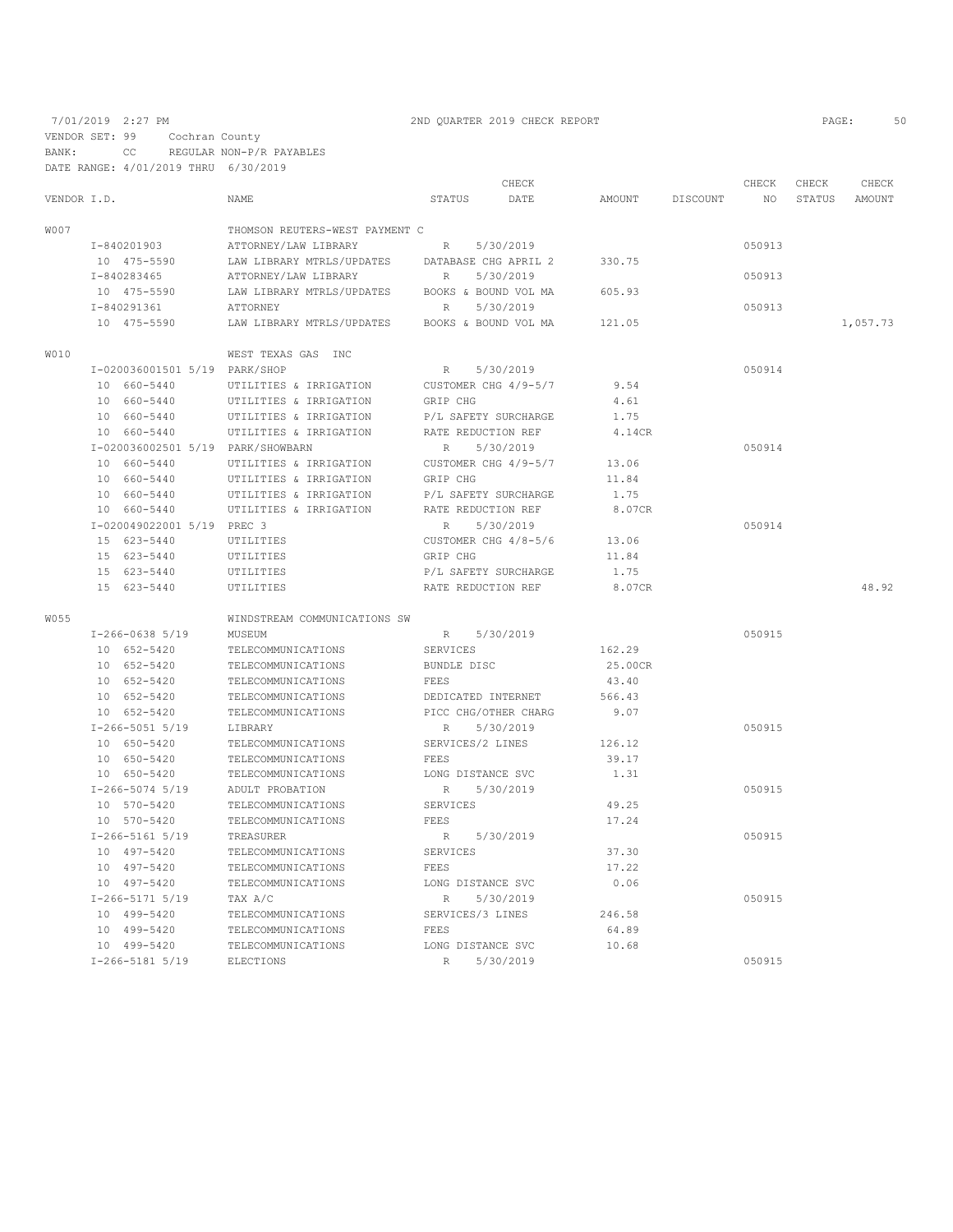7/01/2019 2:27 PM — 2ND QUARTER 2019 CHECK REPORT

VENDOR SET: 99 Cochran County
BANK: CC REGULAR NON-P/R PAYABLES
DATE RANGE: 4/01/2019 THRU 6/30/2019

| VENDOR I.D. | NAME | STATUS | CHECK DATE | AMOUNT | DISCOUNT | CHECK NO | CHECK STATUS | CHECK AMOUNT |
|---|---|---|---|---|---|---|---|---|
| W007 | THOMSON REUTERS-WEST PAYMENT C | | | | | | | |
| I-840201903 | ATTORNEY/LAW LIBRARY | R | 5/30/2019 | | | 050913 | | |
| 10 475-5590 | LAW LIBRARY MTRLS/UPDATES | DATABASE CHG APRIL 2 | | 330.75 | | | | |
| I-840283465 | ATTORNEY/LAW LIBRARY | R | 5/30/2019 | | | 050913 | | |
| 10 475-5590 | LAW LIBRARY MTRLS/UPDATES | BOOKS & BOUND VOL MA | | 605.93 | | | | |
| I-840291361 | ATTORNEY | R | 5/30/2019 | | | 050913 | | |
| 10 475-5590 | LAW LIBRARY MTRLS/UPDATES | BOOKS & BOUND VOL MA | | 121.05 | | | | 1,057.73 |
| W010 | WEST TEXAS GAS INC | | | | | | | |
| I-020036001501 5/19 | PARK/SHOP | R | 5/30/2019 | | | 050914 | | |
| 10 660-5440 | UTILITIES & IRRIGATION | CUSTOMER CHG 4/9-5/7 | | 9.54 | | | | |
| 10 660-5440 | UTILITIES & IRRIGATION | GRIP CHG | | 4.61 | | | | |
| 10 660-5440 | UTILITIES & IRRIGATION | P/L SAFETY SURCHARGE | | 1.75 | | | | |
| 10 660-5440 | UTILITIES & IRRIGATION | RATE REDUCTION REF | | 4.14CR | | | | |
| I-020036002501 5/19 | PARK/SHOWBARN | R | 5/30/2019 | | | 050914 | | |
| 10 660-5440 | UTILITIES & IRRIGATION | CUSTOMER CHG 4/9-5/7 | | 13.06 | | | | |
| 10 660-5440 | UTILITIES & IRRIGATION | GRIP CHG | | 11.84 | | | | |
| 10 660-5440 | UTILITIES & IRRIGATION | P/L SAFETY SURCHARGE | | 1.75 | | | | |
| 10 660-5440 | UTILITIES & IRRIGATION | RATE REDUCTION REF | | 8.07CR | | | | |
| I-020049022001 5/19 | PREC 3 | R | 5/30/2019 | | | 050914 | | |
| 15 623-5440 | UTILITIES | CUSTOMER CHG 4/8-5/6 | | 13.06 | | | | |
| 15 623-5440 | UTILITIES | GRIP CHG | | 11.84 | | | | |
| 15 623-5440 | UTILITIES | P/L SAFETY SURCHARGE | | 1.75 | | | | |
| 15 623-5440 | UTILITIES | RATE REDUCTION REF | | 8.07CR | | | | 48.92 |
| W055 | WINDSTREAM COMMUNICATIONS SW | | | | | | | |
| I-266-0638 5/19 | MUSEUM | R | 5/30/2019 | | | 050915 | | |
| 10 652-5420 | TELECOMMUNICATIONS | SERVICES | | 162.29 | | | | |
| 10 652-5420 | TELECOMMUNICATIONS | BUNDLE DISC | | 25.00CR | | | | |
| 10 652-5420 | TELECOMMUNICATIONS | FEES | | 43.40 | | | | |
| 10 652-5420 | TELECOMMUNICATIONS | DEDICATED INTERNET | | 566.43 | | | | |
| 10 652-5420 | TELECOMMUNICATIONS | PICC CHG/OTHER CHARG | | 9.07 | | | | |
| I-266-5051 5/19 | LIBRARY | R | 5/30/2019 | | | 050915 | | |
| 10 650-5420 | TELECOMMUNICATIONS | SERVICES/2 LINES | | 126.12 | | | | |
| 10 650-5420 | TELECOMMUNICATIONS | FEES | | 39.17 | | | | |
| 10 650-5420 | TELECOMMUNICATIONS | LONG DISTANCE SVC | | 1.31 | | | | |
| I-266-5074 5/19 | ADULT PROBATION | R | 5/30/2019 | | | 050915 | | |
| 10 570-5420 | TELECOMMUNICATIONS | SERVICES | | 49.25 | | | | |
| 10 570-5420 | TELECOMMUNICATIONS | FEES | | 17.24 | | | | |
| I-266-5161 5/19 | TREASURER | R | 5/30/2019 | | | 050915 | | |
| 10 497-5420 | TELECOMMUNICATIONS | SERVICES | | 37.30 | | | | |
| 10 497-5420 | TELECOMMUNICATIONS | FEES | | 17.22 | | | | |
| 10 497-5420 | TELECOMMUNICATIONS | LONG DISTANCE SVC | | 0.06 | | | | |
| I-266-5171 5/19 | TAX A/C | R | 5/30/2019 | | | 050915 | | |
| 10 499-5420 | TELECOMMUNICATIONS | SERVICES/3 LINES | | 246.58 | | | | |
| 10 499-5420 | TELECOMMUNICATIONS | FEES | | 64.89 | | | | |
| 10 499-5420 | TELECOMMUNICATIONS | LONG DISTANCE SVC | | 10.68 | | | | |
| I-266-5181 5/19 | ELECTIONS | R | 5/30/2019 | | | 050915 | | |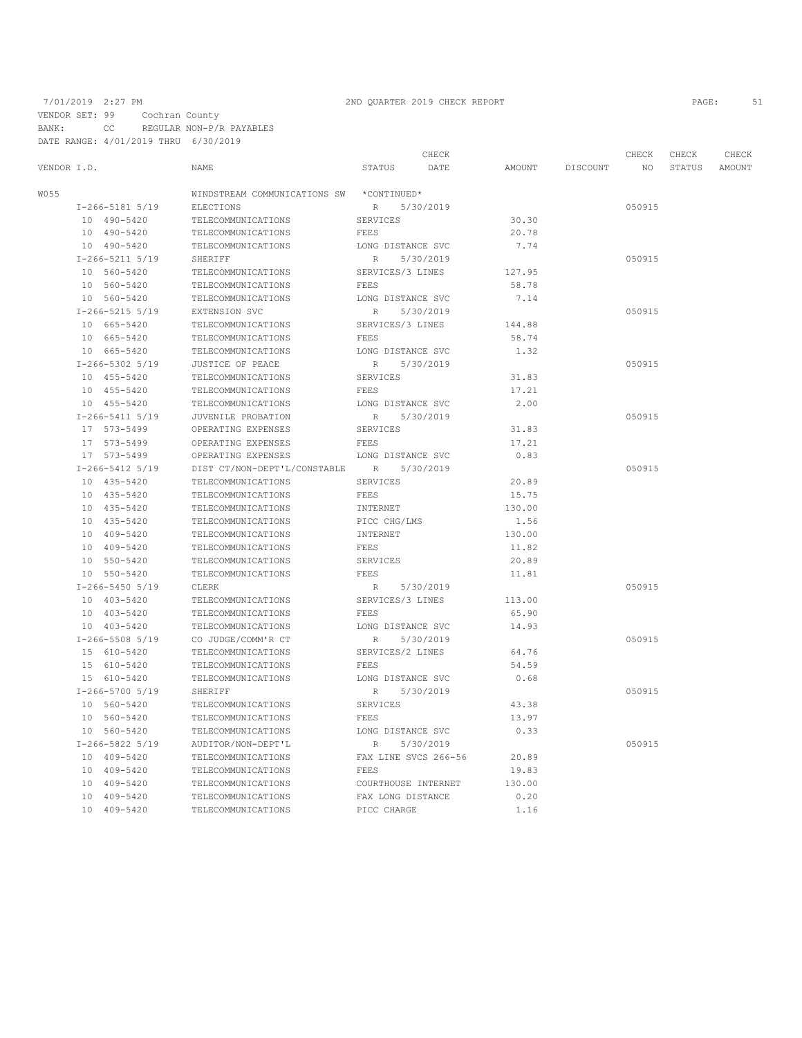7/01/2019 2:27 PM — 2ND QUARTER 2019 CHECK REPORT

VENDOR SET: 99 Cochran County
BANK: CC REGULAR NON-P/R PAYABLES
DATE RANGE: 4/01/2019 THRU 6/30/2019

| VENDOR I.D. | NAME | STATUS | CHECK DATE | AMOUNT | DISCOUNT | CHECK NO | CHECK STATUS | CHECK AMOUNT |
|---|---|---|---|---|---|---|---|---|
| W055 | WINDSTREAM COMMUNICATIONS SW | *CONTINUED* | | | | | | |
| I-266-5181 5/19 | ELECTIONS | R | 5/30/2019 | | | 050915 | | |
| 10 490-5420 | TELECOMMUNICATIONS | SERVICES | | 30.30 | | | | |
| 10 490-5420 | TELECOMMUNICATIONS | FEES | | 20.78 | | | | |
| 10 490-5420 | TELECOMMUNICATIONS | LONG DISTANCE SVC | | 7.74 | | | | |
| I-266-5211 5/19 | SHERIFF | R | 5/30/2019 | | | 050915 | | |
| 10 560-5420 | TELECOMMUNICATIONS | SERVICES/3 LINES | | 127.95 | | | | |
| 10 560-5420 | TELECOMMUNICATIONS | FEES | | 58.78 | | | | |
| 10 560-5420 | TELECOMMUNICATIONS | LONG DISTANCE SVC | | 7.14 | | | | |
| I-266-5215 5/19 | EXTENSION SVC | R | 5/30/2019 | | | 050915 | | |
| 10 665-5420 | TELECOMMUNICATIONS | SERVICES/3 LINES | | 144.88 | | | | |
| 10 665-5420 | TELECOMMUNICATIONS | FEES | | 58.74 | | | | |
| 10 665-5420 | TELECOMMUNICATIONS | LONG DISTANCE SVC | | 1.32 | | | | |
| I-266-5302 5/19 | JUSTICE OF PEACE | R | 5/30/2019 | | | 050915 | | |
| 10 455-5420 | TELECOMMUNICATIONS | SERVICES | | 31.83 | | | | |
| 10 455-5420 | TELECOMMUNICATIONS | FEES | | 17.21 | | | | |
| 10 455-5420 | TELECOMMUNICATIONS | LONG DISTANCE SVC | | 2.00 | | | | |
| I-266-5411 5/19 | JUVENILE PROBATION | R | 5/30/2019 | | | 050915 | | |
| 17 573-5499 | OPERATING EXPENSES | SERVICES | | 31.83 | | | | |
| 17 573-5499 | OPERATING EXPENSES | FEES | | 17.21 | | | | |
| 17 573-5499 | OPERATING EXPENSES | LONG DISTANCE SVC | | 0.83 | | | | |
| I-266-5412 5/19 | DIST CT/NON-DEPT'L/CONSTABLE | R | 5/30/2019 | | | 050915 | | |
| 10 435-5420 | TELECOMMUNICATIONS | SERVICES | | 20.89 | | | | |
| 10 435-5420 | TELECOMMUNICATIONS | FEES | | 15.75 | | | | |
| 10 435-5420 | TELECOMMUNICATIONS | INTERNET | | 130.00 | | | | |
| 10 435-5420 | TELECOMMUNICATIONS | PICC CHG/LMS | | 1.56 | | | | |
| 10 409-5420 | TELECOMMUNICATIONS | INTERNET | | 130.00 | | | | |
| 10 409-5420 | TELECOMMUNICATIONS | FEES | | 11.82 | | | | |
| 10 550-5420 | TELECOMMUNICATIONS | SERVICES | | 20.89 | | | | |
| 10 550-5420 | TELECOMMUNICATIONS | FEES | | 11.81 | | | | |
| I-266-5450 5/19 | CLERK | R | 5/30/2019 | | | 050915 | | |
| 10 403-5420 | TELECOMMUNICATIONS | SERVICES/3 LINES | | 113.00 | | | | |
| 10 403-5420 | TELECOMMUNICATIONS | FEES | | 65.90 | | | | |
| 10 403-5420 | TELECOMMUNICATIONS | LONG DISTANCE SVC | | 14.93 | | | | |
| I-266-5508 5/19 | CO JUDGE/COMM'R CT | R | 5/30/2019 | | | 050915 | | |
| 15 610-5420 | TELECOMMUNICATIONS | SERVICES/2 LINES | | 64.76 | | | | |
| 15 610-5420 | TELECOMMUNICATIONS | FEES | | 54.59 | | | | |
| 15 610-5420 | TELECOMMUNICATIONS | LONG DISTANCE SVC | | 0.68 | | | | |
| I-266-5700 5/19 | SHERIFF | R | 5/30/2019 | | | 050915 | | |
| 10 560-5420 | TELECOMMUNICATIONS | SERVICES | | 43.38 | | | | |
| 10 560-5420 | TELECOMMUNICATIONS | FEES | | 13.97 | | | | |
| 10 560-5420 | TELECOMMUNICATIONS | LONG DISTANCE SVC | | 0.33 | | | | |
| I-266-5822 5/19 | AUDITOR/NON-DEPT'L | R | 5/30/2019 | | | 050915 | | |
| 10 409-5420 | TELECOMMUNICATIONS | FAX LINE SVCS 266-56 | | 20.89 | | | | |
| 10 409-5420 | TELECOMMUNICATIONS | FEES | | 19.83 | | | | |
| 10 409-5420 | TELECOMMUNICATIONS | COURTHOUSE INTERNET | | 130.00 | | | | |
| 10 409-5420 | TELECOMMUNICATIONS | FAX LONG DISTANCE | | 0.20 | | | | |
| 10 409-5420 | TELECOMMUNICATIONS | PICC CHARGE | | 1.16 | | | | |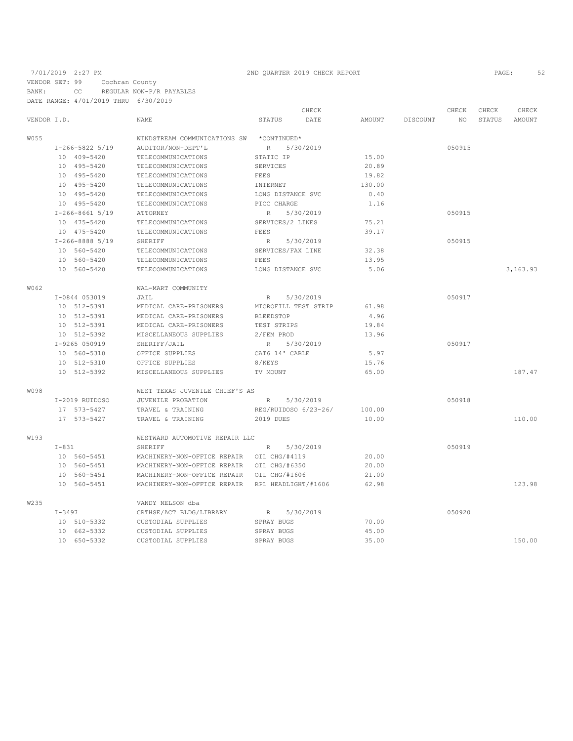7/01/2019 2:27 PM 2ND QUARTER 2019 CHECK REPORT

VENDOR SET: 99 Cochran County
BANK: CC REGULAR NON-P/R PAYABLES
DATE RANGE: 4/01/2019 THRU 6/30/2019

| VENDOR I.D. | NAME | STATUS | CHECK DATE | AMOUNT | DISCOUNT | CHECK NO | CHECK STATUS | CHECK AMOUNT |
|---|---|---|---|---|---|---|---|---|
| W055 | WINDSTREAM COMMUNICATIONS SW | *CONTINUED* | | | | | | |
| I-266-5822 5/19 | AUDITOR/NON-DEPT'L | R | 5/30/2019 | | | 050915 | | |
| 10 409-5420 | TELECOMMUNICATIONS | STATIC IP | | 15.00 | | | | |
| 10 495-5420 | TELECOMMUNICATIONS | SERVICES | | 20.89 | | | | |
| 10 495-5420 | TELECOMMUNICATIONS | FEES | | 19.82 | | | | |
| 10 495-5420 | TELECOMMUNICATIONS | INTERNET | | 130.00 | | | | |
| 10 495-5420 | TELECOMMUNICATIONS | LONG DISTANCE SVC | | 0.40 | | | | |
| 10 495-5420 | TELECOMMUNICATIONS | PICC CHARGE | | 1.16 | | | | |
| I-266-8661 5/19 | ATTORNEY | R | 5/30/2019 | | | 050915 | | |
| 10 475-5420 | TELECOMMUNICATIONS | SERVICES/2 LINES | | 75.21 | | | | |
| 10 475-5420 | TELECOMMUNICATIONS | FEES | | 39.17 | | | | |
| I-266-8888 5/19 | SHERIFF | R | 5/30/2019 | | | 050915 | | |
| 10 560-5420 | TELECOMMUNICATIONS | SERVICES/FAX LINE | | 32.38 | | | | |
| 10 560-5420 | TELECOMMUNICATIONS | FEES | | 13.95 | | | | |
| 10 560-5420 | TELECOMMUNICATIONS | LONG DISTANCE SVC | | 5.06 | | | | 3,163.93 |
| W062 | WAL-MART COMMUNITY | | | | | | | |
| I-0844 053019 | JAIL | R | 5/30/2019 | | | 050917 | | |
| 10 512-5391 | MEDICAL CARE-PRISONERS | MICROFILL TEST STRIP | | 61.98 | | | | |
| 10 512-5391 | MEDICAL CARE-PRISONERS | BLEEDSTOP | | 4.96 | | | | |
| 10 512-5391 | MEDICAL CARE-PRISONERS | TEST STRIPS | | 19.84 | | | | |
| 10 512-5392 | MISCELLANEOUS SUPPLIES | 2/FEM PROD | | 13.96 | | | | |
| I-9265 050919 | SHERIFF/JAIL | R | 5/30/2019 | | | 050917 | | |
| 10 560-5310 | OFFICE SUPPLIES | CAT6 14' CABLE | | 5.97 | | | | |
| 10 512-5310 | OFFICE SUPPLIES | 8/KEYS | | 15.76 | | | | |
| 10 512-5392 | MISCELLANEOUS SUPPLIES | TV MOUNT | | 65.00 | | | | 187.47 |
| W098 | WEST TEXAS JUVENILE CHIEF'S AS | | | | | | | |
| I-2019 RUIDOSO | JUVENILE PROBATION | R | 5/30/2019 | | | 050918 | | |
| 17 573-5427 | TRAVEL & TRAINING | REG/RUIDOSO 6/23-26/ | | 100.00 | | | | |
| 17 573-5427 | TRAVEL & TRAINING | 2019 DUES | | 10.00 | | | | 110.00 |
| W193 | WESTWARD AUTOMOTIVE REPAIR LLC | | | | | | | |
| I-831 | SHERIFF | R | 5/30/2019 | | | 050919 | | |
| 10 560-5451 | MACHINERY-NON-OFFICE REPAIR | OIL CHG/#4119 | | 20.00 | | | | |
| 10 560-5451 | MACHINERY-NON-OFFICE REPAIR | OIL CHG/#6350 | | 20.00 | | | | |
| 10 560-5451 | MACHINERY-NON-OFFICE REPAIR | OIL CHG/#1606 | | 21.00 | | | | |
| 10 560-5451 | MACHINERY-NON-OFFICE REPAIR | RPL HEADLIGHT/#1606 | | 62.98 | | | | 123.98 |
| W235 | VANDY NELSON dba | | | | | | | |
| I-3497 | CRTHSE/ACT BLDG/LIBRARY | R | 5/30/2019 | | | 050920 | | |
| 10 510-5332 | CUSTODIAL SUPPLIES | SPRAY BUGS | | 70.00 | | | | |
| 10 662-5332 | CUSTODIAL SUPPLIES | SPRAY BUGS | | 45.00 | | | | |
| 10 650-5332 | CUSTODIAL SUPPLIES | SPRAY BUGS | | 35.00 | | | | 150.00 |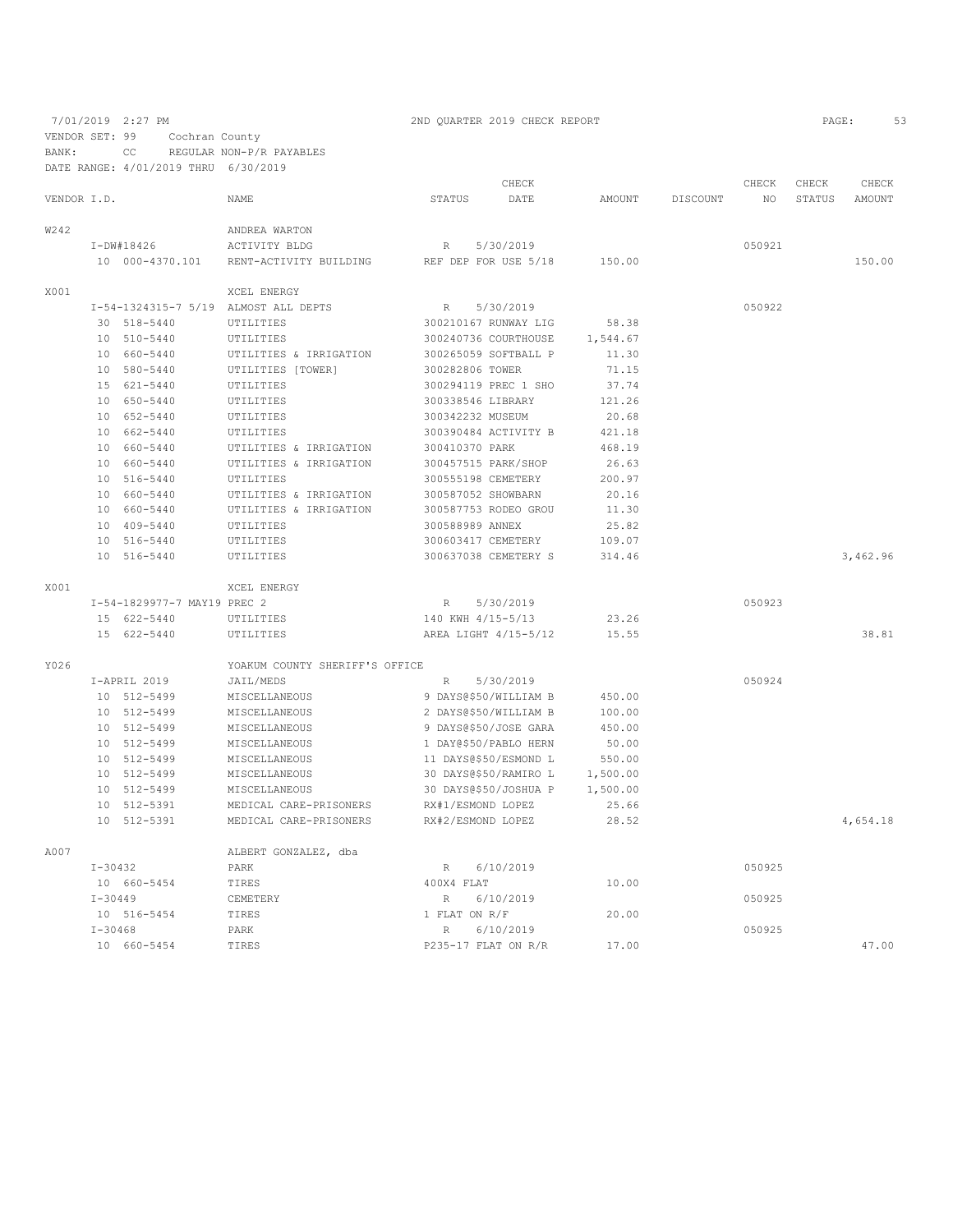7/01/2019 2:27 PM 2ND QUARTER 2019 CHECK REPORT

VENDOR SET: 99 Cochran County
BANK: CC REGULAR NON-P/R PAYABLES
DATE RANGE: 4/01/2019 THRU 6/30/2019

| VENDOR I.D. | NAME | STATUS | CHECK DATE | AMOUNT | DISCOUNT | CHECK NO | CHECK STATUS | CHECK AMOUNT |
|---|---|---|---|---|---|---|---|---|
| W242 | ANDREA WARTON | | | | | | | |
| I-DW#18426 | ACTIVITY BLDG | R | 5/30/2019 | | | 050921 | | |
| 10 000-4370.101 | RENT-ACTIVITY BUILDING | REF DEP FOR USE 5/18 | | 150.00 | | | | 150.00 |
| X001 | XCEL ENERGY | | | | | | | |
| I-54-1324315-7 5/19 | ALMOST ALL DEPTS | R | 5/30/2019 | | | 050922 | | |
| 30 518-5440 | UTILITIES | 300210167 RUNWAY LIG | | 58.38 | | | | |
| 10 510-5440 | UTILITIES | 300240736 COURTHOUSE | | 1,544.67 | | | | |
| 10 660-5440 | UTILITIES & IRRIGATION | 300265059 SOFTBALL P | | 11.30 | | | | |
| 10 580-5440 | UTILITIES [TOWER] | 300282806 TOWER | | 71.15 | | | | |
| 15 621-5440 | UTILITIES | 300294119 PREC 1 SHO | | 37.74 | | | | |
| 10 650-5440 | UTILITIES | 300338546 LIBRARY | | 121.26 | | | | |
| 10 652-5440 | UTILITIES | 300342232 MUSEUM | | 20.68 | | | | |
| 10 662-5440 | UTILITIES | 300390484 ACTIVITY B | | 421.18 | | | | |
| 10 660-5440 | UTILITIES & IRRIGATION | 300410370 PARK | | 468.19 | | | | |
| 10 660-5440 | UTILITIES & IRRIGATION | 300457515 PARK/SHOP | | 26.63 | | | | |
| 10 516-5440 | UTILITIES | 300555198 CEMETERY | | 200.97 | | | | |
| 10 660-5440 | UTILITIES & IRRIGATION | 300587052 SHOWBARN | | 20.16 | | | | |
| 10 660-5440 | UTILITIES & IRRIGATION | 300587753 RODEO GROU | | 11.30 | | | | |
| 10 409-5440 | UTILITIES | 300588989 ANNEX | | 25.82 | | | | |
| 10 516-5440 | UTILITIES | 300603417 CEMETERY | | 109.07 | | | | |
| 10 516-5440 | UTILITIES | 300637038 CEMETERY S | | 314.46 | | | | 3,462.96 |
| X001 | XCEL ENERGY | | | | | | | |
| I-54-1829977-7 MAY19 PREC 2 | | R | 5/30/2019 | | | 050923 | | |
| 15 622-5440 | UTILITIES | 140 KWH 4/15-5/13 | | 23.26 | | | | |
| 15 622-5440 | UTILITIES | AREA LIGHT 4/15-5/12 | | 15.55 | | | | 38.81 |
| Y026 | YOAKUM COUNTY SHERIFF'S OFFICE | | | | | | | |
| I-APRIL 2019 | JAIL/MEDS | R | 5/30/2019 | | | 050924 | | |
| 10 512-5499 | MISCELLANEOUS | 9 DAYS@$50/WILLIAM B | | 450.00 | | | | |
| 10 512-5499 | MISCELLANEOUS | 2 DAYS@$50/WILLIAM B | | 100.00 | | | | |
| 10 512-5499 | MISCELLANEOUS | 9 DAYS@$50/JOSE GARA | | 450.00 | | | | |
| 10 512-5499 | MISCELLANEOUS | 1 DAY@$50/PABLO HERN | | 50.00 | | | | |
| 10 512-5499 | MISCELLANEOUS | 11 DAYS@$50/ESMOND L | | 550.00 | | | | |
| 10 512-5499 | MISCELLANEOUS | 30 DAYS@$50/RAMIRO L | | 1,500.00 | | | | |
| 10 512-5499 | MISCELLANEOUS | 30 DAYS@$50/JOSHUA P | | 1,500.00 | | | | |
| 10 512-5391 | MEDICAL CARE-PRISONERS | RX#1/ESMOND LOPEZ | | 25.66 | | | | |
| 10 512-5391 | MEDICAL CARE-PRISONERS | RX#2/ESMOND LOPEZ | | 28.52 | | | | 4,654.18 |
| A007 | ALBERT GONZALEZ, dba | | | | | | | |
| I-30432 | PARK | R | 6/10/2019 | | | 050925 | | |
| 10 660-5454 | TIRES | 400X4 FLAT | | 10.00 | | | | |
| I-30449 | CEMETERY | R | 6/10/2019 | | | 050925 | | |
| 10 516-5454 | TIRES | 1 FLAT ON R/F | | 20.00 | | | | |
| I-30468 | PARK | R | 6/10/2019 | | | 050925 | | |
| 10 660-5454 | TIRES | P235-17 FLAT ON R/R | | 17.00 | | | | 47.00 |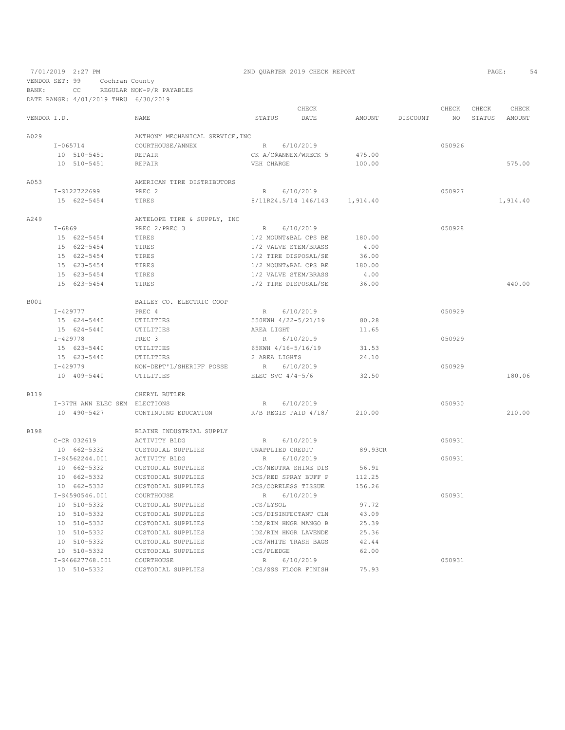7/01/2019 2:27 PM 2ND QUARTER 2019 CHECK REPORT

VENDOR SET: 99 Cochran County
BANK: CC REGULAR NON-P/R PAYABLES
DATE RANGE: 4/01/2019 THRU 6/30/2019

| VENDOR I.D. | NAME | STATUS | CHECK DATE | AMOUNT | DISCOUNT | CHECK NO | CHECK STATUS | CHECK AMOUNT |
|---|---|---|---|---|---|---|---|---|
| A029 | ANTHONY MECHANICAL SERVICE,INC | | | | | | | |
| I-065714 | COURTHOUSE/ANNEX | R | 6/10/2019 | | | 050926 | | |
| 10 510-5451 | REPAIR | CK A/C@ANNEX/WRECK 5 | | 475.00 | | | | |
| 10 510-5451 | REPAIR | VEH CHARGE | | 100.00 | | | | 575.00 |
| A053 | AMERICAN TIRE DISTRIBUTORS | | | | | | | |
| I-S122722699 | PREC 2 | R | 6/10/2019 | | | 050927 | | |
| 15 622-5454 | TIRES | 8/11R24.5/14 146/143 | | 1,914.40 | | | | 1,914.40 |
| A249 | ANTELOPE TIRE & SUPPLY, INC | | | | | | | |
| I-6869 | PREC 2/PREC 3 | R | 6/10/2019 | | | 050928 | | |
| 15 622-5454 | TIRES | 1/2 MOUNT&BAL CPS BE | | 180.00 | | | | |
| 15 622-5454 | TIRES | 1/2 VALVE STEM/BRASS | | 4.00 | | | | |
| 15 622-5454 | TIRES | 1/2 TIRE DISPOSAL/SE | | 36.00 | | | | |
| 15 623-5454 | TIRES | 1/2 MOUNT&BAL CPS BE | | 180.00 | | | | |
| 15 623-5454 | TIRES | 1/2 VALVE STEM/BRASS | | 4.00 | | | | |
| 15 623-5454 | TIRES | 1/2 TIRE DISPOSAL/SE | | 36.00 | | | | 440.00 |
| B001 | BAILEY CO. ELECTRIC COOP | | | | | | | |
| I-429777 | PREC 4 | R | 6/10/2019 | | | 050929 | | |
| 15 624-5440 | UTILITIES | 550KWH 4/22-5/21/19 | | 80.28 | | | | |
| 15 624-5440 | UTILITIES | AREA LIGHT | | 11.65 | | | | |
| I-429778 | PREC 3 | R | 6/10/2019 | | | 050929 | | |
| 15 623-5440 | UTILITIES | 65KWH 4/16-5/16/19 | | 31.53 | | | | |
| 15 623-5440 | UTILITIES | 2 AREA LIGHTS | | 24.10 | | | | |
| I-429779 | NON-DEPT'L/SHERIFF POSSE | R | 6/10/2019 | | | 050929 | | |
| 10 409-5440 | UTILITIES | ELEC SVC 4/4-5/6 | | 32.50 | | | | 180.06 |
| B119 | CHERYL BUTLER | | | | | | | |
| I-37TH ANN ELEC SEM | ELECTIONS | R | 6/10/2019 | | | 050930 | | |
| 10 490-5427 | CONTINUING EDUCATION | R/B REGIS PAID 4/18/ | | 210.00 | | | | 210.00 |
| B198 | BLAINE INDUSTRIAL SUPPLY | | | | | | | |
| C-CR 032619 | ACTIVITY BLDG | R | 6/10/2019 | | | 050931 | | |
| 10 662-5332 | CUSTODIAL SUPPLIES | UNAPPLIED CREDIT | | 89.93CR | | | | |
| I-S4562244.001 | ACTIVITY BLDG | R | 6/10/2019 | | | 050931 | | |
| 10 662-5332 | CUSTODIAL SUPPLIES | 1CS/NEUTRA SHINE DIS | | 56.91 | | | | |
| 10 662-5332 | CUSTODIAL SUPPLIES | 3CS/RED SPRAY BUFF P | | 112.25 | | | | |
| 10 662-5332 | CUSTODIAL SUPPLIES | 2CS/CORELESS TISSUE | | 156.26 | | | | |
| I-S4590546.001 | COURTHOUSE | R | 6/10/2019 | | | 050931 | | |
| 10 510-5332 | CUSTODIAL SUPPLIES | 1CS/LYSOL | | 97.72 | | | | |
| 10 510-5332 | CUSTODIAL SUPPLIES | 1CS/DISINFECTANT CLN | | 43.09 | | | | |
| 10 510-5332 | CUSTODIAL SUPPLIES | 1DZ/RIM HNGR MANGO B | | 25.39 | | | | |
| 10 510-5332 | CUSTODIAL SUPPLIES | 1DZ/RIM HNGR LAVENDE | | 25.36 | | | | |
| 10 510-5332 | CUSTODIAL SUPPLIES | 1CS/WHITE TRASH BAGS | | 42.44 | | | | |
| 10 510-5332 | CUSTODIAL SUPPLIES | 1CS/PLEDGE | | 62.00 | | | | |
| I-S46627768.001 | COURTHOUSE | R | 6/10/2019 | | | 050931 | | |
| 10 510-5332 | CUSTODIAL SUPPLIES | 1CS/SSS FLOOR FINISH | | 75.93 | | | | |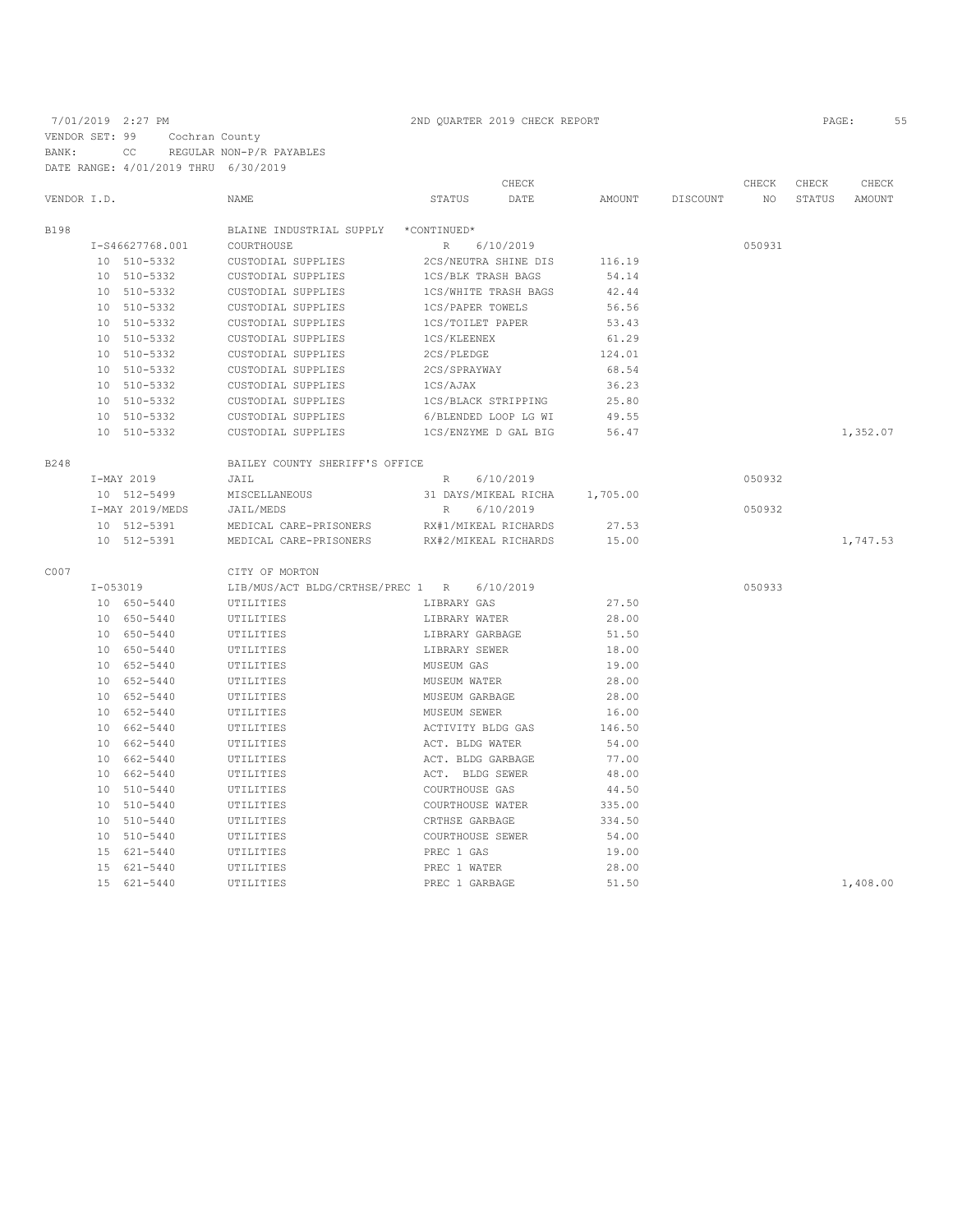7/01/2019 2:27 PM — 2ND QUARTER 2019 CHECK REPORT

VENDOR SET: 99 Cochran County
BANK: CC REGULAR NON-P/R PAYABLES
DATE RANGE: 4/01/2019 THRU 6/30/2019

| VENDOR I.D. | NAME | STATUS | CHECK DATE | AMOUNT | DISCOUNT | CHECK NO | CHECK STATUS | CHECK AMOUNT |
|---|---|---|---|---|---|---|---|---|
| B198 | BLAINE INDUSTRIAL SUPPLY *CONTINUED* | | | | | | | |
| I-S46627768.001 | COURTHOUSE | R | 6/10/2019 | | | 050931 | | |
| 10 510-5332 | CUSTODIAL SUPPLIES | 2CS/NEUTRA SHINE DIS | | 116.19 | | | | |
| 10 510-5332 | CUSTODIAL SUPPLIES | 1CS/BLK TRASH BAGS | | 54.14 | | | | |
| 10 510-5332 | CUSTODIAL SUPPLIES | 1CS/WHITE TRASH BAGS | | 42.44 | | | | |
| 10 510-5332 | CUSTODIAL SUPPLIES | 1CS/PAPER TOWELS | | 56.56 | | | | |
| 10 510-5332 | CUSTODIAL SUPPLIES | 1CS/TOILET PAPER | | 53.43 | | | | |
| 10 510-5332 | CUSTODIAL SUPPLIES | 1CS/KLEENEX | | 61.29 | | | | |
| 10 510-5332 | CUSTODIAL SUPPLIES | 2CS/PLEDGE | | 124.01 | | | | |
| 10 510-5332 | CUSTODIAL SUPPLIES | 2CS/SPRAYWAY | | 68.54 | | | | |
| 10 510-5332 | CUSTODIAL SUPPLIES | 1CS/AJAX | | 36.23 | | | | |
| 10 510-5332 | CUSTODIAL SUPPLIES | 1CS/BLACK STRIPPING | | 25.80 | | | | |
| 10 510-5332 | CUSTODIAL SUPPLIES | 6/BLENDED LOOP LG WI | | 49.55 | | | | |
| 10 510-5332 | CUSTODIAL SUPPLIES | 1CS/ENZYME D GAL BIG | | 56.47 | | | | 1,352.07 |
| B248 | BAILEY COUNTY SHERIFF'S OFFICE | | | | | | | |
| I-MAY 2019 | JAIL | R | 6/10/2019 | | | 050932 | | |
| 10 512-5499 | MISCELLANEOUS | 31 DAYS/MIKEAL RICHA | | 1,705.00 | | | | |
| I-MAY 2019/MEDS | JAIL/MEDS | R | 6/10/2019 | | | 050932 | | |
| 10 512-5391 | MEDICAL CARE-PRISONERS | RX#1/MIKEAL RICHARDS | | 27.53 | | | | |
| 10 512-5391 | MEDICAL CARE-PRISONERS | RX#2/MIKEAL RICHARDS | | 15.00 | | | | 1,747.53 |
| C007 | CITY OF MORTON | | | | | | | |
| I-053019 | LIB/MUS/ACT BLDG/CRTHSE/PREC 1 | R | 6/10/2019 | | | 050933 | | |
| 10 650-5440 | UTILITIES | LIBRARY GAS | | 27.50 | | | | |
| 10 650-5440 | UTILITIES | LIBRARY WATER | | 28.00 | | | | |
| 10 650-5440 | UTILITIES | LIBRARY GARBAGE | | 51.50 | | | | |
| 10 650-5440 | UTILITIES | LIBRARY SEWER | | 18.00 | | | | |
| 10 652-5440 | UTILITIES | MUSEUM GAS | | 19.00 | | | | |
| 10 652-5440 | UTILITIES | MUSEUM WATER | | 28.00 | | | | |
| 10 652-5440 | UTILITIES | MUSEUM GARBAGE | | 28.00 | | | | |
| 10 652-5440 | UTILITIES | MUSEUM SEWER | | 16.00 | | | | |
| 10 662-5440 | UTILITIES | ACTIVITY BLDG GAS | | 146.50 | | | | |
| 10 662-5440 | UTILITIES | ACT. BLDG WATER | | 54.00 | | | | |
| 10 662-5440 | UTILITIES | ACT. BLDG GARBAGE | | 77.00 | | | | |
| 10 662-5440 | UTILITIES | ACT. BLDG SEWER | | 48.00 | | | | |
| 10 510-5440 | UTILITIES | COURTHOUSE GAS | | 44.50 | | | | |
| 10 510-5440 | UTILITIES | COURTHOUSE WATER | | 335.00 | | | | |
| 10 510-5440 | UTILITIES | CRTHSE GARBAGE | | 334.50 | | | | |
| 10 510-5440 | UTILITIES | COURTHOUSE SEWER | | 54.00 | | | | |
| 15 621-5440 | UTILITIES | PREC 1 GAS | | 19.00 | | | | |
| 15 621-5440 | UTILITIES | PREC 1 WATER | | 28.00 | | | | |
| 15 621-5440 | UTILITIES | PREC 1 GARBAGE | | 51.50 | | | | 1,408.00 |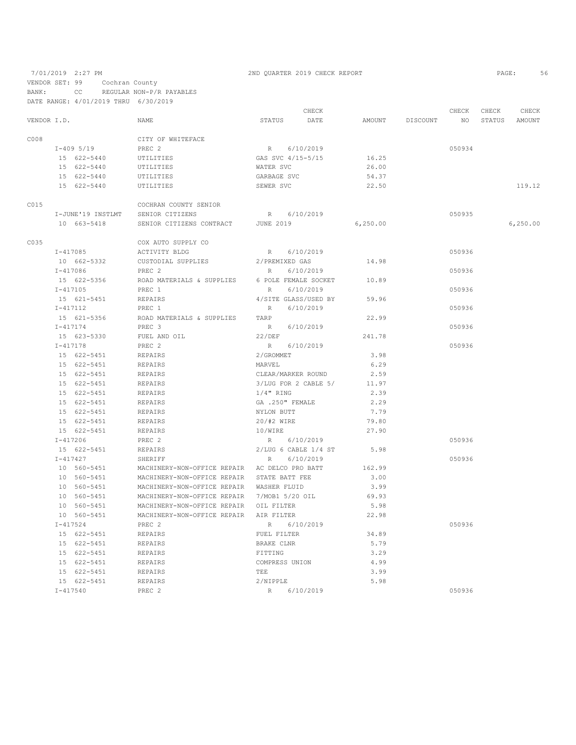7/01/2019 2:27 PM  2ND QUARTER 2019 CHECK REPORT

VENDOR SET: 99 Cochran County
BANK: CC REGULAR NON-P/R PAYABLES
DATE RANGE: 4/01/2019 THRU 6/30/2019

| VENDOR I.D. | NAME | STATUS | CHECK DATE | AMOUNT | DISCOUNT | CHECK NO | CHECK STATUS | CHECK AMOUNT |
|---|---|---|---|---|---|---|---|---|
| C008 | CITY OF WHITEFACE | | | | | | | |
| I-409 5/19 | PREC 2 | R | 6/10/2019 | | | 050934 | | |
| 15 622-5440 | UTILITIES | GAS SVC 4/15-5/15 | | 16.25 | | | | |
| 15 622-5440 | UTILITIES | WATER SVC | | 26.00 | | | | |
| 15 622-5440 | UTILITIES | GARBAGE SVC | | 54.37 | | | | |
| 15 622-5440 | UTILITIES | SEWER SVC | | 22.50 | | | | 119.12 |
| C015 | COCHRAN COUNTY SENIOR | | | | | | | |
| I-JUNE'19 INSTLMT | SENIOR CITIZENS | R | 6/10/2019 | | | 050935 | | |
| 10 663-5418 | SENIOR CITIZENS CONTRACT | JUNE 2019 | | 6,250.00 | | | | 6,250.00 |
| C035 | COX AUTO SUPPLY CO | | | | | | | |
| I-417085 | ACTIVITY BLDG | R | 6/10/2019 | | | 050936 | | |
| 10 662-5332 | CUSTODIAL SUPPLIES | 2/PREMIXED GAS | | 14.98 | | | | |
| I-417086 | PREC 2 | R | 6/10/2019 | | | 050936 | | |
| 15 622-5356 | ROAD MATERIALS & SUPPLIES | 6 POLE FEMALE SOCKET | | 10.89 | | | | |
| I-417105 | PREC 1 | R | 6/10/2019 | | | 050936 | | |
| 15 621-5451 | REPAIRS | 4/SITE GLASS/USED BY | | 59.96 | | | | |
| I-417112 | PREC 1 | R | 6/10/2019 | | | 050936 | | |
| 15 621-5356 | ROAD MATERIALS & SUPPLIES | TARP | | 22.99 | | | | |
| I-417174 | PREC 3 | R | 6/10/2019 | | | 050936 | | |
| 15 623-5330 | FUEL AND OIL | 22/DEF | | 241.78 | | | | |
| I-417178 | PREC 2 | R | 6/10/2019 | | | 050936 | | |
| 15 622-5451 | REPAIRS | 2/GROMMET | | 3.98 | | | | |
| 15 622-5451 | REPAIRS | MARVEL | | 6.29 | | | | |
| 15 622-5451 | REPAIRS | CLEAR/MARKER ROUND | | 2.59 | | | | |
| 15 622-5451 | REPAIRS | 3/LUG FOR 2 CABLE 5/ | | 11.97 | | | | |
| 15 622-5451 | REPAIRS | 1/4" RING | | 2.39 | | | | |
| 15 622-5451 | REPAIRS | GA .250" FEMALE | | 2.29 | | | | |
| 15 622-5451 | REPAIRS | NYLON BUTT | | 7.79 | | | | |
| 15 622-5451 | REPAIRS | 20/#2 WIRE | | 79.80 | | | | |
| 15 622-5451 | REPAIRS | 10/WIRE | | 27.90 | | | | |
| I-417206 | PREC 2 | R | 6/10/2019 | | | 050936 | | |
| 15 622-5451 | REPAIRS | 2/LUG 6 CABLE 1/4 ST | | 5.98 | | | | |
| I-417427 | SHERIFF | R | 6/10/2019 | | | 050936 | | |
| 10 560-5451 | MACHINERY-NON-OFFICE REPAIR | AC DELCO PRO BATT | | 162.99 | | | | |
| 10 560-5451 | MACHINERY-NON-OFFICE REPAIR | STATE BATT FEE | | 3.00 | | | | |
| 10 560-5451 | MACHINERY-NON-OFFICE REPAIR | WASHER FLUID | | 3.99 | | | | |
| 10 560-5451 | MACHINERY-NON-OFFICE REPAIR | 7/MOB1 5/20 OIL | | 69.93 | | | | |
| 10 560-5451 | MACHINERY-NON-OFFICE REPAIR | OIL FILTER | | 5.98 | | | | |
| 10 560-5451 | MACHINERY-NON-OFFICE REPAIR | AIR FILTER | | 22.98 | | | | |
| I-417524 | PREC 2 | R | 6/10/2019 | | | 050936 | | |
| 15 622-5451 | REPAIRS | FUEL FILTER | | 34.89 | | | | |
| 15 622-5451 | REPAIRS | BRAKE CLNR | | 5.79 | | | | |
| 15 622-5451 | REPAIRS | FITTING | | 3.29 | | | | |
| 15 622-5451 | REPAIRS | COMPRESS UNION | | 4.99 | | | | |
| 15 622-5451 | REPAIRS | TEE | | 3.99 | | | | |
| 15 622-5451 | REPAIRS | 2/NIPPLE | | 5.98 | | | | |
| I-417540 | PREC 2 | R | 6/10/2019 | | | 050936 | | |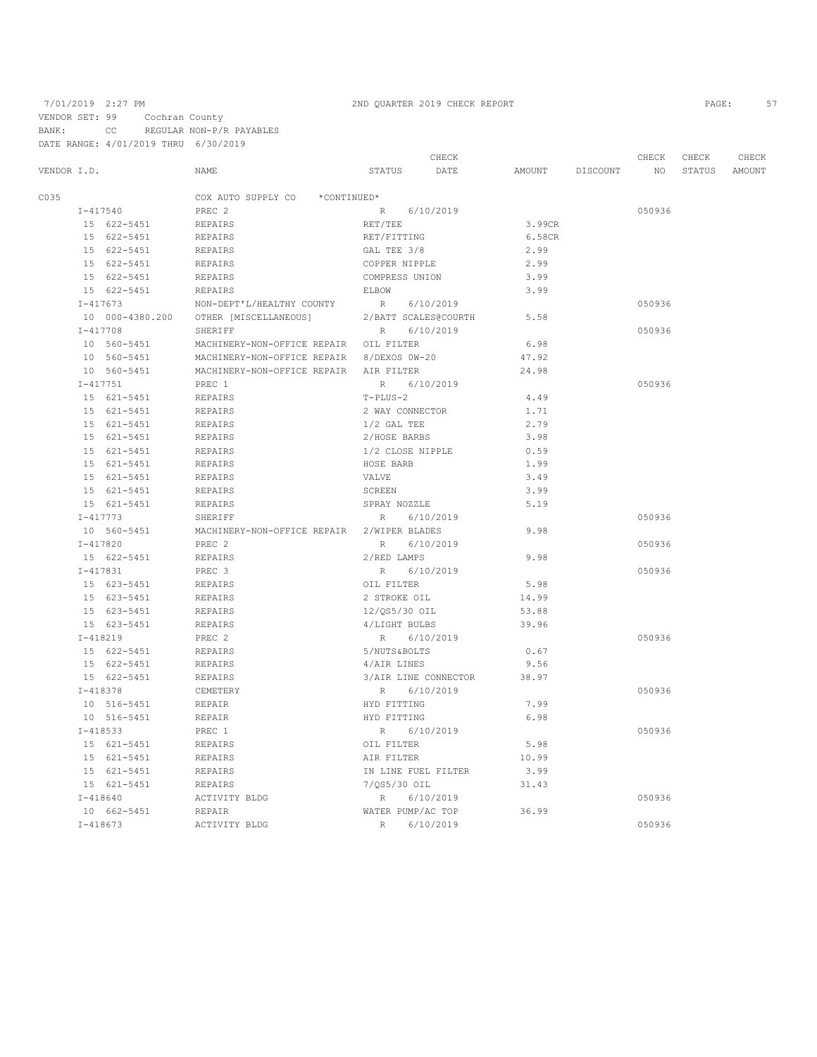7/01/2019 2:27 PM — 2ND QUARTER 2019 CHECK REPORT

VENDOR SET: 99 Cochran County
BANK: CC REGULAR NON-P/R PAYABLES
DATE RANGE: 4/01/2019 THRU 6/30/2019

| VENDOR I.D. | NAME | STATUS | CHECK DATE | AMOUNT | DISCOUNT | CHECK NO | CHECK STATUS | CHECK AMOUNT |
|---|---|---|---|---|---|---|---|---|
| C035 | COX AUTO SUPPLY CO *CONTINUED* | | | | | | | |
| I-417540 | PREC 2 | R | 6/10/2019 | | | 050936 | | |
| 15 622-5451 | REPAIRS | RET/TEE | | 3.99CR | | | | |
| 15 622-5451 | REPAIRS | RET/FITTING | | 6.58CR | | | | |
| 15 622-5451 | REPAIRS | GAL TEE 3/8 | | 2.99 | | | | |
| 15 622-5451 | REPAIRS | COPPER NIPPLE | | 2.99 | | | | |
| 15 622-5451 | REPAIRS | COMPRESS UNION | | 3.99 | | | | |
| 15 622-5451 | REPAIRS | ELBOW | | 3.99 | | | | |
| I-417673 | NON-DEPT'L/HEALTHY COUNTY | R | 6/10/2019 | | | 050936 | | |
| 10 000-4380.200 | OTHER [MISCELLANEOUS] | 2/BATT SCALES@COURTH | | 5.58 | | | | |
| I-417708 | SHERIFF | R | 6/10/2019 | | | 050936 | | |
| 10 560-5451 | MACHINERY-NON-OFFICE REPAIR | OIL FILTER | | 6.98 | | | | |
| 10 560-5451 | MACHINERY-NON-OFFICE REPAIR | 8/DEXOS 0W-20 | | 47.92 | | | | |
| 10 560-5451 | MACHINERY-NON-OFFICE REPAIR | AIR FILTER | | 24.98 | | | | |
| I-417751 | PREC 1 | R | 6/10/2019 | | | 050936 | | |
| 15 621-5451 | REPAIRS | T-PLUS-2 | | 4.49 | | | | |
| 15 621-5451 | REPAIRS | 2 WAY CONNECTOR | | 1.71 | | | | |
| 15 621-5451 | REPAIRS | 1/2 GAL TEE | | 2.79 | | | | |
| 15 621-5451 | REPAIRS | 2/HOSE BARBS | | 3.98 | | | | |
| 15 621-5451 | REPAIRS | 1/2 CLOSE NIPPLE | | 0.59 | | | | |
| 15 621-5451 | REPAIRS | HOSE BARB | | 1.99 | | | | |
| 15 621-5451 | REPAIRS | VALVE | | 3.49 | | | | |
| 15 621-5451 | REPAIRS | SCREEN | | 3.99 | | | | |
| 15 621-5451 | REPAIRS | SPRAY NOZZLE | | 5.19 | | | | |
| I-417773 | SHERIFF | R | 6/10/2019 | | | 050936 | | |
| 10 560-5451 | MACHINERY-NON-OFFICE REPAIR | 2/WIPER BLADES | | 9.98 | | | | |
| I-417820 | PREC 2 | R | 6/10/2019 | | | 050936 | | |
| 15 622-5451 | REPAIRS | 2/RED LAMPS | | 9.98 | | | | |
| I-417831 | PREC 3 | R | 6/10/2019 | | | 050936 | | |
| 15 623-5451 | REPAIRS | OIL FILTER | | 5.98 | | | | |
| 15 623-5451 | REPAIRS | 2 STROKE OIL | | 14.99 | | | | |
| 15 623-5451 | REPAIRS | 12/QS5/30 OIL | | 53.88 | | | | |
| 15 623-5451 | REPAIRS | 4/LIGHT BULBS | | 39.96 | | | | |
| I-418219 | PREC 2 | R | 6/10/2019 | | | 050936 | | |
| 15 622-5451 | REPAIRS | 5/NUTS&BOLTS | | 0.67 | | | | |
| 15 622-5451 | REPAIRS | 4/AIR LINES | | 9.56 | | | | |
| 15 622-5451 | REPAIRS | 3/AIR LINE CONNECTOR | | 38.97 | | | | |
| I-418378 | CEMETERY | R | 6/10/2019 | | | 050936 | | |
| 10 516-5451 | REPAIR | HYD FITTING | | 7.99 | | | | |
| 10 516-5451 | REPAIR | HYD FITTING | | 6.98 | | | | |
| I-418533 | PREC 1 | R | 6/10/2019 | | | 050936 | | |
| 15 621-5451 | REPAIRS | OIL FILTER | | 5.98 | | | | |
| 15 621-5451 | REPAIRS | AIR FILTER | | 10.99 | | | | |
| 15 621-5451 | REPAIRS | IN LINE FUEL FILTER | | 3.99 | | | | |
| 15 621-5451 | REPAIRS | 7/QS5/30 OIL | | 31.43 | | | | |
| I-418640 | ACTIVITY BLDG | R | 6/10/2019 | | | 050936 | | |
| 10 662-5451 | REPAIR | WATER PUMP/AC TOP | | 36.99 | | | | |
| I-418673 | ACTIVITY BLDG | R | 6/10/2019 | | | 050936 | | |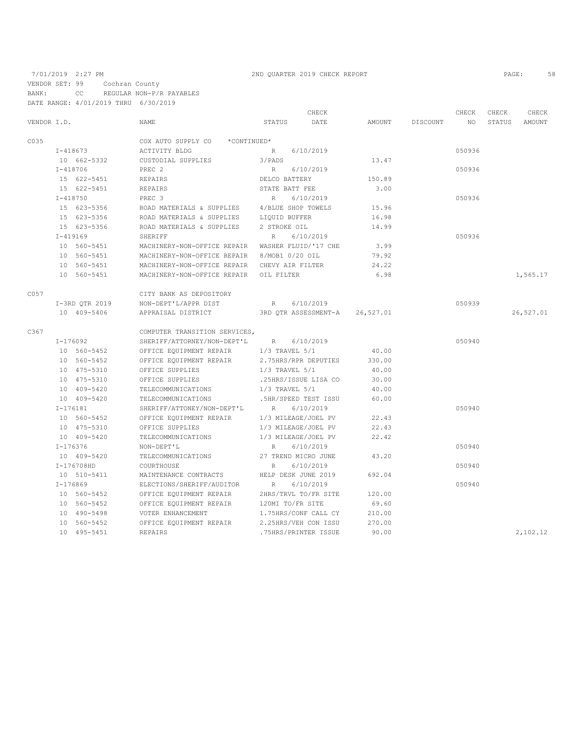7/01/2019 2:27 PM 2ND QUARTER 2019 CHECK REPORT

VENDOR SET: 99 Cochran County
BANK: CC REGULAR NON-P/R PAYABLES
DATE RANGE: 4/01/2019 THRU 6/30/2019

| VENDOR I.D. | NAME | STATUS | CHECK DATE | AMOUNT | DISCOUNT | CHECK NO | CHECK STATUS | CHECK AMOUNT |
|---|---|---|---|---|---|---|---|---|
| C035 | COX AUTO SUPPLY CO *CONTINUED* | | | | | | | |
| I-418673 | ACTIVITY BLDG | R | 6/10/2019 | | | 050936 | | |
| 10 662-5332 | CUSTODIAL SUPPLIES | 3/PADS | | 13.47 | | | | |
| I-418706 | PREC 2 | R | 6/10/2019 | | | 050936 | | |
| 15 622-5451 | REPAIRS | DELCO BATTERY | | 150.89 | | | | |
| 15 622-5451 | REPAIRS | STATE BATT FEE | | 3.00 | | | | |
| I-418750 | PREC 3 | R | 6/10/2019 | | | 050936 | | |
| 15 623-5356 | ROAD MATERIALS & SUPPLIES | 4/BLUE SHOP TOWELS | | 15.96 | | | | |
| 15 623-5356 | ROAD MATERIALS & SUPPLIES | LIQUID BUFFER | | 16.98 | | | | |
| 15 623-5356 | ROAD MATERIALS & SUPPLIES | 2 STROKE OIL | | 14.99 | | | | |
| I-419169 | SHERIFF | R | 6/10/2019 | | | 050936 | | |
| 10 560-5451 | MACHINERY-NON-OFFICE REPAIR | WASHER FLUID/'17 CHE | | 3.99 | | | | |
| 10 560-5451 | MACHINERY-NON-OFFICE REPAIR | 8/MOB1 0/20 OIL | | 79.92 | | | | |
| 10 560-5451 | MACHINERY-NON-OFFICE REPAIR | CHEVY AIR FILTER | | 24.22 | | | | |
| 10 560-5451 | MACHINERY-NON-OFFICE REPAIR | OIL FILTER | | 6.98 | | | | 1,565.17 |
| C057 | CITY BANK AS DEPOSITORY | | | | | | | |
| I-3RD QTR 2019 | NON-DEPT'L/APPR DIST | R | 6/10/2019 | | | 050939 | | |
| 10 409-5406 | APPRAISAL DISTRICT | 3RD QTR ASSESSMENT-A | | 26,527.01 | | | | 26,527.01 |
| C367 | COMPUTER TRANSITION SERVICES, | | | | | | | |
| I-176092 | SHERIFF/ATTORNEY/NON-DEPT'L | R | 6/10/2019 | | | 050940 | | |
| 10 560-5452 | OFFICE EQUIPMENT REPAIR | 1/3 TRAVEL 5/1 | | 40.00 | | | | |
| 10 560-5452 | OFFICE EQUIPMENT REPAIR | 2.75HRS/RPR DEPUTIES | | 330.00 | | | | |
| 10 475-5310 | OFFICE SUPPLIES | 1/3 TRAVEL 5/1 | | 40.00 | | | | |
| 10 475-5310 | OFFICE SUPPLIES | .25HRS/ISSUE LISA CO | | 30.00 | | | | |
| 10 409-5420 | TELECOMMUNICATIONS | 1/3 TRAVEL 5/1 | | 40.00 | | | | |
| 10 409-5420 | TELECOMMUNICATIONS | .5HR/SPEED TEST ISSU | | 60.00 | | | | |
| I-176181 | SHERIFF/ATTONEY/NON-DEPT'L | R | 6/10/2019 | | | 050940 | | |
| 10 560-5452 | OFFICE EQUIPMENT REPAIR | 1/3 MILEAGE/JOEL PV | | 22.43 | | | | |
| 10 475-5310 | OFFICE SUPPLIES | 1/3 MILEAGE/JOEL PV | | 22.43 | | | | |
| 10 409-5420 | TELECOMMUNICATIONS | 1/3 MILEAGE/JOEL PV | | 22.42 | | | | |
| I-176376 | NON-DEPT'L | R | 6/10/2019 | | | 050940 | | |
| 10 409-5420 | TELECOMMUNICATIONS | 27 TREND MICRO JUNE | | 43.20 | | | | |
| I-176708HD | COURTHOUSE | R | 6/10/2019 | | | 050940 | | |
| 10 510-5411 | MAINTENANCE CONTRACTS | HELP DESK JUNE 2019 | | 692.04 | | | | |
| I-176869 | ELECTIONS/SHERIFF/AUDITOR | R | 6/10/2019 | | | 050940 | | |
| 10 560-5452 | OFFICE EQUIPMENT REPAIR | 2HRS/TRVL TO/FR SITE | | 120.00 | | | | |
| 10 560-5452 | OFFICE EQUIPMENT REPAIR | 120MI TO/FR SITE | | 69.60 | | | | |
| 10 490-5498 | VOTER ENHANCEMENT | 1.75HRS/CONF CALL CY | | 210.00 | | | | |
| 10 560-5452 | OFFICE EQUIPMENT REPAIR | 2.25HRS/VEH CON ISSU | | 270.00 | | | | |
| 10 495-5451 | REPAIRS | .75HRS/PRINTER ISSUE | | 90.00 | | | | 2,102.12 |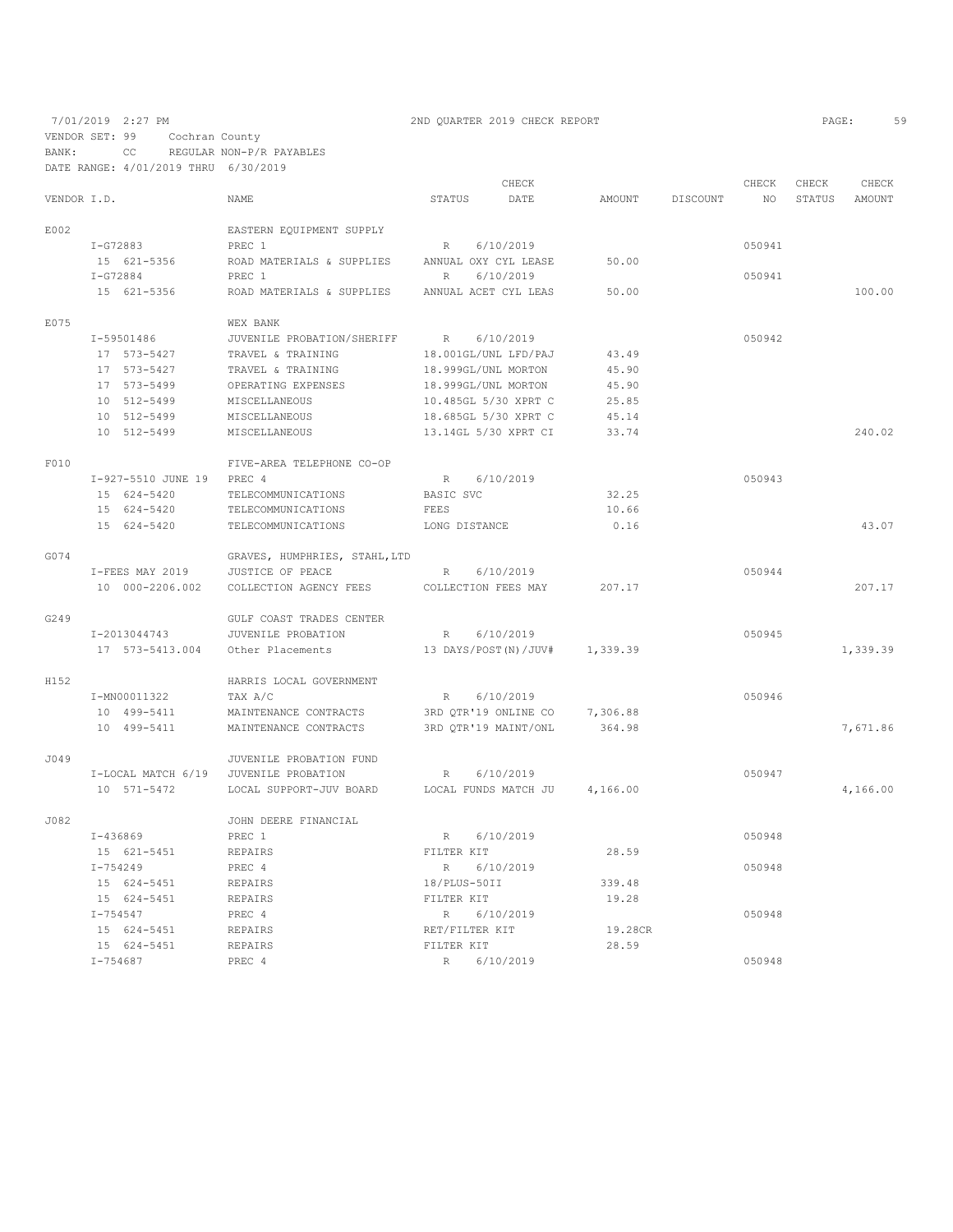7/01/2019 2:27 PM 2ND QUARTER 2019 CHECK REPORT

VENDOR SET: 99 Cochran County
BANK: CC REGULAR NON-P/R PAYABLES
DATE RANGE: 4/01/2019 THRU 6/30/2019

| VENDOR I.D. | | NAME | STATUS | CHECK DATE | AMOUNT | DISCOUNT | CHECK NO | CHECK STATUS | CHECK AMOUNT |
|---|---|---|---|---|---|---|---|---|---|
| E002 | | EASTERN EQUIPMENT SUPPLY | | | | | | | |
| | I-G72883 | PREC 1 | R | 6/10/2019 | | | 050941 | | |
| | 15 621-5356 | ROAD MATERIALS & SUPPLIES | ANNUAL OXY CYL LEASE | | 50.00 | | | | |
| | I-G72884 | PREC 1 | R | 6/10/2019 | | | 050941 | | |
| | 15 621-5356 | ROAD MATERIALS & SUPPLIES | ANNUAL ACET CYL LEAS | | 50.00 | | | | 100.00 |
| E075 | | WEX BANK | | | | | | | |
| | I-59501486 | JUVENILE PROBATION/SHERIFF | R | 6/10/2019 | | | 050942 | | |
| | 17 573-5427 | TRAVEL & TRAINING | 18.001GL/UNL LFD/PAJ | | 43.49 | | | | |
| | 17 573-5427 | TRAVEL & TRAINING | 18.999GL/UNL MORTON | | 45.90 | | | | |
| | 17 573-5499 | OPERATING EXPENSES | 18.999GL/UNL MORTON | | 45.90 | | | | |
| | 10 512-5499 | MISCELLANEOUS | 10.485GL 5/30 XPRT C | | 25.85 | | | | |
| | 10 512-5499 | MISCELLANEOUS | 18.685GL 5/30 XPRT C | | 45.14 | | | | |
| | 10 512-5499 | MISCELLANEOUS | 13.14GL 5/30 XPRT CI | | 33.74 | | | | 240.02 |
| F010 | | FIVE-AREA TELEPHONE CO-OP | | | | | | | |
| | I-927-5510 JUNE 19 | PREC 4 | R | 6/10/2019 | | | 050943 | | |
| | 15 624-5420 | TELECOMMUNICATIONS | BASIC SVC | | 32.25 | | | | |
| | 15 624-5420 | TELECOMMUNICATIONS | FEES | | 10.66 | | | | |
| | 15 624-5420 | TELECOMMUNICATIONS | LONG DISTANCE | | 0.16 | | | | 43.07 |
| G074 | | GRAVES, HUMPHRIES, STAHL,LTD | | | | | | | |
| | I-FEES MAY 2019 | JUSTICE OF PEACE | R | 6/10/2019 | | | 050944 | | |
| | 10 000-2206.002 | COLLECTION AGENCY FEES | COLLECTION FEES MAY | | 207.17 | | | | 207.17 |
| G249 | | GULF COAST TRADES CENTER | | | | | | | |
| | I-2013044743 | JUVENILE PROBATION | R | 6/10/2019 | | | 050945 | | |
| | 17 573-5413.004 | Other Placements | 13 DAYS/POST(N)/JUV# | | 1,339.39 | | | | 1,339.39 |
| H152 | | HARRIS LOCAL GOVERNMENT | | | | | | | |
| | I-MN00011322 | TAX A/C | R | 6/10/2019 | | | 050946 | | |
| | 10 499-5411 | MAINTENANCE CONTRACTS | 3RD QTR'19 ONLINE CO | | 7,306.88 | | | | |
| | 10 499-5411 | MAINTENANCE CONTRACTS | 3RD QTR'19 MAINT/ONL | | 364.98 | | | | 7,671.86 |
| J049 | | JUVENILE PROBATION FUND | | | | | | | |
| | I-LOCAL MATCH 6/19 | JUVENILE PROBATION | R | 6/10/2019 | | | 050947 | | |
| | 10 571-5472 | LOCAL SUPPORT-JUV BOARD | LOCAL FUNDS MATCH JU | | 4,166.00 | | | | 4,166.00 |
| J082 | | JOHN DEERE FINANCIAL | | | | | | | |
| | I-436869 | PREC 1 | R | 6/10/2019 | | | 050948 | | |
| | 15 621-5451 | REPAIRS | FILTER KIT | | 28.59 | | | | |
| | I-754249 | PREC 4 | R | 6/10/2019 | | | 050948 | | |
| | 15 624-5451 | REPAIRS | 18/PLUS-50II | | 339.48 | | | | |
| | 15 624-5451 | REPAIRS | FILTER KIT | | 19.28 | | | | |
| | I-754547 | PREC 4 | R | 6/10/2019 | | | 050948 | | |
| | 15 624-5451 | REPAIRS | RET/FILTER KIT | | 19.28CR | | | | |
| | 15 624-5451 | REPAIRS | FILTER KIT | | 28.59 | | | | |
| | I-754687 | PREC 4 | R | 6/10/2019 | | | 050948 | | |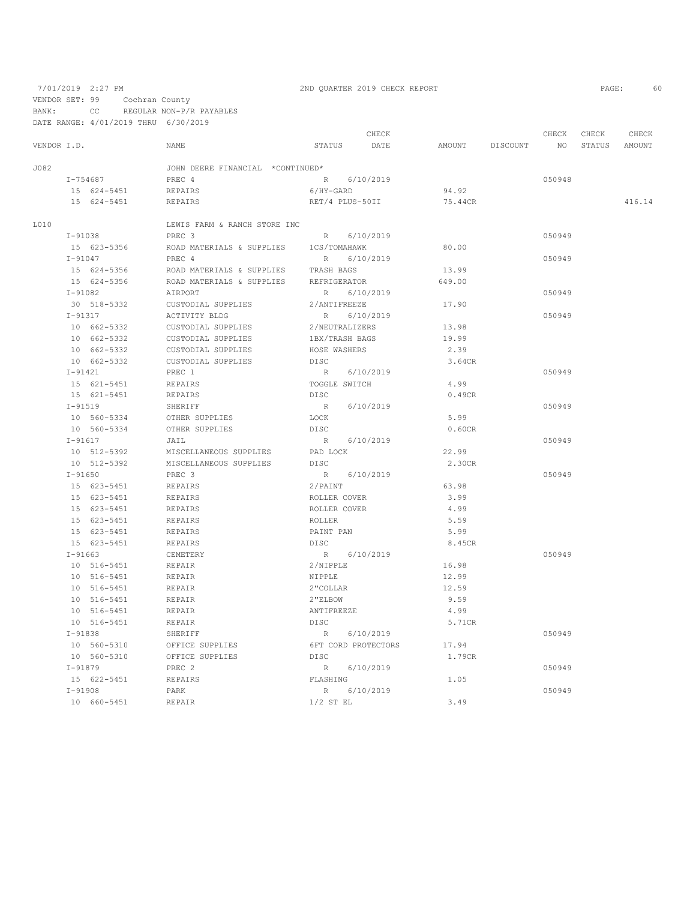7/01/2019 2:27 PM — 2ND QUARTER 2019 CHECK REPORT

VENDOR SET: 99 Cochran County
BANK: CC REGULAR NON-P/R PAYABLES
DATE RANGE: 4/01/2019 THRU 6/30/2019

| VENDOR I.D. | NAME | STATUS | CHECK DATE | AMOUNT | DISCOUNT | CHECK NO | CHECK STATUS | CHECK AMOUNT |
|---|---|---|---|---|---|---|---|---|
| J082 | JOHN DEERE FINANCIAL *CONTINUED* | | | | | | | |
| I-754687 | PREC 4 | R | 6/10/2019 | | | 050948 | | |
| 15 624-5451 | REPAIRS | 6/HY-GARD | | 94.92 | | | | |
| 15 624-5451 | REPAIRS | RET/4 PLUS-50II | | 75.44CR | | | | 416.14 |
| L010 | LEWIS FARM & RANCH STORE INC | | | | | | | |
| I-91038 | PREC 3 | R | 6/10/2019 | | | 050949 | | |
| 15 623-5356 | ROAD MATERIALS & SUPPLIES | 1CS/TOMAHAWK | | 80.00 | | | | |
| I-91047 | PREC 4 | R | 6/10/2019 | | | 050949 | | |
| 15 624-5356 | ROAD MATERIALS & SUPPLIES | TRASH BAGS | | 13.99 | | | | |
| 15 624-5356 | ROAD MATERIALS & SUPPLIES | REFRIGERATOR | | 649.00 | | | | |
| I-91082 | AIRPORT | R | 6/10/2019 | | | 050949 | | |
| 30 518-5332 | CUSTODIAL SUPPLIES | 2/ANTIFREEZE | | 17.90 | | | | |
| I-91317 | ACTIVITY BLDG | R | 6/10/2019 | | | 050949 | | |
| 10 662-5332 | CUSTODIAL SUPPLIES | 2/NEUTRALIZERS | | 13.98 | | | | |
| 10 662-5332 | CUSTODIAL SUPPLIES | 1BX/TRASH BAGS | | 19.99 | | | | |
| 10 662-5332 | CUSTODIAL SUPPLIES | HOSE WASHERS | | 2.39 | | | | |
| 10 662-5332 | CUSTODIAL SUPPLIES | DISC | | 3.64CR | | | | |
| I-91421 | PREC 1 | R | 6/10/2019 | | | 050949 | | |
| 15 621-5451 | REPAIRS | TOGGLE SWITCH | | 4.99 | | | | |
| 15 621-5451 | REPAIRS | DISC | | 0.49CR | | | | |
| I-91519 | SHERIFF | R | 6/10/2019 | | | 050949 | | |
| 10 560-5334 | OTHER SUPPLIES | LOCK | | 5.99 | | | | |
| 10 560-5334 | OTHER SUPPLIES | DISC | | 0.60CR | | | | |
| I-91617 | JAIL | R | 6/10/2019 | | | 050949 | | |
| 10 512-5392 | MISCELLANEOUS SUPPLIES | PAD LOCK | | 22.99 | | | | |
| 10 512-5392 | MISCELLANEOUS SUPPLIES | DISC | | 2.30CR | | | | |
| I-91650 | PREC 3 | R | 6/10/2019 | | | 050949 | | |
| 15 623-5451 | REPAIRS | 2/PAINT | | 63.98 | | | | |
| 15 623-5451 | REPAIRS | ROLLER COVER | | 3.99 | | | | |
| 15 623-5451 | REPAIRS | ROLLER COVER | | 4.99 | | | | |
| 15 623-5451 | REPAIRS | ROLLER | | 5.59 | | | | |
| 15 623-5451 | REPAIRS | PAINT PAN | | 5.99 | | | | |
| 15 623-5451 | REPAIRS | DISC | | 8.45CR | | | | |
| I-91663 | CEMETERY | R | 6/10/2019 | | | 050949 | | |
| 10 516-5451 | REPAIR | 2/NIPPLE | | 16.98 | | | | |
| 10 516-5451 | REPAIR | NIPPLE | | 12.99 | | | | |
| 10 516-5451 | REPAIR | 2"COLLAR | | 12.59 | | | | |
| 10 516-5451 | REPAIR | 2"ELBOW | | 9.59 | | | | |
| 10 516-5451 | REPAIR | ANTIFREEZE | | 4.99 | | | | |
| 10 516-5451 | REPAIR | DISC | | 5.71CR | | | | |
| I-91838 | SHERIFF | R | 6/10/2019 | | | 050949 | | |
| 10 560-5310 | OFFICE SUPPLIES | 6FT CORD PROTECTORS | | 17.94 | | | | |
| 10 560-5310 | OFFICE SUPPLIES | DISC | | 1.79CR | | | | |
| I-91879 | PREC 2 | R | 6/10/2019 | | | 050949 | | |
| 15 622-5451 | REPAIRS | FLASHING | | 1.05 | | | | |
| I-91908 | PARK | R | 6/10/2019 | | | 050949 | | |
| 10 660-5451 | REPAIR | 1/2 ST EL | | 3.49 | | | | |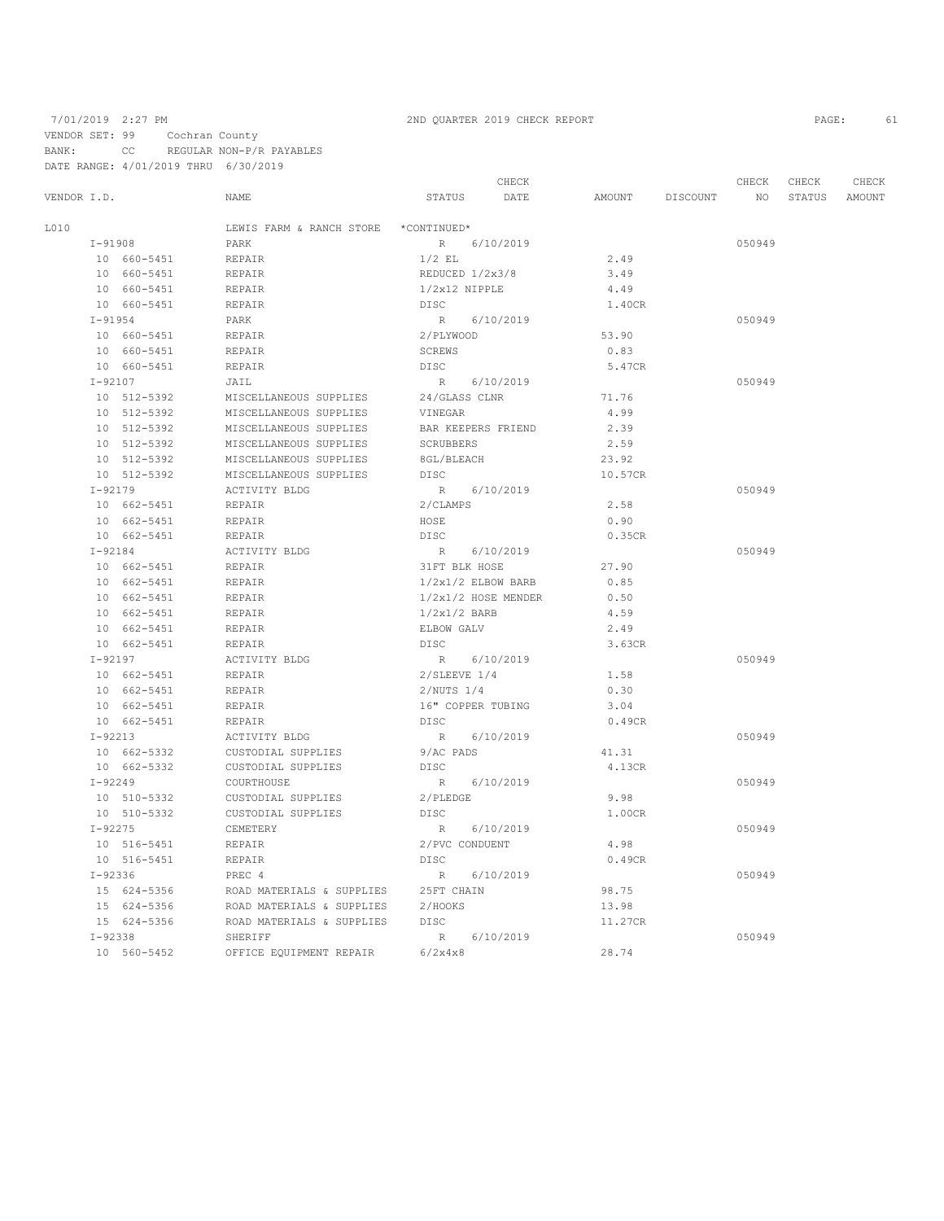7/01/2019 2:27 PM 2ND QUARTER 2019 CHECK REPORT

VENDOR SET: 99 Cochran County
BANK: CC REGULAR NON-P/R PAYABLES
DATE RANGE: 4/01/2019 THRU 6/30/2019

| VENDOR I.D. | NAME | STATUS | CHECK DATE | AMOUNT | DISCOUNT | CHECK NO | CHECK STATUS | CHECK AMOUNT |
|---|---|---|---|---|---|---|---|---|
| L010 | LEWIS FARM & RANCH STORE | *CONTINUED* | | | | | | |
| I-91908 | PARK | R | 6/10/2019 | | | 050949 | | |
| 10 660-5451 | REPAIR | 1/2 EL | | 2.49 | | | | |
| 10 660-5451 | REPAIR | REDUCED 1/2x3/8 | | 3.49 | | | | |
| 10 660-5451 | REPAIR | 1/2x12 NIPPLE | | 4.49 | | | | |
| 10 660-5451 | REPAIR | DISC | | 1.40CR | | | | |
| I-91954 | PARK | R | 6/10/2019 | | | 050949 | | |
| 10 660-5451 | REPAIR | 2/PLYWOOD | | 53.90 | | | | |
| 10 660-5451 | REPAIR | SCREWS | | 0.83 | | | | |
| 10 660-5451 | REPAIR | DISC | | 5.47CR | | | | |
| I-92107 | JAIL | R | 6/10/2019 | | | 050949 | | |
| 10 512-5392 | MISCELLANEOUS SUPPLIES | 24/GLASS CLNR | | 71.76 | | | | |
| 10 512-5392 | MISCELLANEOUS SUPPLIES | VINEGAR | | 4.99 | | | | |
| 10 512-5392 | MISCELLANEOUS SUPPLIES | BAR KEEPERS FRIEND | | 2.39 | | | | |
| 10 512-5392 | MISCELLANEOUS SUPPLIES | SCRUBBERS | | 2.59 | | | | |
| 10 512-5392 | MISCELLANEOUS SUPPLIES | 8GL/BLEACH | | 23.92 | | | | |
| 10 512-5392 | MISCELLANEOUS SUPPLIES | DISC | | 10.57CR | | | | |
| I-92179 | ACTIVITY BLDG | R | 6/10/2019 | | | 050949 | | |
| 10 662-5451 | REPAIR | 2/CLAMPS | | 2.58 | | | | |
| 10 662-5451 | REPAIR | HOSE | | 0.90 | | | | |
| 10 662-5451 | REPAIR | DISC | | 0.35CR | | | | |
| I-92184 | ACTIVITY BLDG | R | 6/10/2019 | | | 050949 | | |
| 10 662-5451 | REPAIR | 31FT BLK HOSE | | 27.90 | | | | |
| 10 662-5451 | REPAIR | 1/2x1/2 ELBOW BARB | | 0.85 | | | | |
| 10 662-5451 | REPAIR | 1/2x1/2 HOSE MENDER | | 0.50 | | | | |
| 10 662-5451 | REPAIR | 1/2x1/2 BARB | | 4.59 | | | | |
| 10 662-5451 | REPAIR | ELBOW GALV | | 2.49 | | | | |
| 10 662-5451 | REPAIR | DISC | | 3.63CR | | | | |
| I-92197 | ACTIVITY BLDG | R | 6/10/2019 | | | 050949 | | |
| 10 662-5451 | REPAIR | 2/SLEEVE 1/4 | | 1.58 | | | | |
| 10 662-5451 | REPAIR | 2/NUTS 1/4 | | 0.30 | | | | |
| 10 662-5451 | REPAIR | 16" COPPER TUBING | | 3.04 | | | | |
| 10 662-5451 | REPAIR | DISC | | 0.49CR | | | | |
| I-92213 | ACTIVITY BLDG | R | 6/10/2019 | | | 050949 | | |
| 10 662-5332 | CUSTODIAL SUPPLIES | 9/AC PADS | | 41.31 | | | | |
| 10 662-5332 | CUSTODIAL SUPPLIES | DISC | | 4.13CR | | | | |
| I-92249 | COURTHOUSE | R | 6/10/2019 | | | 050949 | | |
| 10 510-5332 | CUSTODIAL SUPPLIES | 2/PLEDGE | | 9.98 | | | | |
| 10 510-5332 | CUSTODIAL SUPPLIES | DISC | | 1.00CR | | | | |
| I-92275 | CEMETERY | R | 6/10/2019 | | | 050949 | | |
| 10 516-5451 | REPAIR | 2/PVC CONDUENT | | 4.98 | | | | |
| 10 516-5451 | REPAIR | DISC | | 0.49CR | | | | |
| I-92336 | PREC 4 | R | 6/10/2019 | | | 050949 | | |
| 15 624-5356 | ROAD MATERIALS & SUPPLIES | 25FT CHAIN | | 98.75 | | | | |
| 15 624-5356 | ROAD MATERIALS & SUPPLIES | 2/HOOKS | | 13.98 | | | | |
| 15 624-5356 | ROAD MATERIALS & SUPPLIES | DISC | | 11.27CR | | | | |
| I-92338 | SHERIFF | R | 6/10/2019 | | | 050949 | | |
| 10 560-5452 | OFFICE EQUIPMENT REPAIR | 6/2x4x8 | | 28.74 | | | | |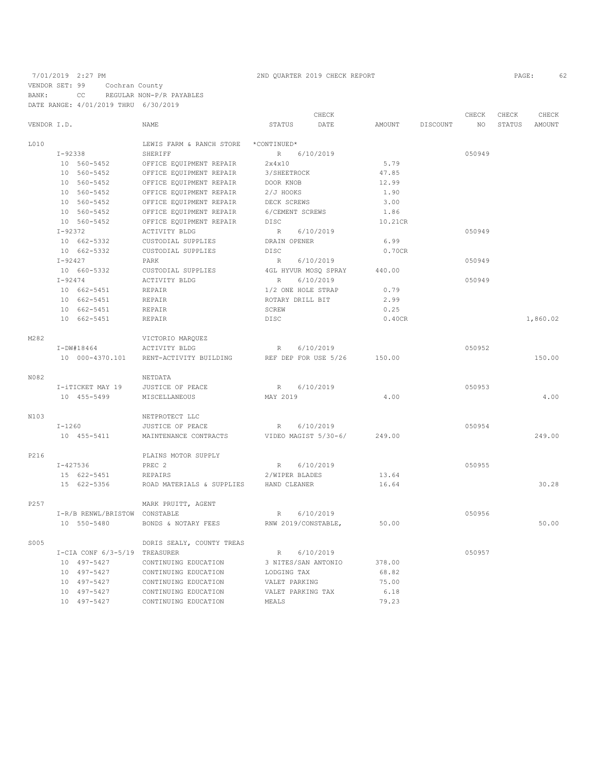7/01/2019 2:27 PM 2ND QUARTER 2019 CHECK REPORT

VENDOR SET: 99 Cochran County
BANK: CC REGULAR NON-P/R PAYABLES
DATE RANGE: 4/01/2019 THRU 6/30/2019

| VENDOR I.D. | NAME | STATUS | CHECK DATE | AMOUNT | DISCOUNT | CHECK NO | CHECK STATUS | CHECK AMOUNT |
|---|---|---|---|---|---|---|---|---|
| L010 | LEWIS FARM & RANCH STORE | *CONTINUED* | | | | | | |
| I-92338 | SHERIFF | R | 6/10/2019 | | | 050949 | | |
| 10 560-5452 | OFFICE EQUIPMENT REPAIR | 2x4x10 | | 5.79 | | | | |
| 10 560-5452 | OFFICE EQUIPMENT REPAIR | 3/SHEETROCK | | 47.85 | | | | |
| 10 560-5452 | OFFICE EQUIPMENT REPAIR | DOOR KNOB | | 12.99 | | | | |
| 10 560-5452 | OFFICE EQUIPMENT REPAIR | 2/J HOOKS | | 1.90 | | | | |
| 10 560-5452 | OFFICE EQUIPMENT REPAIR | DECK SCREWS | | 3.00 | | | | |
| 10 560-5452 | OFFICE EQUIPMENT REPAIR | 6/CEMENT SCREWS | | 1.86 | | | | |
| 10 560-5452 | OFFICE EQUIPMENT REPAIR | DISC | | 10.21CR | | | | |
| I-92372 | ACTIVITY BLDG | R | 6/10/2019 | | | 050949 | | |
| 10 662-5332 | CUSTODIAL SUPPLIES | DRAIN OPENER | | 6.99 | | | | |
| 10 662-5332 | CUSTODIAL SUPPLIES | DISC | | 0.70CR | | | | |
| I-92427 | PARK | R | 6/10/2019 | | | 050949 | | |
| 10 660-5332 | CUSTODIAL SUPPLIES | 4GL HYVUR MOSQ SPRAY | | 440.00 | | | | |
| I-92474 | ACTIVITY BLDG | R | 6/10/2019 | | | 050949 | | |
| 10 662-5451 | REPAIR | 1/2 ONE HOLE STRAP | | 0.79 | | | | |
| 10 662-5451 | REPAIR | ROTARY DRILL BIT | | 2.99 | | | | |
| 10 662-5451 | REPAIR | SCREW | | 0.25 | | | | |
| 10 662-5451 | REPAIR | DISC | | 0.40CR | | | | 1,860.02 |
| M282 | VICTORIO MARQUEZ | | | | | | | |
| I-DW#18464 | ACTIVITY BLDG | R | 6/10/2019 | | | 050952 | | |
| 10 000-4370.101 | RENT-ACTIVITY BUILDING | REF DEP FOR USE 5/26 | | 150.00 | | | | 150.00 |
| N082 | NETDATA | | | | | | | |
| I-iTICKET MAY 19 | JUSTICE OF PEACE | R | 6/10/2019 | | | 050953 | | |
| 10 455-5499 | MISCELLANEOUS | MAY 2019 | | 4.00 | | | | 4.00 |
| N103 | NETPROTECT LLC | | | | | | | |
| I-1260 | JUSTICE OF PEACE | R | 6/10/2019 | | | 050954 | | |
| 10 455-5411 | MAINTENANCE CONTRACTS | VIDEO MAGIST 5/30-6/ | | 249.00 | | | | 249.00 |
| P216 | PLAINS MOTOR SUPPLY | | | | | | | |
| I-427536 | PREC 2 | R | 6/10/2019 | | | 050955 | | |
| 15 622-5451 | REPAIRS | 2/WIPER BLADES | | 13.64 | | | | |
| 15 622-5356 | ROAD MATERIALS & SUPPLIES | HAND CLEANER | | 16.64 | | | | 30.28 |
| P257 | MARK PRUITT, AGENT | | | | | | | |
| I-R/B RENWL/BRISTOW | CONSTABLE | R | 6/10/2019 | | | 050956 | | |
| 10 550-5480 | BONDS & NOTARY FEES | RNW 2019/CONSTABLE, | | 50.00 | | | | 50.00 |
| S005 | DORIS SEALY, COUNTY TREAS | | | | | | | |
| I-CIA CONF 6/3-5/19 | TREASURER | R | 6/10/2019 | | | 050957 | | |
| 10 497-5427 | CONTINUING EDUCATION | 3 NITES/SAN ANTONIO | | 378.00 | | | | |
| 10 497-5427 | CONTINUING EDUCATION | LODGING TAX | | 68.82 | | | | |
| 10 497-5427 | CONTINUING EDUCATION | VALET PARKING | | 75.00 | | | | |
| 10 497-5427 | CONTINUING EDUCATION | VALET PARKING TAX | | 6.18 | | | | |
| 10 497-5427 | CONTINUING EDUCATION | MEALS | | 79.23 | | | | |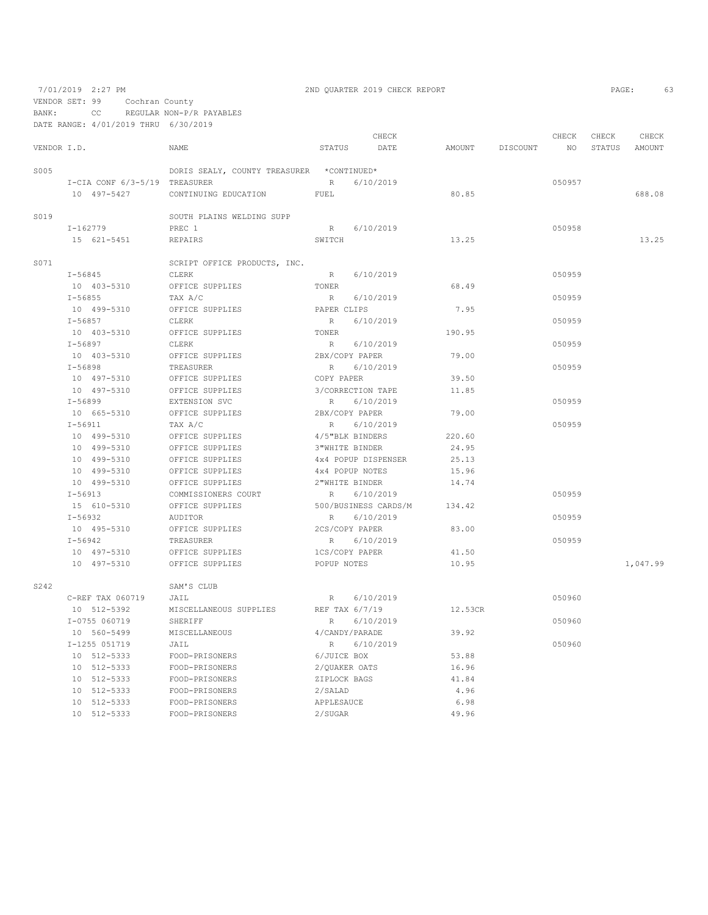7/01/2019 2:27 PM — 2ND QUARTER 2019 CHECK REPORT

VENDOR SET: 99 Cochran County
BANK: CC REGULAR NON-P/R PAYABLES
DATE RANGE: 4/01/2019 THRU 6/30/2019

| VENDOR I.D. | NAME | STATUS | CHECK DATE | AMOUNT | DISCOUNT | CHECK NO | CHECK STATUS | CHECK AMOUNT |
|---|---|---|---|---|---|---|---|---|
| S005 | DORIS SEALY, COUNTY TREASURER | *CONTINUED* | | | | | | |
| I-CIA CONF 6/3-5/19 | TREASURER | R | 6/10/2019 | | | 050957 | | |
| 10 497-5427 | CONTINUING EDUCATION | FUEL | | 80.85 | | | | 688.08 |
| S019 | SOUTH PLAINS WELDING SUPP | | | | | | | |
| I-162779 | PREC 1 | R | 6/10/2019 | | | 050958 | | |
| 15 621-5451 | REPAIRS | SWITCH | | 13.25 | | | | 13.25 |
| S071 | SCRIPT OFFICE PRODUCTS, INC. | | | | | | | |
| I-56845 | CLERK | R | 6/10/2019 | | | 050959 | | |
| 10 403-5310 | OFFICE SUPPLIES | TONER | | 68.49 | | | | |
| I-56855 | TAX A/C | R | 6/10/2019 | | | 050959 | | |
| 10 499-5310 | OFFICE SUPPLIES | PAPER CLIPS | | 7.95 | | | | |
| I-56857 | CLERK | R | 6/10/2019 | | | 050959 | | |
| 10 403-5310 | OFFICE SUPPLIES | TONER | | 190.95 | | | | |
| I-56897 | CLERK | R | 6/10/2019 | | | 050959 | | |
| 10 403-5310 | OFFICE SUPPLIES | 2BX/COPY PAPER | | 79.00 | | | | |
| I-56898 | TREASURER | R | 6/10/2019 | | | 050959 | | |
| 10 497-5310 | OFFICE SUPPLIES | COPY PAPER | | 39.50 | | | | |
| 10 497-5310 | OFFICE SUPPLIES | 3/CORRECTION TAPE | | 11.85 | | | | |
| I-56899 | EXTENSION SVC | R | 6/10/2019 | | | 050959 | | |
| 10 665-5310 | OFFICE SUPPLIES | 2BX/COPY PAPER | | 79.00 | | | | |
| I-56911 | TAX A/C | R | 6/10/2019 | | | 050959 | | |
| 10 499-5310 | OFFICE SUPPLIES | 4/5"BLK BINDERS | | 220.60 | | | | |
| 10 499-5310 | OFFICE SUPPLIES | 3"WHITE BINDER | | 24.95 | | | | |
| 10 499-5310 | OFFICE SUPPLIES | 4x4 POPUP DISPENSER | | 25.13 | | | | |
| 10 499-5310 | OFFICE SUPPLIES | 4x4 POPUP NOTES | | 15.96 | | | | |
| 10 499-5310 | OFFICE SUPPLIES | 2"WHITE BINDER | | 14.74 | | | | |
| I-56913 | COMMISSIONERS COURT | R | 6/10/2019 | | | 050959 | | |
| 15 610-5310 | OFFICE SUPPLIES | 500/BUSINESS CARDS/M | | 134.42 | | | | |
| I-56932 | AUDITOR | R | 6/10/2019 | | | 050959 | | |
| 10 495-5310 | OFFICE SUPPLIES | 2CS/COPY PAPER | | 83.00 | | | | |
| I-56942 | TREASURER | R | 6/10/2019 | | | 050959 | | |
| 10 497-5310 | OFFICE SUPPLIES | 1CS/COPY PAPER | | 41.50 | | | | |
| 10 497-5310 | OFFICE SUPPLIES | POPUP NOTES | | 10.95 | | | | 1,047.99 |
| S242 | SAM'S CLUB | | | | | | | |
| C-REF TAX 060719 | JAIL | R | 6/10/2019 | | | 050960 | | |
| 10 512-5392 | MISCELLANEOUS SUPPLIES | REF TAX 6/7/19 | | 12.53CR | | | | |
| I-0755 060719 | SHERIFF | R | 6/10/2019 | | | 050960 | | |
| 10 560-5499 | MISCELLANEOUS | 4/CANDY/PARADE | | 39.92 | | | | |
| I-1255 051719 | JAIL | R | 6/10/2019 | | | 050960 | | |
| 10 512-5333 | FOOD-PRISONERS | 6/JUICE BOX | | 53.88 | | | | |
| 10 512-5333 | FOOD-PRISONERS | 2/QUAKER OATS | | 16.96 | | | | |
| 10 512-5333 | FOOD-PRISONERS | ZIPLOCK BAGS | | 41.84 | | | | |
| 10 512-5333 | FOOD-PRISONERS | 2/SALAD | | 4.96 | | | | |
| 10 512-5333 | FOOD-PRISONERS | APPLESAUCE | | 6.98 | | | | |
| 10 512-5333 | FOOD-PRISONERS | 2/SUGAR | | 49.96 | | | | |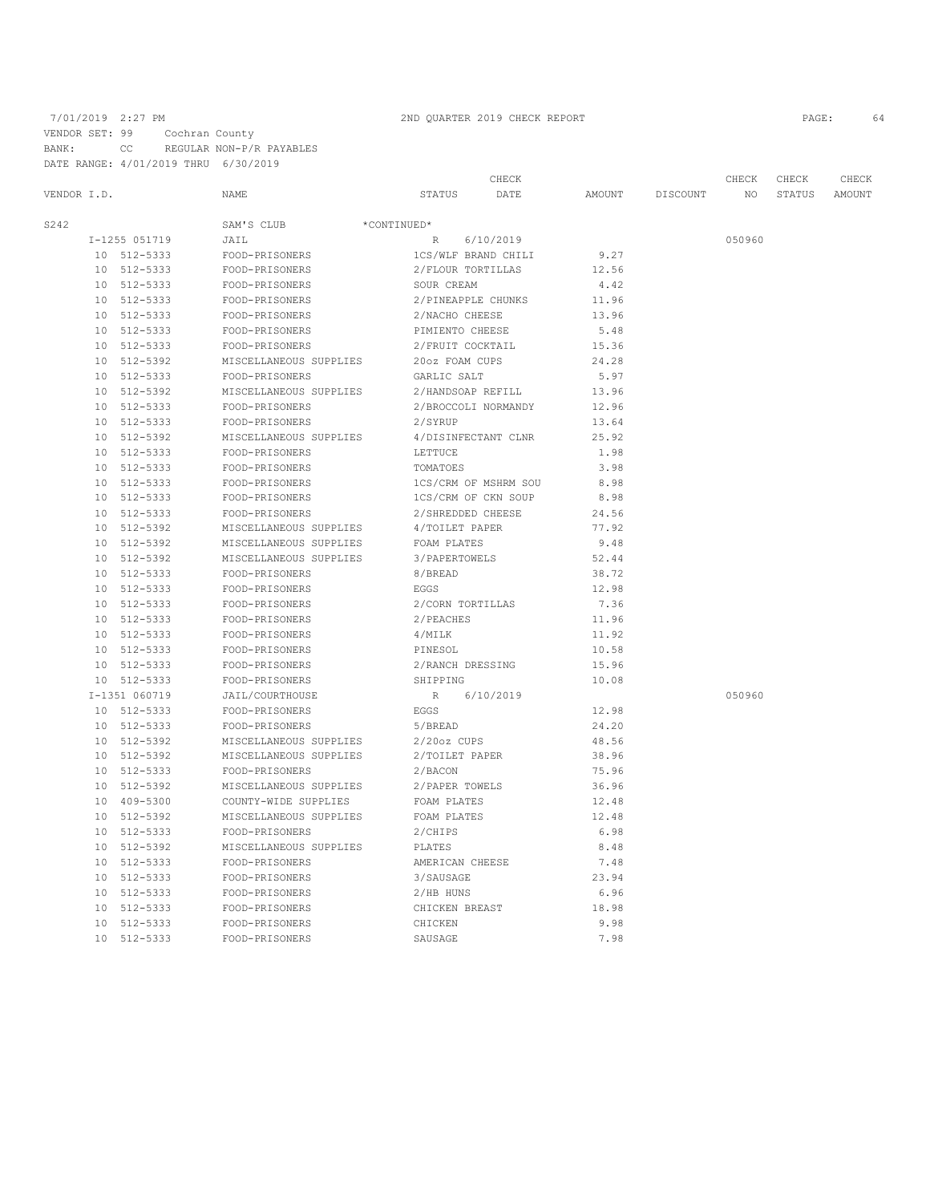7/01/2019 2:27 PM 2ND QUARTER 2019 CHECK REPORT

VENDOR SET: 99 Cochran County
BANK: CC REGULAR NON-P/R PAYABLES
DATE RANGE: 4/01/2019 THRU 6/30/2019

| VENDOR I.D. | NAME | STATUS | CHECK DATE | AMOUNT | DISCOUNT | CHECK NO | CHECK STATUS | CHECK AMOUNT |
|---|---|---|---|---|---|---|---|---|
| S242 | SAM'S CLUB | *CONTINUED* | | | | | | |
| I-1255 051719 | JAIL | R | 6/10/2019 | | | 050960 | | |
| 10 512-5333 | FOOD-PRISONERS | 1CS/WLF BRAND CHILI | | 9.27 | | | | |
| 10 512-5333 | FOOD-PRISONERS | 2/FLOUR TORTILLAS | | 12.56 | | | | |
| 10 512-5333 | FOOD-PRISONERS | SOUR CREAM | | 4.42 | | | | |
| 10 512-5333 | FOOD-PRISONERS | 2/PINEAPPLE CHUNKS | | 11.96 | | | | |
| 10 512-5333 | FOOD-PRISONERS | 2/NACHO CHEESE | | 13.96 | | | | |
| 10 512-5333 | FOOD-PRISONERS | PIMIENTO CHEESE | | 5.48 | | | | |
| 10 512-5333 | FOOD-PRISONERS | 2/FRUIT COCKTAIL | | 15.36 | | | | |
| 10 512-5392 | MISCELLANEOUS SUPPLIES | 20oz FOAM CUPS | | 24.28 | | | | |
| 10 512-5333 | FOOD-PRISONERS | GARLIC SALT | | 5.97 | | | | |
| 10 512-5392 | MISCELLANEOUS SUPPLIES | 2/HANDSOAP REFILL | | 13.96 | | | | |
| 10 512-5333 | FOOD-PRISONERS | 2/BROCCOLI NORMANDY | | 12.96 | | | | |
| 10 512-5333 | FOOD-PRISONERS | 2/SYRUP | | 13.64 | | | | |
| 10 512-5392 | MISCELLANEOUS SUPPLIES | 4/DISINFECTANT CLNR | | 25.92 | | | | |
| 10 512-5333 | FOOD-PRISONERS | LETTUCE | | 1.98 | | | | |
| 10 512-5333 | FOOD-PRISONERS | TOMATOES | | 3.98 | | | | |
| 10 512-5333 | FOOD-PRISONERS | 1CS/CRM OF MSHRM SOU | | 8.98 | | | | |
| 10 512-5333 | FOOD-PRISONERS | 1CS/CRM OF CKN SOUP | | 8.98 | | | | |
| 10 512-5333 | FOOD-PRISONERS | 2/SHREDDED CHEESE | | 24.56 | | | | |
| 10 512-5392 | MISCELLANEOUS SUPPLIES | 4/TOILET PAPER | | 77.92 | | | | |
| 10 512-5392 | MISCELLANEOUS SUPPLIES | FOAM PLATES | | 9.48 | | | | |
| 10 512-5392 | MISCELLANEOUS SUPPLIES | 3/PAPERTOWELS | | 52.44 | | | | |
| 10 512-5333 | FOOD-PRISONERS | 8/BREAD | | 38.72 | | | | |
| 10 512-5333 | FOOD-PRISONERS | EGGS | | 12.98 | | | | |
| 10 512-5333 | FOOD-PRISONERS | 2/CORN TORTILLAS | | 7.36 | | | | |
| 10 512-5333 | FOOD-PRISONERS | 2/PEACHES | | 11.96 | | | | |
| 10 512-5333 | FOOD-PRISONERS | 4/MILK | | 11.92 | | | | |
| 10 512-5333 | FOOD-PRISONERS | PINESOL | | 10.58 | | | | |
| 10 512-5333 | FOOD-PRISONERS | 2/RANCH DRESSING | | 15.96 | | | | |
| 10 512-5333 | FOOD-PRISONERS | SHIPPING | | 10.08 | | | | |
| I-1351 060719 | JAIL/COURTHOUSE | R | 6/10/2019 | | | 050960 | | |
| 10 512-5333 | FOOD-PRISONERS | EGGS | | 12.98 | | | | |
| 10 512-5333 | FOOD-PRISONERS | 5/BREAD | | 24.20 | | | | |
| 10 512-5392 | MISCELLANEOUS SUPPLIES | 2/20oz CUPS | | 48.56 | | | | |
| 10 512-5392 | MISCELLANEOUS SUPPLIES | 2/TOILET PAPER | | 38.96 | | | | |
| 10 512-5333 | FOOD-PRISONERS | 2/BACON | | 75.96 | | | | |
| 10 512-5392 | MISCELLANEOUS SUPPLIES | 2/PAPER TOWELS | | 36.96 | | | | |
| 10 409-5300 | COUNTY-WIDE SUPPLIES | FOAM PLATES | | 12.48 | | | | |
| 10 512-5392 | MISCELLANEOUS SUPPLIES | FOAM PLATES | | 12.48 | | | | |
| 10 512-5333 | FOOD-PRISONERS | 2/CHIPS | | 6.98 | | | | |
| 10 512-5392 | MISCELLANEOUS SUPPLIES | PLATES | | 8.48 | | | | |
| 10 512-5333 | FOOD-PRISONERS | AMERICAN CHEESE | | 7.48 | | | | |
| 10 512-5333 | FOOD-PRISONERS | 3/SAUSAGE | | 23.94 | | | | |
| 10 512-5333 | FOOD-PRISONERS | 2/HB HUNS | | 6.96 | | | | |
| 10 512-5333 | FOOD-PRISONERS | CHICKEN BREAST | | 18.98 | | | | |
| 10 512-5333 | FOOD-PRISONERS | CHICKEN | | 9.98 | | | | |
| 10 512-5333 | FOOD-PRISONERS | SAUSAGE | | 7.98 | | | | |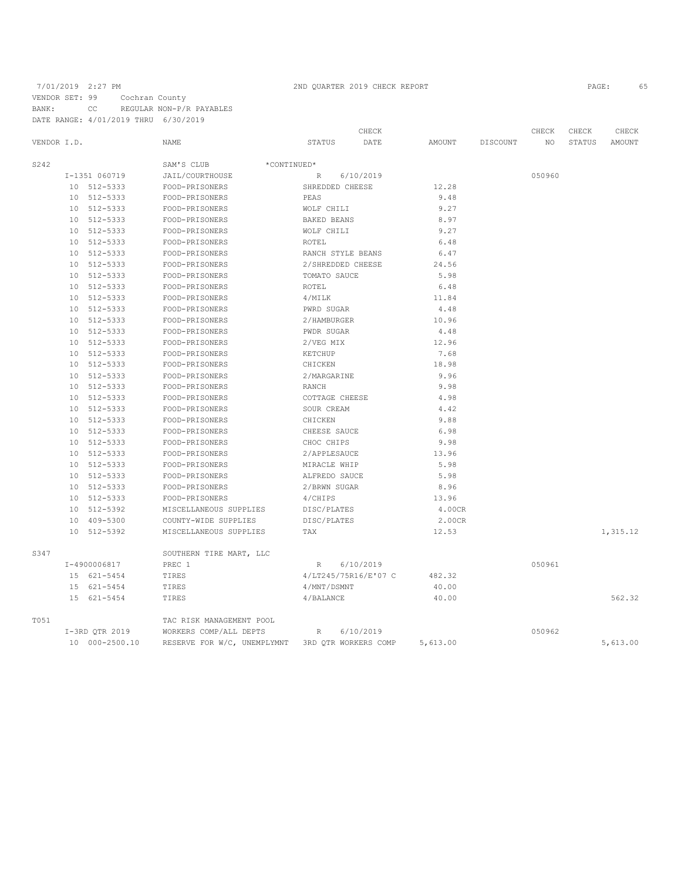7/01/2019 2:27 PM 2ND QUARTER 2019 CHECK REPORT

VENDOR SET: 99 Cochran County
BANK: CC REGULAR NON-P/R PAYABLES
DATE RANGE: 4/01/2019 THRU 6/30/2019

| VENDOR I.D. | NAME | STATUS | CHECK DATE | AMOUNT | DISCOUNT | CHECK NO | CHECK STATUS | CHECK AMOUNT |
|---|---|---|---|---|---|---|---|---|
| S242 | SAM'S CLUB *CONTINUED* | | | | | | | |
| I-1351 060719 | JAIL/COURTHOUSE | R | 6/10/2019 | | | 050960 | | |
| 10 512-5333 | FOOD-PRISONERS | SHREDDED CHEESE | | 12.28 | | | | |
| 10 512-5333 | FOOD-PRISONERS | PEAS | | 9.48 | | | | |
| 10 512-5333 | FOOD-PRISONERS | WOLF CHILI | | 9.27 | | | | |
| 10 512-5333 | FOOD-PRISONERS | BAKED BEANS | | 8.97 | | | | |
| 10 512-5333 | FOOD-PRISONERS | WOLF CHILI | | 9.27 | | | | |
| 10 512-5333 | FOOD-PRISONERS | ROTEL | | 6.48 | | | | |
| 10 512-5333 | FOOD-PRISONERS | RANCH STYLE BEANS | | 6.47 | | | | |
| 10 512-5333 | FOOD-PRISONERS | 2/SHREDDED CHEESE | | 24.56 | | | | |
| 10 512-5333 | FOOD-PRISONERS | TOMATO SAUCE | | 5.98 | | | | |
| 10 512-5333 | FOOD-PRISONERS | ROTEL | | 6.48 | | | | |
| 10 512-5333 | FOOD-PRISONERS | 4/MILK | | 11.84 | | | | |
| 10 512-5333 | FOOD-PRISONERS | PWRD SUGAR | | 4.48 | | | | |
| 10 512-5333 | FOOD-PRISONERS | 2/HAMBURGER | | 10.96 | | | | |
| 10 512-5333 | FOOD-PRISONERS | PWDR SUGAR | | 4.48 | | | | |
| 10 512-5333 | FOOD-PRISONERS | 2/VEG MIX | | 12.96 | | | | |
| 10 512-5333 | FOOD-PRISONERS | KETCHUP | | 7.68 | | | | |
| 10 512-5333 | FOOD-PRISONERS | CHICKEN | | 18.98 | | | | |
| 10 512-5333 | FOOD-PRISONERS | 2/MARGARINE | | 9.96 | | | | |
| 10 512-5333 | FOOD-PRISONERS | RANCH | | 9.98 | | | | |
| 10 512-5333 | FOOD-PRISONERS | COTTAGE CHEESE | | 4.98 | | | | |
| 10 512-5333 | FOOD-PRISONERS | SOUR CREAM | | 4.42 | | | | |
| 10 512-5333 | FOOD-PRISONERS | CHICKEN | | 9.88 | | | | |
| 10 512-5333 | FOOD-PRISONERS | CHEESE SAUCE | | 6.98 | | | | |
| 10 512-5333 | FOOD-PRISONERS | CHOC CHIPS | | 9.98 | | | | |
| 10 512-5333 | FOOD-PRISONERS | 2/APPLESAUCE | | 13.96 | | | | |
| 10 512-5333 | FOOD-PRISONERS | MIRACLE WHIP | | 5.98 | | | | |
| 10 512-5333 | FOOD-PRISONERS | ALFREDO SAUCE | | 5.98 | | | | |
| 10 512-5333 | FOOD-PRISONERS | 2/BRWN SUGAR | | 8.96 | | | | |
| 10 512-5333 | FOOD-PRISONERS | 4/CHIPS | | 13.96 | | | | |
| 10 512-5392 | MISCELLANEOUS SUPPLIES | DISC/PLATES | | 4.00CR | | | | |
| 10 409-5300 | COUNTY-WIDE SUPPLIES | DISC/PLATES | | 2.00CR | | | | |
| 10 512-5392 | MISCELLANEOUS SUPPLIES | TAX | | 12.53 | | | | 1,315.12 |
| S347 | SOUTHERN TIRE MART, LLC | | | | | | | |
| I-4900006817 | PREC 1 | R | 6/10/2019 | | | 050961 | | |
| 15 621-5454 | TIRES | 4/LT245/75R16/E'07 C | | 482.32 | | | | |
| 15 621-5454 | TIRES | 4/MNT/DSMNT | | 40.00 | | | | |
| 15 621-5454 | TIRES | 4/BALANCE | | 40.00 | | | | 562.32 |
| T051 | TAC RISK MANAGEMENT POOL | | | | | | | |
| I-3RD QTR 2019 | WORKERS COMP/ALL DEPTS | R | 6/10/2019 | | | 050962 | | |
| 10 000-2500.10 | RESERVE FOR W/C, UNEMPLYMNT | 3RD QTR WORKERS COMP | | 5,613.00 | | | | 5,613.00 |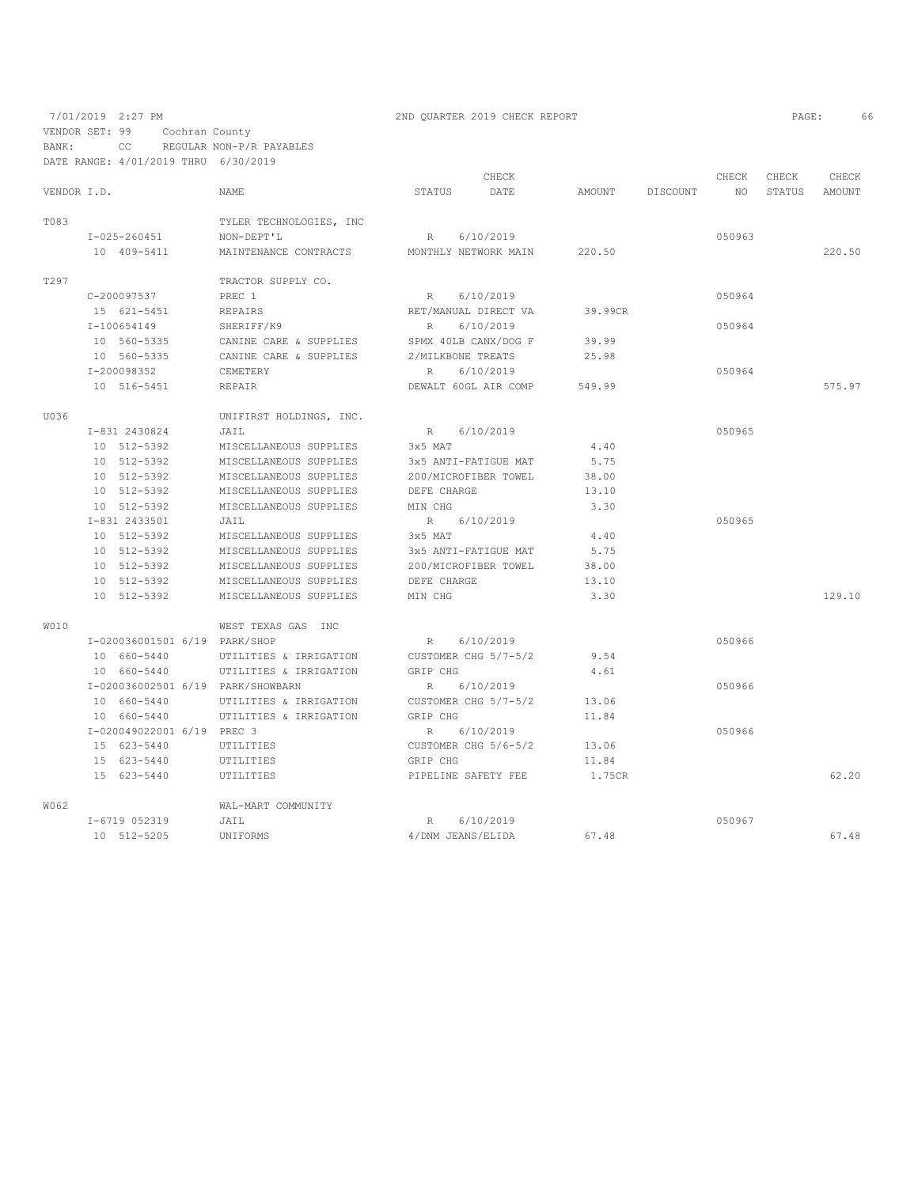7/01/2019 2:27 PM 2ND QUARTER 2019 CHECK REPORT

VENDOR SET: 99 Cochran County
BANK: CC REGULAR NON-P/R PAYABLES
DATE RANGE: 4/01/2019 THRU 6/30/2019

| VENDOR I.D. | NAME | STATUS | CHECK DATE | AMOUNT | DISCOUNT | CHECK NO | CHECK STATUS | CHECK AMOUNT |
|---|---|---|---|---|---|---|---|---|
| T083 | TYLER TECHNOLOGIES, INC | | | | | | | |
| I-025-260451 | NON-DEPT'L | R | 6/10/2019 | | | 050963 | | |
| 10 409-5411 | MAINTENANCE CONTRACTS | MONTHLY NETWORK MAIN | | 220.50 | | | | 220.50 |
| T297 | TRACTOR SUPPLY CO. | | | | | | | |
| C-200097537 | PREC 1 | R | 6/10/2019 | | | 050964 | | |
| 15 621-5451 | REPAIRS | RET/MANUAL DIRECT VA | | 39.99CR | | | | |
| I-100654149 | SHERIFF/K9 | R | 6/10/2019 | | | 050964 | | |
| 10 560-5335 | CANINE CARE & SUPPLIES | SPMX 40LB CANX/DOG F | | 39.99 | | | | |
| 10 560-5335 | CANINE CARE & SUPPLIES | 2/MILKBONE TREATS | | 25.98 | | | | |
| I-200098352 | CEMETERY | R | 6/10/2019 | | | 050964 | | |
| 10 516-5451 | REPAIR | DEWALT 60GL AIR COMP | | 549.99 | | | | 575.97 |
| U036 | UNIFIRST HOLDINGS, INC. | | | | | | | |
| I-831 2430824 | JAIL | R | 6/10/2019 | | | 050965 | | |
| 10 512-5392 | MISCELLANEOUS SUPPLIES | 3x5 MAT | | 4.40 | | | | |
| 10 512-5392 | MISCELLANEOUS SUPPLIES | 3x5 ANTI-FATIGUE MAT | | 5.75 | | | | |
| 10 512-5392 | MISCELLANEOUS SUPPLIES | 200/MICROFIBER TOWEL | | 38.00 | | | | |
| 10 512-5392 | MISCELLANEOUS SUPPLIES | DEFE CHARGE | | 13.10 | | | | |
| 10 512-5392 | MISCELLANEOUS SUPPLIES | MIN CHG | | 3.30 | | | | |
| I-831 2433501 | JAIL | R | 6/10/2019 | | | 050965 | | |
| 10 512-5392 | MISCELLANEOUS SUPPLIES | 3x5 MAT | | 4.40 | | | | |
| 10 512-5392 | MISCELLANEOUS SUPPLIES | 3x5 ANTI-FATIGUE MAT | | 5.75 | | | | |
| 10 512-5392 | MISCELLANEOUS SUPPLIES | 200/MICROFIBER TOWEL | | 38.00 | | | | |
| 10 512-5392 | MISCELLANEOUS SUPPLIES | DEFE CHARGE | | 13.10 | | | | |
| 10 512-5392 | MISCELLANEOUS SUPPLIES | MIN CHG | | 3.30 | | | | 129.10 |
| W010 | WEST TEXAS GAS INC | | | | | | | |
| I-020036001501 6/19 | PARK/SHOP | R | 6/10/2019 | | | 050966 | | |
| 10 660-5440 | UTILITIES & IRRIGATION | CUSTOMER CHG 5/7-5/2 | | 9.54 | | | | |
| 10 660-5440 | UTILITIES & IRRIGATION | GRIP CHG | | 4.61 | | | | |
| I-020036002501 6/19 | PARK/SHOWBARN | R | 6/10/2019 | | | 050966 | | |
| 10 660-5440 | UTILITIES & IRRIGATION | CUSTOMER CHG 5/7-5/2 | | 13.06 | | | | |
| 10 660-5440 | UTILITIES & IRRIGATION | GRIP CHG | | 11.84 | | | | |
| I-020049022001 6/19 | PREC 3 | R | 6/10/2019 | | | 050966 | | |
| 15 623-5440 | UTILITIES | CUSTOMER CHG 5/6-5/2 | | 13.06 | | | | |
| 15 623-5440 | UTILITIES | GRIP CHG | | 11.84 | | | | |
| 15 623-5440 | UTILITIES | PIPELINE SAFETY FEE | | 1.75CR | | | | 62.20 |
| W062 | WAL-MART COMMUNITY | | | | | | | |
| I-6719 052319 | JAIL | R | 6/10/2019 | | | 050967 | | |
| 10 512-5205 | UNIFORMS | 4/DNM JEANS/ELIDA | | 67.48 | | | | 67.48 |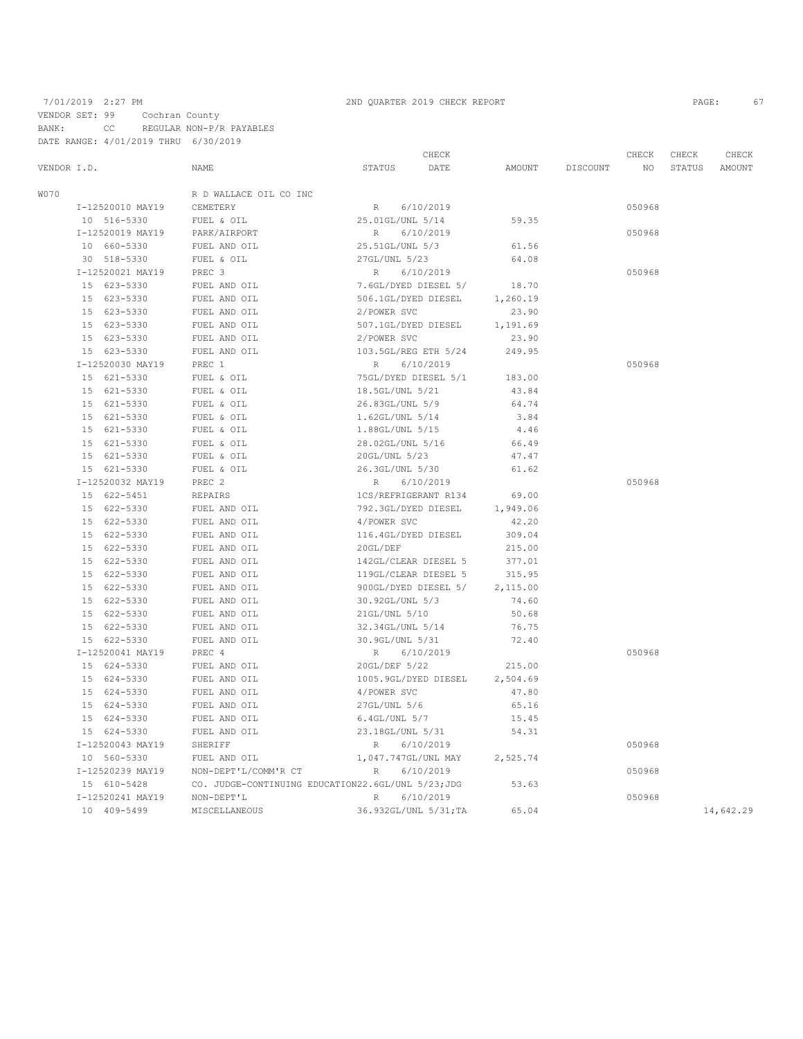7/01/2019 2:27 PM 2ND QUARTER 2019 CHECK REPORT

VENDOR SET: 99 Cochran County
BANK: CC REGULAR NON-P/R PAYABLES
DATE RANGE: 4/01/2019 THRU 6/30/2019

| VENDOR I.D. | NAME | STATUS | CHECK DATE | AMOUNT | DISCOUNT | CHECK NO | CHECK STATUS | CHECK AMOUNT |
|---|---|---|---|---|---|---|---|---|
| W070 | R D WALLACE OIL CO INC | | | | | | | |
| I-12520010 MAY19 | CEMETERY | R | 6/10/2019 | | | 050968 | | |
| 10 516-5330 | FUEL & OIL | 25.01GL/UNL 5/14 | | 59.35 | | | | |
| I-12520019 MAY19 | PARK/AIRPORT | R | 6/10/2019 | | | 050968 | | |
| 10 660-5330 | FUEL AND OIL | 25.51GL/UNL 5/3 | | 61.56 | | | | |
| 30 518-5330 | FUEL & OIL | 27GL/UNL 5/23 | | 64.08 | | | | |
| I-12520021 MAY19 | PREC 3 | R | 6/10/2019 | | | 050968 | | |
| 15 623-5330 | FUEL AND OIL | 7.6GL/DYED DIESEL 5/ | | 18.70 | | | | |
| 15 623-5330 | FUEL AND OIL | 506.1GL/DYED DIESEL | | 1,260.19 | | | | |
| 15 623-5330 | FUEL AND OIL | 2/POWER SVC | | 23.90 | | | | |
| 15 623-5330 | FUEL AND OIL | 507.1GL/DYED DIESEL | | 1,191.69 | | | | |
| 15 623-5330 | FUEL AND OIL | 2/POWER SVC | | 23.90 | | | | |
| 15 623-5330 | FUEL AND OIL | 103.5GL/REG ETH 5/24 | | 249.95 | | | | |
| I-12520030 MAY19 | PREC 1 | R | 6/10/2019 | | | 050968 | | |
| 15 621-5330 | FUEL & OIL | 75GL/DYED DIESEL 5/1 | | 183.00 | | | | |
| 15 621-5330 | FUEL & OIL | 18.5GL/UNL 5/21 | | 43.84 | | | | |
| 15 621-5330 | FUEL & OIL | 26.83GL/UNL 5/9 | | 64.74 | | | | |
| 15 621-5330 | FUEL & OIL | 1.62GL/UNL 5/14 | | 3.84 | | | | |
| 15 621-5330 | FUEL & OIL | 1.88GL/UNL 5/15 | | 4.46 | | | | |
| 15 621-5330 | FUEL & OIL | 28.02GL/UNL 5/16 | | 66.49 | | | | |
| 15 621-5330 | FUEL & OIL | 20GL/UNL 5/23 | | 47.47 | | | | |
| 15 621-5330 | FUEL & OIL | 26.3GL/UNL 5/30 | | 61.62 | | | | |
| I-12520032 MAY19 | PREC 2 | R | 6/10/2019 | | | 050968 | | |
| 15 622-5451 | REPAIRS | 1CS/REFRIGERANT R134 | | 69.00 | | | | |
| 15 622-5330 | FUEL AND OIL | 792.3GL/DYED DIESEL | | 1,949.06 | | | | |
| 15 622-5330 | FUEL AND OIL | 4/POWER SVC | | 42.20 | | | | |
| 15 622-5330 | FUEL AND OIL | 116.4GL/DYED DIESEL | | 309.04 | | | | |
| 15 622-5330 | FUEL AND OIL | 20GL/DEF | | 215.00 | | | | |
| 15 622-5330 | FUEL AND OIL | 142GL/CLEAR DIESEL 5 | | 377.01 | | | | |
| 15 622-5330 | FUEL AND OIL | 119GL/CLEAR DIESEL 5 | | 315.95 | | | | |
| 15 622-5330 | FUEL AND OIL | 900GL/DYED DIESEL 5/ | | 2,115.00 | | | | |
| 15 622-5330 | FUEL AND OIL | 30.92GL/UNL 5/3 | | 74.60 | | | | |
| 15 622-5330 | FUEL AND OIL | 21GL/UNL 5/10 | | 50.68 | | | | |
| 15 622-5330 | FUEL AND OIL | 32.34GL/UNL 5/14 | | 76.75 | | | | |
| 15 622-5330 | FUEL AND OIL | 30.9GL/UNL 5/31 | | 72.40 | | | | |
| I-12520041 MAY19 | PREC 4 | R | 6/10/2019 | | | 050968 | | |
| 15 624-5330 | FUEL AND OIL | 20GL/DEF 5/22 | | 215.00 | | | | |
| 15 624-5330 | FUEL AND OIL | 1005.9GL/DYED DIESEL | | 2,504.69 | | | | |
| 15 624-5330 | FUEL AND OIL | 4/POWER SVC | | 47.80 | | | | |
| 15 624-5330 | FUEL AND OIL | 27GL/UNL 5/6 | | 65.16 | | | | |
| 15 624-5330 | FUEL AND OIL | 6.4GL/UNL 5/7 | | 15.45 | | | | |
| 15 624-5330 | FUEL AND OIL | 23.18GL/UNL 5/31 | | 54.31 | | | | |
| I-12520043 MAY19 | SHERIFF | R | 6/10/2019 | | | 050968 | | |
| 10 560-5330 | FUEL AND OIL | 1,047.747GL/UNL MAY | | 2,525.74 | | | | |
| I-12520239 MAY19 | NON-DEPT'L/COMM'R CT | R | 6/10/2019 | | | 050968 | | |
| 15 610-5428 | CO. JUDGE-CONTINUING EDUCATION | 22.6GL/UNL 5/23;JDG | | 53.63 | | | | |
| I-12520241 MAY19 | NON-DEPT'L | R | 6/10/2019 | | | 050968 | | |
| 10 409-5499 | MISCELLANEOUS | 36.932GL/UNL 5/31;TA | | 65.04 | | | | 14,642.29 |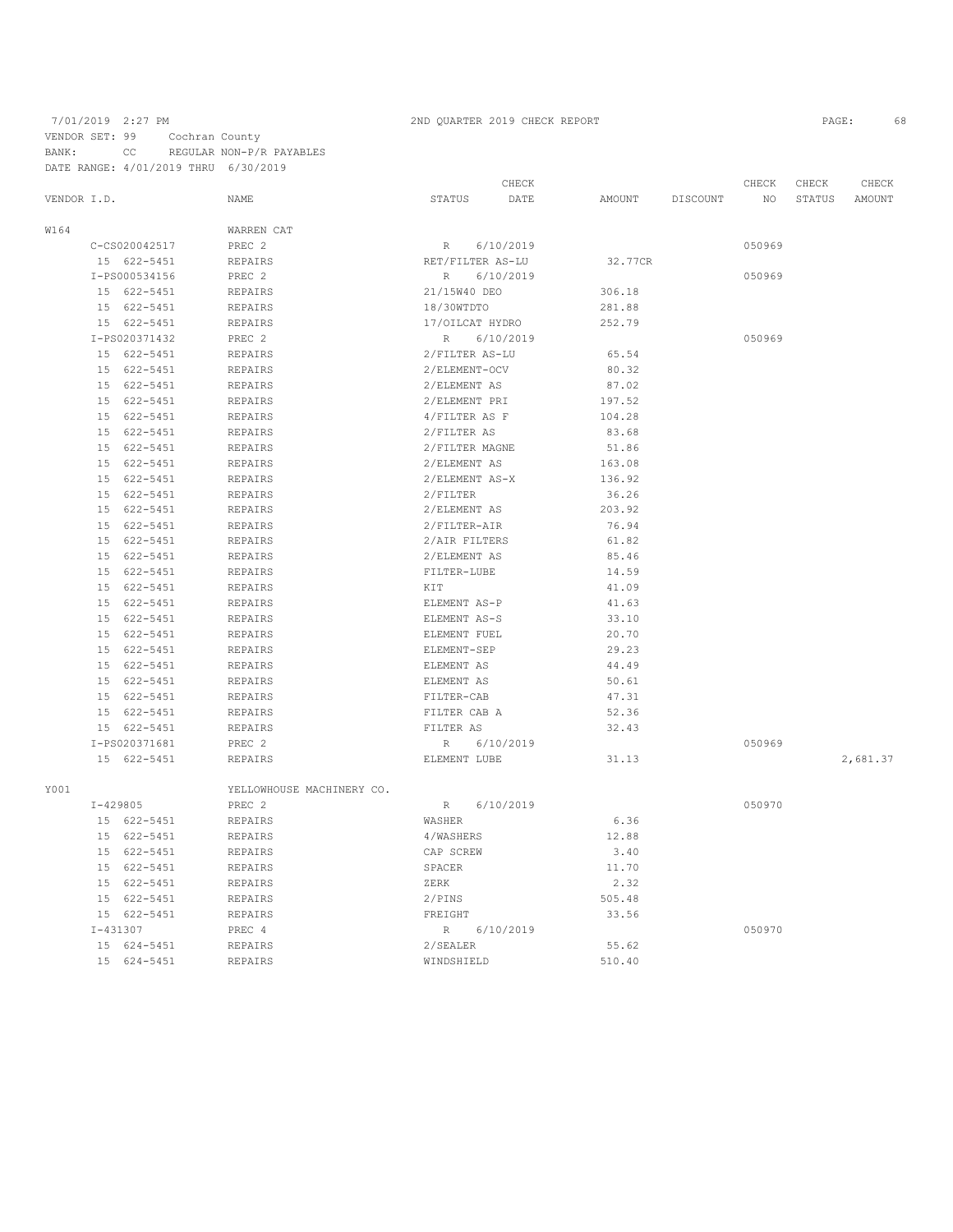7/01/2019 2:27 PM　　　2ND QUARTER 2019 CHECK REPORT

VENDOR SET: 99　Cochran County
BANK: CC　REGULAR NON-P/R PAYABLES
DATE RANGE: 4/01/2019 THRU 6/30/2019

| VENDOR I.D. | NAME | STATUS | CHECK DATE | AMOUNT | DISCOUNT | CHECK NO | CHECK STATUS | CHECK AMOUNT |
|---|---|---|---|---|---|---|---|---|
| W164 | WARREN CAT | | | | | | | |
| C-CS020042517 | PREC 2 | R | 6/10/2019 | | | 050969 | | |
| 15 622-5451 | REPAIRS | RET/FILTER AS-LU | | 32.77CR | | | | |
| I-PS000534156 | PREC 2 | R | 6/10/2019 | | | 050969 | | |
| 15 622-5451 | REPAIRS | 21/15W40 DEO | | 306.18 | | | | |
| 15 622-5451 | REPAIRS | 18/30WTDTO | | 281.88 | | | | |
| 15 622-5451 | REPAIRS | 17/OILCAT HYDRO | | 252.79 | | | | |
| I-PS020371432 | PREC 2 | R | 6/10/2019 | | | 050969 | | |
| 15 622-5451 | REPAIRS | 2/FILTER AS-LU | | 65.54 | | | | |
| 15 622-5451 | REPAIRS | 2/ELEMENT-OCV | | 80.32 | | | | |
| 15 622-5451 | REPAIRS | 2/ELEMENT AS | | 87.02 | | | | |
| 15 622-5451 | REPAIRS | 2/ELEMENT PRI | | 197.52 | | | | |
| 15 622-5451 | REPAIRS | 4/FILTER AS F | | 104.28 | | | | |
| 15 622-5451 | REPAIRS | 2/FILTER AS | | 83.68 | | | | |
| 15 622-5451 | REPAIRS | 2/FILTER MAGNE | | 51.86 | | | | |
| 15 622-5451 | REPAIRS | 2/ELEMENT AS | | 163.08 | | | | |
| 15 622-5451 | REPAIRS | 2/ELEMENT AS-X | | 136.92 | | | | |
| 15 622-5451 | REPAIRS | 2/FILTER | | 36.26 | | | | |
| 15 622-5451 | REPAIRS | 2/ELEMENT AS | | 203.92 | | | | |
| 15 622-5451 | REPAIRS | 2/FILTER-AIR | | 76.94 | | | | |
| 15 622-5451 | REPAIRS | 2/AIR FILTERS | | 61.82 | | | | |
| 15 622-5451 | REPAIRS | 2/ELEMENT AS | | 85.46 | | | | |
| 15 622-5451 | REPAIRS | FILTER-LUBE | | 14.59 | | | | |
| 15 622-5451 | REPAIRS | KIT | | 41.09 | | | | |
| 15 622-5451 | REPAIRS | ELEMENT AS-P | | 41.63 | | | | |
| 15 622-5451 | REPAIRS | ELEMENT AS-S | | 33.10 | | | | |
| 15 622-5451 | REPAIRS | ELEMENT FUEL | | 20.70 | | | | |
| 15 622-5451 | REPAIRS | ELEMENT-SEP | | 29.23 | | | | |
| 15 622-5451 | REPAIRS | ELEMENT AS | | 44.49 | | | | |
| 15 622-5451 | REPAIRS | ELEMENT AS | | 50.61 | | | | |
| 15 622-5451 | REPAIRS | FILTER-CAB | | 47.31 | | | | |
| 15 622-5451 | REPAIRS | FILTER CAB A | | 52.36 | | | | |
| 15 622-5451 | REPAIRS | FILTER AS | | 32.43 | | | | |
| I-PS020371681 | PREC 2 | R | 6/10/2019 | | | 050969 | | |
| 15 622-5451 | REPAIRS | ELEMENT LUBE | | 31.13 | | | | 2,681.37 |
| Y001 | YELLOWHOUSE MACHINERY CO. | | | | | | | |
| I-429805 | PREC 2 | R | 6/10/2019 | | | 050970 | | |
| 15 622-5451 | REPAIRS | WASHER | | 6.36 | | | | |
| 15 622-5451 | REPAIRS | 4/WASHERS | | 12.88 | | | | |
| 15 622-5451 | REPAIRS | CAP SCREW | | 3.40 | | | | |
| 15 622-5451 | REPAIRS | SPACER | | 11.70 | | | | |
| 15 622-5451 | REPAIRS | ZERK | | 2.32 | | | | |
| 15 622-5451 | REPAIRS | 2/PINS | | 505.48 | | | | |
| 15 622-5451 | REPAIRS | FREIGHT | | 33.56 | | | | |
| I-431307 | PREC 4 | R | 6/10/2019 | | | 050970 | | |
| 15 624-5451 | REPAIRS | 2/SEALER | | 55.62 | | | | |
| 15 624-5451 | REPAIRS | WINDSHIELD | | 510.40 | | | | |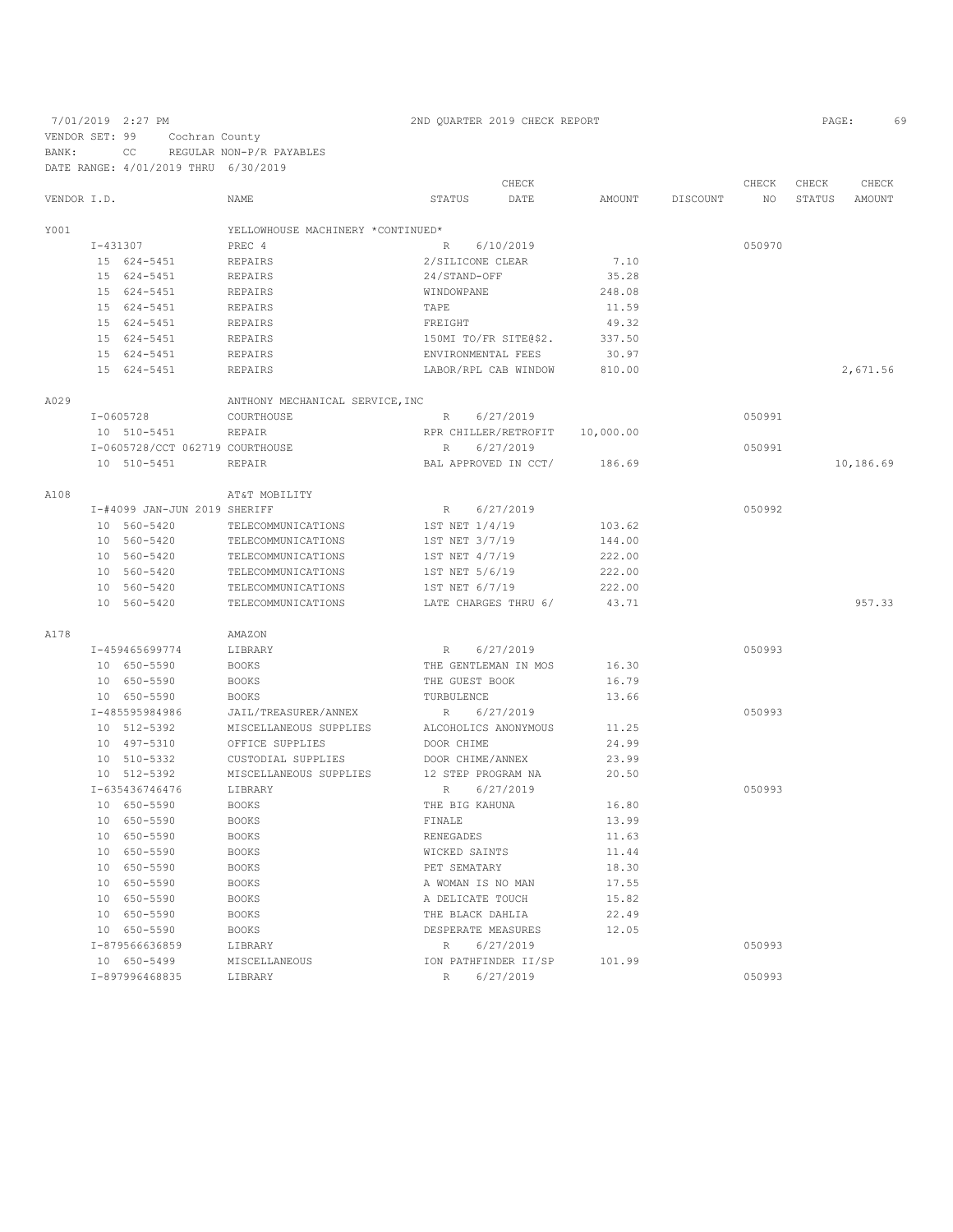7/01/2019 2:27 PM — 2ND QUARTER 2019 CHECK REPORT

VENDOR SET: 99 Cochran County
BANK: CC REGULAR NON-P/R PAYABLES
DATE RANGE: 4/01/2019 THRU 6/30/2019

| VENDOR I.D. | NAME | STATUS | CHECK DATE | AMOUNT | DISCOUNT | CHECK NO | CHECK STATUS | CHECK AMOUNT |
|---|---|---|---|---|---|---|---|---|
| Y001 | YELLOWHOUSE MACHINERY *CONTINUED* | | | | | | | |
| I-431307 | PREC 4 | R | 6/10/2019 | | | 050970 | | |
| 15 624-5451 | REPAIRS | 2/SILICONE CLEAR | | 7.10 | | | | |
| 15 624-5451 | REPAIRS | 24/STAND-OFF | | 35.28 | | | | |
| 15 624-5451 | REPAIRS | WINDOWPANE | | 248.08 | | | | |
| 15 624-5451 | REPAIRS | TAPE | | 11.59 | | | | |
| 15 624-5451 | REPAIRS | FREIGHT | | 49.32 | | | | |
| 15 624-5451 | REPAIRS | 150MI TO/FR SITE@$2. | | 337.50 | | | | |
| 15 624-5451 | REPAIRS | ENVIRONMENTAL FEES | | 30.97 | | | | |
| 15 624-5451 | REPAIRS | LABOR/RPL CAB WINDOW | | 810.00 | | | | 2,671.56 |
| A029 | ANTHONY MECHANICAL SERVICE,INC | | | | | | | |
| I-0605728 | COURTHOUSE | R | 6/27/2019 | | | 050991 | | |
| 10 510-5451 | REPAIR | RPR CHILLER/RETROFIT | | 10,000.00 | | | | |
| I-0605728/CCT 062719 | COURTHOUSE | R | 6/27/2019 | | | 050991 | | |
| 10 510-5451 | REPAIR | BAL APPROVED IN CCT/ | | 186.69 | | | | 10,186.69 |
| A108 | AT&T MOBILITY | | | | | | | |
| I-#4099 JAN-JUN 2019 | SHERIFF | R | 6/27/2019 | | | 050992 | | |
| 10 560-5420 | TELECOMMUNICATIONS | 1ST NET 1/4/19 | | 103.62 | | | | |
| 10 560-5420 | TELECOMMUNICATIONS | 1ST NET 3/7/19 | | 144.00 | | | | |
| 10 560-5420 | TELECOMMUNICATIONS | 1ST NET 4/7/19 | | 222.00 | | | | |
| 10 560-5420 | TELECOMMUNICATIONS | 1ST NET 5/6/19 | | 222.00 | | | | |
| 10 560-5420 | TELECOMMUNICATIONS | 1ST NET 6/7/19 | | 222.00 | | | | |
| 10 560-5420 | TELECOMMUNICATIONS | LATE CHARGES THRU 6/ | | 43.71 | | | | 957.33 |
| A178 | AMAZON | | | | | | | |
| I-459465699774 | LIBRARY | R | 6/27/2019 | | | 050993 | | |
| 10 650-5590 | BOOKS | THE GENTLEMAN IN MOS | | 16.30 | | | | |
| 10 650-5590 | BOOKS | THE GUEST BOOK | | 16.79 | | | | |
| 10 650-5590 | BOOKS | TURBULENCE | | 13.66 | | | | |
| I-485595984986 | JAIL/TREASURER/ANNEX | R | 6/27/2019 | | | 050993 | | |
| 10 512-5392 | MISCELLANEOUS SUPPLIES | ALCOHOLICS ANONYMOUS | | 11.25 | | | | |
| 10 497-5310 | OFFICE SUPPLIES | DOOR CHIME | | 24.99 | | | | |
| 10 510-5332 | CUSTODIAL SUPPLIES | DOOR CHIME/ANNEX | | 23.99 | | | | |
| 10 512-5392 | MISCELLANEOUS SUPPLIES | 12 STEP PROGRAM NA | | 20.50 | | | | |
| I-635436746476 | LIBRARY | R | 6/27/2019 | | | 050993 | | |
| 10 650-5590 | BOOKS | THE BIG KAHUNA | | 16.80 | | | | |
| 10 650-5590 | BOOKS | FINALE | | 13.99 | | | | |
| 10 650-5590 | BOOKS | RENEGADES | | 11.63 | | | | |
| 10 650-5590 | BOOKS | WICKED SAINTS | | 11.44 | | | | |
| 10 650-5590 | BOOKS | PET SEMATARY | | 18.30 | | | | |
| 10 650-5590 | BOOKS | A WOMAN IS NO MAN | | 17.55 | | | | |
| 10 650-5590 | BOOKS | A DELICATE TOUCH | | 15.82 | | | | |
| 10 650-5590 | BOOKS | THE BLACK DAHLIA | | 22.49 | | | | |
| 10 650-5590 | BOOKS | DESPERATE MEASURES | | 12.05 | | | | |
| I-879566636859 | LIBRARY | R | 6/27/2019 | | | 050993 | | |
| 10 650-5499 | MISCELLANEOUS | ION PATHFINDER II/SP | | 101.99 | | | | |
| I-897996468835 | LIBRARY | R | 6/27/2019 | | | 050993 | | |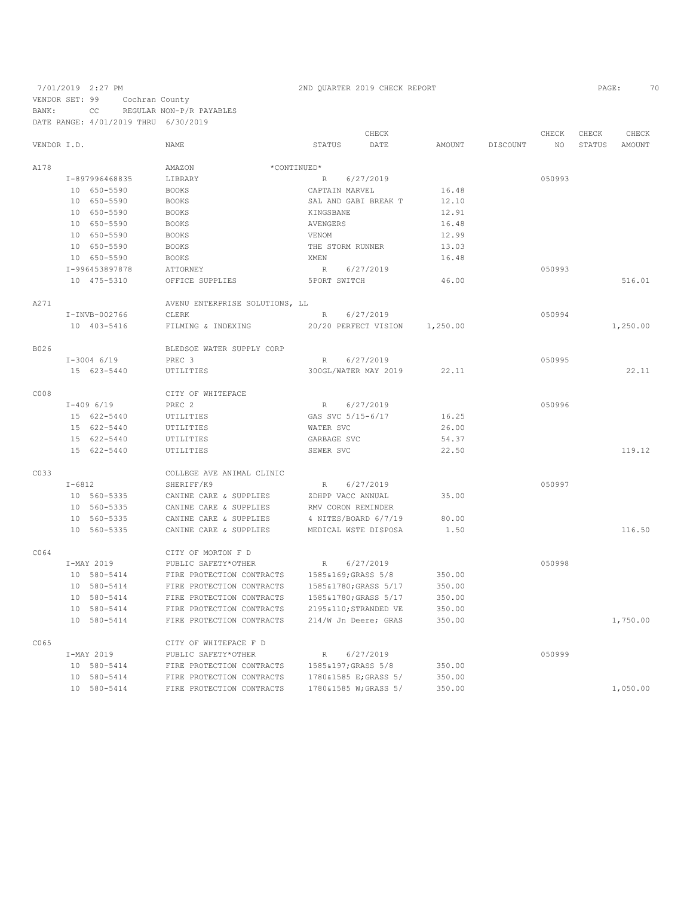7/01/2019 2:27 PM 2ND QUARTER 2019 CHECK REPORT

VENDOR SET: 99 Cochran County
BANK: CC REGULAR NON-P/R PAYABLES
DATE RANGE: 4/01/2019 THRU 6/30/2019

| VENDOR I.D. | NAME | STATUS | CHECK DATE | AMOUNT | DISCOUNT | CHECK NO | CHECK STATUS | CHECK AMOUNT |
|---|---|---|---|---|---|---|---|---|
| A178 | AMAZON *CONTINUED* | | | | | | | |
| I-897996468835 | LIBRARY | R | 6/27/2019 | | | 050993 | | |
| 10 650-5590 | BOOKS | CAPTAIN MARVEL | | 16.48 | | | | |
| 10 650-5590 | BOOKS | SAL AND GABI BREAK T | | 12.10 | | | | |
| 10 650-5590 | BOOKS | KINGSBANE | | 12.91 | | | | |
| 10 650-5590 | BOOKS | AVENGERS | | 16.48 | | | | |
| 10 650-5590 | BOOKS | VENOM | | 12.99 | | | | |
| 10 650-5590 | BOOKS | THE STORM RUNNER | | 13.03 | | | | |
| 10 650-5590 | BOOKS | XMEN | | 16.48 | | | | |
| I-996453897878 | ATTORNEY | R | 6/27/2019 | | | 050993 | | |
| 10 475-5310 | OFFICE SUPPLIES | 5PORT SWITCH | | 46.00 | | | | 516.01 |
| A271 | AVENU ENTERPRISE SOLUTIONS, LL | | | | | | | |
| I-INVB-002766 | CLERK | R | 6/27/2019 | | | 050994 | | |
| 10 403-5416 | FILMING & INDEXING | 20/20 PERFECT VISION | | 1,250.00 | | | | 1,250.00 |
| B026 | BLEDSOE WATER SUPPLY CORP | | | | | | | |
| I-3004 6/19 | PREC 3 | R | 6/27/2019 | | | 050995 | | |
| 15 623-5440 | UTILITIES | 300GL/WATER MAY 2019 | | 22.11 | | | | 22.11 |
| C008 | CITY OF WHITEFACE | | | | | | | |
| I-409 6/19 | PREC 2 | R | 6/27/2019 | | | 050996 | | |
| 15 622-5440 | UTILITIES | GAS SVC 5/15-6/17 | | 16.25 | | | | |
| 15 622-5440 | UTILITIES | WATER SVC | | 26.00 | | | | |
| 15 622-5440 | UTILITIES | GARBAGE SVC | | 54.37 | | | | |
| 15 622-5440 | UTILITIES | SEWER SVC | | 22.50 | | | | 119.12 |
| C033 | COLLEGE AVE ANIMAL CLINIC | | | | | | | |
| I-6812 | SHERIFF/K9 | R | 6/27/2019 | | | 050997 | | |
| 10 560-5335 | CANINE CARE & SUPPLIES | ZDHPP VACC ANNUAL | | 35.00 | | | | |
| 10 560-5335 | CANINE CARE & SUPPLIES | RMV CORON REMINDER | | | | | | |
| 10 560-5335 | CANINE CARE & SUPPLIES | 4 NITES/BOARD 6/7/19 | | 80.00 | | | | |
| 10 560-5335 | CANINE CARE & SUPPLIES | MEDICAL WSTE DISPOSA | | 1.50 | | | | 116.50 |
| C064 | CITY OF MORTON F D | | | | | | | |
| I-MAY 2019 | PUBLIC SAFETY*OTHER | R | 6/27/2019 | | | 050998 | | |
| 10 580-5414 | FIRE PROTECTION CONTRACTS | 1585&169;GRASS 5/8 | | 350.00 | | | | |
| 10 580-5414 | FIRE PROTECTION CONTRACTS | 1585&1780;GRASS 5/17 | | 350.00 | | | | |
| 10 580-5414 | FIRE PROTECTION CONTRACTS | 1585&1780;GRASS 5/17 | | 350.00 | | | | |
| 10 580-5414 | FIRE PROTECTION CONTRACTS | 2195&110;STRANDED VE | | 350.00 | | | | |
| 10 580-5414 | FIRE PROTECTION CONTRACTS | 214/W Jn Deere; GRAS | | 350.00 | | | | 1,750.00 |
| C065 | CITY OF WHITEFACE F D | | | | | | | |
| I-MAY 2019 | PUBLIC SAFETY*OTHER | R | 6/27/2019 | | | 050999 | | |
| 10 580-5414 | FIRE PROTECTION CONTRACTS | 1585&197;GRASS 5/8 | | 350.00 | | | | |
| 10 580-5414 | FIRE PROTECTION CONTRACTS | 1780&1585 E;GRASS 5/ | | 350.00 | | | | |
| 10 580-5414 | FIRE PROTECTION CONTRACTS | 1780&1585 W;GRASS 5/ | | 350.00 | | | | 1,050.00 |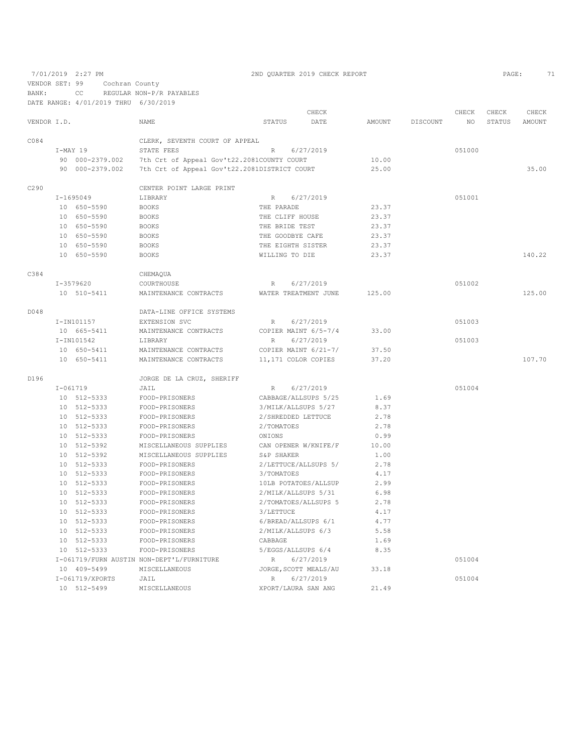7/01/2019 2:27 PM — 2ND QUARTER 2019 CHECK REPORT

VENDOR SET: 99 Cochran County
BANK: CC REGULAR NON-P/R PAYABLES
DATE RANGE: 4/01/2019 THRU 6/30/2019

| VENDOR I.D. | NAME | STATUS | CHECK DATE | AMOUNT | DISCOUNT | CHECK NO | CHECK STATUS | CHECK AMOUNT |
|---|---|---|---|---|---|---|---|---|
| C084 | CLERK, SEVENTH COURT OF APPEAL | | | | | | | |
| I-MAY 19 | STATE FEES | R | 6/27/2019 | | | 051000 | | |
| 90 000-2379.002 | 7th Crt of Appeal Gov't22.2081COUNTY COURT | | | 10.00 | | | | |
| 90 000-2379.002 | 7th Crt of Appeal Gov't22.2081DISTRICT COURT | | | 25.00 | | | | 35.00 |
| C290 | CENTER POINT LARGE PRINT | | | | | | | |
| I-1695049 | LIBRARY | R | 6/27/2019 | | | 051001 | | |
| 10 650-5590 | BOOKS | THE PARADE | | 23.37 | | | | |
| 10 650-5590 | BOOKS | THE CLIFF HOUSE | | 23.37 | | | | |
| 10 650-5590 | BOOKS | THE BRIDE TEST | | 23.37 | | | | |
| 10 650-5590 | BOOKS | THE GOODBYE CAFE | | 23.37 | | | | |
| 10 650-5590 | BOOKS | THE EIGHTH SISTER | | 23.37 | | | | |
| 10 650-5590 | BOOKS | WILLING TO DIE | | 23.37 | | | | 140.22 |
| C384 | CHEMAQUA | | | | | | | |
| I-3579620 | COURTHOUSE | R | 6/27/2019 | | | 051002 | | |
| 10 510-5411 | MAINTENANCE CONTRACTS | WATER TREATMENT JUNE | | 125.00 | | | | 125.00 |
| D048 | DATA-LINE OFFICE SYSTEMS | | | | | | | |
| I-IN101157 | EXTENSION SVC | R | 6/27/2019 | | | 051003 | | |
| 10 665-5411 | MAINTENANCE CONTRACTS | COPIER MAINT 6/5-7/4 | | 33.00 | | | | |
| I-IN101542 | LIBRARY | R | 6/27/2019 | | | 051003 | | |
| 10 650-5411 | MAINTENANCE CONTRACTS | COPIER MAINT 6/21-7/ | | 37.50 | | | | |
| 10 650-5411 | MAINTENANCE CONTRACTS | 11,171 COLOR COPIES | | 37.20 | | | | 107.70 |
| D196 | JORGE DE LA CRUZ, SHERIFF | | | | | | | |
| I-061719 | JAIL | R | 6/27/2019 | | | 051004 | | |
| 10 512-5333 | FOOD-PRISONERS | CABBAGE/ALLSUPS 5/25 | | 1.69 | | | | |
| 10 512-5333 | FOOD-PRISONERS | 3/MILK/ALLSUPS 5/27 | | 8.37 | | | | |
| 10 512-5333 | FOOD-PRISONERS | 2/SHREDDED LETTUCE | | 2.78 | | | | |
| 10 512-5333 | FOOD-PRISONERS | 2/TOMATOES | | 2.78 | | | | |
| 10 512-5333 | FOOD-PRISONERS | ONIONS | | 0.99 | | | | |
| 10 512-5392 | MISCELLANEOUS SUPPLIES | CAN OPENER W/KNIFE/F | | 10.00 | | | | |
| 10 512-5392 | MISCELLANEOUS SUPPLIES | S&P SHAKER | | 1.00 | | | | |
| 10 512-5333 | FOOD-PRISONERS | 2/LETTUCE/ALLSUPS 5/ | | 2.78 | | | | |
| 10 512-5333 | FOOD-PRISONERS | 3/TOMATOES | | 4.17 | | | | |
| 10 512-5333 | FOOD-PRISONERS | 10LB POTATOES/ALLSUP | | 2.99 | | | | |
| 10 512-5333 | FOOD-PRISONERS | 2/MILK/ALLSUPS 5/31 | | 6.98 | | | | |
| 10 512-5333 | FOOD-PRISONERS | 2/TOMATOES/ALLSUPS 5 | | 2.78 | | | | |
| 10 512-5333 | FOOD-PRISONERS | 3/LETTUCE | | 4.17 | | | | |
| 10 512-5333 | FOOD-PRISONERS | 6/BREAD/ALLSUPS 6/1 | | 4.77 | | | | |
| 10 512-5333 | FOOD-PRISONERS | 2/MILK/ALLSUPS 6/3 | | 5.58 | | | | |
| 10 512-5333 | FOOD-PRISONERS | CABBAGE | | 1.69 | | | | |
| 10 512-5333 | FOOD-PRISONERS | 5/EGGS/ALLSUPS 6/4 | | 8.35 | | | | |
| I-061719/FURN AUSTIN | NON-DEPT'L/FURNITURE | R | 6/27/2019 | | | 051004 | | |
| 10 409-5499 | MISCELLANEOUS | JORGE,SCOTT MEALS/AU | | 33.18 | | | | |
| I-061719/XPORTS | JAIL | R | 6/27/2019 | | | 051004 | | |
| 10 512-5499 | MISCELLANEOUS | XPORT/LAURA SAN ANG | | 21.49 | | | | |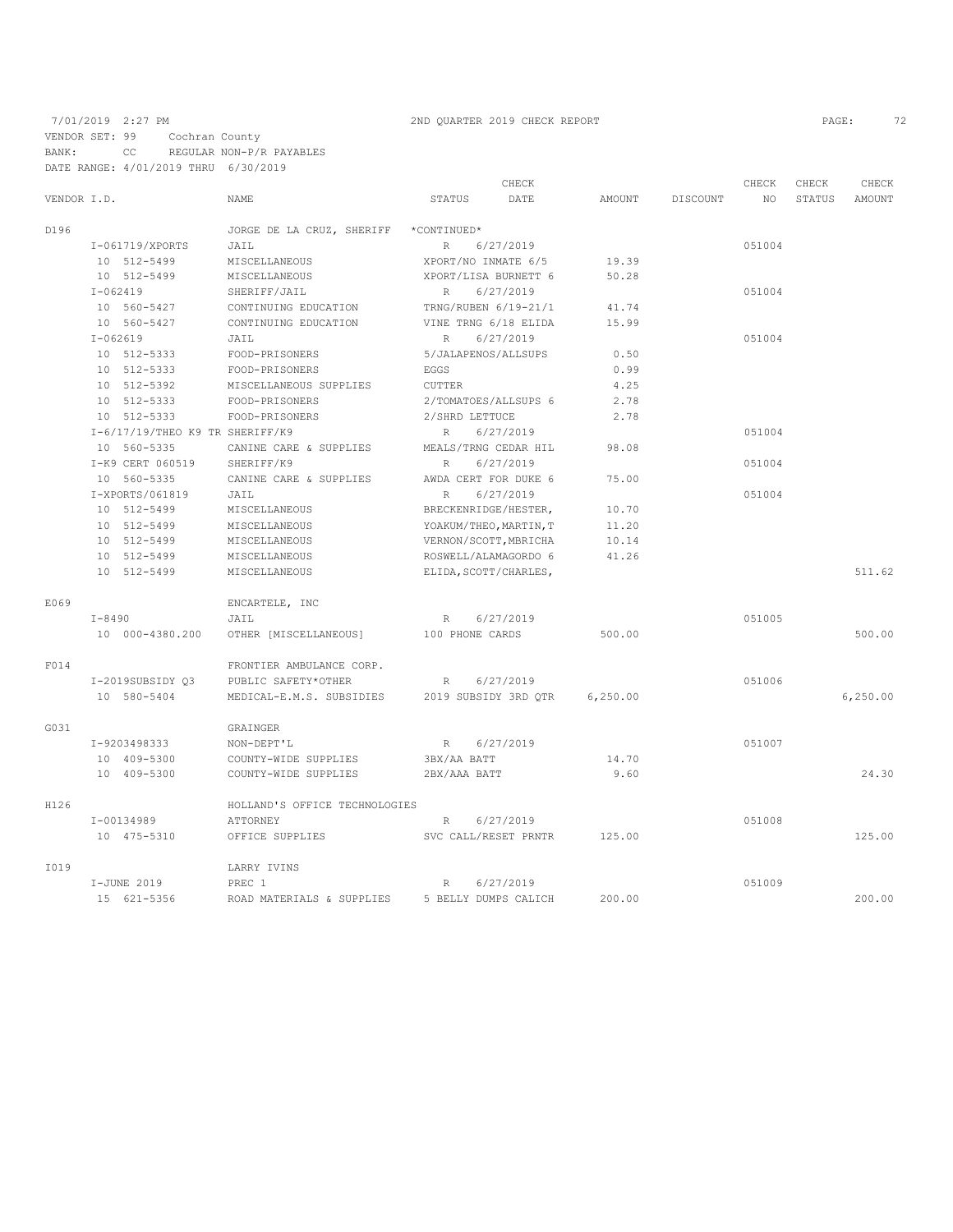7/01/2019 2:27 PM　　　　2ND QUARTER 2019 CHECK REPORT

VENDOR SET: 99　Cochran County
BANK: CC　REGULAR NON-P/R PAYABLES
DATE RANGE: 4/01/2019 THRU 6/30/2019

| VENDOR I.D. | NAME | STATUS | CHECK DATE | AMOUNT | DISCOUNT | CHECK NO | CHECK STATUS | CHECK AMOUNT |
|---|---|---|---|---|---|---|---|---|
| D196 | JORGE DE LA CRUZ, SHERIFF | *CONTINUED* | | | | | | |
| I-061719/XPORTS | JAIL | R | 6/27/2019 | | | 051004 | | |
| 10 512-5499 | MISCELLANEOUS | XPORT/NO INMATE 6/5 | | 19.39 | | | | |
| 10 512-5499 | MISCELLANEOUS | XPORT/LISA BURNETT 6 | | 50.28 | | | | |
| I-062419 | SHERIFF/JAIL | R | 6/27/2019 | | | 051004 | | |
| 10 560-5427 | CONTINUING EDUCATION | TRNG/RUBEN 6/19-21/1 | | 41.74 | | | | |
| 10 560-5427 | CONTINUING EDUCATION | VINE TRNG 6/18 ELIDA | | 15.99 | | | | |
| I-062619 | JAIL | R | 6/27/2019 | | | 051004 | | |
| 10 512-5333 | FOOD-PRISONERS | 5/JALAPENOS/ALLSUPS | | 0.50 | | | | |
| 10 512-5333 | FOOD-PRISONERS | EGGS | | 0.99 | | | | |
| 10 512-5392 | MISCELLANEOUS SUPPLIES | CUTTER | | 4.25 | | | | |
| 10 512-5333 | FOOD-PRISONERS | 2/TOMATOES/ALLSUPS 6 | | 2.78 | | | | |
| 10 512-5333 | FOOD-PRISONERS | 2/SHRD LETTUCE | | 2.78 | | | | |
| I-6/17/19/THEO K9 TR | SHERIFF/K9 | R | 6/27/2019 | | | 051004 | | |
| 10 560-5335 | CANINE CARE & SUPPLIES | MEALS/TRNG CEDAR HIL | | 98.08 | | | | |
| I-K9 CERT 060519 | SHERIFF/K9 | R | 6/27/2019 | | | 051004 | | |
| 10 560-5335 | CANINE CARE & SUPPLIES | AWDA CERT FOR DUKE 6 | | 75.00 | | | | |
| I-XPORTS/061819 | JAIL | R | 6/27/2019 | | | 051004 | | |
| 10 512-5499 | MISCELLANEOUS | BRECKENRIDGE/HESTER, | | 10.70 | | | | |
| 10 512-5499 | MISCELLANEOUS | YOAKUM/THEO,MARTIN,T | | 11.20 | | | | |
| 10 512-5499 | MISCELLANEOUS | VERNON/SCOTT,MBRICHA | | 10.14 | | | | |
| 10 512-5499 | MISCELLANEOUS | ROSWELL/ALAMAGORDO 6 | | 41.26 | | | | |
| 10 512-5499 | MISCELLANEOUS | ELIDA,SCOTT/CHARLES, | | | | | | 511.62 |
| E069 | ENCARTELE, INC | | | | | | | |
| I-8490 | JAIL | R | 6/27/2019 | | | 051005 | | |
| 10 000-4380.200 | OTHER [MISCELLANEOUS] | 100 PHONE CARDS | | 500.00 | | | | 500.00 |
| F014 | FRONTIER AMBULANCE CORP. | | | | | | | |
| I-2019SUBSIDY Q3 | PUBLIC SAFETY*OTHER | R | 6/27/2019 | | | 051006 | | |
| 10 580-5404 | MEDICAL-E.M.S. SUBSIDIES | 2019 SUBSIDY 3RD QTR | | 6,250.00 | | | | 6,250.00 |
| G031 | GRAINGER | | | | | | | |
| I-9203498333 | NON-DEPT'L | R | 6/27/2019 | | | 051007 | | |
| 10 409-5300 | COUNTY-WIDE SUPPLIES | 3BX/AA BATT | | 14.70 | | | | |
| 10 409-5300 | COUNTY-WIDE SUPPLIES | 2BX/AAA BATT | | 9.60 | | | | 24.30 |
| H126 | HOLLAND'S OFFICE TECHNOLOGIES | | | | | | | |
| I-00134989 | ATTORNEY | R | 6/27/2019 | | | 051008 | | |
| 10 475-5310 | OFFICE SUPPLIES | SVC CALL/RESET PRNTR | | 125.00 | | | | 125.00 |
| I019 | LARRY IVINS | | | | | | | |
| I-JUNE 2019 | PREC 1 | R | 6/27/2019 | | | 051009 | | |
| 15 621-5356 | ROAD MATERIALS & SUPPLIES | 5 BELLY DUMPS CALICH | | 200.00 | | | | 200.00 |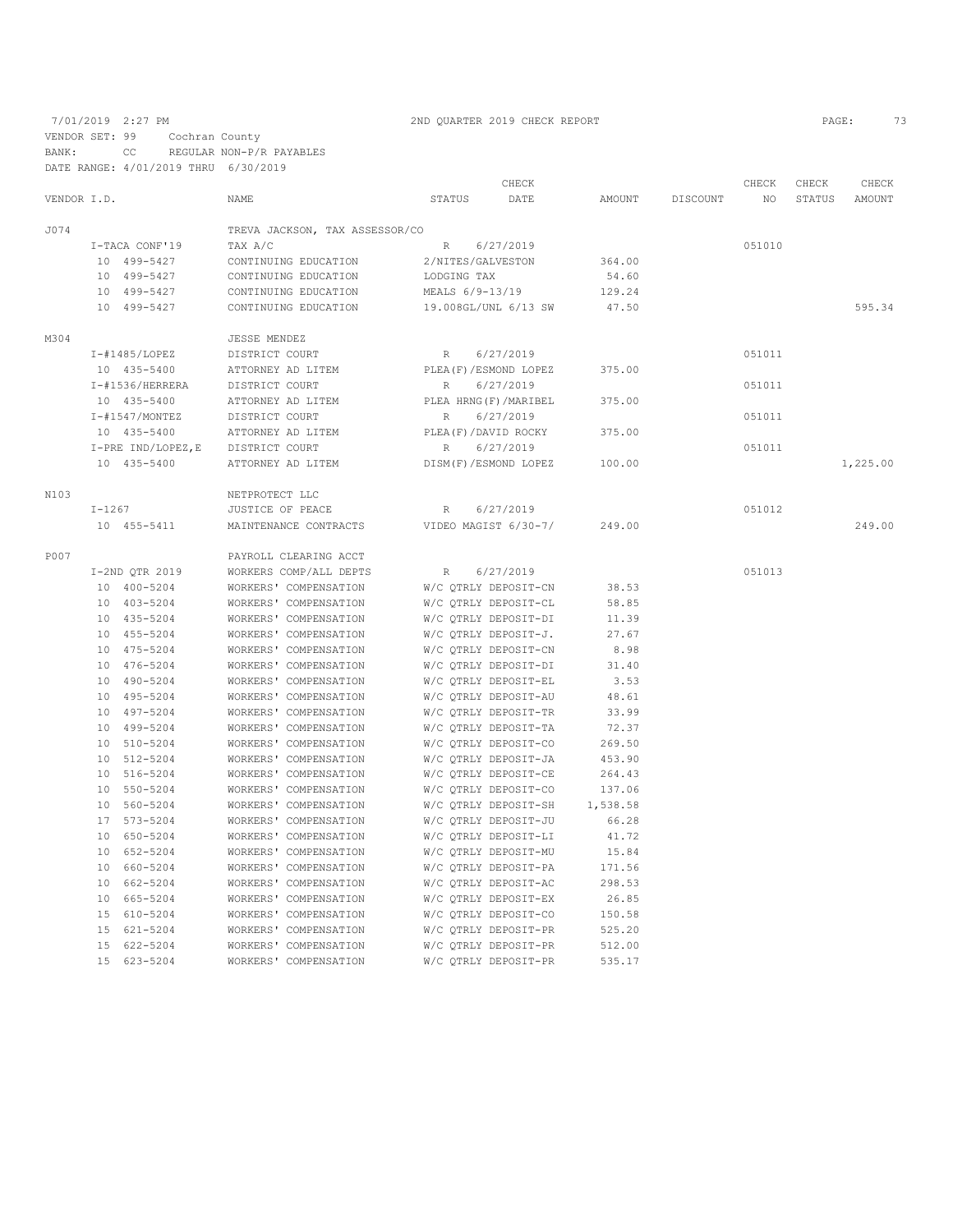7/01/2019 2:27 PM — 2ND QUARTER 2019 CHECK REPORT

VENDOR SET: 99 Cochran County
BANK: CC REGULAR NON-P/R PAYABLES
DATE RANGE: 4/01/2019 THRU 6/30/2019

| VENDOR I.D. | NAME | STATUS | CHECK DATE | AMOUNT | DISCOUNT | CHECK NO | CHECK STATUS | CHECK AMOUNT |
|---|---|---|---|---|---|---|---|---|
| J074 | TREVA JACKSON, TAX ASSESSOR/CO | | | | | | | |
| I-TACA CONF'19 | TAX A/C | R | 6/27/2019 | | | 051010 | | |
| 10 499-5427 | CONTINUING EDUCATION | 2/NITES/GALVESTON | | 364.00 | | | | |
| 10 499-5427 | CONTINUING EDUCATION | LODGING TAX | | 54.60 | | | | |
| 10 499-5427 | CONTINUING EDUCATION | MEALS 6/9-13/19 | | 129.24 | | | | |
| 10 499-5427 | CONTINUING EDUCATION | 19.008GL/UNL 6/13 SW | | 47.50 | | | | 595.34 |
| M304 | JESSE MENDEZ | | | | | | | |
| I-#1485/LOPEZ | DISTRICT COURT | R | 6/27/2019 | | | 051011 | | |
| 10 435-5400 | ATTORNEY AD LITEM | PLEA(F)/ESMOND LOPEZ | | 375.00 | | | | |
| I-#1536/HERRERA | DISTRICT COURT | R | 6/27/2019 | | | 051011 | | |
| 10 435-5400 | ATTORNEY AD LITEM | PLEA HRNG(F)/MARIBEL | | 375.00 | | | | |
| I-#1547/MONTEZ | DISTRICT COURT | R | 6/27/2019 | | | 051011 | | |
| 10 435-5400 | ATTORNEY AD LITEM | PLEA(F)/DAVID ROCKY | | 375.00 | | | | |
| I-PRE IND/LOPEZ,E | DISTRICT COURT | R | 6/27/2019 | | | 051011 | | |
| 10 435-5400 | ATTORNEY AD LITEM | DISM(F)/ESMOND LOPEZ | | 100.00 | | | | 1,225.00 |
| N103 | NETPROTECT LLC | | | | | | | |
| I-1267 | JUSTICE OF PEACE | R | 6/27/2019 | | | 051012 | | |
| 10 455-5411 | MAINTENANCE CONTRACTS | VIDEO MAGIST 6/30-7/ | | 249.00 | | | | 249.00 |
| P007 | PAYROLL CLEARING ACCT | | | | | | | |
| I-2ND QTR 2019 | WORKERS COMP/ALL DEPTS | R | 6/27/2019 | | | 051013 | | |
| 10 400-5204 | WORKERS' COMPENSATION | W/C QTRLY DEPOSIT-CN | | 38.53 | | | | |
| 10 403-5204 | WORKERS' COMPENSATION | W/C QTRLY DEPOSIT-CL | | 58.85 | | | | |
| 10 435-5204 | WORKERS' COMPENSATION | W/C QTRLY DEPOSIT-DI | | 11.39 | | | | |
| 10 455-5204 | WORKERS' COMPENSATION | W/C QTRLY DEPOSIT-J. | | 27.67 | | | | |
| 10 475-5204 | WORKERS' COMPENSATION | W/C QTRLY DEPOSIT-CN | | 8.98 | | | | |
| 10 476-5204 | WORKERS' COMPENSATION | W/C QTRLY DEPOSIT-DI | | 31.40 | | | | |
| 10 490-5204 | WORKERS' COMPENSATION | W/C QTRLY DEPOSIT-EL | | 3.53 | | | | |
| 10 495-5204 | WORKERS' COMPENSATION | W/C QTRLY DEPOSIT-AU | | 48.61 | | | | |
| 10 497-5204 | WORKERS' COMPENSATION | W/C QTRLY DEPOSIT-TR | | 33.99 | | | | |
| 10 499-5204 | WORKERS' COMPENSATION | W/C QTRLY DEPOSIT-TA | | 72.37 | | | | |
| 10 510-5204 | WORKERS' COMPENSATION | W/C QTRLY DEPOSIT-CO | | 269.50 | | | | |
| 10 512-5204 | WORKERS' COMPENSATION | W/C QTRLY DEPOSIT-JA | | 453.90 | | | | |
| 10 516-5204 | WORKERS' COMPENSATION | W/C QTRLY DEPOSIT-CE | | 264.43 | | | | |
| 10 550-5204 | WORKERS' COMPENSATION | W/C QTRLY DEPOSIT-CO | | 137.06 | | | | |
| 10 560-5204 | WORKERS' COMPENSATION | W/C QTRLY DEPOSIT-SH | | 1,538.58 | | | | |
| 17 573-5204 | WORKERS' COMPENSATION | W/C QTRLY DEPOSIT-JU | | 66.28 | | | | |
| 10 650-5204 | WORKERS' COMPENSATION | W/C QTRLY DEPOSIT-LI | | 41.72 | | | | |
| 10 652-5204 | WORKERS' COMPENSATION | W/C QTRLY DEPOSIT-MU | | 15.84 | | | | |
| 10 660-5204 | WORKERS' COMPENSATION | W/C QTRLY DEPOSIT-PA | | 171.56 | | | | |
| 10 662-5204 | WORKERS' COMPENSATION | W/C QTRLY DEPOSIT-AC | | 298.53 | | | | |
| 10 665-5204 | WORKERS' COMPENSATION | W/C QTRLY DEPOSIT-EX | | 26.85 | | | | |
| 15 610-5204 | WORKERS' COMPENSATION | W/C QTRLY DEPOSIT-CO | | 150.58 | | | | |
| 15 621-5204 | WORKERS' COMPENSATION | W/C QTRLY DEPOSIT-PR | | 525.20 | | | | |
| 15 622-5204 | WORKERS' COMPENSATION | W/C QTRLY DEPOSIT-PR | | 512.00 | | | | |
| 15 623-5204 | WORKERS' COMPENSATION | W/C QTRLY DEPOSIT-PR | | 535.17 | | | | |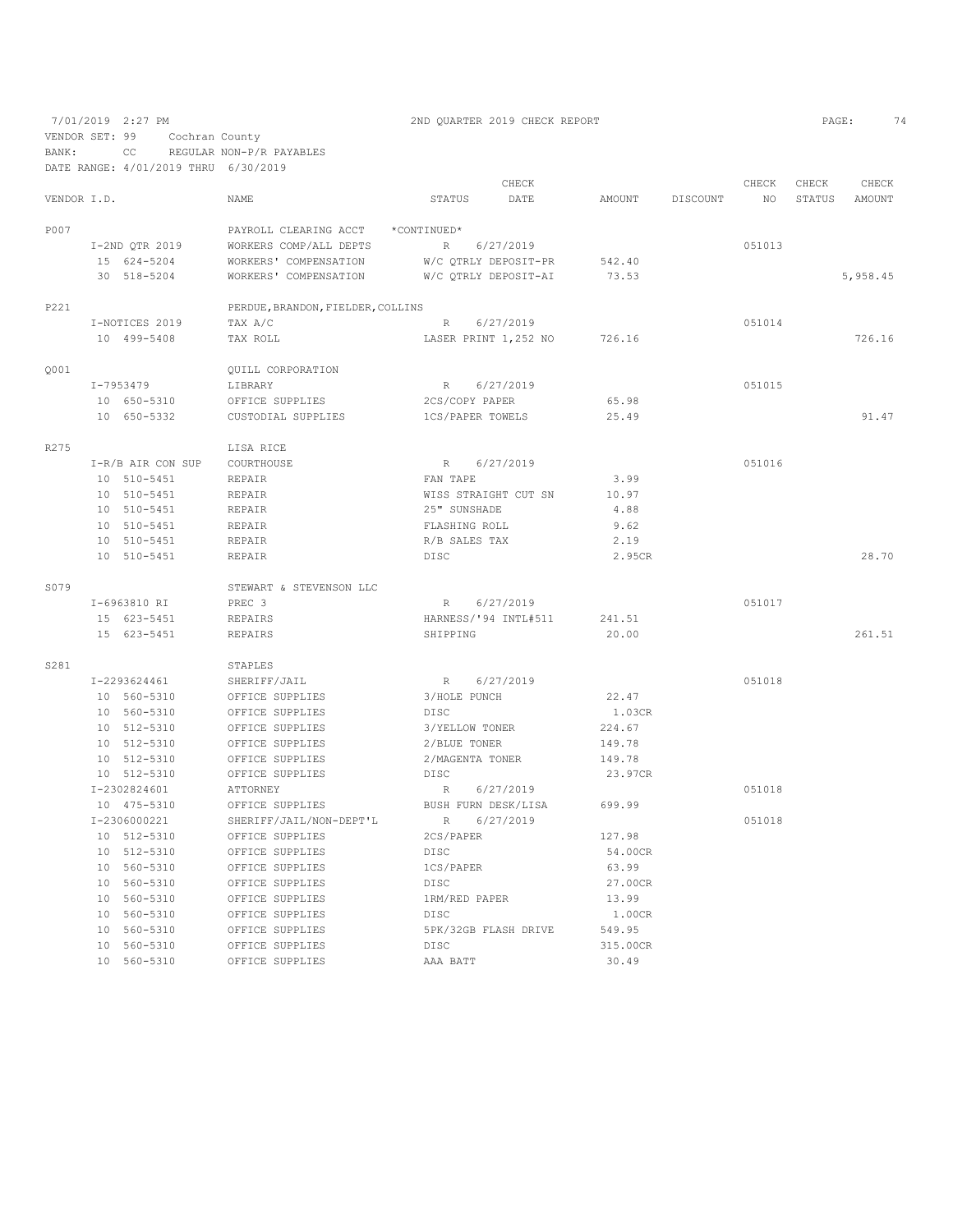7/01/2019 2:27 PM 2ND QUARTER 2019 CHECK REPORT

VENDOR SET: 99 Cochran County

BANK: CC REGULAR NON-P/R PAYABLES

DATE RANGE: 4/01/2019 THRU 6/30/2019

| VENDOR I.D. | NAME | STATUS | CHECK DATE | AMOUNT | DISCOUNT | CHECK NO | CHECK STATUS | CHECK AMOUNT |
|---|---|---|---|---|---|---|---|---|
| P007 | PAYROLL CLEARING ACCT *CONTINUED* | | | | | | | |
| I-2ND QTR 2019 | WORKERS COMP/ALL DEPTS | R | 6/27/2019 | | | 051013 | | |
| 15 624-5204 | WORKERS' COMPENSATION | W/C QTRLY DEPOSIT-PR | | 542.40 | | | | |
| 30 518-5204 | WORKERS' COMPENSATION | W/C QTRLY DEPOSIT-AI | | 73.53 | | | | 5,958.45 |
| P221 | PERDUE,BRANDON,FIELDER,COLLINS | | | | | | | |
| I-NOTICES 2019 | TAX A/C | R | 6/27/2019 | | | 051014 | | |
| 10 499-5408 | TAX ROLL | LASER PRINT 1,252 NO | | 726.16 | | | | 726.16 |
| Q001 | QUILL CORPORATION | | | | | | | |
| I-7953479 | LIBRARY | R | 6/27/2019 | | | 051015 | | |
| 10 650-5310 | OFFICE SUPPLIES | 2CS/COPY PAPER | | 65.98 | | | | |
| 10 650-5332 | CUSTODIAL SUPPLIES | 1CS/PAPER TOWELS | | 25.49 | | | | 91.47 |
| R275 | LISA RICE | | | | | | | |
| I-R/B AIR CON SUP | COURTHOUSE | R | 6/27/2019 | | | 051016 | | |
| 10 510-5451 | REPAIR | FAN TAPE | | 3.99 | | | | |
| 10 510-5451 | REPAIR | WISS STRAIGHT CUT SN | | 10.97 | | | | |
| 10 510-5451 | REPAIR | 25" SUNSHADE | | 4.88 | | | | |
| 10 510-5451 | REPAIR | FLASHING ROLL | | 9.62 | | | | |
| 10 510-5451 | REPAIR | R/B SALES TAX | | 2.19 | | | | |
| 10 510-5451 | REPAIR | DISC | | 2.95CR | | | | 28.70 |
| S079 | STEWART & STEVENSON LLC | | | | | | | |
| I-6963810 RI | PREC 3 | R | 6/27/2019 | | | 051017 | | |
| 15 623-5451 | REPAIRS | HARNESS/'94 INTL#511 | | 241.51 | | | | |
| 15 623-5451 | REPAIRS | SHIPPING | | 20.00 | | | | 261.51 |
| S281 | STAPLES | | | | | | | |
| I-2293624461 | SHERIFF/JAIL | R | 6/27/2019 | | | 051018 | | |
| 10 560-5310 | OFFICE SUPPLIES | 3/HOLE PUNCH | | 22.47 | | | | |
| 10 560-5310 | OFFICE SUPPLIES | DISC | | 1.03CR | | | | |
| 10 512-5310 | OFFICE SUPPLIES | 3/YELLOW TONER | | 224.67 | | | | |
| 10 512-5310 | OFFICE SUPPLIES | 2/BLUE TONER | | 149.78 | | | | |
| 10 512-5310 | OFFICE SUPPLIES | 2/MAGENTA TONER | | 149.78 | | | | |
| 10 512-5310 | OFFICE SUPPLIES | DISC | | 23.97CR | | | | |
| I-2302824601 | ATTORNEY | R | 6/27/2019 | | | 051018 | | |
| 10 475-5310 | OFFICE SUPPLIES | BUSH FURN DESK/LISA | | 699.99 | | | | |
| I-2306000221 | SHERIFF/JAIL/NON-DEPT'L | R | 6/27/2019 | | | 051018 | | |
| 10 512-5310 | OFFICE SUPPLIES | 2CS/PAPER | | 127.98 | | | | |
| 10 512-5310 | OFFICE SUPPLIES | DISC | | 54.00CR | | | | |
| 10 560-5310 | OFFICE SUPPLIES | 1CS/PAPER | | 63.99 | | | | |
| 10 560-5310 | OFFICE SUPPLIES | DISC | | 27.00CR | | | | |
| 10 560-5310 | OFFICE SUPPLIES | 1RM/RED PAPER | | 13.99 | | | | |
| 10 560-5310 | OFFICE SUPPLIES | DISC | | 1.00CR | | | | |
| 10 560-5310 | OFFICE SUPPLIES | 5PK/32GB FLASH DRIVE | | 549.95 | | | | |
| 10 560-5310 | OFFICE SUPPLIES | DISC | | 315.00CR | | | | |
| 10 560-5310 | OFFICE SUPPLIES | AAA BATT | | 30.49 | | | | |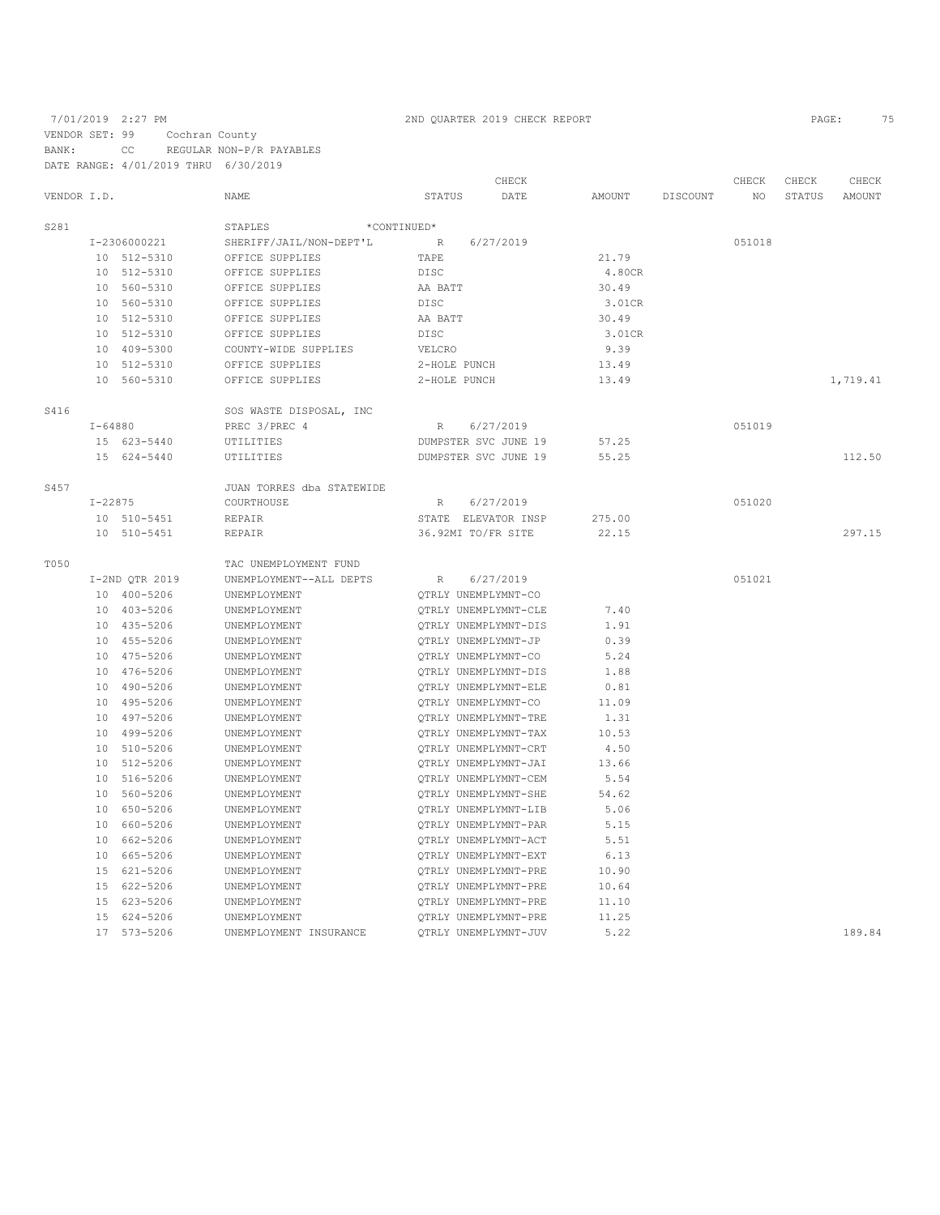7/01/2019 2:27 PM 2ND QUARTER 2019 CHECK REPORT PAGE: 75

VENDOR SET: 99 Cochran County

BANK: CC REGULAR NON-P/R PAYABLES

DATE RANGE: 4/01/2019 THRU 6/30/2019

| VENDOR I.D. | NAME | STATUS | CHECK DATE | AMOUNT | DISCOUNT | CHECK NO | CHECK STATUS | CHECK AMOUNT |
|---|---|---|---|---|---|---|---|---|
| S281 | STAPLES *CONTINUED* | | | | | | | |
| I-2306000221 | SHERIFF/JAIL/NON-DEPT'L | R | 6/27/2019 | | | 051018 | | |
| 10 512-5310 | OFFICE SUPPLIES | TAPE | | 21.79 | | | | |
| 10 512-5310 | OFFICE SUPPLIES | DISC | | 4.80CR | | | | |
| 10 560-5310 | OFFICE SUPPLIES | AA BATT | | 30.49 | | | | |
| 10 560-5310 | OFFICE SUPPLIES | DISC | | 3.01CR | | | | |
| 10 512-5310 | OFFICE SUPPLIES | AA BATT | | 30.49 | | | | |
| 10 512-5310 | OFFICE SUPPLIES | DISC | | 3.01CR | | | | |
| 10 409-5300 | COUNTY-WIDE SUPPLIES | VELCRO | | 9.39 | | | | |
| 10 512-5310 | OFFICE SUPPLIES | 2-HOLE PUNCH | | 13.49 | | | | |
| 10 560-5310 | OFFICE SUPPLIES | 2-HOLE PUNCH | | 13.49 | | | | 1,719.41 |
| S416 | SOS WASTE DISPOSAL, INC | | | | | | | |
| I-64880 | PREC 3/PREC 4 | R | 6/27/2019 | | | 051019 | | |
| 15 623-5440 | UTILITIES | DUMPSTER SVC JUNE 19 | | 57.25 | | | | |
| 15 624-5440 | UTILITIES | DUMPSTER SVC JUNE 19 | | 55.25 | | | | 112.50 |
| S457 | JUAN TORRES dba STATEWIDE | | | | | | | |
| I-22875 | COURTHOUSE | R | 6/27/2019 | | | 051020 | | |
| 10 510-5451 | REPAIR | STATE ELEVATOR INSP | | 275.00 | | | | |
| 10 510-5451 | REPAIR | 36.92MI TO/FR SITE | | 22.15 | | | | 297.15 |
| T050 | TAC UNEMPLOYMENT FUND | | | | | | | |
| I-2ND QTR 2019 | UNEMPLOYMENT--ALL DEPTS | R | 6/27/2019 | | | 051021 | | |
| 10 400-5206 | UNEMPLOYMENT | QTRLY UNEMPLYMNT-CO | | | | | | |
| 10 403-5206 | UNEMPLOYMENT | QTRLY UNEMPLYMNT-CLE | | 7.40 | | | | |
| 10 435-5206 | UNEMPLOYMENT | QTRLY UNEMPLYMNT-DIS | | 1.91 | | | | |
| 10 455-5206 | UNEMPLOYMENT | QTRLY UNEMPLYMNT-JP | | 0.39 | | | | |
| 10 475-5206 | UNEMPLOYMENT | QTRLY UNEMPLYMNT-CO | | 5.24 | | | | |
| 10 476-5206 | UNEMPLOYMENT | QTRLY UNEMPLYMNT-DIS | | 1.88 | | | | |
| 10 490-5206 | UNEMPLOYMENT | QTRLY UNEMPLYMNT-ELE | | 0.81 | | | | |
| 10 495-5206 | UNEMPLOYMENT | QTRLY UNEMPLYMNT-CO | | 11.09 | | | | |
| 10 497-5206 | UNEMPLOYMENT | QTRLY UNEMPLYMNT-TRE | | 1.31 | | | | |
| 10 499-5206 | UNEMPLOYMENT | QTRLY UNEMPLYMNT-TAX | | 10.53 | | | | |
| 10 510-5206 | UNEMPLOYMENT | QTRLY UNEMPLYMNT-CRT | | 4.50 | | | | |
| 10 512-5206 | UNEMPLOYMENT | QTRLY UNEMPLYMNT-JAI | | 13.66 | | | | |
| 10 516-5206 | UNEMPLOYMENT | QTRLY UNEMPLYMNT-CEM | | 5.54 | | | | |
| 10 560-5206 | UNEMPLOYMENT | QTRLY UNEMPLYMNT-SHE | | 54.62 | | | | |
| 10 650-5206 | UNEMPLOYMENT | QTRLY UNEMPLYMNT-LIB | | 5.06 | | | | |
| 10 660-5206 | UNEMPLOYMENT | QTRLY UNEMPLYMNT-PAR | | 5.15 | | | | |
| 10 662-5206 | UNEMPLOYMENT | QTRLY UNEMPLYMNT-ACT | | 5.51 | | | | |
| 10 665-5206 | UNEMPLOYMENT | QTRLY UNEMPLYMNT-EXT | | 6.13 | | | | |
| 15 621-5206 | UNEMPLOYMENT | QTRLY UNEMPLYMNT-PRE | | 10.90 | | | | |
| 15 622-5206 | UNEMPLOYMENT | QTRLY UNEMPLYMNT-PRE | | 10.64 | | | | |
| 15 623-5206 | UNEMPLOYMENT | QTRLY UNEMPLYMNT-PRE | | 11.10 | | | | |
| 15 624-5206 | UNEMPLOYMENT | QTRLY UNEMPLYMNT-PRE | | 11.25 | | | | |
| 17 573-5206 | UNEMPLOYMENT INSURANCE | QTRLY UNEMPLYMNT-JUV | | 5.22 | | | | 189.84 |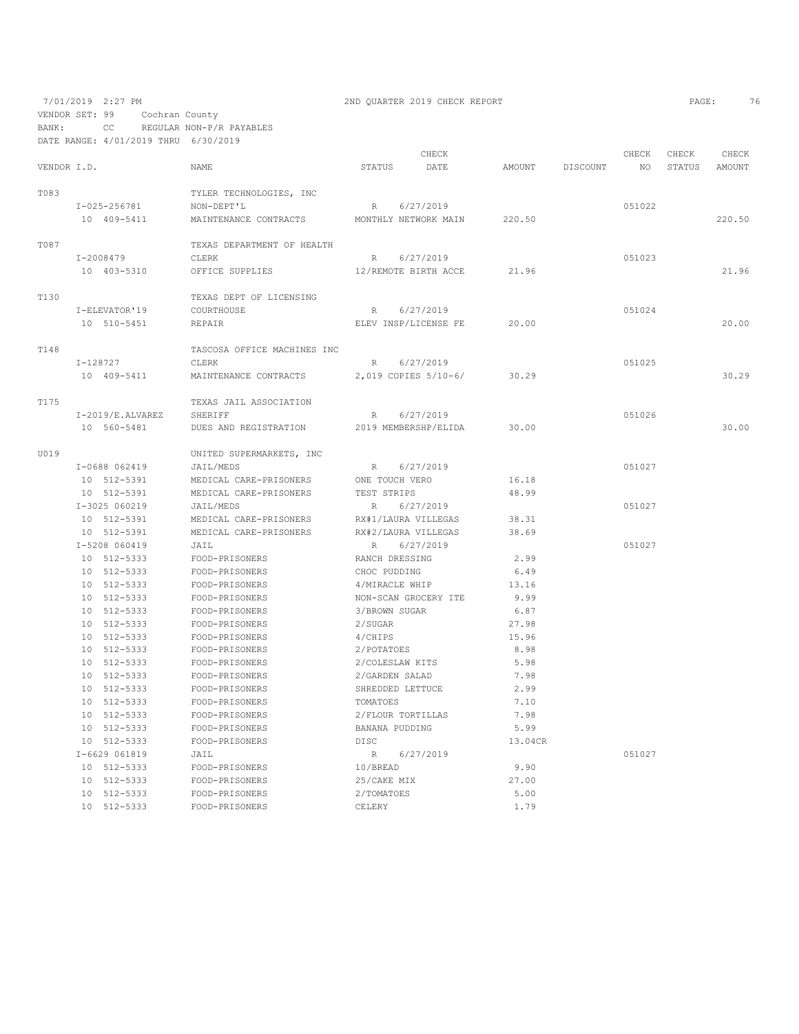7/01/2019 2:27 PM — 2ND QUARTER 2019 CHECK REPORT

VENDOR SET: 99 Cochran County
BANK: CC REGULAR NON-P/R PAYABLES
DATE RANGE: 4/01/2019 THRU 6/30/2019

| VENDOR I.D. | NAME | STATUS | CHECK DATE | AMOUNT | DISCOUNT | CHECK NO | CHECK STATUS | CHECK AMOUNT |
|---|---|---|---|---|---|---|---|---|
| T083 | TYLER TECHNOLOGIES, INC | | | | | | | |
| I-025-256781 | NON-DEPT'L | R | 6/27/2019 | | | 051022 | | |
| 10 409-5411 | MAINTENANCE CONTRACTS | MONTHLY NETWORK MAIN | | 220.50 | | | | 220.50 |
| T087 | TEXAS DEPARTMENT OF HEALTH | | | | | | | |
| I-2008479 | CLERK | R | 6/27/2019 | | | 051023 | | |
| 10 403-5310 | OFFICE SUPPLIES | 12/REMOTE BIRTH ACCE | | 21.96 | | | | 21.96 |
| T130 | TEXAS DEPT OF LICENSING | | | | | | | |
| I-ELEVATOR'19 | COURTHOUSE | R | 6/27/2019 | | | 051024 | | |
| 10 510-5451 | REPAIR | ELEV INSP/LICENSE FE | | 20.00 | | | | 20.00 |
| T148 | TASCOSA OFFICE MACHINES INC | | | | | | | |
| I-128727 | CLERK | R | 6/27/2019 | | | 051025 | | |
| 10 409-5411 | MAINTENANCE CONTRACTS | 2,019 COPIES 5/10-6/ | | 30.29 | | | | 30.29 |
| T175 | TEXAS JAIL ASSOCIATION | | | | | | | |
| I-2019/E.ALVAREZ | SHERIFF | R | 6/27/2019 | | | 051026 | | |
| 10 560-5481 | DUES AND REGISTRATION | 2019 MEMBERSHP/ELIDA | | 30.00 | | | | 30.00 |
| U019 | UNITED SUPERMARKETS, INC | | | | | | | |
| I-0688 062419 | JAIL/MEDS | R | 6/27/2019 | | | 051027 | | |
| 10 512-5391 | MEDICAL CARE-PRISONERS | ONE TOUCH VERO | | 16.18 | | | | |
| 10 512-5391 | MEDICAL CARE-PRISONERS | TEST STRIPS | | 48.99 | | | | |
| I-3025 060219 | JAIL/MEDS | R | 6/27/2019 | | | 051027 | | |
| 10 512-5391 | MEDICAL CARE-PRISONERS | RX#1/LAURA VILLEGAS | | 38.31 | | | | |
| 10 512-5391 | MEDICAL CARE-PRISONERS | RX#2/LAURA VILLEGAS | | 38.69 | | | | |
| I-5208 060419 | JAIL | R | 6/27/2019 | | | 051027 | | |
| 10 512-5333 | FOOD-PRISONERS | RANCH DRESSING | | 2.99 | | | | |
| 10 512-5333 | FOOD-PRISONERS | CHOC PUDDING | | 6.49 | | | | |
| 10 512-5333 | FOOD-PRISONERS | 4/MIRACLE WHIP | | 13.16 | | | | |
| 10 512-5333 | FOOD-PRISONERS | NON-SCAN GROCERY ITE | | 9.99 | | | | |
| 10 512-5333 | FOOD-PRISONERS | 3/BROWN SUGAR | | 6.87 | | | | |
| 10 512-5333 | FOOD-PRISONERS | 2/SUGAR | | 27.98 | | | | |
| 10 512-5333 | FOOD-PRISONERS | 4/CHIPS | | 15.96 | | | | |
| 10 512-5333 | FOOD-PRISONERS | 2/POTATOES | | 8.98 | | | | |
| 10 512-5333 | FOOD-PRISONERS | 2/COLESLAW KITS | | 5.98 | | | | |
| 10 512-5333 | FOOD-PRISONERS | 2/GARDEN SALAD | | 7.98 | | | | |
| 10 512-5333 | FOOD-PRISONERS | SHREDDED LETTUCE | | 2.99 | | | | |
| 10 512-5333 | FOOD-PRISONERS | TOMATOES | | 7.10 | | | | |
| 10 512-5333 | FOOD-PRISONERS | 2/FLOUR TORTILLAS | | 7.98 | | | | |
| 10 512-5333 | FOOD-PRISONERS | BANANA PUDDING | | 5.99 | | | | |
| 10 512-5333 | FOOD-PRISONERS | DISC | | 13.04CR | | | | |
| I-6629 061819 | JAIL | R | 6/27/2019 | | | 051027 | | |
| 10 512-5333 | FOOD-PRISONERS | 10/BREAD | | 9.90 | | | | |
| 10 512-5333 | FOOD-PRISONERS | 25/CAKE MIX | | 27.00 | | | | |
| 10 512-5333 | FOOD-PRISONERS | 2/TOMATOES | | 5.00 | | | | |
| 10 512-5333 | FOOD-PRISONERS | CELERY | | 1.79 | | | | |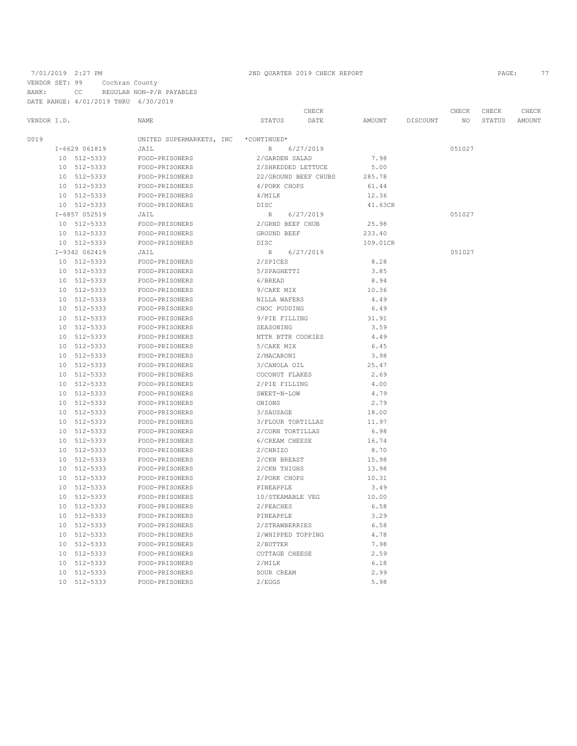7/01/2019 2:27 PM — 2ND QUARTER 2019 CHECK REPORT

VENDOR SET: 99 Cochran County
BANK: CC REGULAR NON-P/R PAYABLES
DATE RANGE: 4/01/2019 THRU 6/30/2019

| VENDOR I.D. | NAME | STATUS | CHECK DATE | AMOUNT | DISCOUNT | CHECK NO | CHECK STATUS | CHECK AMOUNT |
|---|---|---|---|---|---|---|---|---|
| U019 | UNITED SUPERMARKETS, INC | *CONTINUED* | | | | | | |
| I-6629 061819 | JAIL | R | 6/27/2019 | | | 051027 | | |
| 10 512-5333 | FOOD-PRISONERS | 2/GARDEN SALAD | | 7.98 | | | | |
| 10 512-5333 | FOOD-PRISONERS | 2/SHREDDED LETTUCE | | 5.00 | | | | |
| 10 512-5333 | FOOD-PRISONERS | 22/GROUND BEEF CHUBS | | 285.78 | | | | |
| 10 512-5333 | FOOD-PRISONERS | 4/PORK CHOPS | | 61.44 | | | | |
| 10 512-5333 | FOOD-PRISONERS | 4/MILK | | 12.36 | | | | |
| 10 512-5333 | FOOD-PRISONERS | DISC | | 41.63CR | | | | |
| I-6857 052519 | JAIL | R | 6/27/2019 | | | 051027 | | |
| 10 512-5333 | FOOD-PRISONERS | 2/GRND BEEF CHUB | | 25.98 | | | | |
| 10 512-5333 | FOOD-PRISONERS | GROUND BEEF | | 233.40 | | | | |
| 10 512-5333 | FOOD-PRISONERS | DISC | | 109.01CR | | | | |
| I-9342 062419 | JAIL | R | 6/27/2019 | | | 051027 | | |
| 10 512-5333 | FOOD-PRISONERS | 2/SPICES | | 8.28 | | | | |
| 10 512-5333 | FOOD-PRISONERS | 5/SPAGHETTI | | 3.85 | | | | |
| 10 512-5333 | FOOD-PRISONERS | 6/BREAD | | 8.94 | | | | |
| 10 512-5333 | FOOD-PRISONERS | 9/CAKE MIX | | 10.36 | | | | |
| 10 512-5333 | FOOD-PRISONERS | NILLA WAFERS | | 4.49 | | | | |
| 10 512-5333 | FOOD-PRISONERS | CHOC PUDDING | | 6.49 | | | | |
| 10 512-5333 | FOOD-PRISONERS | 9/PIE FILLING | | 31.91 | | | | |
| 10 512-5333 | FOOD-PRISONERS | SEASONING | | 3.59 | | | | |
| 10 512-5333 | FOOD-PRISONERS | NTTR BTTR COOKIES | | 4.49 | | | | |
| 10 512-5333 | FOOD-PRISONERS | 5/CAKE MIX | | 6.45 | | | | |
| 10 512-5333 | FOOD-PRISONERS | 2/MACARONI | | 3.98 | | | | |
| 10 512-5333 | FOOD-PRISONERS | 3/CANOLA OIL | | 25.47 | | | | |
| 10 512-5333 | FOOD-PRISONERS | COCONUT FLAKES | | 2.69 | | | | |
| 10 512-5333 | FOOD-PRISONERS | 2/PIE FILLING | | 4.00 | | | | |
| 10 512-5333 | FOOD-PRISONERS | SWEET-N-LOW | | 4.79 | | | | |
| 10 512-5333 | FOOD-PRISONERS | ONIONS | | 2.79 | | | | |
| 10 512-5333 | FOOD-PRISONERS | 3/SAUSAGE | | 18.00 | | | | |
| 10 512-5333 | FOOD-PRISONERS | 3/FLOUR TORTILLAS | | 11.97 | | | | |
| 10 512-5333 | FOOD-PRISONERS | 2/CORN TORTILLAS | | 6.98 | | | | |
| 10 512-5333 | FOOD-PRISONERS | 6/CREAM CHEESE | | 16.74 | | | | |
| 10 512-5333 | FOOD-PRISONERS | 2/CHRIZO | | 8.70 | | | | |
| 10 512-5333 | FOOD-PRISONERS | 2/CKN BREAST | | 15.98 | | | | |
| 10 512-5333 | FOOD-PRISONERS | 2/CKN THIGHS | | 13.98 | | | | |
| 10 512-5333 | FOOD-PRISONERS | 2/PORK CHOPS | | 10.31 | | | | |
| 10 512-5333 | FOOD-PRISONERS | PINEAPPLE | | 3.49 | | | | |
| 10 512-5333 | FOOD-PRISONERS | 10/STEAMABLE VEG | | 10.00 | | | | |
| 10 512-5333 | FOOD-PRISONERS | 2/PEACHES | | 6.58 | | | | |
| 10 512-5333 | FOOD-PRISONERS | PINEAPPLE | | 3.29 | | | | |
| 10 512-5333 | FOOD-PRISONERS | 2/STRAWBERRIES | | 6.58 | | | | |
| 10 512-5333 | FOOD-PRISONERS | 2/WHIPPED TOPPING | | 4.78 | | | | |
| 10 512-5333 | FOOD-PRISONERS | 2/BUTTER | | 7.98 | | | | |
| 10 512-5333 | FOOD-PRISONERS | COTTAGE CHEESE | | 2.59 | | | | |
| 10 512-5333 | FOOD-PRISONERS | 2/MILK | | 6.18 | | | | |
| 10 512-5333 | FOOD-PRISONERS | SOUR CREAM | | 2.99 | | | | |
| 10 512-5333 | FOOD-PRISONERS | 2/EGGS | | 5.98 | | | | |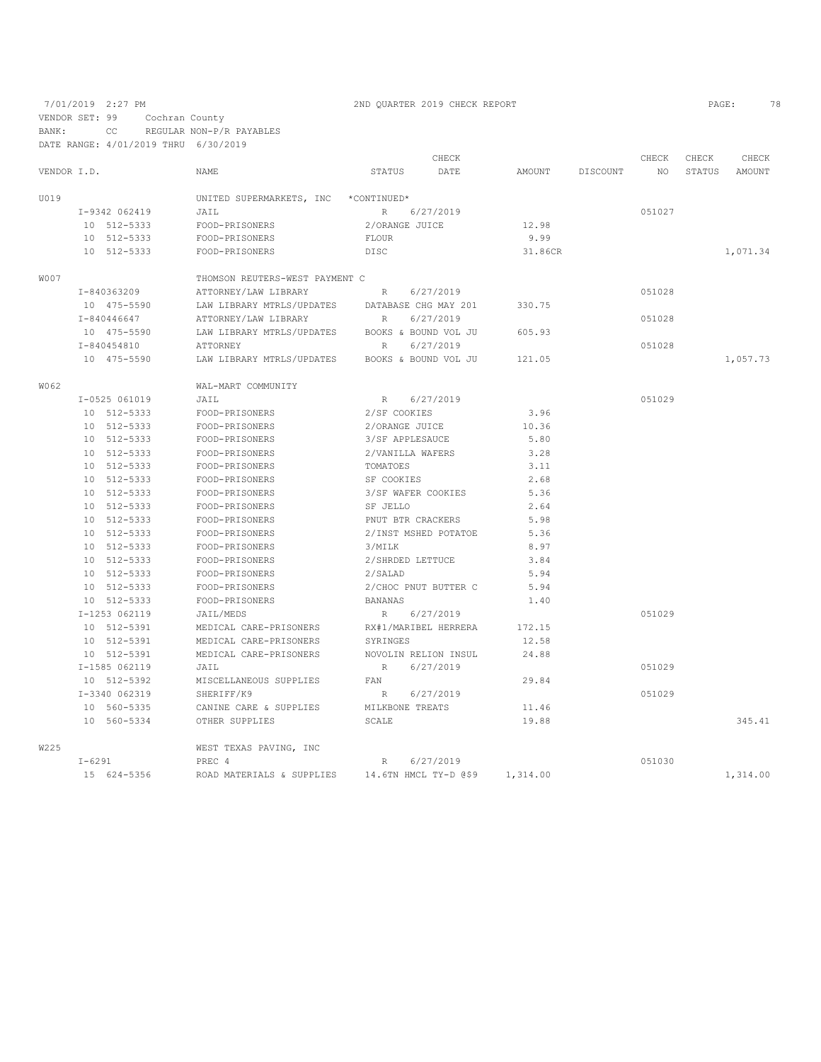7/01/2019 2:27 PM  2ND QUARTER 2019 CHECK REPORT

VENDOR SET: 99 Cochran County
BANK: CC REGULAR NON-P/R PAYABLES
DATE RANGE: 4/01/2019 THRU 6/30/2019

| VENDOR I.D. | NAME | STATUS | CHECK DATE | AMOUNT | DISCOUNT | CHECK NO | CHECK STATUS | CHECK AMOUNT |
|---|---|---|---|---|---|---|---|---|
| U019 | UNITED SUPERMARKETS, INC *CONTINUED* | | | | | | | |
| I-9342 062419 | JAIL | R | 6/27/2019 | | | 051027 | | |
| 10 512-5333 | FOOD-PRISONERS | 2/ORANGE JUICE | | 12.98 | | | | |
| 10 512-5333 | FOOD-PRISONERS | FLOUR | | 9.99 | | | | |
| 10 512-5333 | FOOD-PRISONERS | DISC | | 31.86CR | | | | 1,071.34 |
| W007 | THOMSON REUTERS-WEST PAYMENT C | | | | | | | |
| I-840363209 | ATTORNEY/LAW LIBRARY | R | 6/27/2019 | | | 051028 | | |
| 10 475-5590 | LAW LIBRARY MTRLS/UPDATES | DATABASE CHG MAY 201 | | 330.75 | | | | |
| I-840446647 | ATTORNEY/LAW LIBRARY | R | 6/27/2019 | | | 051028 | | |
| 10 475-5590 | LAW LIBRARY MTRLS/UPDATES | BOOKS & BOUND VOL JU | | 605.93 | | | | |
| I-840454810 | ATTORNEY | R | 6/27/2019 | | | 051028 | | |
| 10 475-5590 | LAW LIBRARY MTRLS/UPDATES | BOOKS & BOUND VOL JU | | 121.05 | | | | 1,057.73 |
| W062 | WAL-MART COMMUNITY | | | | | | | |
| I-0525 061019 | JAIL | R | 6/27/2019 | | | 051029 | | |
| 10 512-5333 | FOOD-PRISONERS | 2/SF COOKIES | | 3.96 | | | | |
| 10 512-5333 | FOOD-PRISONERS | 2/ORANGE JUICE | | 10.36 | | | | |
| 10 512-5333 | FOOD-PRISONERS | 3/SF APPLESAUCE | | 5.80 | | | | |
| 10 512-5333 | FOOD-PRISONERS | 2/VANILLA WAFERS | | 3.28 | | | | |
| 10 512-5333 | FOOD-PRISONERS | TOMATOES | | 3.11 | | | | |
| 10 512-5333 | FOOD-PRISONERS | SF COOKIES | | 2.68 | | | | |
| 10 512-5333 | FOOD-PRISONERS | 3/SF WAFER COOKIES | | 5.36 | | | | |
| 10 512-5333 | FOOD-PRISONERS | SF JELLO | | 2.64 | | | | |
| 10 512-5333 | FOOD-PRISONERS | PNUT BTR CRACKERS | | 5.98 | | | | |
| 10 512-5333 | FOOD-PRISONERS | 2/INST MSHED POTATOE | | 5.36 | | | | |
| 10 512-5333 | FOOD-PRISONERS | 3/MILK | | 8.97 | | | | |
| 10 512-5333 | FOOD-PRISONERS | 2/SHRDED LETTUCE | | 3.84 | | | | |
| 10 512-5333 | FOOD-PRISONERS | 2/SALAD | | 5.94 | | | | |
| 10 512-5333 | FOOD-PRISONERS | 2/CHOC PNUT BUTTER C | | 5.94 | | | | |
| 10 512-5333 | FOOD-PRISONERS | BANANAS | | 1.40 | | | | |
| I-1253 062119 | JAIL/MEDS | R | 6/27/2019 | | | 051029 | | |
| 10 512-5391 | MEDICAL CARE-PRISONERS | RX#1/MARIBEL HERRERA | | 172.15 | | | | |
| 10 512-5391 | MEDICAL CARE-PRISONERS | SYRINGES | | 12.58 | | | | |
| 10 512-5391 | MEDICAL CARE-PRISONERS | NOVOLIN RELION INSUL | | 24.88 | | | | |
| I-1585 062119 | JAIL | R | 6/27/2019 | | | 051029 | | |
| 10 512-5392 | MISCELLANEOUS SUPPLIES | FAN | | 29.84 | | | | |
| I-3340 062319 | SHERIFF/K9 | R | 6/27/2019 | | | 051029 | | |
| 10 560-5335 | CANINE CARE & SUPPLIES | MILKBONE TREATS | | 11.46 | | | | |
| 10 560-5334 | OTHER SUPPLIES | SCALE | | 19.88 | | | | 345.41 |
| W225 | WEST TEXAS PAVING, INC | | | | | | | |
| I-6291 | PREC 4 | R | 6/27/2019 | | | 051030 | | |
| 15 624-5356 | ROAD MATERIALS & SUPPLIES | 14.6TN HMCL TY-D @$9 | | 1,314.00 | | | | 1,314.00 |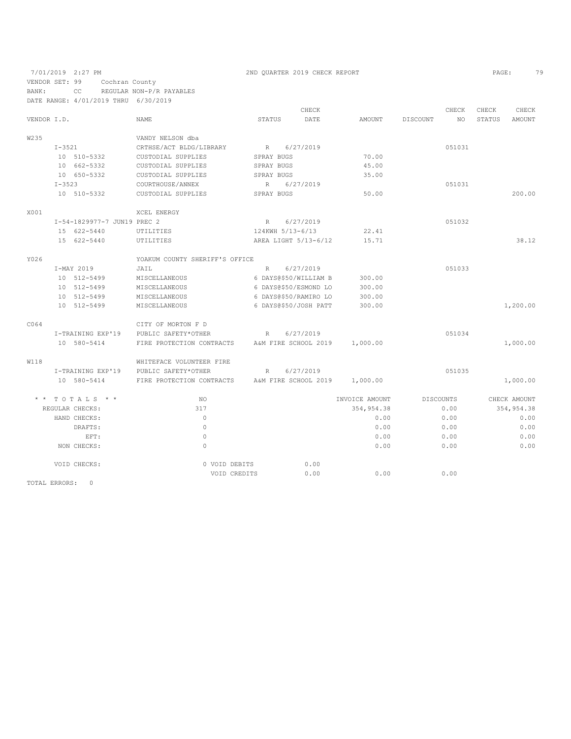7/01/2019 2:27 PM — 2ND QUARTER 2019 CHECK REPORT

VENDOR SET: 99 Cochran County
BANK: CC REGULAR NON-P/R PAYABLES
DATE RANGE: 4/01/2019 THRU 6/30/2019

| VENDOR I.D. | NAME | STATUS | CHECK DATE | AMOUNT | DISCOUNT | CHECK NO | CHECK STATUS | CHECK AMOUNT |
|---|---|---|---|---|---|---|---|---|
| W235 | VANDY NELSON dba | | | | | | | |
| I-3521 | CRTHSE/ACT BLDG/LIBRARY | R | 6/27/2019 | | | 051031 | | |
| 10 510-5332 | CUSTODIAL SUPPLIES | SPRAY BUGS | | 70.00 | | | | |
| 10 662-5332 | CUSTODIAL SUPPLIES | SPRAY BUGS | | 45.00 | | | | |
| 10 650-5332 | CUSTODIAL SUPPLIES | SPRAY BUGS | | 35.00 | | | | |
| I-3523 | COURTHOUSE/ANNEX | R | 6/27/2019 | | | 051031 | | |
| 10 510-5332 | CUSTODIAL SUPPLIES | SPRAY BUGS | | 50.00 | | | | 200.00 |
| X001 | XCEL ENERGY | | | | | | | |
| I-54-1829977-7 JUN19 | PREC 2 | R | 6/27/2019 | | | 051032 | | |
| 15 622-5440 | UTILITIES | 124KWH 5/13-6/13 | | 22.41 | | | | |
| 15 622-5440 | UTILITIES | AREA LIGHT 5/13-6/12 | | 15.71 | | | | 38.12 |
| Y026 | YOAKUM COUNTY SHERIFF'S OFFICE | | | | | | | |
| I-MAY 2019 | JAIL | R | 6/27/2019 | | | 051033 | | |
| 10 512-5499 | MISCELLANEOUS | 6 DAYS@$50/WILLIAM B | | 300.00 | | | | |
| 10 512-5499 | MISCELLANEOUS | 6 DAYS@$50/ESMOND LO | | 300.00 | | | | |
| 10 512-5499 | MISCELLANEOUS | 6 DAYS@$50/RAMIRO LO | | 300.00 | | | | |
| 10 512-5499 | MISCELLANEOUS | 6 DAYS@$50/JOSH PATT | | 300.00 | | | | 1,200.00 |
| C064 | CITY OF MORTON F D | | | | | | | |
| I-TRAINING EXP'19 | PUBLIC SAFETY*OTHER | R | 6/27/2019 | | | 051034 | | |
| 10 580-5414 | FIRE PROTECTION CONTRACTS | A&M FIRE SCHOOL 2019 | | 1,000.00 | | | | 1,000.00 |
| W118 | WHITEFACE VOLUNTEER FIRE | | | | | | | |
| I-TRAINING EXP'19 | PUBLIC SAFETY*OTHER | R | 6/27/2019 | | | 051035 | | |
| 10 580-5414 | FIRE PROTECTION CONTRACTS | A&M FIRE SCHOOL 2019 | | 1,000.00 | | | | 1,000.00 |

| * * TOTALS * * | NO | | | INVOICE AMOUNT | DISCOUNTS | CHECK AMOUNT |
|---|---|---|---|---|---|---|
| REGULAR CHECKS: | 317 | | | 354,954.38 | 0.00 | 354,954.38 |
| HAND CHECKS: | 0 | | | 0.00 | 0.00 | 0.00 |
| DRAFTS: | 0 | | | 0.00 | 0.00 | 0.00 |
| EFT: | 0 | | | 0.00 | 0.00 | 0.00 |
| NON CHECKS: | 0 | | | 0.00 | 0.00 | 0.00 |
| VOID CHECKS: | 0 | VOID DEBITS | 0.00 | | | |
| | | VOID CREDITS | 0.00 | 0.00 | 0.00 | |

TOTAL ERRORS: 0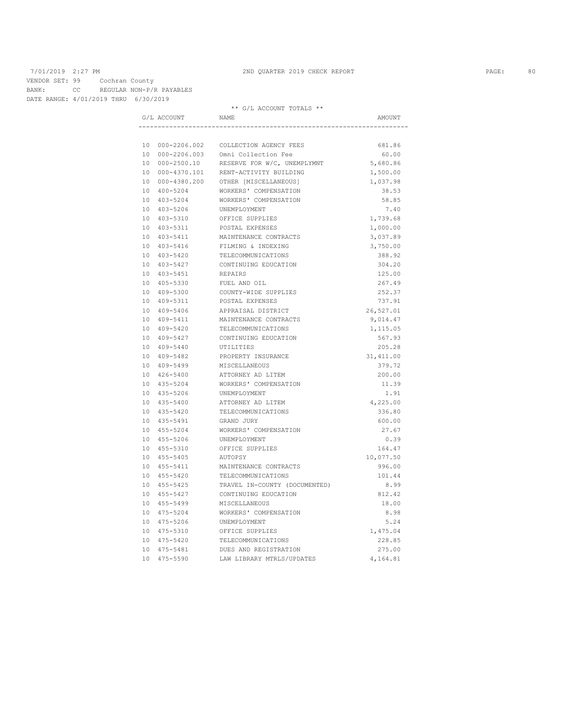7/01/2019 2:27 PM 2ND QUARTER 2019 CHECK REPORT

VENDOR SET: 99 Cochran County
BANK: CC REGULAR NON-P/R PAYABLES
DATE RANGE: 4/01/2019 THRU 6/30/2019

** G/L ACCOUNT TOTALS **

| G/L ACCOUNT | NAME | AMOUNT |
|---|---|---|
| 10 000-2206.002 | COLLECTION AGENCY FEES | 681.86 |
| 10 000-2206.003 | Omni Collection Fee | 60.00 |
| 10 000-2500.10 | RESERVE FOR W/C, UNEMPLYMNT | 5,680.86 |
| 10 000-4370.101 | RENT-ACTIVITY BUILDING | 1,500.00 |
| 10 000-4380.200 | OTHER [MISCELLANEOUS] | 1,037.98 |
| 10 400-5204 | WORKERS' COMPENSATION | 38.53 |
| 10 403-5204 | WORKERS' COMPENSATION | 58.85 |
| 10 403-5206 | UNEMPLOYMENT | 7.40 |
| 10 403-5310 | OFFICE SUPPLIES | 1,739.68 |
| 10 403-5311 | POSTAL EXPENSES | 1,000.00 |
| 10 403-5411 | MAINTENANCE CONTRACTS | 3,037.89 |
| 10 403-5416 | FILMING & INDEXING | 3,750.00 |
| 10 403-5420 | TELECOMMUNICATIONS | 388.92 |
| 10 403-5427 | CONTINUING EDUCATION | 304.20 |
| 10 403-5451 | REPAIRS | 125.00 |
| 10 405-5330 | FUEL AND OIL | 267.49 |
| 10 409-5300 | COUNTY-WIDE SUPPLIES | 252.37 |
| 10 409-5311 | POSTAL EXPENSES | 737.91 |
| 10 409-5406 | APPRAISAL DISTRICT | 26,527.01 |
| 10 409-5411 | MAINTENANCE CONTRACTS | 9,014.47 |
| 10 409-5420 | TELECOMMUNICATIONS | 1,115.05 |
| 10 409-5427 | CONTINUING EDUCATION | 567.93 |
| 10 409-5440 | UTILITIES | 205.28 |
| 10 409-5482 | PROPERTY INSURANCE | 31,411.00 |
| 10 409-5499 | MISCELLANEOUS | 379.72 |
| 10 426-5400 | ATTORNEY AD LITEM | 200.00 |
| 10 435-5204 | WORKERS' COMPENSATION | 11.39 |
| 10 435-5206 | UNEMPLOYMENT | 1.91 |
| 10 435-5400 | ATTORNEY AD LITEM | 4,225.00 |
| 10 435-5420 | TELECOMMUNICATIONS | 336.80 |
| 10 435-5491 | GRAND JURY | 600.00 |
| 10 455-5204 | WORKERS' COMPENSATION | 27.67 |
| 10 455-5206 | UNEMPLOYMENT | 0.39 |
| 10 455-5310 | OFFICE SUPPLIES | 164.47 |
| 10 455-5405 | AUTOPSY | 10,077.50 |
| 10 455-5411 | MAINTENANCE CONTRACTS | 996.00 |
| 10 455-5420 | TELECOMMUNICATIONS | 101.44 |
| 10 455-5425 | TRAVEL IN-COUNTY (DOCUMENTED) | 8.99 |
| 10 455-5427 | CONTINUING EDUCATION | 812.42 |
| 10 455-5499 | MISCELLANEOUS | 18.00 |
| 10 475-5204 | WORKERS' COMPENSATION | 8.98 |
| 10 475-5206 | UNEMPLOYMENT | 5.24 |
| 10 475-5310 | OFFICE SUPPLIES | 1,475.04 |
| 10 475-5420 | TELECOMMUNICATIONS | 228.85 |
| 10 475-5481 | DUES AND REGISTRATION | 275.00 |
| 10 475-5590 | LAW LIBRARY MTRLS/UPDATES | 4,164.81 |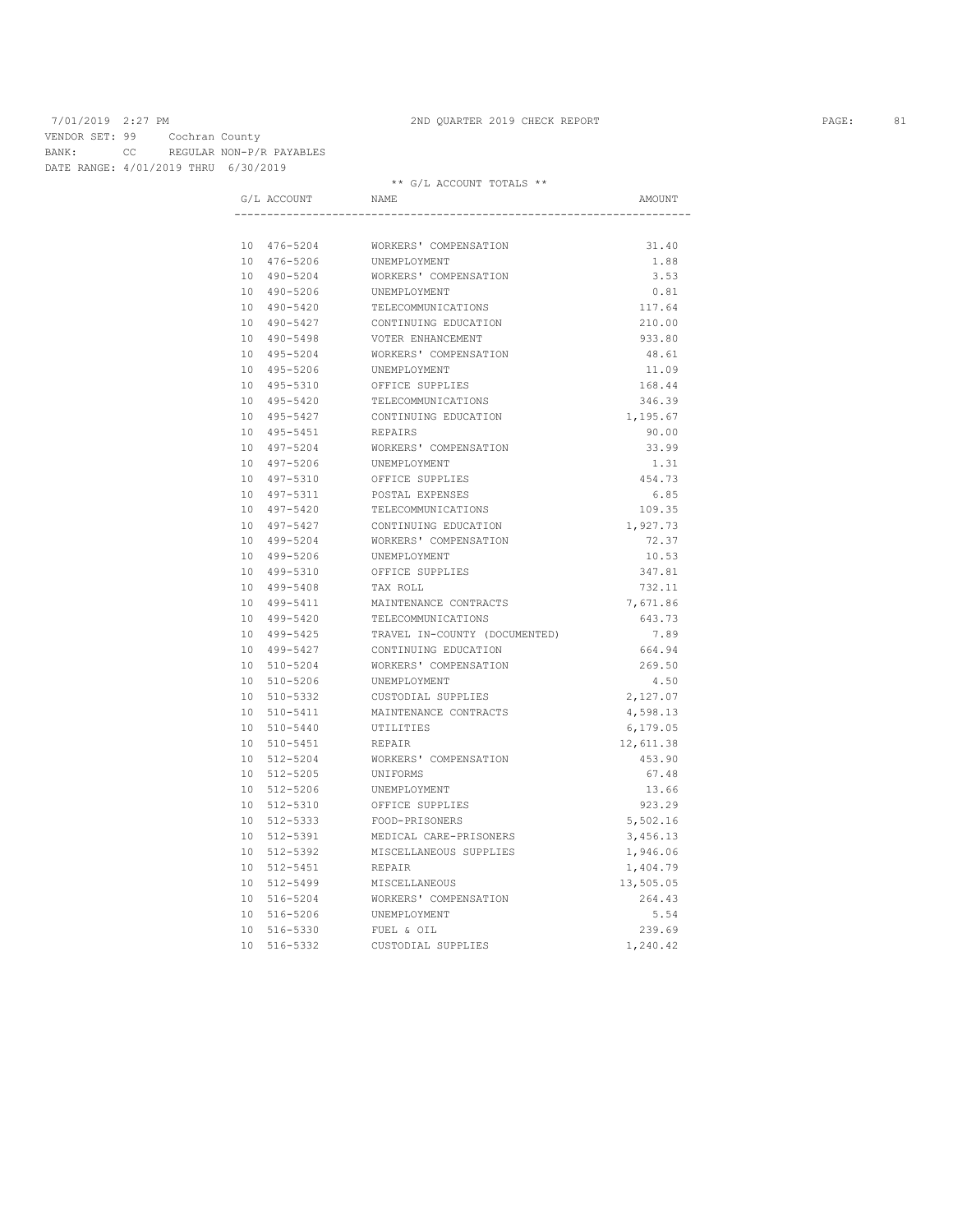7/01/2019 2:27 PM — 2ND QUARTER 2019 CHECK REPORT

VENDOR SET: 99 Cochran County
BANK: CC REGULAR NON-P/R PAYABLES
DATE RANGE: 4/01/2019 THRU 6/30/2019

** G/L ACCOUNT TOTALS **

| G/L ACCOUNT | NAME | AMOUNT |
|---|---|---|
| 10 476-5204 | WORKERS' COMPENSATION | 31.40 |
| 10 476-5206 | UNEMPLOYMENT | 1.88 |
| 10 490-5204 | WORKERS' COMPENSATION | 3.53 |
| 10 490-5206 | UNEMPLOYMENT | 0.81 |
| 10 490-5420 | TELECOMMUNICATIONS | 117.64 |
| 10 490-5427 | CONTINUING EDUCATION | 210.00 |
| 10 490-5498 | VOTER ENHANCEMENT | 933.80 |
| 10 495-5204 | WORKERS' COMPENSATION | 48.61 |
| 10 495-5206 | UNEMPLOYMENT | 11.09 |
| 10 495-5310 | OFFICE SUPPLIES | 168.44 |
| 10 495-5420 | TELECOMMUNICATIONS | 346.39 |
| 10 495-5427 | CONTINUING EDUCATION | 1,195.67 |
| 10 495-5451 | REPAIRS | 90.00 |
| 10 497-5204 | WORKERS' COMPENSATION | 33.99 |
| 10 497-5206 | UNEMPLOYMENT | 1.31 |
| 10 497-5310 | OFFICE SUPPLIES | 454.73 |
| 10 497-5311 | POSTAL EXPENSES | 6.85 |
| 10 497-5420 | TELECOMMUNICATIONS | 109.35 |
| 10 497-5427 | CONTINUING EDUCATION | 1,927.73 |
| 10 499-5204 | WORKERS' COMPENSATION | 72.37 |
| 10 499-5206 | UNEMPLOYMENT | 10.53 |
| 10 499-5310 | OFFICE SUPPLIES | 347.81 |
| 10 499-5408 | TAX ROLL | 732.11 |
| 10 499-5411 | MAINTENANCE CONTRACTS | 7,671.86 |
| 10 499-5420 | TELECOMMUNICATIONS | 643.73 |
| 10 499-5425 | TRAVEL IN-COUNTY (DOCUMENTED) | 7.89 |
| 10 499-5427 | CONTINUING EDUCATION | 664.94 |
| 10 510-5204 | WORKERS' COMPENSATION | 269.50 |
| 10 510-5206 | UNEMPLOYMENT | 4.50 |
| 10 510-5332 | CUSTODIAL SUPPLIES | 2,127.07 |
| 10 510-5411 | MAINTENANCE CONTRACTS | 4,598.13 |
| 10 510-5440 | UTILITIES | 6,179.05 |
| 10 510-5451 | REPAIR | 12,611.38 |
| 10 512-5204 | WORKERS' COMPENSATION | 453.90 |
| 10 512-5205 | UNIFORMS | 67.48 |
| 10 512-5206 | UNEMPLOYMENT | 13.66 |
| 10 512-5310 | OFFICE SUPPLIES | 923.29 |
| 10 512-5333 | FOOD-PRISONERS | 5,502.16 |
| 10 512-5391 | MEDICAL CARE-PRISONERS | 3,456.13 |
| 10 512-5392 | MISCELLANEOUS SUPPLIES | 1,946.06 |
| 10 512-5451 | REPAIR | 1,404.79 |
| 10 512-5499 | MISCELLANEOUS | 13,505.05 |
| 10 516-5204 | WORKERS' COMPENSATION | 264.43 |
| 10 516-5206 | UNEMPLOYMENT | 5.54 |
| 10 516-5330 | FUEL & OIL | 239.69 |
| 10 516-5332 | CUSTODIAL SUPPLIES | 1,240.42 |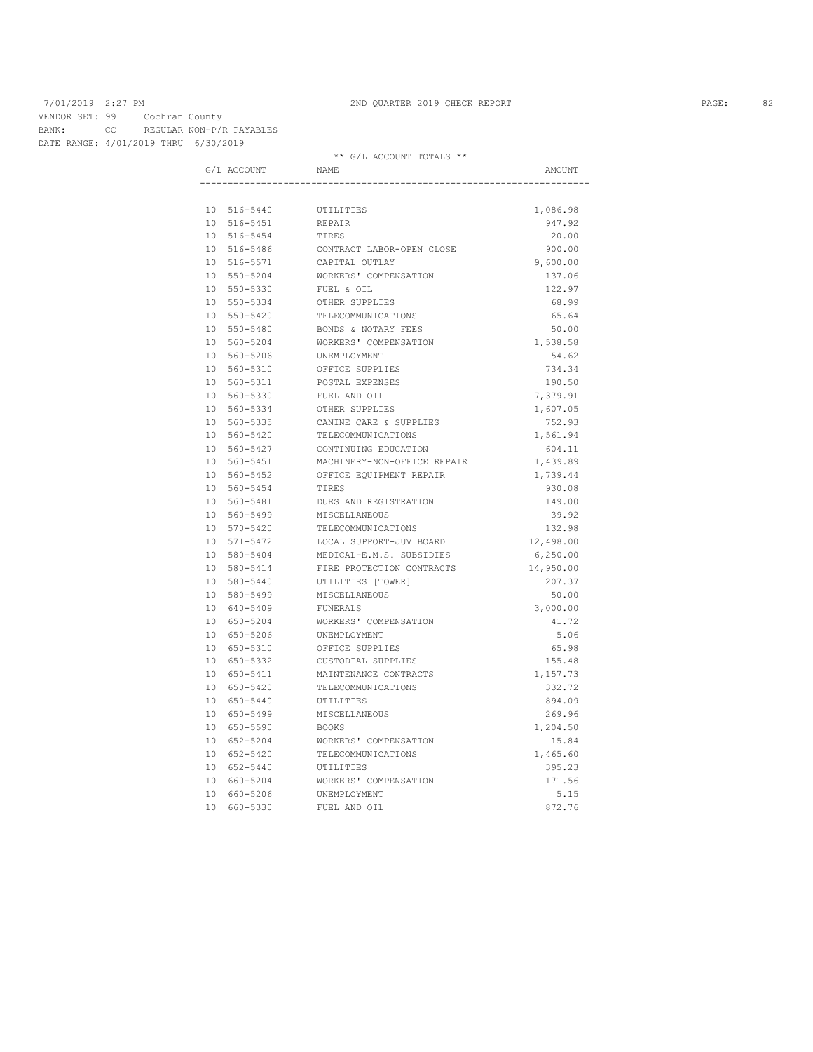7/01/2019 2:27 PM 2ND QUARTER 2019 CHECK REPORT

VENDOR SET: 99 Cochran County
BANK: CC REGULAR NON-P/R PAYABLES
DATE RANGE: 4/01/2019 THRU 6/30/2019

** G/L ACCOUNT TOTALS **

| G/L ACCOUNT | NAME | AMOUNT |
|---|---|---|
| 10 516-5440 | UTILITIES | 1,086.98 |
| 10 516-5451 | REPAIR | 947.92 |
| 10 516-5454 | TIRES | 20.00 |
| 10 516-5486 | CONTRACT LABOR-OPEN CLOSE | 900.00 |
| 10 516-5571 | CAPITAL OUTLAY | 9,600.00 |
| 10 550-5204 | WORKERS' COMPENSATION | 137.06 |
| 10 550-5330 | FUEL & OIL | 122.97 |
| 10 550-5334 | OTHER SUPPLIES | 68.99 |
| 10 550-5420 | TELECOMMUNICATIONS | 65.64 |
| 10 550-5480 | BONDS & NOTARY FEES | 50.00 |
| 10 560-5204 | WORKERS' COMPENSATION | 1,538.58 |
| 10 560-5206 | UNEMPLOYMENT | 54.62 |
| 10 560-5310 | OFFICE SUPPLIES | 734.34 |
| 10 560-5311 | POSTAL EXPENSES | 190.50 |
| 10 560-5330 | FUEL AND OIL | 7,379.91 |
| 10 560-5334 | OTHER SUPPLIES | 1,607.05 |
| 10 560-5335 | CANINE CARE & SUPPLIES | 752.93 |
| 10 560-5420 | TELECOMMUNICATIONS | 1,561.94 |
| 10 560-5427 | CONTINUING EDUCATION | 604.11 |
| 10 560-5451 | MACHINERY-NON-OFFICE REPAIR | 1,439.89 |
| 10 560-5452 | OFFICE EQUIPMENT REPAIR | 1,739.44 |
| 10 560-5454 | TIRES | 930.08 |
| 10 560-5481 | DUES AND REGISTRATION | 149.00 |
| 10 560-5499 | MISCELLANEOUS | 39.92 |
| 10 570-5420 | TELECOMMUNICATIONS | 132.98 |
| 10 571-5472 | LOCAL SUPPORT-JUV BOARD | 12,498.00 |
| 10 580-5404 | MEDICAL-E.M.S. SUBSIDIES | 6,250.00 |
| 10 580-5414 | FIRE PROTECTION CONTRACTS | 14,950.00 |
| 10 580-5440 | UTILITIES [TOWER] | 207.37 |
| 10 580-5499 | MISCELLANEOUS | 50.00 |
| 10 640-5409 | FUNERALS | 3,000.00 |
| 10 650-5204 | WORKERS' COMPENSATION | 41.72 |
| 10 650-5206 | UNEMPLOYMENT | 5.06 |
| 10 650-5310 | OFFICE SUPPLIES | 65.98 |
| 10 650-5332 | CUSTODIAL SUPPLIES | 155.48 |
| 10 650-5411 | MAINTENANCE CONTRACTS | 1,157.73 |
| 10 650-5420 | TELECOMMUNICATIONS | 332.72 |
| 10 650-5440 | UTILITIES | 894.09 |
| 10 650-5499 | MISCELLANEOUS | 269.96 |
| 10 650-5590 | BOOKS | 1,204.50 |
| 10 652-5204 | WORKERS' COMPENSATION | 15.84 |
| 10 652-5420 | TELECOMMUNICATIONS | 1,465.60 |
| 10 652-5440 | UTILITIES | 395.23 |
| 10 660-5204 | WORKERS' COMPENSATION | 171.56 |
| 10 660-5206 | UNEMPLOYMENT | 5.15 |
| 10 660-5330 | FUEL AND OIL | 872.76 |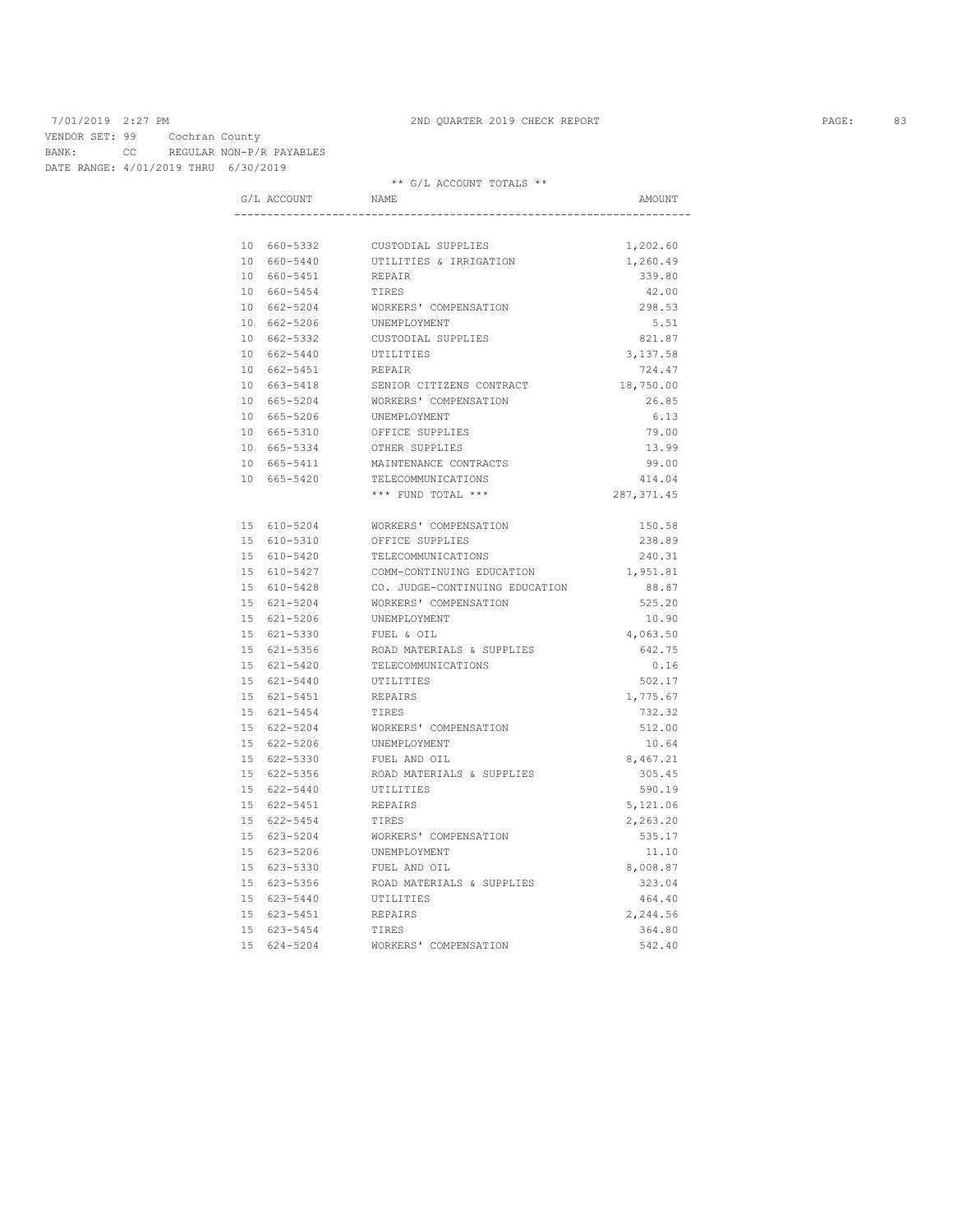7/01/2019 2:27 PM 2ND QUARTER 2019 CHECK REPORT

VENDOR SET: 99 Cochran County
BANK: CC REGULAR NON-P/R PAYABLES
DATE RANGE: 4/01/2019 THRU 6/30/2019

** G/L ACCOUNT TOTALS **

| G/L ACCOUNT | NAME | AMOUNT |
|---|---|---|
| 10 660-5332 | CUSTODIAL SUPPLIES | 1,202.60 |
| 10 660-5440 | UTILITIES & IRRIGATION | 1,260.49 |
| 10 660-5451 | REPAIR | 339.80 |
| 10 660-5454 | TIRES | 42.00 |
| 10 662-5204 | WORKERS' COMPENSATION | 298.53 |
| 10 662-5206 | UNEMPLOYMENT | 5.51 |
| 10 662-5332 | CUSTODIAL SUPPLIES | 821.87 |
| 10 662-5440 | UTILITIES | 3,137.58 |
| 10 662-5451 | REPAIR | 724.47 |
| 10 663-5418 | SENIOR CITIZENS CONTRACT | 18,750.00 |
| 10 665-5204 | WORKERS' COMPENSATION | 26.85 |
| 10 665-5206 | UNEMPLOYMENT | 6.13 |
| 10 665-5310 | OFFICE SUPPLIES | 79.00 |
| 10 665-5334 | OTHER SUPPLIES | 13.99 |
| 10 665-5411 | MAINTENANCE CONTRACTS | 99.00 |
| 10 665-5420 | TELECOMMUNICATIONS | 414.04 |
| | *** FUND TOTAL *** | 287,371.45 |
| 15 610-5204 | WORKERS' COMPENSATION | 150.58 |
| 15 610-5310 | OFFICE SUPPLIES | 238.89 |
| 15 610-5420 | TELECOMMUNICATIONS | 240.31 |
| 15 610-5427 | COMM-CONTINUING EDUCATION | 1,951.81 |
| 15 610-5428 | CO. JUDGE-CONTINUING EDUCATION | 88.87 |
| 15 621-5204 | WORKERS' COMPENSATION | 525.20 |
| 15 621-5206 | UNEMPLOYMENT | 10.90 |
| 15 621-5330 | FUEL & OIL | 4,063.50 |
| 15 621-5356 | ROAD MATERIALS & SUPPLIES | 642.75 |
| 15 621-5420 | TELECOMMUNICATIONS | 0.16 |
| 15 621-5440 | UTILITIES | 502.17 |
| 15 621-5451 | REPAIRS | 1,775.67 |
| 15 621-5454 | TIRES | 732.32 |
| 15 622-5204 | WORKERS' COMPENSATION | 512.00 |
| 15 622-5206 | UNEMPLOYMENT | 10.64 |
| 15 622-5330 | FUEL AND OIL | 8,467.21 |
| 15 622-5356 | ROAD MATERIALS & SUPPLIES | 305.45 |
| 15 622-5440 | UTILITIES | 590.19 |
| 15 622-5451 | REPAIRS | 5,121.06 |
| 15 622-5454 | TIRES | 2,263.20 |
| 15 623-5204 | WORKERS' COMPENSATION | 535.17 |
| 15 623-5206 | UNEMPLOYMENT | 11.10 |
| 15 623-5330 | FUEL AND OIL | 8,008.87 |
| 15 623-5356 | ROAD MATERIALS & SUPPLIES | 323.04 |
| 15 623-5440 | UTILITIES | 464.40 |
| 15 623-5451 | REPAIRS | 2,244.56 |
| 15 623-5454 | TIRES | 364.80 |
| 15 624-5204 | WORKERS' COMPENSATION | 542.40 |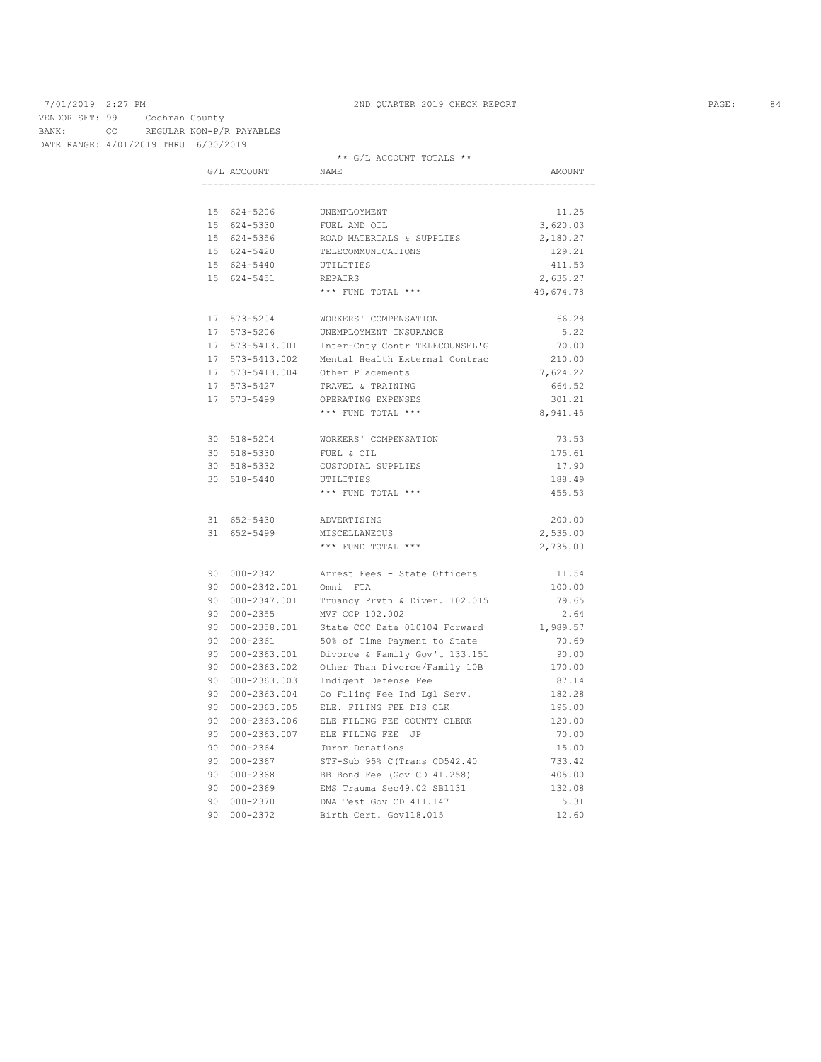7/01/2019 2:27 PM — 2ND QUARTER 2019 CHECK REPORT

VENDOR SET: 99 Cochran County
BANK: CC REGULAR NON-P/R PAYABLES
DATE RANGE: 4/01/2019 THRU 6/30/2019

** G/L ACCOUNT TOTALS **

| G/L ACCOUNT | NAME | AMOUNT |
|---|---|---|
| 15 624-5206 | UNEMPLOYMENT | 11.25 |
| 15 624-5330 | FUEL AND OIL | 3,620.03 |
| 15 624-5356 | ROAD MATERIALS & SUPPLIES | 2,180.27 |
| 15 624-5420 | TELECOMMUNICATIONS | 129.21 |
| 15 624-5440 | UTILITIES | 411.53 |
| 15 624-5451 | REPAIRS | 2,635.27 |
| | *** FUND TOTAL *** | 49,674.78 |
| 17 573-5204 | WORKERS' COMPENSATION | 66.28 |
| 17 573-5206 | UNEMPLOYMENT INSURANCE | 5.22 |
| 17 573-5413.001 | Inter-Cnty Contr TELECOUNSEL'G | 70.00 |
| 17 573-5413.002 | Mental Health External Contrac | 210.00 |
| 17 573-5413.004 | Other Placements | 7,624.22 |
| 17 573-5427 | TRAVEL & TRAINING | 664.52 |
| 17 573-5499 | OPERATING EXPENSES | 301.21 |
| | *** FUND TOTAL *** | 8,941.45 |
| 30 518-5204 | WORKERS' COMPENSATION | 73.53 |
| 30 518-5330 | FUEL & OIL | 175.61 |
| 30 518-5332 | CUSTODIAL SUPPLIES | 17.90 |
| 30 518-5440 | UTILITIES | 188.49 |
| | *** FUND TOTAL *** | 455.53 |
| 31 652-5430 | ADVERTISING | 200.00 |
| 31 652-5499 | MISCELLANEOUS | 2,535.00 |
| | *** FUND TOTAL *** | 2,735.00 |
| 90 000-2342 | Arrest Fees - State Officers | 11.54 |
| 90 000-2342.001 | Omni FTA | 100.00 |
| 90 000-2347.001 | Truancy Prvtn & Diver. 102.015 | 79.65 |
| 90 000-2355 | MVF CCP 102.002 | 2.64 |
| 90 000-2358.001 | State CCC Date 010104 Forward | 1,989.57 |
| 90 000-2361 | 50% of Time Payment to State | 70.69 |
| 90 000-2363.001 | Divorce & Family Gov't 133.151 | 90.00 |
| 90 000-2363.002 | Other Than Divorce/Family 10B | 170.00 |
| 90 000-2363.003 | Indigent Defense Fee | 87.14 |
| 90 000-2363.004 | Co Filing Fee Ind Lgl Serv. | 182.28 |
| 90 000-2363.005 | ELE. FILING FEE DIS CLK | 195.00 |
| 90 000-2363.006 | ELE FILING FEE COUNTY CLERK | 120.00 |
| 90 000-2363.007 | ELE FILING FEE JP | 70.00 |
| 90 000-2364 | Juror Donations | 15.00 |
| 90 000-2367 | STF-Sub 95% C(Trans CD542.40 | 733.42 |
| 90 000-2368 | BB Bond Fee (Gov CD 41.258) | 405.00 |
| 90 000-2369 | EMS Trauma Sec49.02 SB1131 | 132.08 |
| 90 000-2370 | DNA Test Gov CD 411.147 | 5.31 |
| 90 000-2372 | Birth Cert. Gov118.015 | 12.60 |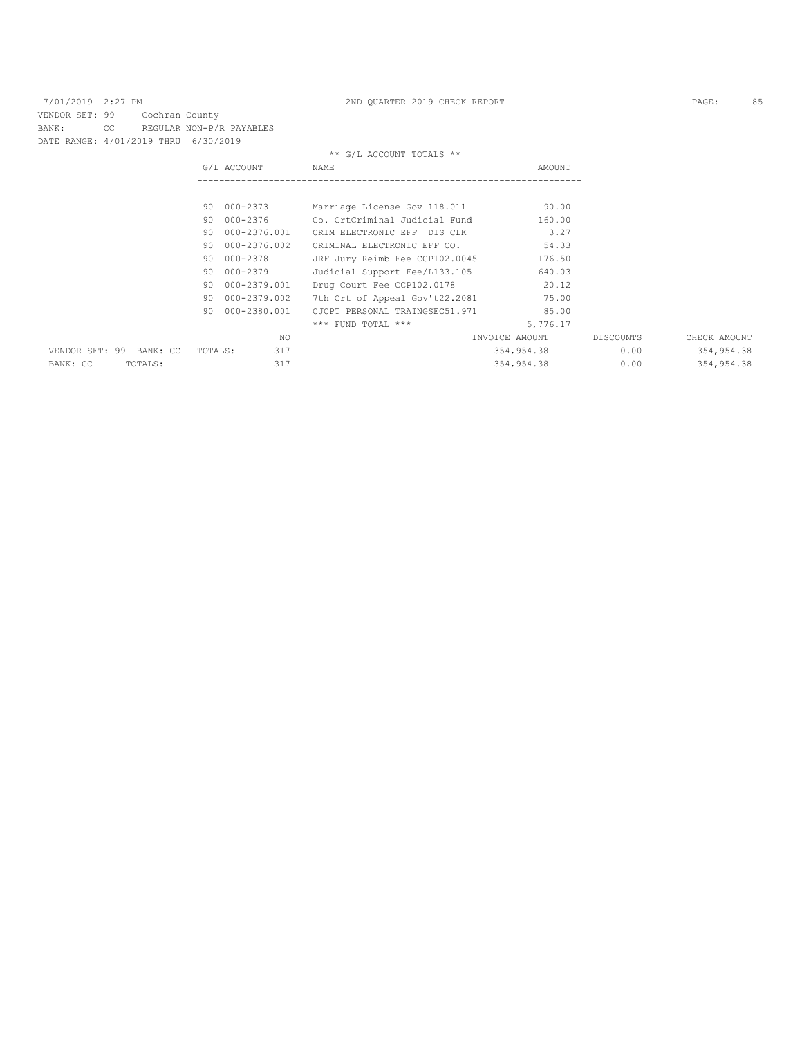7/01/2019 2:27 PM 2ND QUARTER 2019 CHECK REPORT

VENDOR SET: 99 Cochran County
BANK: CC REGULAR NON-P/R PAYABLES
DATE RANGE: 4/01/2019 THRU 6/30/2019

** G/L ACCOUNT TOTALS **

| G/L ACCOUNT | NAME | AMOUNT |
|---|---|---|
| 90 000-2373 | Marriage License Gov 118.011 | 90.00 |
| 90 000-2376 | Co. CrtCriminal Judicial Fund | 160.00 |
| 90 000-2376.001 | CRIM ELECTRONIC EFF DIS CLK | 3.27 |
| 90 000-2376.002 | CRIMINAL ELECTRONIC EFF CO. | 54.33 |
| 90 000-2378 | JRF Jury Reimb Fee CCP102.0045 | 176.50 |
| 90 000-2379 | Judicial Support Fee/L133.105 | 640.03 |
| 90 000-2379.001 | Drug Court Fee CCP102.0178 | 20.12 |
| 90 000-2379.002 | 7th Crt of Appeal Gov't22.2081 | 75.00 |
| 90 000-2380.001 | CJCPT PERSONAL TRAINGSEC51.971 | 85.00 |
| | *** FUND TOTAL *** | 5,776.17 |

| | NO | INVOICE AMOUNT | DISCOUNTS | CHECK AMOUNT |
|---|---|---|---|---|
| VENDOR SET: 99 BANK: CC TOTALS: | 317 | 354,954.38 | 0.00 | 354,954.38 |
| BANK: CC TOTALS: | 317 | 354,954.38 | 0.00 | 354,954.38 |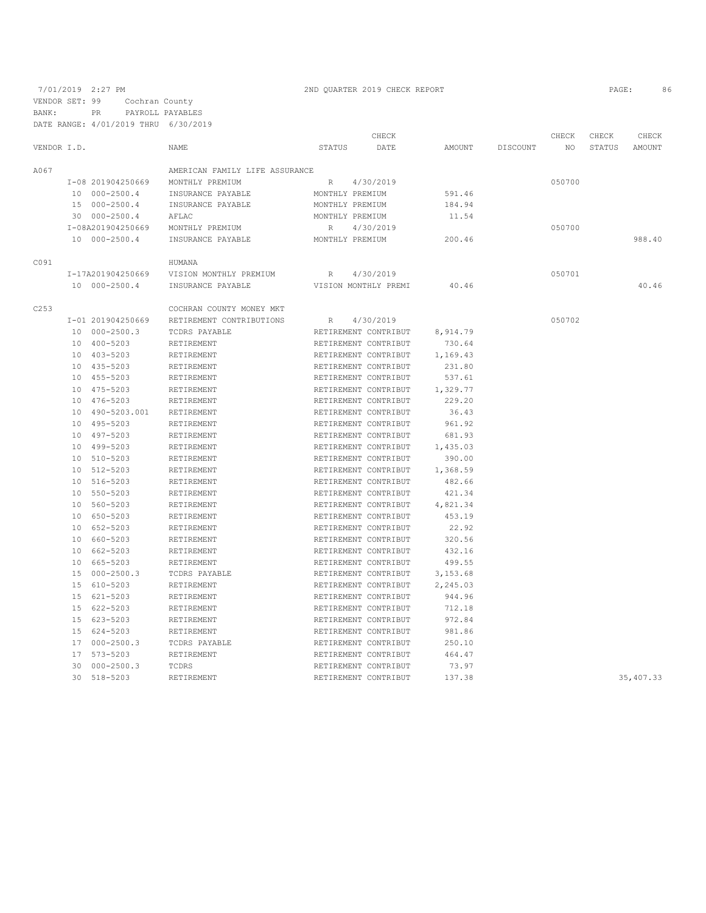7/01/2019 2:27 PM 2ND QUARTER 2019 CHECK REPORT

VENDOR SET: 99 Cochran County
BANK: PR PAYROLL PAYABLES
DATE RANGE: 4/01/2019 THRU 6/30/2019

| VENDOR I.D. | NAME | STATUS | CHECK DATE | AMOUNT | DISCOUNT | CHECK NO | CHECK STATUS | CHECK AMOUNT |
|---|---|---|---|---|---|---|---|---|
| A067 | AMERICAN FAMILY LIFE ASSURANCE | | | | | | | |
| I-08 201904250669 | MONTHLY PREMIUM | R | 4/30/2019 | | | 050700 | | |
| 10 000-2500.4 | INSURANCE PAYABLE | MONTHLY PREMIUM | | 591.46 | | | | |
| 15 000-2500.4 | INSURANCE PAYABLE | MONTHLY PREMIUM | | 184.94 | | | | |
| 30 000-2500.4 | AFLAC | MONTHLY PREMIUM | | 11.54 | | | | |
| I-08A201904250669 | MONTHLY PREMIUM | R | 4/30/2019 | | | 050700 | | |
| 10 000-2500.4 | INSURANCE PAYABLE | MONTHLY PREMIUM | | 200.46 | | | | 988.40 |
| C091 | HUMANA | | | | | | | |
| I-17A201904250669 | VISION MONTHLY PREMIUM | R | 4/30/2019 | | | 050701 | | |
| 10 000-2500.4 | INSURANCE PAYABLE | VISION MONTHLY PREMI | | 40.46 | | | | 40.46 |
| C253 | COCHRAN COUNTY MONEY MKT | | | | | | | |
| I-01 201904250669 | RETIREMENT CONTRIBUTIONS | R | 4/30/2019 | | | 050702 | | |
| 10 000-2500.3 | TCDRS PAYABLE | RETIREMENT CONTRIBUT | | 8,914.79 | | | | |
| 10 400-5203 | RETIREMENT | RETIREMENT CONTRIBUT | | 730.64 | | | | |
| 10 403-5203 | RETIREMENT | RETIREMENT CONTRIBUT | | 1,169.43 | | | | |
| 10 435-5203 | RETIREMENT | RETIREMENT CONTRIBUT | | 231.80 | | | | |
| 10 455-5203 | RETIREMENT | RETIREMENT CONTRIBUT | | 537.61 | | | | |
| 10 475-5203 | RETIREMENT | RETIREMENT CONTRIBUT | | 1,329.77 | | | | |
| 10 476-5203 | RETIREMENT | RETIREMENT CONTRIBUT | | 229.20 | | | | |
| 10 490-5203.001 | RETIREMENT | RETIREMENT CONTRIBUT | | 36.43 | | | | |
| 10 495-5203 | RETIREMENT | RETIREMENT CONTRIBUT | | 961.92 | | | | |
| 10 497-5203 | RETIREMENT | RETIREMENT CONTRIBUT | | 681.93 | | | | |
| 10 499-5203 | RETIREMENT | RETIREMENT CONTRIBUT | | 1,435.03 | | | | |
| 10 510-5203 | RETIREMENT | RETIREMENT CONTRIBUT | | 390.00 | | | | |
| 10 512-5203 | RETIREMENT | RETIREMENT CONTRIBUT | | 1,368.59 | | | | |
| 10 516-5203 | RETIREMENT | RETIREMENT CONTRIBUT | | 482.66 | | | | |
| 10 550-5203 | RETIREMENT | RETIREMENT CONTRIBUT | | 421.34 | | | | |
| 10 560-5203 | RETIREMENT | RETIREMENT CONTRIBUT | | 4,821.34 | | | | |
| 10 650-5203 | RETIREMENT | RETIREMENT CONTRIBUT | | 453.19 | | | | |
| 10 652-5203 | RETIREMENT | RETIREMENT CONTRIBUT | | 22.92 | | | | |
| 10 660-5203 | RETIREMENT | RETIREMENT CONTRIBUT | | 320.56 | | | | |
| 10 662-5203 | RETIREMENT | RETIREMENT CONTRIBUT | | 432.16 | | | | |
| 10 665-5203 | RETIREMENT | RETIREMENT CONTRIBUT | | 499.55 | | | | |
| 15 000-2500.3 | TCDRS PAYABLE | RETIREMENT CONTRIBUT | | 3,153.68 | | | | |
| 15 610-5203 | RETIREMENT | RETIREMENT CONTRIBUT | | 2,245.03 | | | | |
| 15 621-5203 | RETIREMENT | RETIREMENT CONTRIBUT | | 944.96 | | | | |
| 15 622-5203 | RETIREMENT | RETIREMENT CONTRIBUT | | 712.18 | | | | |
| 15 623-5203 | RETIREMENT | RETIREMENT CONTRIBUT | | 972.84 | | | | |
| 15 624-5203 | RETIREMENT | RETIREMENT CONTRIBUT | | 981.86 | | | | |
| 17 000-2500.3 | TCDRS PAYABLE | RETIREMENT CONTRIBUT | | 250.10 | | | | |
| 17 573-5203 | RETIREMENT | RETIREMENT CONTRIBUT | | 464.47 | | | | |
| 30 000-2500.3 | TCDRS | RETIREMENT CONTRIBUT | | 73.97 | | | | |
| 30 518-5203 | RETIREMENT | RETIREMENT CONTRIBUT | | 137.38 | | | | 35,407.33 |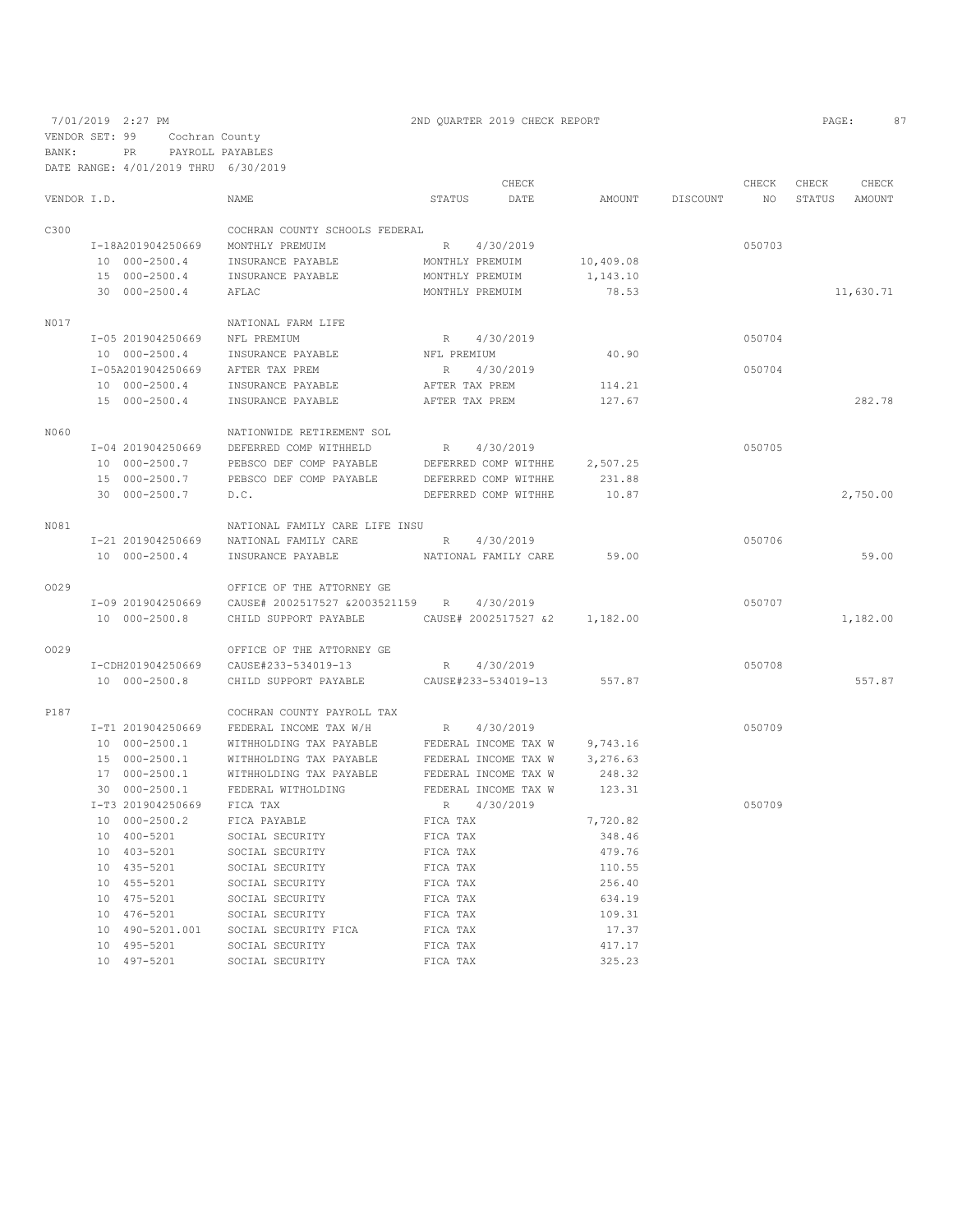7/01/2019 2:27 PM — 2ND QUARTER 2019 CHECK REPORT

VENDOR SET: 99 Cochran County
BANK: PR PAYROLL PAYABLES
DATE RANGE: 4/01/2019 THRU 6/30/2019

| VENDOR I.D. | NAME | STATUS | CHECK DATE | AMOUNT | DISCOUNT | CHECK NO | CHECK STATUS | CHECK AMOUNT |
|---|---|---|---|---|---|---|---|---|
| C300 | COCHRAN COUNTY SCHOOLS FEDERAL | | | | | | | |
| I-18A201904250669 | MONTHLY PREMUIM | R | 4/30/2019 | | | 050703 | | |
| 10 000-2500.4 | INSURANCE PAYABLE | MONTHLY PREMUIM | | 10,409.08 | | | | |
| 15 000-2500.4 | INSURANCE PAYABLE | MONTHLY PREMUIM | | 1,143.10 | | | | |
| 30 000-2500.4 | AFLAC | MONTHLY PREMUIM | | 78.53 | | | | 11,630.71 |
| N017 | NATIONAL FARM LIFE | | | | | | | |
| I-05 201904250669 | NFL PREMIUM | R | 4/30/2019 | | | 050704 | | |
| 10 000-2500.4 | INSURANCE PAYABLE | NFL PREMIUM | | 40.90 | | | | |
| I-05A201904250669 | AFTER TAX PREM | R | 4/30/2019 | | | 050704 | | |
| 10 000-2500.4 | INSURANCE PAYABLE | AFTER TAX PREM | | 114.21 | | | | |
| 15 000-2500.4 | INSURANCE PAYABLE | AFTER TAX PREM | | 127.67 | | | | 282.78 |
| N060 | NATIONWIDE RETIREMENT SOL | | | | | | | |
| I-04 201904250669 | DEFERRED COMP WITHHELD | R | 4/30/2019 | | | 050705 | | |
| 10 000-2500.7 | PEBSCO DEF COMP PAYABLE | DEFERRED COMP WITHHE | | 2,507.25 | | | | |
| 15 000-2500.7 | PEBSCO DEF COMP PAYABLE | DEFERRED COMP WITHHE | | 231.88 | | | | |
| 30 000-2500.7 | D.C. | DEFERRED COMP WITHHE | | 10.87 | | | | 2,750.00 |
| N081 | NATIONAL FAMILY CARE LIFE INSU | | | | | | | |
| I-21 201904250669 | NATIONAL FAMILY CARE | R | 4/30/2019 | | | 050706 | | |
| 10 000-2500.4 | INSURANCE PAYABLE | NATIONAL FAMILY CARE | | 59.00 | | | | 59.00 |
| O029 | OFFICE OF THE ATTORNEY GE | | | | | | | |
| I-09 201904250669 | CAUSE# 2002517527 &2003521159 | R | 4/30/2019 | | | 050707 | | |
| 10 000-2500.8 | CHILD SUPPORT PAYABLE | CAUSE# 2002517527 &2 | | 1,182.00 | | | | 1,182.00 |
| O029 | OFFICE OF THE ATTORNEY GE | | | | | | | |
| I-CDH201904250669 | CAUSE#233-534019-13 | R | 4/30/2019 | | | 050708 | | |
| 10 000-2500.8 | CHILD SUPPORT PAYABLE | CAUSE#233-534019-13 | | 557.87 | | | | 557.87 |
| P187 | COCHRAN COUNTY PAYROLL TAX | | | | | | | |
| I-T1 201904250669 | FEDERAL INCOME TAX W/H | R | 4/30/2019 | | | 050709 | | |
| 10 000-2500.1 | WITHHOLDING TAX PAYABLE | FEDERAL INCOME TAX W | | 9,743.16 | | | | |
| 15 000-2500.1 | WITHHOLDING TAX PAYABLE | FEDERAL INCOME TAX W | | 3,276.63 | | | | |
| 17 000-2500.1 | WITHHOLDING TAX PAYABLE | FEDERAL INCOME TAX W | | 248.32 | | | | |
| 30 000-2500.1 | FEDERAL WITHOLDING | FEDERAL INCOME TAX W | | 123.31 | | | | |
| I-T3 201904250669 | FICA TAX | R | 4/30/2019 | | | 050709 | | |
| 10 000-2500.2 | FICA PAYABLE | FICA TAX | | 7,720.82 | | | | |
| 10 400-5201 | SOCIAL SECURITY | FICA TAX | | 348.46 | | | | |
| 10 403-5201 | SOCIAL SECURITY | FICA TAX | | 479.76 | | | | |
| 10 435-5201 | SOCIAL SECURITY | FICA TAX | | 110.55 | | | | |
| 10 455-5201 | SOCIAL SECURITY | FICA TAX | | 256.40 | | | | |
| 10 475-5201 | SOCIAL SECURITY | FICA TAX | | 634.19 | | | | |
| 10 476-5201 | SOCIAL SECURITY | FICA TAX | | 109.31 | | | | |
| 10 490-5201.001 | SOCIAL SECURITY FICA | FICA TAX | | 17.37 | | | | |
| 10 495-5201 | SOCIAL SECURITY | FICA TAX | | 417.17 | | | | |
| 10 497-5201 | SOCIAL SECURITY | FICA TAX | | 325.23 | | | | |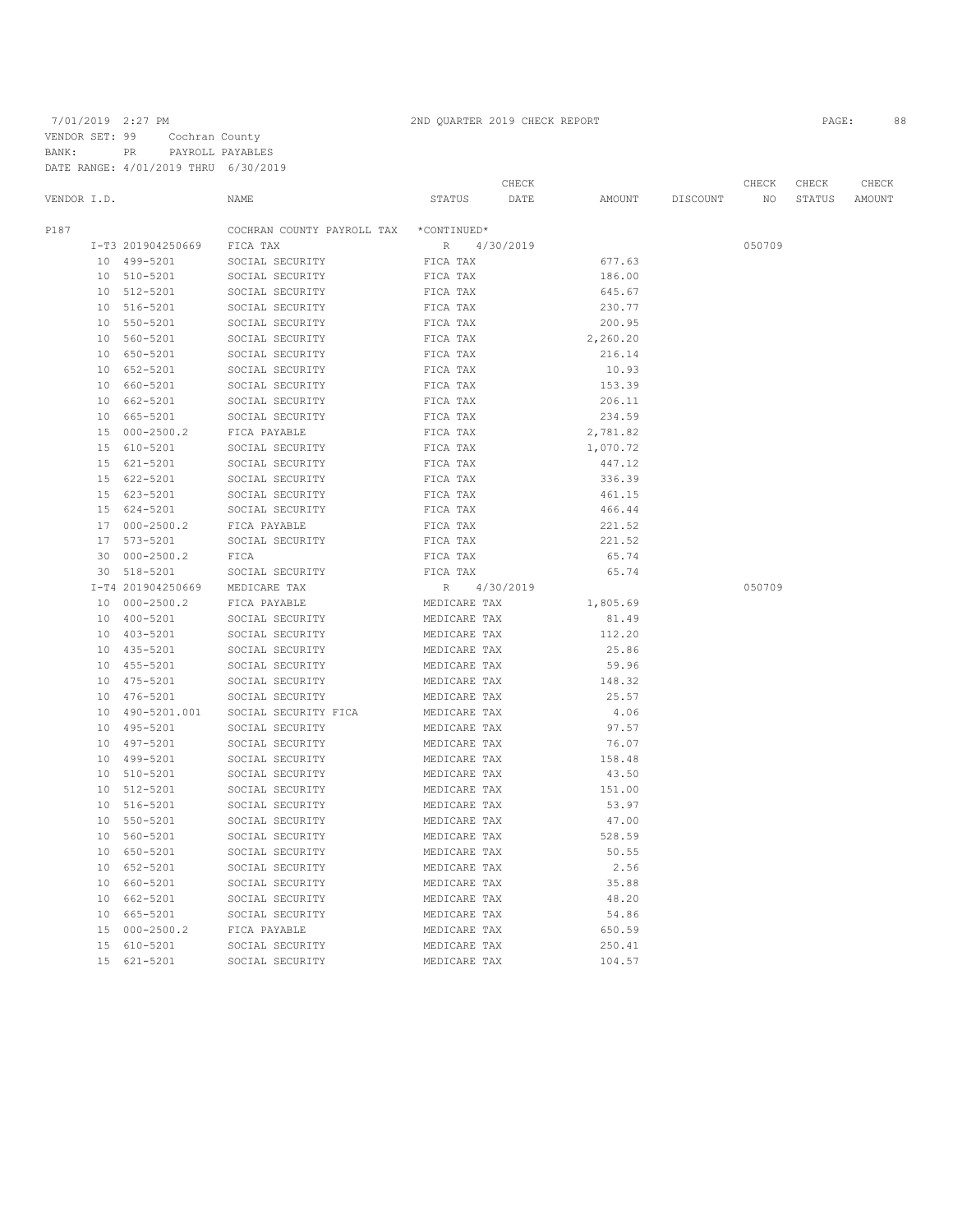7/01/2019 2:27 PM 2ND QUARTER 2019 CHECK REPORT

VENDOR SET: 99 Cochran County

BANK: PR PAYROLL PAYABLES

DATE RANGE: 4/01/2019 THRU 6/30/2019

| VENDOR I.D. | | NAME | STATUS | CHECK DATE | AMOUNT | DISCOUNT | CHECK NO | CHECK STATUS | CHECK AMOUNT |
|---|---|---|---|---|---|---|---|---|---|
| P187 | | COCHRAN COUNTY PAYROLL TAX | *CONTINUED* | | | | | | |
| | I-T3 201904250669 | FICA TAX | R | 4/30/2019 | | | 050709 | | |
| | 10 499-5201 | SOCIAL SECURITY | FICA TAX | | 677.63 | | | | |
| | 10 510-5201 | SOCIAL SECURITY | FICA TAX | | 186.00 | | | | |
| | 10 512-5201 | SOCIAL SECURITY | FICA TAX | | 645.67 | | | | |
| | 10 516-5201 | SOCIAL SECURITY | FICA TAX | | 230.77 | | | | |
| | 10 550-5201 | SOCIAL SECURITY | FICA TAX | | 200.95 | | | | |
| | 10 560-5201 | SOCIAL SECURITY | FICA TAX | | 2,260.20 | | | | |
| | 10 650-5201 | SOCIAL SECURITY | FICA TAX | | 216.14 | | | | |
| | 10 652-5201 | SOCIAL SECURITY | FICA TAX | | 10.93 | | | | |
| | 10 660-5201 | SOCIAL SECURITY | FICA TAX | | 153.39 | | | | |
| | 10 662-5201 | SOCIAL SECURITY | FICA TAX | | 206.11 | | | | |
| | 10 665-5201 | SOCIAL SECURITY | FICA TAX | | 234.59 | | | | |
| | 15 000-2500.2 | FICA PAYABLE | FICA TAX | | 2,781.82 | | | | |
| | 15 610-5201 | SOCIAL SECURITY | FICA TAX | | 1,070.72 | | | | |
| | 15 621-5201 | SOCIAL SECURITY | FICA TAX | | 447.12 | | | | |
| | 15 622-5201 | SOCIAL SECURITY | FICA TAX | | 336.39 | | | | |
| | 15 623-5201 | SOCIAL SECURITY | FICA TAX | | 461.15 | | | | |
| | 15 624-5201 | SOCIAL SECURITY | FICA TAX | | 466.44 | | | | |
| | 17 000-2500.2 | FICA PAYABLE | FICA TAX | | 221.52 | | | | |
| | 17 573-5201 | SOCIAL SECURITY | FICA TAX | | 221.52 | | | | |
| | 30 000-2500.2 | FICA | FICA TAX | | 65.74 | | | | |
| | 30 518-5201 | SOCIAL SECURITY | FICA TAX | | 65.74 | | | | |
| | I-T4 201904250669 | MEDICARE TAX | R | 4/30/2019 | | | 050709 | | |
| | 10 000-2500.2 | FICA PAYABLE | MEDICARE TAX | | 1,805.69 | | | | |
| | 10 400-5201 | SOCIAL SECURITY | MEDICARE TAX | | 81.49 | | | | |
| | 10 403-5201 | SOCIAL SECURITY | MEDICARE TAX | | 112.20 | | | | |
| | 10 435-5201 | SOCIAL SECURITY | MEDICARE TAX | | 25.86 | | | | |
| | 10 455-5201 | SOCIAL SECURITY | MEDICARE TAX | | 59.96 | | | | |
| | 10 475-5201 | SOCIAL SECURITY | MEDICARE TAX | | 148.32 | | | | |
| | 10 476-5201 | SOCIAL SECURITY | MEDICARE TAX | | 25.57 | | | | |
| | 10 490-5201.001 | SOCIAL SECURITY FICA | MEDICARE TAX | | 4.06 | | | | |
| | 10 495-5201 | SOCIAL SECURITY | MEDICARE TAX | | 97.57 | | | | |
| | 10 497-5201 | SOCIAL SECURITY | MEDICARE TAX | | 76.07 | | | | |
| | 10 499-5201 | SOCIAL SECURITY | MEDICARE TAX | | 158.48 | | | | |
| | 10 510-5201 | SOCIAL SECURITY | MEDICARE TAX | | 43.50 | | | | |
| | 10 512-5201 | SOCIAL SECURITY | MEDICARE TAX | | 151.00 | | | | |
| | 10 516-5201 | SOCIAL SECURITY | MEDICARE TAX | | 53.97 | | | | |
| | 10 550-5201 | SOCIAL SECURITY | MEDICARE TAX | | 47.00 | | | | |
| | 10 560-5201 | SOCIAL SECURITY | MEDICARE TAX | | 528.59 | | | | |
| | 10 650-5201 | SOCIAL SECURITY | MEDICARE TAX | | 50.55 | | | | |
| | 10 652-5201 | SOCIAL SECURITY | MEDICARE TAX | | 2.56 | | | | |
| | 10 660-5201 | SOCIAL SECURITY | MEDICARE TAX | | 35.88 | | | | |
| | 10 662-5201 | SOCIAL SECURITY | MEDICARE TAX | | 48.20 | | | | |
| | 10 665-5201 | SOCIAL SECURITY | MEDICARE TAX | | 54.86 | | | | |
| | 15 000-2500.2 | FICA PAYABLE | MEDICARE TAX | | 650.59 | | | | |
| | 15 610-5201 | SOCIAL SECURITY | MEDICARE TAX | | 250.41 | | | | |
| | 15 621-5201 | SOCIAL SECURITY | MEDICARE TAX | | 104.57 | | | | |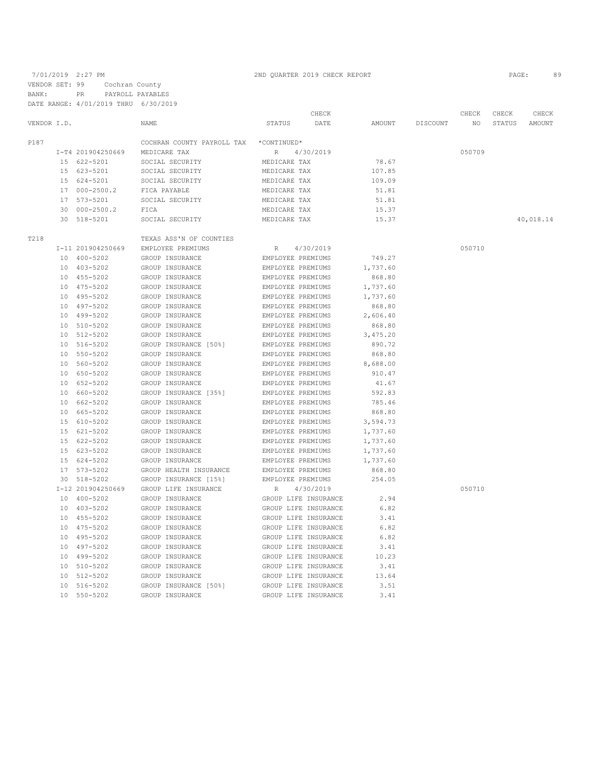7/01/2019 2:27 PM — 2ND QUARTER 2019 CHECK REPORT

VENDOR SET: 99 Cochran County
BANK: PR PAYROLL PAYABLES
DATE RANGE: 4/01/2019 THRU 6/30/2019

| VENDOR I.D. | NAME | STATUS | CHECK DATE | AMOUNT | DISCOUNT | CHECK NO | CHECK STATUS | CHECK AMOUNT |
|---|---|---|---|---|---|---|---|---|
| P187 | COCHRAN COUNTY PAYROLL TAX | *CONTINUED* | | | | | | |
| I-T4 201904250669 | MEDICARE TAX | R | 4/30/2019 | | | 050709 | | |
| 15 622-5201 | SOCIAL SECURITY | MEDICARE TAX | | 78.67 | | | | |
| 15 623-5201 | SOCIAL SECURITY | MEDICARE TAX | | 107.85 | | | | |
| 15 624-5201 | SOCIAL SECURITY | MEDICARE TAX | | 109.09 | | | | |
| 17 000-2500.2 | FICA PAYABLE | MEDICARE TAX | | 51.81 | | | | |
| 17 573-5201 | SOCIAL SECURITY | MEDICARE TAX | | 51.81 | | | | |
| 30 000-2500.2 | FICA | MEDICARE TAX | | 15.37 | | | | |
| 30 518-5201 | SOCIAL SECURITY | MEDICARE TAX | | 15.37 | | | | 40,018.14 |
| T218 | TEXAS ASS'N OF COUNTIES | | | | | | | |
| I-11 201904250669 | EMPLOYEE PREMIUMS | R | 4/30/2019 | | | 050710 | | |
| 10 400-5202 | GROUP INSURANCE | EMPLOYEE PREMIUMS | | 749.27 | | | | |
| 10 403-5202 | GROUP INSURANCE | EMPLOYEE PREMIUMS | | 1,737.60 | | | | |
| 10 455-5202 | GROUP INSURANCE | EMPLOYEE PREMIUMS | | 868.80 | | | | |
| 10 475-5202 | GROUP INSURANCE | EMPLOYEE PREMIUMS | | 1,737.60 | | | | |
| 10 495-5202 | GROUP INSURANCE | EMPLOYEE PREMIUMS | | 1,737.60 | | | | |
| 10 497-5202 | GROUP INSURANCE | EMPLOYEE PREMIUMS | | 868.80 | | | | |
| 10 499-5202 | GROUP INSURANCE | EMPLOYEE PREMIUMS | | 2,606.40 | | | | |
| 10 510-5202 | GROUP INSURANCE | EMPLOYEE PREMIUMS | | 868.80 | | | | |
| 10 512-5202 | GROUP INSURANCE | EMPLOYEE PREMIUMS | | 3,475.20 | | | | |
| 10 516-5202 | GROUP INSURANCE [50%] | EMPLOYEE PREMIUMS | | 890.72 | | | | |
| 10 550-5202 | GROUP INSURANCE | EMPLOYEE PREMIUMS | | 868.80 | | | | |
| 10 560-5202 | GROUP INSURANCE | EMPLOYEE PREMIUMS | | 8,688.00 | | | | |
| 10 650-5202 | GROUP INSURANCE | EMPLOYEE PREMIUMS | | 910.47 | | | | |
| 10 652-5202 | GROUP INSURANCE | EMPLOYEE PREMIUMS | | 41.67 | | | | |
| 10 660-5202 | GROUP INSURANCE [35%] | EMPLOYEE PREMIUMS | | 592.83 | | | | |
| 10 662-5202 | GROUP INSURANCE | EMPLOYEE PREMIUMS | | 785.46 | | | | |
| 10 665-5202 | GROUP INSURANCE | EMPLOYEE PREMIUMS | | 868.80 | | | | |
| 15 610-5202 | GROUP INSURANCE | EMPLOYEE PREMIUMS | | 3,594.73 | | | | |
| 15 621-5202 | GROUP INSURANCE | EMPLOYEE PREMIUMS | | 1,737.60 | | | | |
| 15 622-5202 | GROUP INSURANCE | EMPLOYEE PREMIUMS | | 1,737.60 | | | | |
| 15 623-5202 | GROUP INSURANCE | EMPLOYEE PREMIUMS | | 1,737.60 | | | | |
| 15 624-5202 | GROUP INSURANCE | EMPLOYEE PREMIUMS | | 1,737.60 | | | | |
| 17 573-5202 | GROUP HEALTH INSURANCE | EMPLOYEE PREMIUMS | | 868.80 | | | | |
| 30 518-5202 | GROUP INSURANCE [15%] | EMPLOYEE PREMIUMS | | 254.05 | | | | |
| I-12 201904250669 | GROUP LIFE INSURANCE | R | 4/30/2019 | | | 050710 | | |
| 10 400-5202 | GROUP INSURANCE | GROUP LIFE INSURANCE | | 2.94 | | | | |
| 10 403-5202 | GROUP INSURANCE | GROUP LIFE INSURANCE | | 6.82 | | | | |
| 10 455-5202 | GROUP INSURANCE | GROUP LIFE INSURANCE | | 3.41 | | | | |
| 10 475-5202 | GROUP INSURANCE | GROUP LIFE INSURANCE | | 6.82 | | | | |
| 10 495-5202 | GROUP INSURANCE | GROUP LIFE INSURANCE | | 6.82 | | | | |
| 10 497-5202 | GROUP INSURANCE | GROUP LIFE INSURANCE | | 3.41 | | | | |
| 10 499-5202 | GROUP INSURANCE | GROUP LIFE INSURANCE | | 10.23 | | | | |
| 10 510-5202 | GROUP INSURANCE | GROUP LIFE INSURANCE | | 3.41 | | | | |
| 10 512-5202 | GROUP INSURANCE | GROUP LIFE INSURANCE | | 13.64 | | | | |
| 10 516-5202 | GROUP INSURANCE [50%] | GROUP LIFE INSURANCE | | 3.51 | | | | |
| 10 550-5202 | GROUP INSURANCE | GROUP LIFE INSURANCE | | 3.41 | | | | |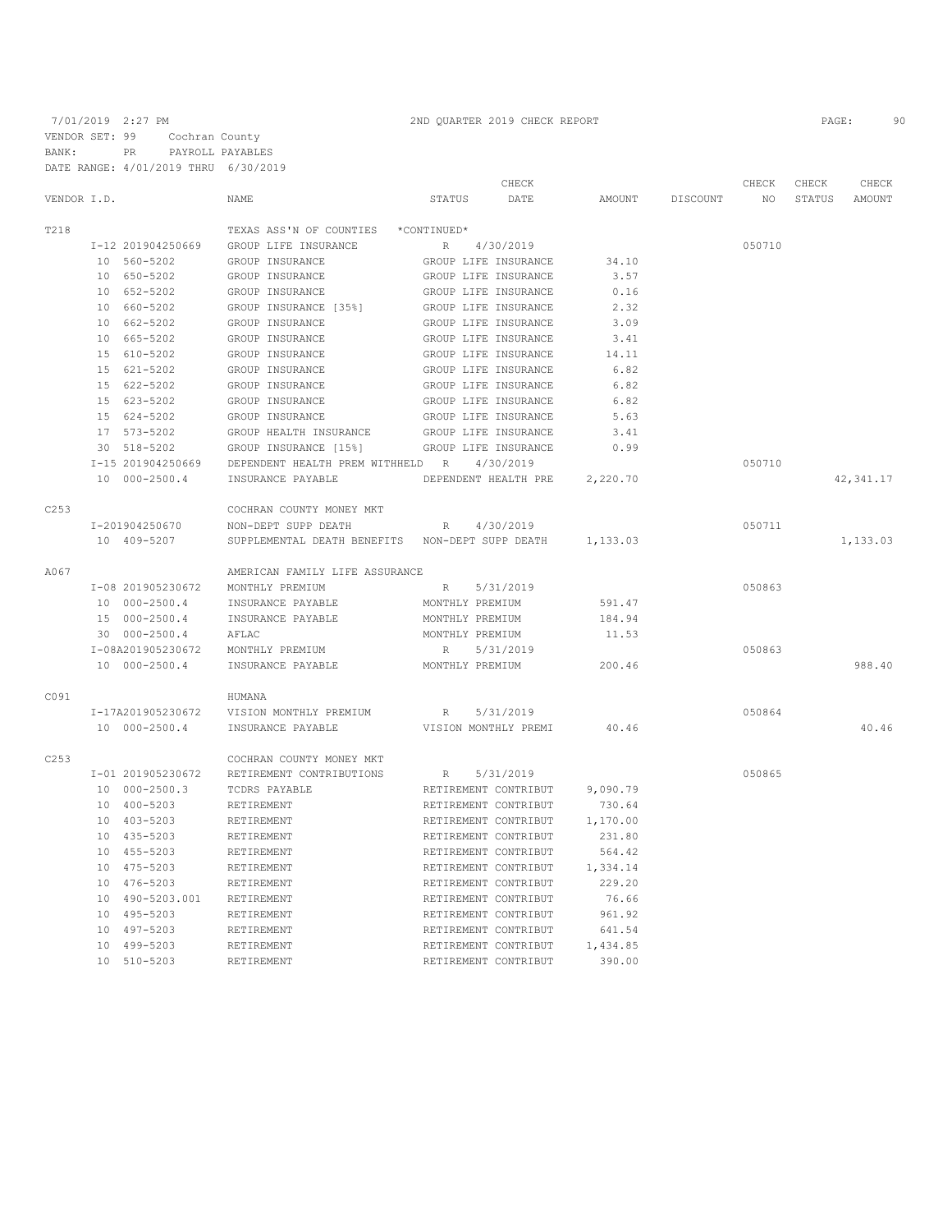7/01/2019 2:27 PM 2ND QUARTER 2019 CHECK REPORT

VENDOR SET: 99 Cochran County
BANK: PR PAYROLL PAYABLES
DATE RANGE: 4/01/2019 THRU 6/30/2019

| VENDOR I.D. | NAME | STATUS | CHECK DATE | AMOUNT | DISCOUNT | CHECK NO | CHECK STATUS | CHECK AMOUNT |
|---|---|---|---|---|---|---|---|---|
| T218 | TEXAS ASS'N OF COUNTIES *CONTINUED* | | | | | | | |
| I-12 201904250669 | GROUP LIFE INSURANCE | R | 4/30/2019 | | | 050710 | | |
| 10 560-5202 | GROUP INSURANCE | GROUP LIFE INSURANCE | | 34.10 | | | | |
| 10 650-5202 | GROUP INSURANCE | GROUP LIFE INSURANCE | | 3.57 | | | | |
| 10 652-5202 | GROUP INSURANCE | GROUP LIFE INSURANCE | | 0.16 | | | | |
| 10 660-5202 | GROUP INSURANCE [35%] | GROUP LIFE INSURANCE | | 2.32 | | | | |
| 10 662-5202 | GROUP INSURANCE | GROUP LIFE INSURANCE | | 3.09 | | | | |
| 10 665-5202 | GROUP INSURANCE | GROUP LIFE INSURANCE | | 3.41 | | | | |
| 15 610-5202 | GROUP INSURANCE | GROUP LIFE INSURANCE | | 14.11 | | | | |
| 15 621-5202 | GROUP INSURANCE | GROUP LIFE INSURANCE | | 6.82 | | | | |
| 15 622-5202 | GROUP INSURANCE | GROUP LIFE INSURANCE | | 6.82 | | | | |
| 15 623-5202 | GROUP INSURANCE | GROUP LIFE INSURANCE | | 6.82 | | | | |
| 15 624-5202 | GROUP INSURANCE | GROUP LIFE INSURANCE | | 5.63 | | | | |
| 17 573-5202 | GROUP HEALTH INSURANCE | GROUP LIFE INSURANCE | | 3.41 | | | | |
| 30 518-5202 | GROUP INSURANCE [15%] | GROUP LIFE INSURANCE | | 0.99 | | | | |
| I-15 201904250669 | DEPENDENT HEALTH PREM WITHHELD | R | 4/30/2019 | | | 050710 | | |
| 10 000-2500.4 | INSURANCE PAYABLE | DEPENDENT HEALTH PRE | | 2,220.70 | | | | 42,341.17 |
| C253 | COCHRAN COUNTY MONEY MKT | | | | | | | |
| I-201904250670 | NON-DEPT SUPP DEATH | R | 4/30/2019 | | | 050711 | | |
| 10 409-5207 | SUPPLEMENTAL DEATH BENEFITS | NON-DEPT SUPP DEATH | | 1,133.03 | | | | 1,133.03 |
| A067 | AMERICAN FAMILY LIFE ASSURANCE | | | | | | | |
| I-08 201905230672 | MONTHLY PREMIUM | R | 5/31/2019 | | | 050863 | | |
| 10 000-2500.4 | INSURANCE PAYABLE | MONTHLY PREMIUM | | 591.47 | | | | |
| 15 000-2500.4 | INSURANCE PAYABLE | MONTHLY PREMIUM | | 184.94 | | | | |
| 30 000-2500.4 | AFLAC | MONTHLY PREMIUM | | 11.53 | | | | |
| I-08A201905230672 | MONTHLY PREMIUM | R | 5/31/2019 | | | 050863 | | |
| 10 000-2500.4 | INSURANCE PAYABLE | MONTHLY PREMIUM | | 200.46 | | | | 988.40 |
| C091 | HUMANA | | | | | | | |
| I-17A201905230672 | VISION MONTHLY PREMIUM | R | 5/31/2019 | | | 050864 | | |
| 10 000-2500.4 | INSURANCE PAYABLE | VISION MONTHLY PREMI | | 40.46 | | | | 40.46 |
| C253 | COCHRAN COUNTY MONEY MKT | | | | | | | |
| I-01 201905230672 | RETIREMENT CONTRIBUTIONS | R | 5/31/2019 | | | 050865 | | |
| 10 000-2500.3 | TCDRS PAYABLE | RETIREMENT CONTRIBUT | | 9,090.79 | | | | |
| 10 400-5203 | RETIREMENT | RETIREMENT CONTRIBUT | | 730.64 | | | | |
| 10 403-5203 | RETIREMENT | RETIREMENT CONTRIBUT | | 1,170.00 | | | | |
| 10 435-5203 | RETIREMENT | RETIREMENT CONTRIBUT | | 231.80 | | | | |
| 10 455-5203 | RETIREMENT | RETIREMENT CONTRIBUT | | 564.42 | | | | |
| 10 475-5203 | RETIREMENT | RETIREMENT CONTRIBUT | | 1,334.14 | | | | |
| 10 476-5203 | RETIREMENT | RETIREMENT CONTRIBUT | | 229.20 | | | | |
| 10 490-5203.001 | RETIREMENT | RETIREMENT CONTRIBUT | | 76.66 | | | | |
| 10 495-5203 | RETIREMENT | RETIREMENT CONTRIBUT | | 961.92 | | | | |
| 10 497-5203 | RETIREMENT | RETIREMENT CONTRIBUT | | 641.54 | | | | |
| 10 499-5203 | RETIREMENT | RETIREMENT CONTRIBUT | | 1,434.85 | | | | |
| 10 510-5203 | RETIREMENT | RETIREMENT CONTRIBUT | | 390.00 | | | | |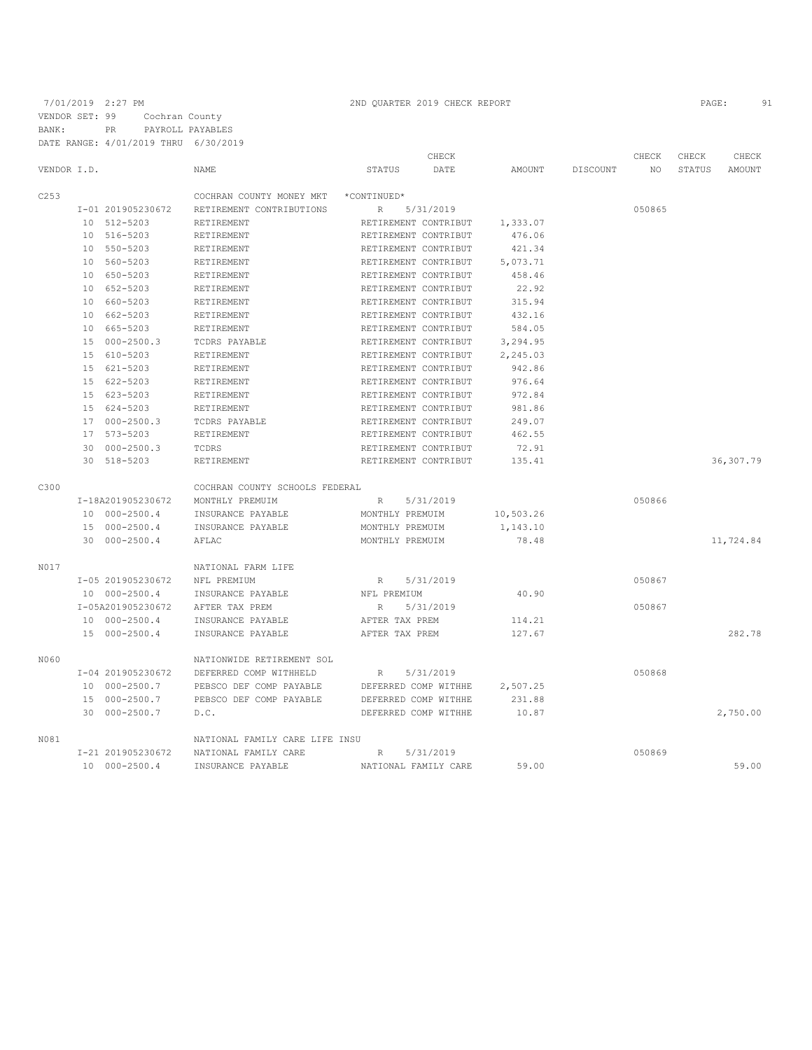7/01/2019 2:27 PM 2ND QUARTER 2019 CHECK REPORT

VENDOR SET: 99 Cochran County
BANK: PR PAYROLL PAYABLES
DATE RANGE: 4/01/2019 THRU 6/30/2019

| VENDOR I.D. | | NAME | STATUS | CHECK DATE | AMOUNT | DISCOUNT | CHECK NO | CHECK STATUS | CHECK AMOUNT |
|---|---|---|---|---|---|---|---|---|---|
| C253 | | COCHRAN COUNTY MONEY MKT | *CONTINUED* | | | | | | |
| | I-01 201905230672 | RETIREMENT CONTRIBUTIONS | R | 5/31/2019 | | | 050865 | | |
| | 10 512-5203 | RETIREMENT | RETIREMENT CONTRIBUT | | 1,333.07 | | | | |
| | 10 516-5203 | RETIREMENT | RETIREMENT CONTRIBUT | | 476.06 | | | | |
| | 10 550-5203 | RETIREMENT | RETIREMENT CONTRIBUT | | 421.34 | | | | |
| | 10 560-5203 | RETIREMENT | RETIREMENT CONTRIBUT | | 5,073.71 | | | | |
| | 10 650-5203 | RETIREMENT | RETIREMENT CONTRIBUT | | 458.46 | | | | |
| | 10 652-5203 | RETIREMENT | RETIREMENT CONTRIBUT | | 22.92 | | | | |
| | 10 660-5203 | RETIREMENT | RETIREMENT CONTRIBUT | | 315.94 | | | | |
| | 10 662-5203 | RETIREMENT | RETIREMENT CONTRIBUT | | 432.16 | | | | |
| | 10 665-5203 | RETIREMENT | RETIREMENT CONTRIBUT | | 584.05 | | | | |
| | 15 000-2500.3 | TCDRS PAYABLE | RETIREMENT CONTRIBUT | | 3,294.95 | | | | |
| | 15 610-5203 | RETIREMENT | RETIREMENT CONTRIBUT | | 2,245.03 | | | | |
| | 15 621-5203 | RETIREMENT | RETIREMENT CONTRIBUT | | 942.86 | | | | |
| | 15 622-5203 | RETIREMENT | RETIREMENT CONTRIBUT | | 976.64 | | | | |
| | 15 623-5203 | RETIREMENT | RETIREMENT CONTRIBUT | | 972.84 | | | | |
| | 15 624-5203 | RETIREMENT | RETIREMENT CONTRIBUT | | 981.86 | | | | |
| | 17 000-2500.3 | TCDRS PAYABLE | RETIREMENT CONTRIBUT | | 249.07 | | | | |
| | 17 573-5203 | RETIREMENT | RETIREMENT CONTRIBUT | | 462.55 | | | | |
| | 30 000-2500.3 | TCDRS | RETIREMENT CONTRIBUT | | 72.91 | | | | |
| | 30 518-5203 | RETIREMENT | RETIREMENT CONTRIBUT | | 135.41 | | | | 36,307.79 |
| C300 | | COCHRAN COUNTY SCHOOLS FEDERAL | | | | | | | |
| | I-18A201905230672 | MONTHLY PREMUIM | R | 5/31/2019 | | | 050866 | | |
| | 10 000-2500.4 | INSURANCE PAYABLE | MONTHLY PREMUIM | | 10,503.26 | | | | |
| | 15 000-2500.4 | INSURANCE PAYABLE | MONTHLY PREMUIM | | 1,143.10 | | | | |
| | 30 000-2500.4 | AFLAC | MONTHLY PREMUIM | | 78.48 | | | | 11,724.84 |
| N017 | | NATIONAL FARM LIFE | | | | | | | |
| | I-05 201905230672 | NFL PREMIUM | R | 5/31/2019 | | | 050867 | | |
| | 10 000-2500.4 | INSURANCE PAYABLE | NFL PREMIUM | | 40.90 | | | | |
| | I-05A201905230672 | AFTER TAX PREM | R | 5/31/2019 | | | 050867 | | |
| | 10 000-2500.4 | INSURANCE PAYABLE | AFTER TAX PREM | | 114.21 | | | | |
| | 15 000-2500.4 | INSURANCE PAYABLE | AFTER TAX PREM | | 127.67 | | | | 282.78 |
| N060 | | NATIONWIDE RETIREMENT SOL | | | | | | | |
| | I-04 201905230672 | DEFERRED COMP WITHHELD | R | 5/31/2019 | | | 050868 | | |
| | 10 000-2500.7 | PEBSCO DEF COMP PAYABLE | DEFERRED COMP WITHHE | | 2,507.25 | | | | |
| | 15 000-2500.7 | PEBSCO DEF COMP PAYABLE | DEFERRED COMP WITHHE | | 231.88 | | | | |
| | 30 000-2500.7 | D.C. | DEFERRED COMP WITHHE | | 10.87 | | | | 2,750.00 |
| N081 | | NATIONAL FAMILY CARE LIFE INSU | | | | | | | |
| | I-21 201905230672 | NATIONAL FAMILY CARE | R | 5/31/2019 | | | 050869 | | |
| | 10 000-2500.4 | INSURANCE PAYABLE | NATIONAL FAMILY CARE | | 59.00 | | | | 59.00 |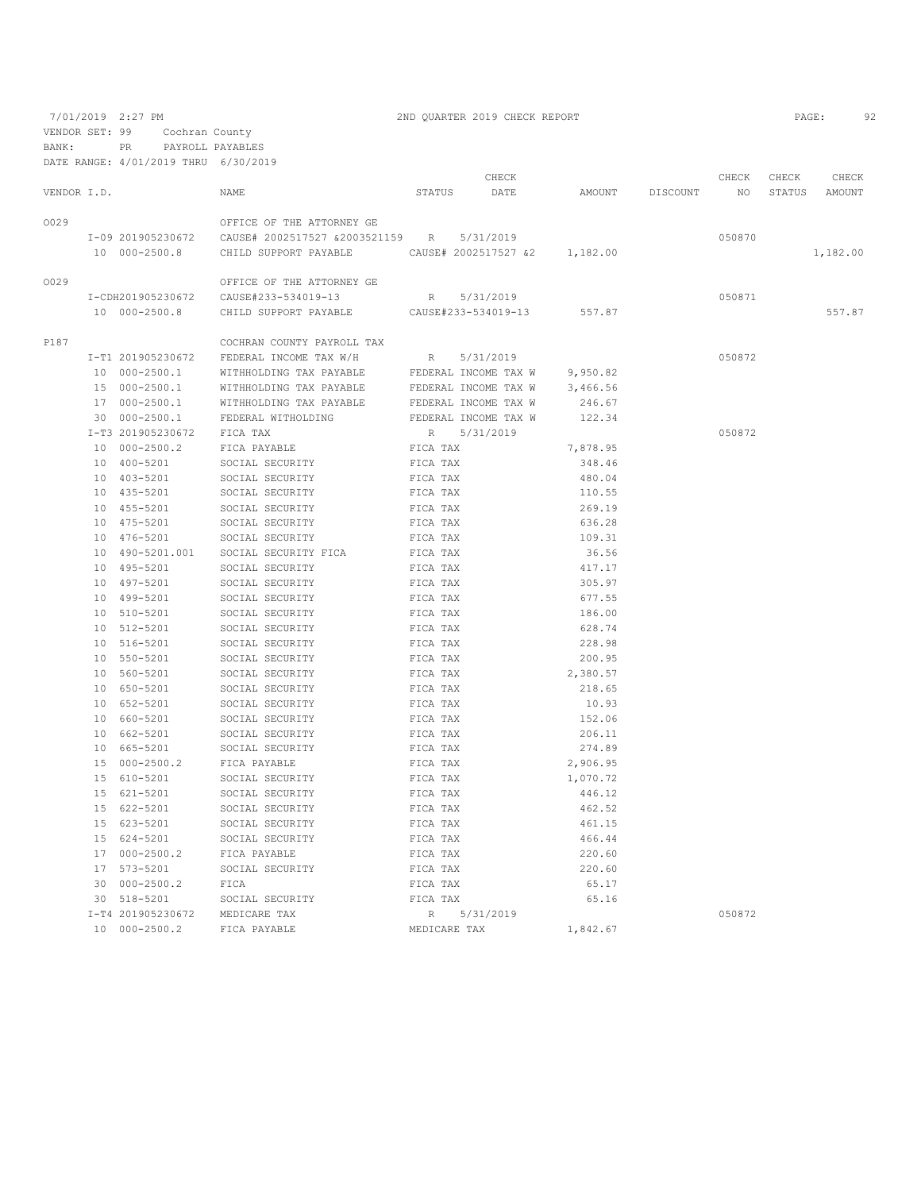7/01/2019 2:27 PM 2ND QUARTER 2019 CHECK REPORT

VENDOR SET: 99 Cochran County
BANK: PR PAYROLL PAYABLES
DATE RANGE: 4/01/2019 THRU 6/30/2019

| VENDOR I.D. | NAME | STATUS | CHECK DATE | AMOUNT | DISCOUNT | CHECK NO | CHECK STATUS | CHECK AMOUNT |
|---|---|---|---|---|---|---|---|---|
| O029 | OFFICE OF THE ATTORNEY GE | | | | | | | |
| I-09 201905230672 | CAUSE# 2002517527 &2003521159 | R | 5/31/2019 | | | 050870 | | |
| 10 000-2500.8 | CHILD SUPPORT PAYABLE | CAUSE# 2002517527 &2 | | 1,182.00 | | | | 1,182.00 |
| O029 | OFFICE OF THE ATTORNEY GE | | | | | | | |
| I-CDH201905230672 | CAUSE#233-534019-13 | R | 5/31/2019 | | | 050871 | | |
| 10 000-2500.8 | CHILD SUPPORT PAYABLE | CAUSE#233-534019-13 | | 557.87 | | | | 557.87 |
| P187 | COCHRAN COUNTY PAYROLL TAX | | | | | | | |
| I-T1 201905230672 | FEDERAL INCOME TAX W/H | R | 5/31/2019 | | | 050872 | | |
| 10 000-2500.1 | WITHHOLDING TAX PAYABLE | FEDERAL INCOME TAX W | | 9,950.82 | | | | |
| 15 000-2500.1 | WITHHOLDING TAX PAYABLE | FEDERAL INCOME TAX W | | 3,466.56 | | | | |
| 17 000-2500.1 | WITHHOLDING TAX PAYABLE | FEDERAL INCOME TAX W | | 246.67 | | | | |
| 30 000-2500.1 | FEDERAL WITHOLDING | FEDERAL INCOME TAX W | | 122.34 | | | | |
| I-T3 201905230672 | FICA TAX | R | 5/31/2019 | | | 050872 | | |
| 10 000-2500.2 | FICA PAYABLE | FICA TAX | | 7,878.95 | | | | |
| 10 400-5201 | SOCIAL SECURITY | FICA TAX | | 348.46 | | | | |
| 10 403-5201 | SOCIAL SECURITY | FICA TAX | | 480.04 | | | | |
| 10 435-5201 | SOCIAL SECURITY | FICA TAX | | 110.55 | | | | |
| 10 455-5201 | SOCIAL SECURITY | FICA TAX | | 269.19 | | | | |
| 10 475-5201 | SOCIAL SECURITY | FICA TAX | | 636.28 | | | | |
| 10 476-5201 | SOCIAL SECURITY | FICA TAX | | 109.31 | | | | |
| 10 490-5201.001 | SOCIAL SECURITY FICA | FICA TAX | | 36.56 | | | | |
| 10 495-5201 | SOCIAL SECURITY | FICA TAX | | 417.17 | | | | |
| 10 497-5201 | SOCIAL SECURITY | FICA TAX | | 305.97 | | | | |
| 10 499-5201 | SOCIAL SECURITY | FICA TAX | | 677.55 | | | | |
| 10 510-5201 | SOCIAL SECURITY | FICA TAX | | 186.00 | | | | |
| 10 512-5201 | SOCIAL SECURITY | FICA TAX | | 628.74 | | | | |
| 10 516-5201 | SOCIAL SECURITY | FICA TAX | | 228.98 | | | | |
| 10 550-5201 | SOCIAL SECURITY | FICA TAX | | 200.95 | | | | |
| 10 560-5201 | SOCIAL SECURITY | FICA TAX | | 2,380.57 | | | | |
| 10 650-5201 | SOCIAL SECURITY | FICA TAX | | 218.65 | | | | |
| 10 652-5201 | SOCIAL SECURITY | FICA TAX | | 10.93 | | | | |
| 10 660-5201 | SOCIAL SECURITY | FICA TAX | | 152.06 | | | | |
| 10 662-5201 | SOCIAL SECURITY | FICA TAX | | 206.11 | | | | |
| 10 665-5201 | SOCIAL SECURITY | FICA TAX | | 274.89 | | | | |
| 15 000-2500.2 | FICA PAYABLE | FICA TAX | | 2,906.95 | | | | |
| 15 610-5201 | SOCIAL SECURITY | FICA TAX | | 1,070.72 | | | | |
| 15 621-5201 | SOCIAL SECURITY | FICA TAX | | 446.12 | | | | |
| 15 622-5201 | SOCIAL SECURITY | FICA TAX | | 462.52 | | | | |
| 15 623-5201 | SOCIAL SECURITY | FICA TAX | | 461.15 | | | | |
| 15 624-5201 | SOCIAL SECURITY | FICA TAX | | 466.44 | | | | |
| 17 000-2500.2 | FICA PAYABLE | FICA TAX | | 220.60 | | | | |
| 17 573-5201 | SOCIAL SECURITY | FICA TAX | | 220.60 | | | | |
| 30 000-2500.2 | FICA | FICA TAX | | 65.17 | | | | |
| 30 518-5201 | SOCIAL SECURITY | FICA TAX | | 65.16 | | | | |
| I-T4 201905230672 | MEDICARE TAX | R | 5/31/2019 | | | 050872 | | |
| 10 000-2500.2 | FICA PAYABLE | MEDICARE TAX | | 1,842.67 | | | | |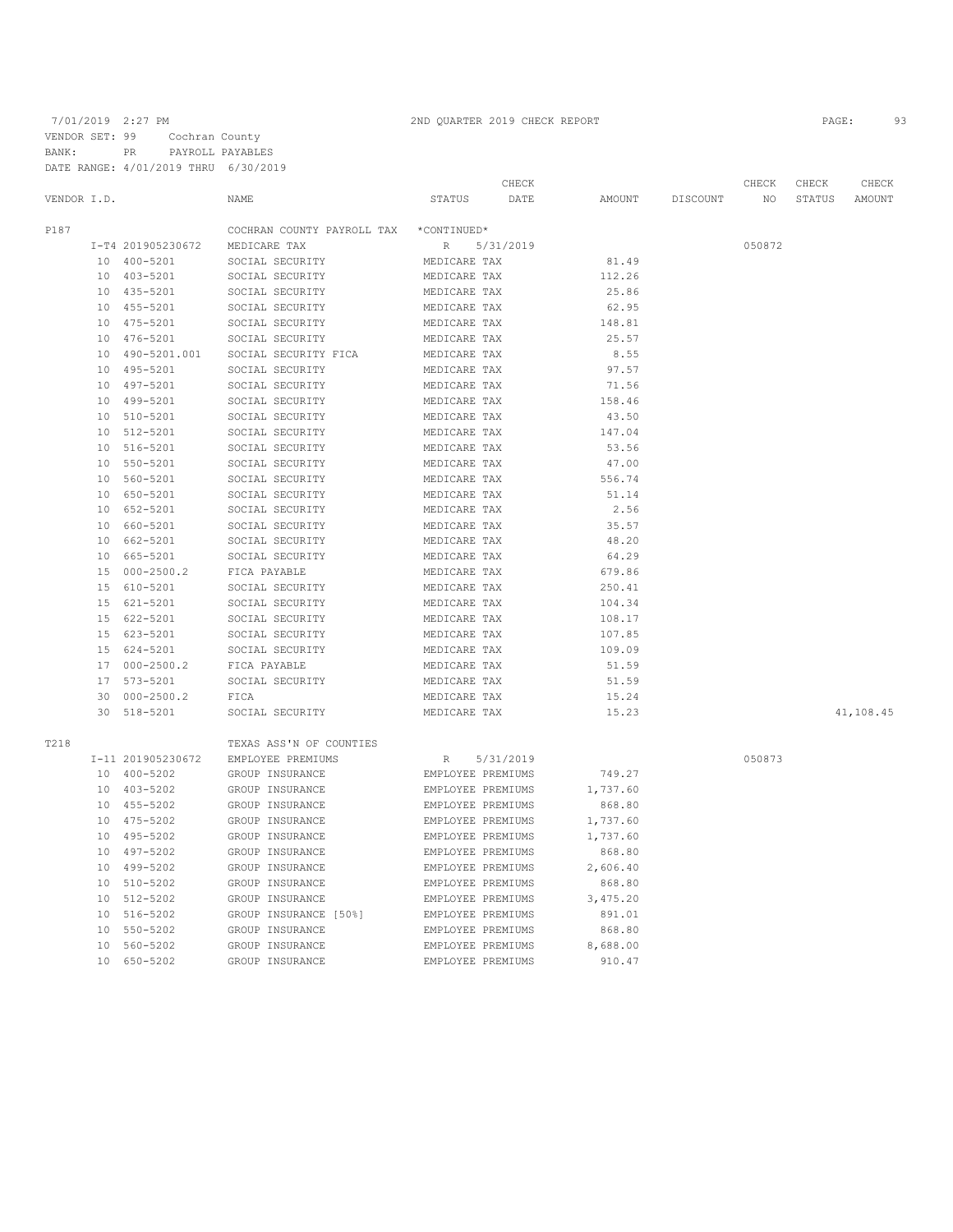7/01/2019 2:27 PM 2ND QUARTER 2019 CHECK REPORT

VENDOR SET: 99 Cochran County
BANK: PR PAYROLL PAYABLES
DATE RANGE: 4/01/2019 THRU 6/30/2019

| VENDOR I.D. | | NAME | STATUS | CHECK DATE | AMOUNT | DISCOUNT | CHECK NO | CHECK STATUS | CHECK AMOUNT |
|---|---|---|---|---|---|---|---|---|---|
| P187 | | COCHRAN COUNTY PAYROLL TAX | *CONTINUED* | | | | | | |
| | I-T4 201905230672 | MEDICARE TAX | R | 5/31/2019 | | | 050872 | | |
| | 10 400-5201 | SOCIAL SECURITY | MEDICARE TAX | | 81.49 | | | | |
| | 10 403-5201 | SOCIAL SECURITY | MEDICARE TAX | | 112.26 | | | | |
| | 10 435-5201 | SOCIAL SECURITY | MEDICARE TAX | | 25.86 | | | | |
| | 10 455-5201 | SOCIAL SECURITY | MEDICARE TAX | | 62.95 | | | | |
| | 10 475-5201 | SOCIAL SECURITY | MEDICARE TAX | | 148.81 | | | | |
| | 10 476-5201 | SOCIAL SECURITY | MEDICARE TAX | | 25.57 | | | | |
| | 10 490-5201.001 | SOCIAL SECURITY FICA | MEDICARE TAX | | 8.55 | | | | |
| | 10 495-5201 | SOCIAL SECURITY | MEDICARE TAX | | 97.57 | | | | |
| | 10 497-5201 | SOCIAL SECURITY | MEDICARE TAX | | 71.56 | | | | |
| | 10 499-5201 | SOCIAL SECURITY | MEDICARE TAX | | 158.46 | | | | |
| | 10 510-5201 | SOCIAL SECURITY | MEDICARE TAX | | 43.50 | | | | |
| | 10 512-5201 | SOCIAL SECURITY | MEDICARE TAX | | 147.04 | | | | |
| | 10 516-5201 | SOCIAL SECURITY | MEDICARE TAX | | 53.56 | | | | |
| | 10 550-5201 | SOCIAL SECURITY | MEDICARE TAX | | 47.00 | | | | |
| | 10 560-5201 | SOCIAL SECURITY | MEDICARE TAX | | 556.74 | | | | |
| | 10 650-5201 | SOCIAL SECURITY | MEDICARE TAX | | 51.14 | | | | |
| | 10 652-5201 | SOCIAL SECURITY | MEDICARE TAX | | 2.56 | | | | |
| | 10 660-5201 | SOCIAL SECURITY | MEDICARE TAX | | 35.57 | | | | |
| | 10 662-5201 | SOCIAL SECURITY | MEDICARE TAX | | 48.20 | | | | |
| | 10 665-5201 | SOCIAL SECURITY | MEDICARE TAX | | 64.29 | | | | |
| | 15 000-2500.2 | FICA PAYABLE | MEDICARE TAX | | 679.86 | | | | |
| | 15 610-5201 | SOCIAL SECURITY | MEDICARE TAX | | 250.41 | | | | |
| | 15 621-5201 | SOCIAL SECURITY | MEDICARE TAX | | 104.34 | | | | |
| | 15 622-5201 | SOCIAL SECURITY | MEDICARE TAX | | 108.17 | | | | |
| | 15 623-5201 | SOCIAL SECURITY | MEDICARE TAX | | 107.85 | | | | |
| | 15 624-5201 | SOCIAL SECURITY | MEDICARE TAX | | 109.09 | | | | |
| | 17 000-2500.2 | FICA PAYABLE | MEDICARE TAX | | 51.59 | | | | |
| | 17 573-5201 | SOCIAL SECURITY | MEDICARE TAX | | 51.59 | | | | |
| | 30 000-2500.2 | FICA | MEDICARE TAX | | 15.24 | | | | |
| | 30 518-5201 | SOCIAL SECURITY | MEDICARE TAX | | 15.23 | | | | 41,108.45 |
| T218 | | TEXAS ASS'N OF COUNTIES | | | | | | | |
| | I-11 201905230672 | EMPLOYEE PREMIUMS | R | 5/31/2019 | | | 050873 | | |
| | 10 400-5202 | GROUP INSURANCE | EMPLOYEE PREMIUMS | | 749.27 | | | | |
| | 10 403-5202 | GROUP INSURANCE | EMPLOYEE PREMIUMS | | 1,737.60 | | | | |
| | 10 455-5202 | GROUP INSURANCE | EMPLOYEE PREMIUMS | | 868.80 | | | | |
| | 10 475-5202 | GROUP INSURANCE | EMPLOYEE PREMIUMS | | 1,737.60 | | | | |
| | 10 495-5202 | GROUP INSURANCE | EMPLOYEE PREMIUMS | | 1,737.60 | | | | |
| | 10 497-5202 | GROUP INSURANCE | EMPLOYEE PREMIUMS | | 868.80 | | | | |
| | 10 499-5202 | GROUP INSURANCE | EMPLOYEE PREMIUMS | | 2,606.40 | | | | |
| | 10 510-5202 | GROUP INSURANCE | EMPLOYEE PREMIUMS | | 868.80 | | | | |
| | 10 512-5202 | GROUP INSURANCE | EMPLOYEE PREMIUMS | | 3,475.20 | | | | |
| | 10 516-5202 | GROUP INSURANCE [50%] | EMPLOYEE PREMIUMS | | 891.01 | | | | |
| | 10 550-5202 | GROUP INSURANCE | EMPLOYEE PREMIUMS | | 868.80 | | | | |
| | 10 560-5202 | GROUP INSURANCE | EMPLOYEE PREMIUMS | | 8,688.00 | | | | |
| | 10 650-5202 | GROUP INSURANCE | EMPLOYEE PREMIUMS | | 910.47 | | | | |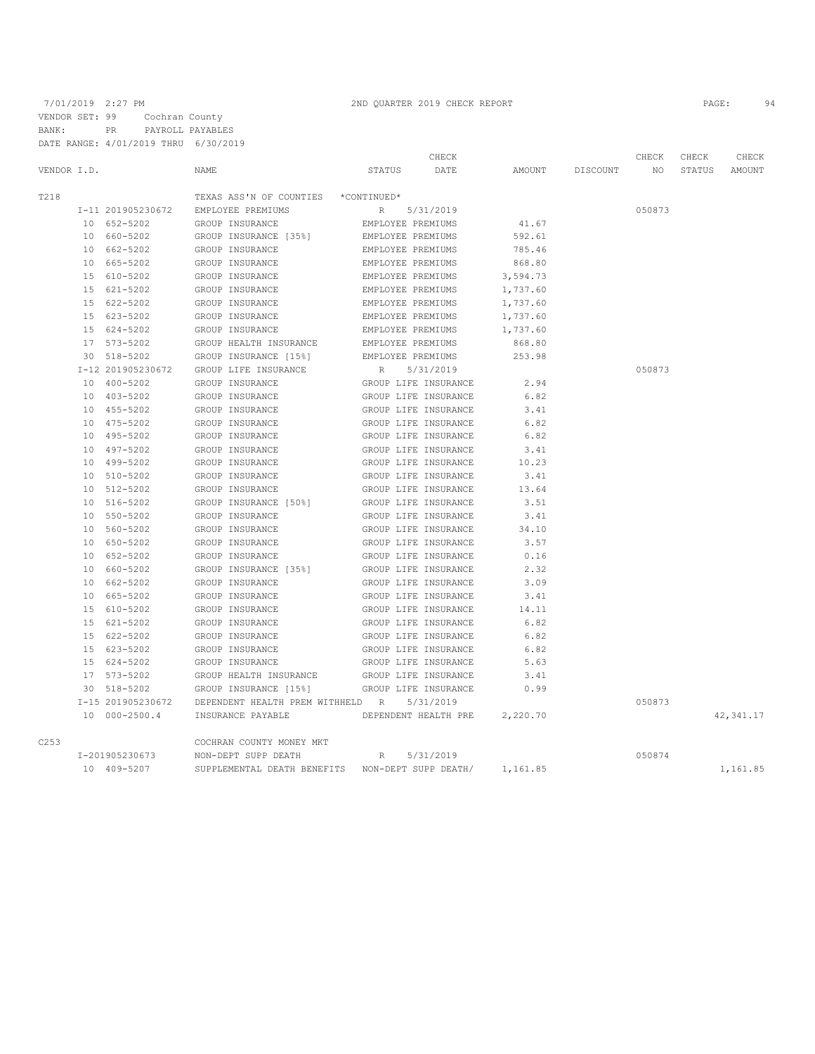7/01/2019 2:27 PM 2ND QUARTER 2019 CHECK REPORT

VENDOR SET: 99 Cochran County
BANK: PR PAYROLL PAYABLES
DATE RANGE: 4/01/2019 THRU 6/30/2019

| VENDOR I.D. | NAME | STATUS | CHECK DATE | AMOUNT | DISCOUNT | CHECK NO | CHECK STATUS | CHECK AMOUNT |
|---|---|---|---|---|---|---|---|---|
| T218 | TEXAS ASS'N OF COUNTIES *CONTINUED* | | | | | | | |
| I-11 201905230672 | EMPLOYEE PREMIUMS | R | 5/31/2019 | | | 050873 | | |
| 10 652-5202 | GROUP INSURANCE | EMPLOYEE PREMIUMS | | 41.67 | | | | |
| 10 660-5202 | GROUP INSURANCE [35%] | EMPLOYEE PREMIUMS | | 592.61 | | | | |
| 10 662-5202 | GROUP INSURANCE | EMPLOYEE PREMIUMS | | 785.46 | | | | |
| 10 665-5202 | GROUP INSURANCE | EMPLOYEE PREMIUMS | | 868.80 | | | | |
| 15 610-5202 | GROUP INSURANCE | EMPLOYEE PREMIUMS | | 3,594.73 | | | | |
| 15 621-5202 | GROUP INSURANCE | EMPLOYEE PREMIUMS | | 1,737.60 | | | | |
| 15 622-5202 | GROUP INSURANCE | EMPLOYEE PREMIUMS | | 1,737.60 | | | | |
| 15 623-5202 | GROUP INSURANCE | EMPLOYEE PREMIUMS | | 1,737.60 | | | | |
| 15 624-5202 | GROUP INSURANCE | EMPLOYEE PREMIUMS | | 1,737.60 | | | | |
| 17 573-5202 | GROUP HEALTH INSURANCE | EMPLOYEE PREMIUMS | | 868.80 | | | | |
| 30 518-5202 | GROUP INSURANCE [15%] | EMPLOYEE PREMIUMS | | 253.98 | | | | |
| I-12 201905230672 | GROUP LIFE INSURANCE | R | 5/31/2019 | | | 050873 | | |
| 10 400-5202 | GROUP INSURANCE | GROUP LIFE INSURANCE | | 2.94 | | | | |
| 10 403-5202 | GROUP INSURANCE | GROUP LIFE INSURANCE | | 6.82 | | | | |
| 10 455-5202 | GROUP INSURANCE | GROUP LIFE INSURANCE | | 3.41 | | | | |
| 10 475-5202 | GROUP INSURANCE | GROUP LIFE INSURANCE | | 6.82 | | | | |
| 10 495-5202 | GROUP INSURANCE | GROUP LIFE INSURANCE | | 6.82 | | | | |
| 10 497-5202 | GROUP INSURANCE | GROUP LIFE INSURANCE | | 3.41 | | | | |
| 10 499-5202 | GROUP INSURANCE | GROUP LIFE INSURANCE | | 10.23 | | | | |
| 10 510-5202 | GROUP INSURANCE | GROUP LIFE INSURANCE | | 3.41 | | | | |
| 10 512-5202 | GROUP INSURANCE | GROUP LIFE INSURANCE | | 13.64 | | | | |
| 10 516-5202 | GROUP INSURANCE [50%] | GROUP LIFE INSURANCE | | 3.51 | | | | |
| 10 550-5202 | GROUP INSURANCE | GROUP LIFE INSURANCE | | 3.41 | | | | |
| 10 560-5202 | GROUP INSURANCE | GROUP LIFE INSURANCE | | 34.10 | | | | |
| 10 650-5202 | GROUP INSURANCE | GROUP LIFE INSURANCE | | 3.57 | | | | |
| 10 652-5202 | GROUP INSURANCE | GROUP LIFE INSURANCE | | 0.16 | | | | |
| 10 660-5202 | GROUP INSURANCE [35%] | GROUP LIFE INSURANCE | | 2.32 | | | | |
| 10 662-5202 | GROUP INSURANCE | GROUP LIFE INSURANCE | | 3.09 | | | | |
| 10 665-5202 | GROUP INSURANCE | GROUP LIFE INSURANCE | | 3.41 | | | | |
| 15 610-5202 | GROUP INSURANCE | GROUP LIFE INSURANCE | | 14.11 | | | | |
| 15 621-5202 | GROUP INSURANCE | GROUP LIFE INSURANCE | | 6.82 | | | | |
| 15 622-5202 | GROUP INSURANCE | GROUP LIFE INSURANCE | | 6.82 | | | | |
| 15 623-5202 | GROUP INSURANCE | GROUP LIFE INSURANCE | | 6.82 | | | | |
| 15 624-5202 | GROUP INSURANCE | GROUP LIFE INSURANCE | | 5.63 | | | | |
| 17 573-5202 | GROUP HEALTH INSURANCE | GROUP LIFE INSURANCE | | 3.41 | | | | |
| 30 518-5202 | GROUP INSURANCE [15%] | GROUP LIFE INSURANCE | | 0.99 | | | | |
| I-15 201905230672 | DEPENDENT HEALTH PREM WITHHELD | R | 5/31/2019 | | | 050873 | | |
| 10 000-2500.4 | INSURANCE PAYABLE | DEPENDENT HEALTH PRE | | 2,220.70 | | | | 42,341.17 |
| C253 | COCHRAN COUNTY MONEY MKT | | | | | | | |
| I-201905230673 | NON-DEPT SUPP DEATH | R | 5/31/2019 | | | 050874 | | |
| 10 409-5207 | SUPPLEMENTAL DEATH BENEFITS | NON-DEPT SUPP DEATH/ | | 1,161.85 | | | | 1,161.85 |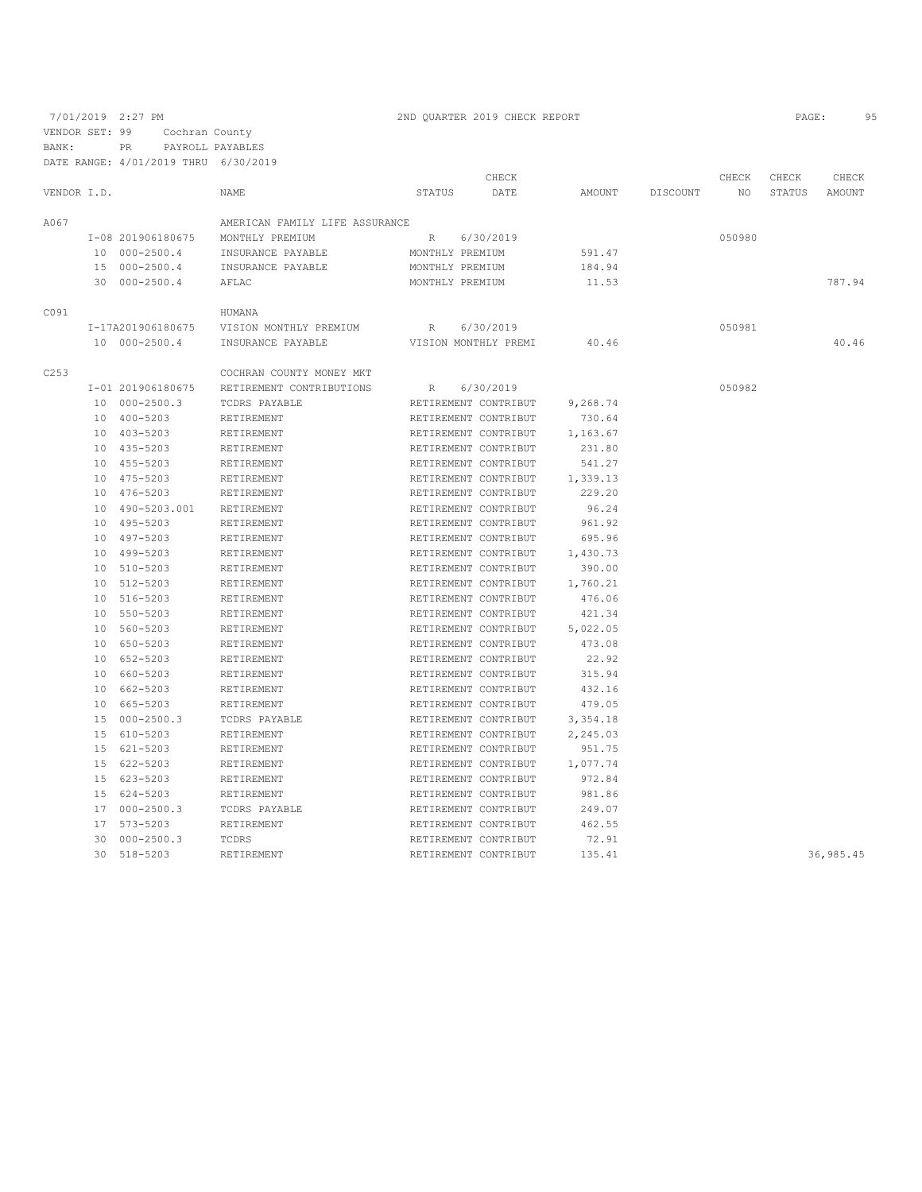7/01/2019 2:27 PM 2ND QUARTER 2019 CHECK REPORT

VENDOR SET: 99 Cochran County
BANK: PR PAYROLL PAYABLES
DATE RANGE: 4/01/2019 THRU 6/30/2019

| VENDOR I.D. | | NAME | STATUS | CHECK DATE | AMOUNT | DISCOUNT | CHECK NO | CHECK STATUS | CHECK AMOUNT |
|---|---|---|---|---|---|---|---|---|---|
| A067 | | AMERICAN FAMILY LIFE ASSURANCE | | | | | | | |
| | I-08 201906180675 | MONTHLY PREMIUM | R | 6/30/2019 | | | 050980 | | |
| | 10 000-2500.4 | INSURANCE PAYABLE | MONTHLY PREMIUM | | 591.47 | | | | |
| | 15 000-2500.4 | INSURANCE PAYABLE | MONTHLY PREMIUM | | 184.94 | | | | |
| | 30 000-2500.4 | AFLAC | MONTHLY PREMIUM | | 11.53 | | | | 787.94 |
| C091 | | HUMANA | | | | | | | |
| | I-17A201906180675 | VISION MONTHLY PREMIUM | R | 6/30/2019 | | | 050981 | | |
| | 10 000-2500.4 | INSURANCE PAYABLE | VISION MONTHLY PREMI | | 40.46 | | | | 40.46 |
| C253 | | COCHRAN COUNTY MONEY MKT | | | | | | | |
| | I-01 201906180675 | RETIREMENT CONTRIBUTIONS | R | 6/30/2019 | | | 050982 | | |
| | 10 000-2500.3 | TCDRS PAYABLE | RETIREMENT CONTRIBUT | | 9,268.74 | | | | |
| | 10 400-5203 | RETIREMENT | RETIREMENT CONTRIBUT | | 730.64 | | | | |
| | 10 403-5203 | RETIREMENT | RETIREMENT CONTRIBUT | | 1,163.67 | | | | |
| | 10 435-5203 | RETIREMENT | RETIREMENT CONTRIBUT | | 231.80 | | | | |
| | 10 455-5203 | RETIREMENT | RETIREMENT CONTRIBUT | | 541.27 | | | | |
| | 10 475-5203 | RETIREMENT | RETIREMENT CONTRIBUT | | 1,339.13 | | | | |
| | 10 476-5203 | RETIREMENT | RETIREMENT CONTRIBUT | | 229.20 | | | | |
| | 10 490-5203.001 | RETIREMENT | RETIREMENT CONTRIBUT | | 96.24 | | | | |
| | 10 495-5203 | RETIREMENT | RETIREMENT CONTRIBUT | | 961.92 | | | | |
| | 10 497-5203 | RETIREMENT | RETIREMENT CONTRIBUT | | 695.96 | | | | |
| | 10 499-5203 | RETIREMENT | RETIREMENT CONTRIBUT | | 1,430.73 | | | | |
| | 10 510-5203 | RETIREMENT | RETIREMENT CONTRIBUT | | 390.00 | | | | |
| | 10 512-5203 | RETIREMENT | RETIREMENT CONTRIBUT | | 1,760.21 | | | | |
| | 10 516-5203 | RETIREMENT | RETIREMENT CONTRIBUT | | 476.06 | | | | |
| | 10 550-5203 | RETIREMENT | RETIREMENT CONTRIBUT | | 421.34 | | | | |
| | 10 560-5203 | RETIREMENT | RETIREMENT CONTRIBUT | | 5,022.05 | | | | |
| | 10 650-5203 | RETIREMENT | RETIREMENT CONTRIBUT | | 473.08 | | | | |
| | 10 652-5203 | RETIREMENT | RETIREMENT CONTRIBUT | | 22.92 | | | | |
| | 10 660-5203 | RETIREMENT | RETIREMENT CONTRIBUT | | 315.94 | | | | |
| | 10 662-5203 | RETIREMENT | RETIREMENT CONTRIBUT | | 432.16 | | | | |
| | 10 665-5203 | RETIREMENT | RETIREMENT CONTRIBUT | | 479.05 | | | | |
| | 15 000-2500.3 | TCDRS PAYABLE | RETIREMENT CONTRIBUT | | 3,354.18 | | | | |
| | 15 610-5203 | RETIREMENT | RETIREMENT CONTRIBUT | | 2,245.03 | | | | |
| | 15 621-5203 | RETIREMENT | RETIREMENT CONTRIBUT | | 951.75 | | | | |
| | 15 622-5203 | RETIREMENT | RETIREMENT CONTRIBUT | | 1,077.74 | | | | |
| | 15 623-5203 | RETIREMENT | RETIREMENT CONTRIBUT | | 972.84 | | | | |
| | 15 624-5203 | RETIREMENT | RETIREMENT CONTRIBUT | | 981.86 | | | | |
| | 17 000-2500.3 | TCDRS PAYABLE | RETIREMENT CONTRIBUT | | 249.07 | | | | |
| | 17 573-5203 | RETIREMENT | RETIREMENT CONTRIBUT | | 462.55 | | | | |
| | 30 000-2500.3 | TCDRS | RETIREMENT CONTRIBUT | | 72.91 | | | | |
| | 30 518-5203 | RETIREMENT | RETIREMENT CONTRIBUT | | 135.41 | | | | 36,985.45 |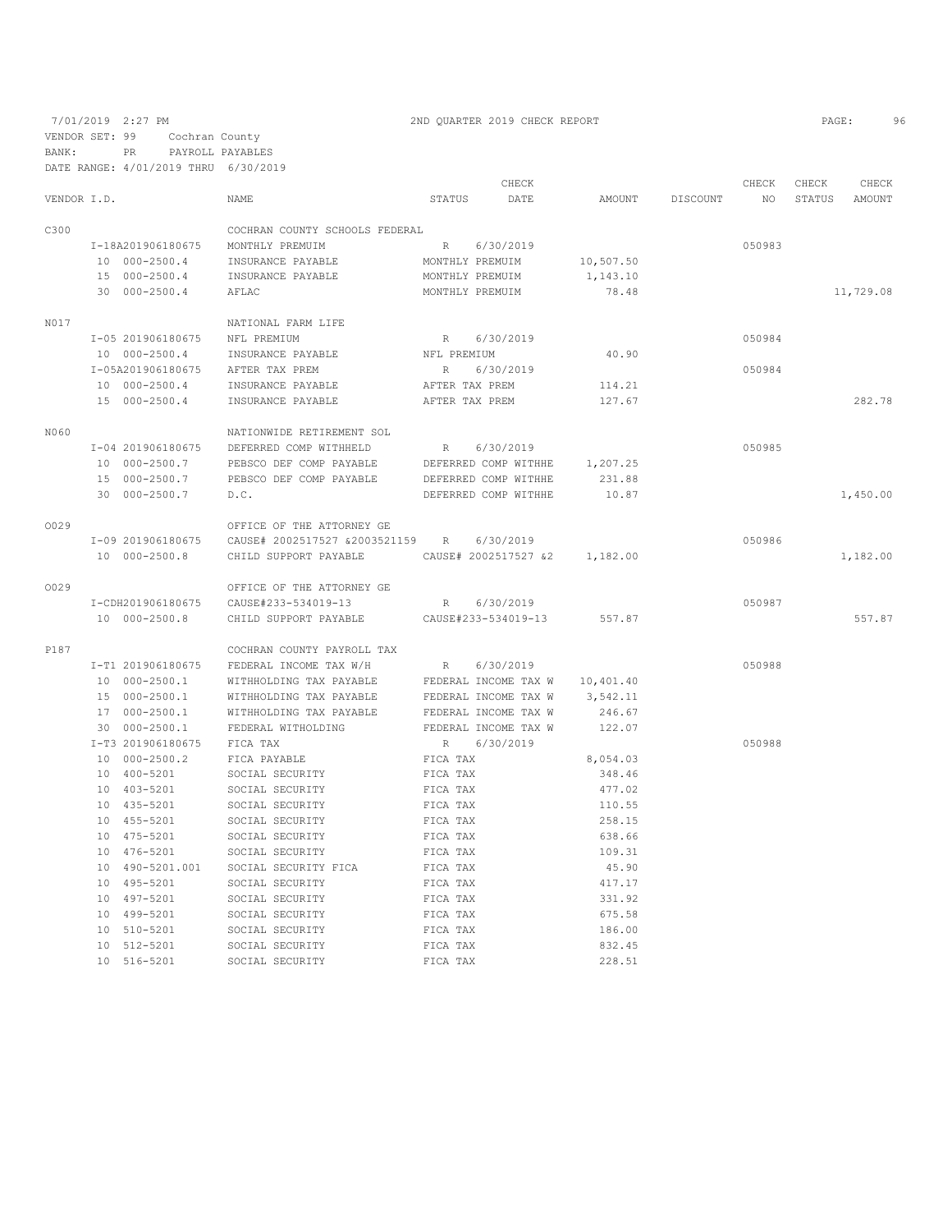7/01/2019 2:27 PM — 2ND QUARTER 2019 CHECK REPORT

VENDOR SET: 99 Cochran County
BANK: PR PAYROLL PAYABLES
DATE RANGE: 4/01/2019 THRU 6/30/2019

| VENDOR I.D. | NAME | STATUS | CHECK DATE | AMOUNT | DISCOUNT | CHECK NO | CHECK STATUS | CHECK AMOUNT |
|---|---|---|---|---|---|---|---|---|
| C300 | COCHRAN COUNTY SCHOOLS FEDERAL | | | | | | | |
| I-18A201906180675 | MONTHLY PREMUIM | R | 6/30/2019 | | | 050983 | | |
| 10 000-2500.4 | INSURANCE PAYABLE | MONTHLY PREMUIM | | 10,507.50 | | | | |
| 15 000-2500.4 | INSURANCE PAYABLE | MONTHLY PREMUIM | | 1,143.10 | | | | |
| 30 000-2500.4 | AFLAC | MONTHLY PREMUIM | | 78.48 | | | | 11,729.08 |
| N017 | NATIONAL FARM LIFE | | | | | | | |
| I-05 201906180675 | NFL PREMIUM | R | 6/30/2019 | | | 050984 | | |
| 10 000-2500.4 | INSURANCE PAYABLE | NFL PREMIUM | | 40.90 | | | | |
| I-05A201906180675 | AFTER TAX PREM | R | 6/30/2019 | | | 050984 | | |
| 10 000-2500.4 | INSURANCE PAYABLE | AFTER TAX PREM | | 114.21 | | | | |
| 15 000-2500.4 | INSURANCE PAYABLE | AFTER TAX PREM | | 127.67 | | | | 282.78 |
| N060 | NATIONWIDE RETIREMENT SOL | | | | | | | |
| I-04 201906180675 | DEFERRED COMP WITHHELD | R | 6/30/2019 | | | 050985 | | |
| 10 000-2500.7 | PEBSCO DEF COMP PAYABLE | DEFERRED COMP WITHHE | | 1,207.25 | | | | |
| 15 000-2500.7 | PEBSCO DEF COMP PAYABLE | DEFERRED COMP WITHHE | | 231.88 | | | | |
| 30 000-2500.7 | D.C. | DEFERRED COMP WITHHE | | 10.87 | | | | 1,450.00 |
| O029 | OFFICE OF THE ATTORNEY GE | | | | | | | |
| I-09 201906180675 | CAUSE# 2002517527 &2003521159 | R | 6/30/2019 | | | 050986 | | |
| 10 000-2500.8 | CHILD SUPPORT PAYABLE | CAUSE# 2002517527 &2 | | 1,182.00 | | | | 1,182.00 |
| O029 | OFFICE OF THE ATTORNEY GE | | | | | | | |
| I-CDH201906180675 | CAUSE#233-534019-13 | R | 6/30/2019 | | | 050987 | | |
| 10 000-2500.8 | CHILD SUPPORT PAYABLE | CAUSE#233-534019-13 | | 557.87 | | | | 557.87 |
| P187 | COCHRAN COUNTY PAYROLL TAX | | | | | | | |
| I-T1 201906180675 | FEDERAL INCOME TAX W/H | R | 6/30/2019 | | | 050988 | | |
| 10 000-2500.1 | WITHHOLDING TAX PAYABLE | FEDERAL INCOME TAX W | | 10,401.40 | | | | |
| 15 000-2500.1 | WITHHOLDING TAX PAYABLE | FEDERAL INCOME TAX W | | 3,542.11 | | | | |
| 17 000-2500.1 | WITHHOLDING TAX PAYABLE | FEDERAL INCOME TAX W | | 246.67 | | | | |
| 30 000-2500.1 | FEDERAL WITHOLDING | FEDERAL INCOME TAX W | | 122.07 | | | | |
| I-T3 201906180675 | FICA TAX | R | 6/30/2019 | | | 050988 | | |
| 10 000-2500.2 | FICA PAYABLE | FICA TAX | | 8,054.03 | | | | |
| 10 400-5201 | SOCIAL SECURITY | FICA TAX | | 348.46 | | | | |
| 10 403-5201 | SOCIAL SECURITY | FICA TAX | | 477.02 | | | | |
| 10 435-5201 | SOCIAL SECURITY | FICA TAX | | 110.55 | | | | |
| 10 455-5201 | SOCIAL SECURITY | FICA TAX | | 258.15 | | | | |
| 10 475-5201 | SOCIAL SECURITY | FICA TAX | | 638.66 | | | | |
| 10 476-5201 | SOCIAL SECURITY | FICA TAX | | 109.31 | | | | |
| 10 490-5201.001 | SOCIAL SECURITY FICA | FICA TAX | | 45.90 | | | | |
| 10 495-5201 | SOCIAL SECURITY | FICA TAX | | 417.17 | | | | |
| 10 497-5201 | SOCIAL SECURITY | FICA TAX | | 331.92 | | | | |
| 10 499-5201 | SOCIAL SECURITY | FICA TAX | | 675.58 | | | | |
| 10 510-5201 | SOCIAL SECURITY | FICA TAX | | 186.00 | | | | |
| 10 512-5201 | SOCIAL SECURITY | FICA TAX | | 832.45 | | | | |
| 10 516-5201 | SOCIAL SECURITY | FICA TAX | | 228.51 | | | | |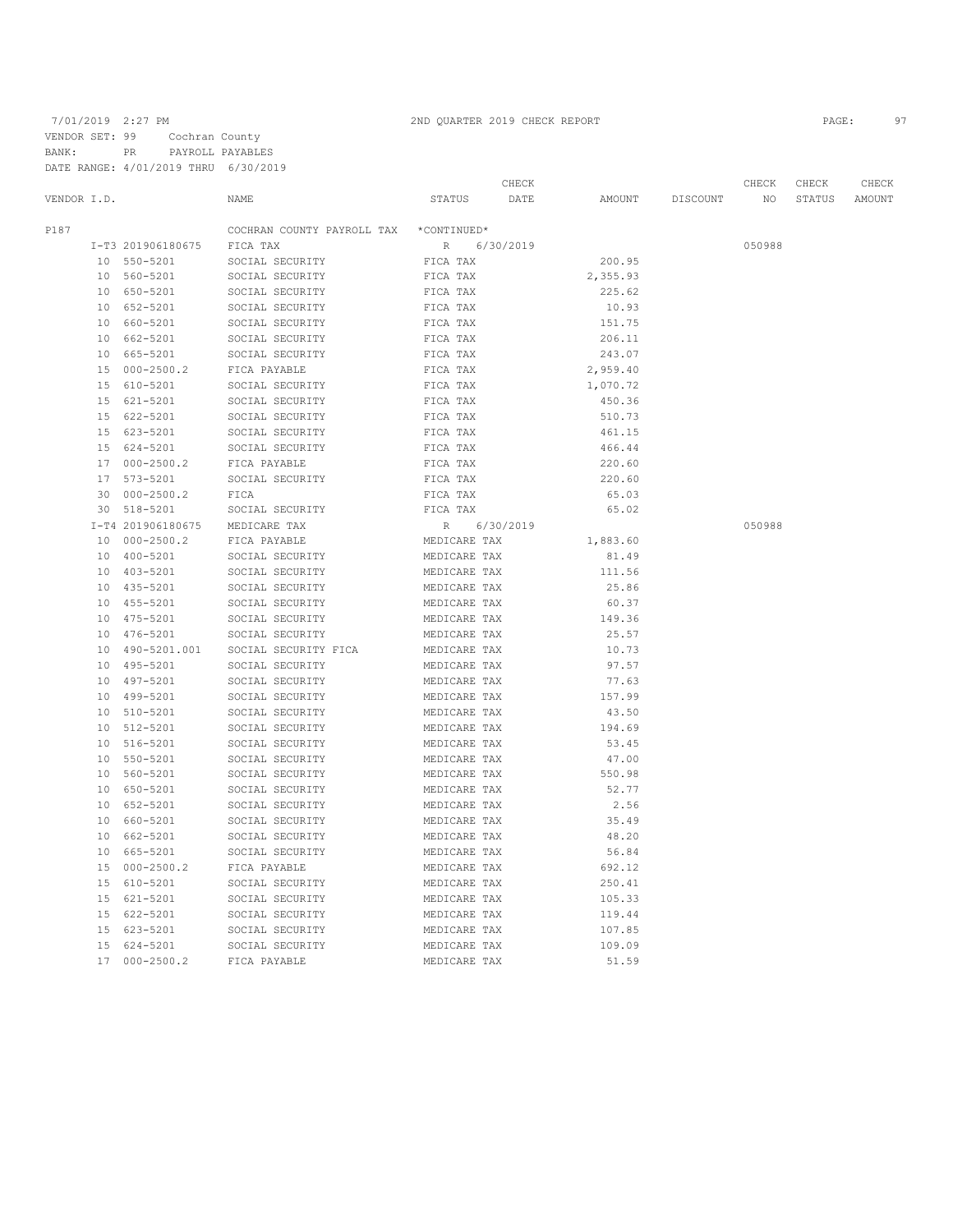7/01/2019 2:27 PM    2ND QUARTER 2019 CHECK REPORT

VENDOR SET: 99  Cochran County
BANK: PR  PAYROLL PAYABLES
DATE RANGE: 4/01/2019 THRU 6/30/2019

| VENDOR I.D. | | NAME | STATUS | CHECK DATE | AMOUNT | DISCOUNT | CHECK NO | CHECK STATUS | CHECK AMOUNT |
|---|---|---|---|---|---|---|---|---|---|
| P187 | | COCHRAN COUNTY PAYROLL TAX | *CONTINUED* | | | | | | |
| | I-T3 201906180675 | FICA TAX | R | 6/30/2019 | | | 050988 | | |
| | 10 550-5201 | SOCIAL SECURITY | FICA TAX | | 200.95 | | | | |
| | 10 560-5201 | SOCIAL SECURITY | FICA TAX | | 2,355.93 | | | | |
| | 10 650-5201 | SOCIAL SECURITY | FICA TAX | | 225.62 | | | | |
| | 10 652-5201 | SOCIAL SECURITY | FICA TAX | | 10.93 | | | | |
| | 10 660-5201 | SOCIAL SECURITY | FICA TAX | | 151.75 | | | | |
| | 10 662-5201 | SOCIAL SECURITY | FICA TAX | | 206.11 | | | | |
| | 10 665-5201 | SOCIAL SECURITY | FICA TAX | | 243.07 | | | | |
| | 15 000-2500.2 | FICA PAYABLE | FICA TAX | | 2,959.40 | | | | |
| | 15 610-5201 | SOCIAL SECURITY | FICA TAX | | 1,070.72 | | | | |
| | 15 621-5201 | SOCIAL SECURITY | FICA TAX | | 450.36 | | | | |
| | 15 622-5201 | SOCIAL SECURITY | FICA TAX | | 510.73 | | | | |
| | 15 623-5201 | SOCIAL SECURITY | FICA TAX | | 461.15 | | | | |
| | 15 624-5201 | SOCIAL SECURITY | FICA TAX | | 466.44 | | | | |
| | 17 000-2500.2 | FICA PAYABLE | FICA TAX | | 220.60 | | | | |
| | 17 573-5201 | SOCIAL SECURITY | FICA TAX | | 220.60 | | | | |
| | 30 000-2500.2 | FICA | FICA TAX | | 65.03 | | | | |
| | 30 518-5201 | SOCIAL SECURITY | FICA TAX | | 65.02 | | | | |
| | I-T4 201906180675 | MEDICARE TAX | R | 6/30/2019 | | | 050988 | | |
| | 10 000-2500.2 | FICA PAYABLE | MEDICARE TAX | | 1,883.60 | | | | |
| | 10 400-5201 | SOCIAL SECURITY | MEDICARE TAX | | 81.49 | | | | |
| | 10 403-5201 | SOCIAL SECURITY | MEDICARE TAX | | 111.56 | | | | |
| | 10 435-5201 | SOCIAL SECURITY | MEDICARE TAX | | 25.86 | | | | |
| | 10 455-5201 | SOCIAL SECURITY | MEDICARE TAX | | 60.37 | | | | |
| | 10 475-5201 | SOCIAL SECURITY | MEDICARE TAX | | 149.36 | | | | |
| | 10 476-5201 | SOCIAL SECURITY | MEDICARE TAX | | 25.57 | | | | |
| | 10 490-5201.001 | SOCIAL SECURITY FICA | MEDICARE TAX | | 10.73 | | | | |
| | 10 495-5201 | SOCIAL SECURITY | MEDICARE TAX | | 97.57 | | | | |
| | 10 497-5201 | SOCIAL SECURITY | MEDICARE TAX | | 77.63 | | | | |
| | 10 499-5201 | SOCIAL SECURITY | MEDICARE TAX | | 157.99 | | | | |
| | 10 510-5201 | SOCIAL SECURITY | MEDICARE TAX | | 43.50 | | | | |
| | 10 512-5201 | SOCIAL SECURITY | MEDICARE TAX | | 194.69 | | | | |
| | 10 516-5201 | SOCIAL SECURITY | MEDICARE TAX | | 53.45 | | | | |
| | 10 550-5201 | SOCIAL SECURITY | MEDICARE TAX | | 47.00 | | | | |
| | 10 560-5201 | SOCIAL SECURITY | MEDICARE TAX | | 550.98 | | | | |
| | 10 650-5201 | SOCIAL SECURITY | MEDICARE TAX | | 52.77 | | | | |
| | 10 652-5201 | SOCIAL SECURITY | MEDICARE TAX | | 2.56 | | | | |
| | 10 660-5201 | SOCIAL SECURITY | MEDICARE TAX | | 35.49 | | | | |
| | 10 662-5201 | SOCIAL SECURITY | MEDICARE TAX | | 48.20 | | | | |
| | 10 665-5201 | SOCIAL SECURITY | MEDICARE TAX | | 56.84 | | | | |
| | 15 000-2500.2 | FICA PAYABLE | MEDICARE TAX | | 692.12 | | | | |
| | 15 610-5201 | SOCIAL SECURITY | MEDICARE TAX | | 250.41 | | | | |
| | 15 621-5201 | SOCIAL SECURITY | MEDICARE TAX | | 105.33 | | | | |
| | 15 622-5201 | SOCIAL SECURITY | MEDICARE TAX | | 119.44 | | | | |
| | 15 623-5201 | SOCIAL SECURITY | MEDICARE TAX | | 107.85 | | | | |
| | 15 624-5201 | SOCIAL SECURITY | MEDICARE TAX | | 109.09 | | | | |
| | 17 000-2500.2 | FICA PAYABLE | MEDICARE TAX | | 51.59 | | | | |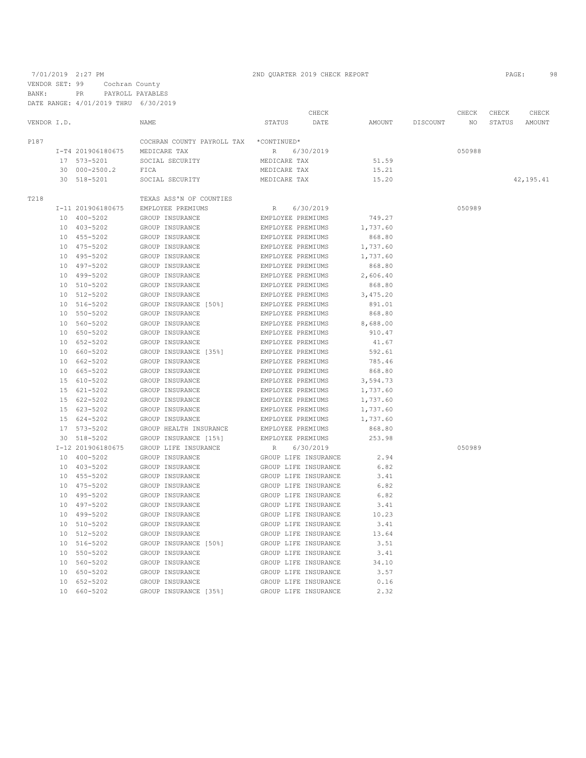7/01/2019 2:27 PM 2ND QUARTER 2019 CHECK REPORT

VENDOR SET: 99 Cochran County
BANK: PR PAYROLL PAYABLES
DATE RANGE: 4/01/2019 THRU 6/30/2019

| VENDOR I.D. | | NAME | STATUS | CHECK DATE | AMOUNT | DISCOUNT | CHECK NO | CHECK STATUS | CHECK AMOUNT |
|---|---|---|---|---|---|---|---|---|---|
| P187 | | COCHRAN COUNTY PAYROLL TAX | *CONTINUED* | | | | | | |
| | I-T4 201906180675 | MEDICARE TAX | R | 6/30/2019 | | | 050988 | | |
| | 17 573-5201 | SOCIAL SECURITY | MEDICARE TAX | | 51.59 | | | | |
| | 30 000-2500.2 | FICA | MEDICARE TAX | | 15.21 | | | | |
| | 30 518-5201 | SOCIAL SECURITY | MEDICARE TAX | | 15.20 | | | | 42,195.41 |
| T218 | | TEXAS ASS'N OF COUNTIES | | | | | | | |
| | I-11 201906180675 | EMPLOYEE PREMIUMS | R | 6/30/2019 | | | 050989 | | |
| | 10 400-5202 | GROUP INSURANCE | EMPLOYEE PREMIUMS | | 749.27 | | | | |
| | 10 403-5202 | GROUP INSURANCE | EMPLOYEE PREMIUMS | | 1,737.60 | | | | |
| | 10 455-5202 | GROUP INSURANCE | EMPLOYEE PREMIUMS | | 868.80 | | | | |
| | 10 475-5202 | GROUP INSURANCE | EMPLOYEE PREMIUMS | | 1,737.60 | | | | |
| | 10 495-5202 | GROUP INSURANCE | EMPLOYEE PREMIUMS | | 1,737.60 | | | | |
| | 10 497-5202 | GROUP INSURANCE | EMPLOYEE PREMIUMS | | 868.80 | | | | |
| | 10 499-5202 | GROUP INSURANCE | EMPLOYEE PREMIUMS | | 2,606.40 | | | | |
| | 10 510-5202 | GROUP INSURANCE | EMPLOYEE PREMIUMS | | 868.80 | | | | |
| | 10 512-5202 | GROUP INSURANCE | EMPLOYEE PREMIUMS | | 3,475.20 | | | | |
| | 10 516-5202 | GROUP INSURANCE [50%] | EMPLOYEE PREMIUMS | | 891.01 | | | | |
| | 10 550-5202 | GROUP INSURANCE | EMPLOYEE PREMIUMS | | 868.80 | | | | |
| | 10 560-5202 | GROUP INSURANCE | EMPLOYEE PREMIUMS | | 8,688.00 | | | | |
| | 10 650-5202 | GROUP INSURANCE | EMPLOYEE PREMIUMS | | 910.47 | | | | |
| | 10 652-5202 | GROUP INSURANCE | EMPLOYEE PREMIUMS | | 41.67 | | | | |
| | 10 660-5202 | GROUP INSURANCE [35%] | EMPLOYEE PREMIUMS | | 592.61 | | | | |
| | 10 662-5202 | GROUP INSURANCE | EMPLOYEE PREMIUMS | | 785.46 | | | | |
| | 10 665-5202 | GROUP INSURANCE | EMPLOYEE PREMIUMS | | 868.80 | | | | |
| | 15 610-5202 | GROUP INSURANCE | EMPLOYEE PREMIUMS | | 3,594.73 | | | | |
| | 15 621-5202 | GROUP INSURANCE | EMPLOYEE PREMIUMS | | 1,737.60 | | | | |
| | 15 622-5202 | GROUP INSURANCE | EMPLOYEE PREMIUMS | | 1,737.60 | | | | |
| | 15 623-5202 | GROUP INSURANCE | EMPLOYEE PREMIUMS | | 1,737.60 | | | | |
| | 15 624-5202 | GROUP INSURANCE | EMPLOYEE PREMIUMS | | 1,737.60 | | | | |
| | 17 573-5202 | GROUP HEALTH INSURANCE | EMPLOYEE PREMIUMS | | 868.80 | | | | |
| | 30 518-5202 | GROUP INSURANCE [15%] | EMPLOYEE PREMIUMS | | 253.98 | | | | |
| | I-12 201906180675 | GROUP LIFE INSURANCE | R | 6/30/2019 | | | 050989 | | |
| | 10 400-5202 | GROUP INSURANCE | GROUP LIFE INSURANCE | | 2.94 | | | | |
| | 10 403-5202 | GROUP INSURANCE | GROUP LIFE INSURANCE | | 6.82 | | | | |
| | 10 455-5202 | GROUP INSURANCE | GROUP LIFE INSURANCE | | 3.41 | | | | |
| | 10 475-5202 | GROUP INSURANCE | GROUP LIFE INSURANCE | | 6.82 | | | | |
| | 10 495-5202 | GROUP INSURANCE | GROUP LIFE INSURANCE | | 6.82 | | | | |
| | 10 497-5202 | GROUP INSURANCE | GROUP LIFE INSURANCE | | 3.41 | | | | |
| | 10 499-5202 | GROUP INSURANCE | GROUP LIFE INSURANCE | | 10.23 | | | | |
| | 10 510-5202 | GROUP INSURANCE | GROUP LIFE INSURANCE | | 3.41 | | | | |
| | 10 512-5202 | GROUP INSURANCE | GROUP LIFE INSURANCE | | 13.64 | | | | |
| | 10 516-5202 | GROUP INSURANCE [50%] | GROUP LIFE INSURANCE | | 3.51 | | | | |
| | 10 550-5202 | GROUP INSURANCE | GROUP LIFE INSURANCE | | 3.41 | | | | |
| | 10 560-5202 | GROUP INSURANCE | GROUP LIFE INSURANCE | | 34.10 | | | | |
| | 10 650-5202 | GROUP INSURANCE | GROUP LIFE INSURANCE | | 3.57 | | | | |
| | 10 652-5202 | GROUP INSURANCE | GROUP LIFE INSURANCE | | 0.16 | | | | |
| | 10 660-5202 | GROUP INSURANCE [35%] | GROUP LIFE INSURANCE | | 2.32 | | | | |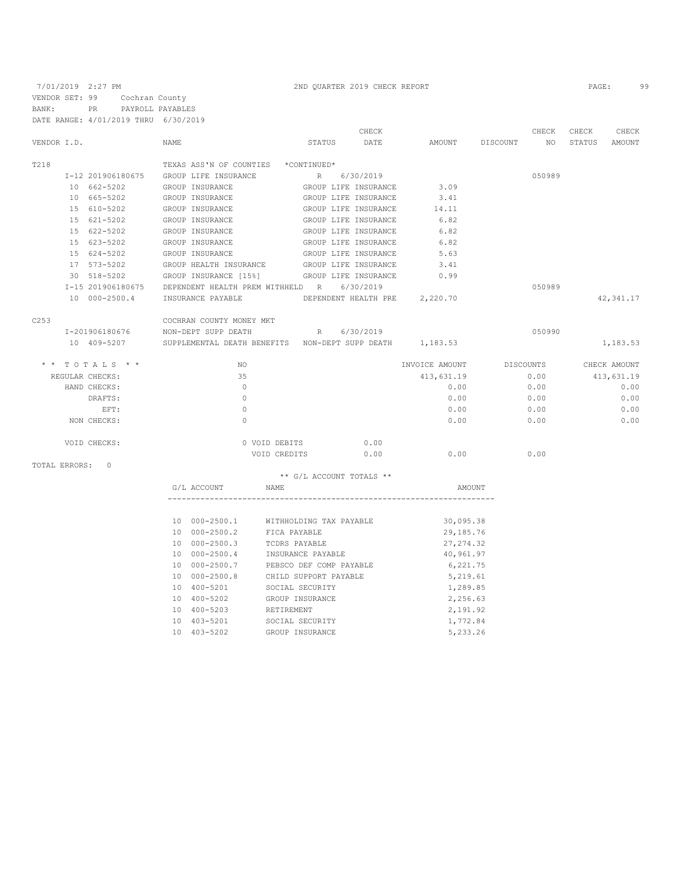7/01/2019 2:27 PM — 2ND QUARTER 2019 CHECK REPORT

VENDOR SET: 99 Cochran County
BANK: PR PAYROLL PAYABLES
DATE RANGE: 4/01/2019 THRU 6/30/2019

| VENDOR I.D. | NAME | STATUS | CHECK DATE | AMOUNT | DISCOUNT | CHECK NO | CHECK STATUS | CHECK AMOUNT |
|---|---|---|---|---|---|---|---|---|
| T218 | TEXAS ASS'N OF COUNTIES *CONTINUED* | | | | | | | |
| I-12 201906180675 | GROUP LIFE INSURANCE | R | 6/30/2019 | | | 050989 | | |
| 10 662-5202 | GROUP INSURANCE | GROUP LIFE INSURANCE | | 3.09 | | | | |
| 10 665-5202 | GROUP INSURANCE | GROUP LIFE INSURANCE | | 3.41 | | | | |
| 15 610-5202 | GROUP INSURANCE | GROUP LIFE INSURANCE | | 14.11 | | | | |
| 15 621-5202 | GROUP INSURANCE | GROUP LIFE INSURANCE | | 6.82 | | | | |
| 15 622-5202 | GROUP INSURANCE | GROUP LIFE INSURANCE | | 6.82 | | | | |
| 15 623-5202 | GROUP INSURANCE | GROUP LIFE INSURANCE | | 6.82 | | | | |
| 15 624-5202 | GROUP INSURANCE | GROUP LIFE INSURANCE | | 5.63 | | | | |
| 17 573-5202 | GROUP HEALTH INSURANCE | GROUP LIFE INSURANCE | | 3.41 | | | | |
| 30 518-5202 | GROUP INSURANCE [15%] | GROUP LIFE INSURANCE | | 0.99 | | | | |
| I-15 201906180675 | DEPENDENT HEALTH PREM WITHHELD | R | 6/30/2019 | | | 050989 | | |
| 10 000-2500.4 | INSURANCE PAYABLE | DEPENDENT HEALTH PRE | | 2,220.70 | | | | 42,341.17 |
| C253 | COCHRAN COUNTY MONEY MKT | | | | | | | |
| I-201906180676 | NON-DEPT SUPP DEATH | R | 6/30/2019 | | | 050990 | | |
| 10 409-5207 | SUPPLEMENTAL DEATH BENEFITS | NON-DEPT SUPP DEATH | | 1,183.53 | | | | 1,183.53 |

| * * T O T A L S * * | NO | INVOICE AMOUNT | DISCOUNTS | CHECK AMOUNT |
|---|---|---|---|---|
| REGULAR CHECKS: | 35 | 413,631.19 | 0.00 | 413,631.19 |
| HAND CHECKS: | 0 | 0.00 | 0.00 | 0.00 |
| DRAFTS: | 0 | 0.00 | 0.00 | 0.00 |
| EFT: | 0 | 0.00 | 0.00 | 0.00 |
| NON CHECKS: | 0 | 0.00 | 0.00 | 0.00 |

| VOID CHECKS: | | | | |
|---|---|---|---|---|
| 0 VOID DEBITS | 0.00 | | | |
| VOID CREDITS | 0.00 | 0.00 | 0.00 | |

TOTAL ERRORS: 0

** G/L ACCOUNT TOTALS **

| G/L ACCOUNT | NAME | AMOUNT |
|---|---|---|
| 10 000-2500.1 | WITHHOLDING TAX PAYABLE | 30,095.38 |
| 10 000-2500.2 | FICA PAYABLE | 29,185.76 |
| 10 000-2500.3 | TCDRS PAYABLE | 27,274.32 |
| 10 000-2500.4 | INSURANCE PAYABLE | 40,961.97 |
| 10 000-2500.7 | PEBSCO DEF COMP PAYABLE | 6,221.75 |
| 10 000-2500.8 | CHILD SUPPORT PAYABLE | 5,219.61 |
| 10 400-5201 | SOCIAL SECURITY | 1,289.85 |
| 10 400-5202 | GROUP INSURANCE | 2,256.63 |
| 10 400-5203 | RETIREMENT | 2,191.92 |
| 10 403-5201 | SOCIAL SECURITY | 1,772.84 |
| 10 403-5202 | GROUP INSURANCE | 5,233.26 |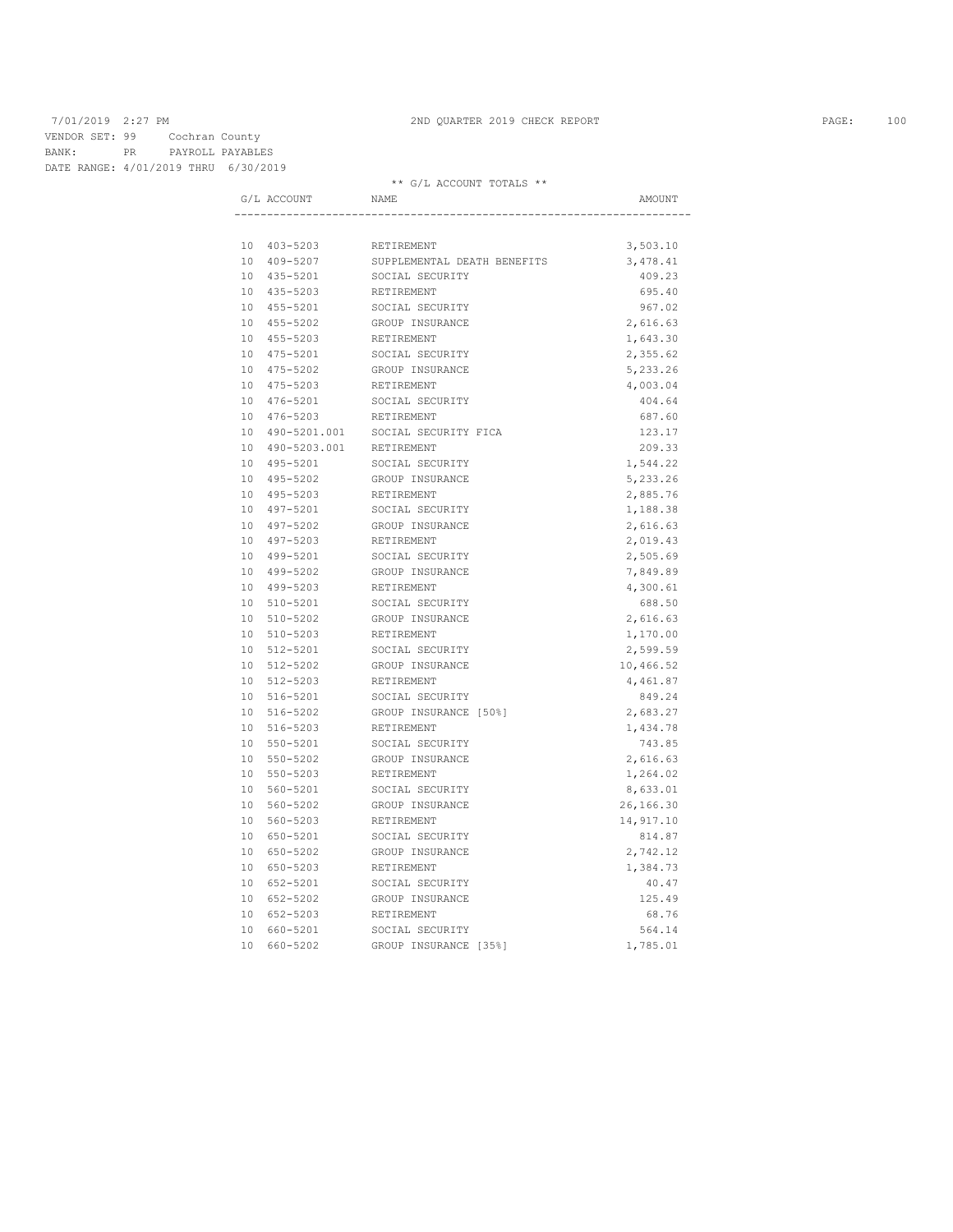7/01/2019 2:27 PM 2ND QUARTER 2019 CHECK REPORT

VENDOR SET: 99 Cochran County
BANK: PR PAYROLL PAYABLES
DATE RANGE: 4/01/2019 THRU 6/30/2019

** G/L ACCOUNT TOTALS **

| G/L ACCOUNT | NAME | AMOUNT |
|---|---|---|
| 10 403-5203 | RETIREMENT | 3,503.10 |
| 10 409-5207 | SUPPLEMENTAL DEATH BENEFITS | 3,478.41 |
| 10 435-5201 | SOCIAL SECURITY | 409.23 |
| 10 435-5203 | RETIREMENT | 695.40 |
| 10 455-5201 | SOCIAL SECURITY | 967.02 |
| 10 455-5202 | GROUP INSURANCE | 2,616.63 |
| 10 455-5203 | RETIREMENT | 1,643.30 |
| 10 475-5201 | SOCIAL SECURITY | 2,355.62 |
| 10 475-5202 | GROUP INSURANCE | 5,233.26 |
| 10 475-5203 | RETIREMENT | 4,003.04 |
| 10 476-5201 | SOCIAL SECURITY | 404.64 |
| 10 476-5203 | RETIREMENT | 687.60 |
| 10 490-5201.001 | SOCIAL SECURITY FICA | 123.17 |
| 10 490-5203.001 | RETIREMENT | 209.33 |
| 10 495-5201 | SOCIAL SECURITY | 1,544.22 |
| 10 495-5202 | GROUP INSURANCE | 5,233.26 |
| 10 495-5203 | RETIREMENT | 2,885.76 |
| 10 497-5201 | SOCIAL SECURITY | 1,188.38 |
| 10 497-5202 | GROUP INSURANCE | 2,616.63 |
| 10 497-5203 | RETIREMENT | 2,019.43 |
| 10 499-5201 | SOCIAL SECURITY | 2,505.69 |
| 10 499-5202 | GROUP INSURANCE | 7,849.89 |
| 10 499-5203 | RETIREMENT | 4,300.61 |
| 10 510-5201 | SOCIAL SECURITY | 688.50 |
| 10 510-5202 | GROUP INSURANCE | 2,616.63 |
| 10 510-5203 | RETIREMENT | 1,170.00 |
| 10 512-5201 | SOCIAL SECURITY | 2,599.59 |
| 10 512-5202 | GROUP INSURANCE | 10,466.52 |
| 10 512-5203 | RETIREMENT | 4,461.87 |
| 10 516-5201 | SOCIAL SECURITY | 849.24 |
| 10 516-5202 | GROUP INSURANCE [50%] | 2,683.27 |
| 10 516-5203 | RETIREMENT | 1,434.78 |
| 10 550-5201 | SOCIAL SECURITY | 743.85 |
| 10 550-5202 | GROUP INSURANCE | 2,616.63 |
| 10 550-5203 | RETIREMENT | 1,264.02 |
| 10 560-5201 | SOCIAL SECURITY | 8,633.01 |
| 10 560-5202 | GROUP INSURANCE | 26,166.30 |
| 10 560-5203 | RETIREMENT | 14,917.10 |
| 10 650-5201 | SOCIAL SECURITY | 814.87 |
| 10 650-5202 | GROUP INSURANCE | 2,742.12 |
| 10 650-5203 | RETIREMENT | 1,384.73 |
| 10 652-5201 | SOCIAL SECURITY | 40.47 |
| 10 652-5202 | GROUP INSURANCE | 125.49 |
| 10 652-5203 | RETIREMENT | 68.76 |
| 10 660-5201 | SOCIAL SECURITY | 564.14 |
| 10 660-5202 | GROUP INSURANCE [35%] | 1,785.01 |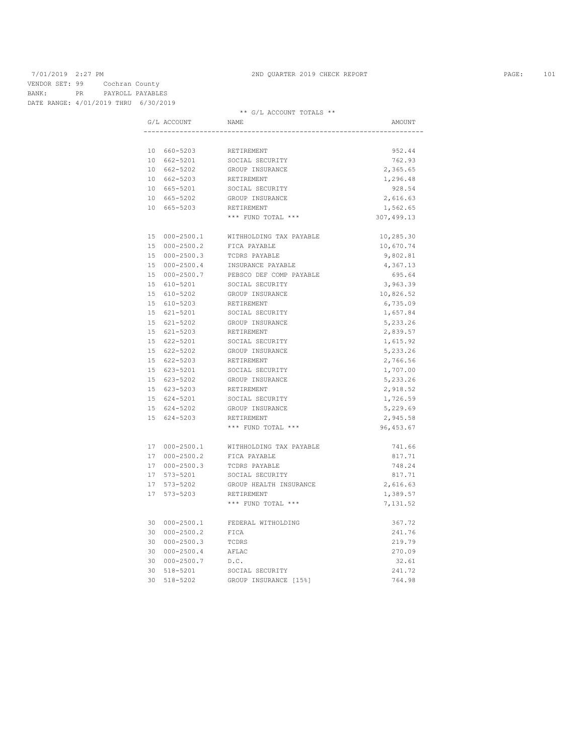7/01/2019 2:27 PM 2ND QUARTER 2019 CHECK REPORT

VENDOR SET: 99 Cochran County
BANK: PR PAYROLL PAYABLES
DATE RANGE: 4/01/2019 THRU 6/30/2019

** G/L ACCOUNT TOTALS **

| G/L ACCOUNT | NAME | AMOUNT |
|---|---|---|
| 10 660-5203 | RETIREMENT | 952.44 |
| 10 662-5201 | SOCIAL SECURITY | 762.93 |
| 10 662-5202 | GROUP INSURANCE | 2,365.65 |
| 10 662-5203 | RETIREMENT | 1,296.48 |
| 10 665-5201 | SOCIAL SECURITY | 928.54 |
| 10 665-5202 | GROUP INSURANCE | 2,616.63 |
| 10 665-5203 | RETIREMENT | 1,562.65 |
| | *** FUND TOTAL *** | 307,499.13 |
| | | |
| 15 000-2500.1 | WITHHOLDING TAX PAYABLE | 10,285.30 |
| 15 000-2500.2 | FICA PAYABLE | 10,670.74 |
| 15 000-2500.3 | TCDRS PAYABLE | 9,802.81 |
| 15 000-2500.4 | INSURANCE PAYABLE | 4,367.13 |
| 15 000-2500.7 | PEBSCO DEF COMP PAYABLE | 695.64 |
| 15 610-5201 | SOCIAL SECURITY | 3,963.39 |
| 15 610-5202 | GROUP INSURANCE | 10,826.52 |
| 15 610-5203 | RETIREMENT | 6,735.09 |
| 15 621-5201 | SOCIAL SECURITY | 1,657.84 |
| 15 621-5202 | GROUP INSURANCE | 5,233.26 |
| 15 621-5203 | RETIREMENT | 2,839.57 |
| 15 622-5201 | SOCIAL SECURITY | 1,615.92 |
| 15 622-5202 | GROUP INSURANCE | 5,233.26 |
| 15 622-5203 | RETIREMENT | 2,766.56 |
| 15 623-5201 | SOCIAL SECURITY | 1,707.00 |
| 15 623-5202 | GROUP INSURANCE | 5,233.26 |
| 15 623-5203 | RETIREMENT | 2,918.52 |
| 15 624-5201 | SOCIAL SECURITY | 1,726.59 |
| 15 624-5202 | GROUP INSURANCE | 5,229.69 |
| 15 624-5203 | RETIREMENT | 2,945.58 |
| | *** FUND TOTAL *** | 96,453.67 |
| | | |
| 17 000-2500.1 | WITHHOLDING TAX PAYABLE | 741.66 |
| 17 000-2500.2 | FICA PAYABLE | 817.71 |
| 17 000-2500.3 | TCDRS PAYABLE | 748.24 |
| 17 573-5201 | SOCIAL SECURITY | 817.71 |
| 17 573-5202 | GROUP HEALTH INSURANCE | 2,616.63 |
| 17 573-5203 | RETIREMENT | 1,389.57 |
| | *** FUND TOTAL *** | 7,131.52 |
| | | |
| 30 000-2500.1 | FEDERAL WITHOLDING | 367.72 |
| 30 000-2500.2 | FICA | 241.76 |
| 30 000-2500.3 | TCDRS | 219.79 |
| 30 000-2500.4 | AFLAC | 270.09 |
| 30 000-2500.7 | D.C. | 32.61 |
| 30 518-5201 | SOCIAL SECURITY | 241.72 |
| 30 518-5202 | GROUP INSURANCE [15%] | 764.98 |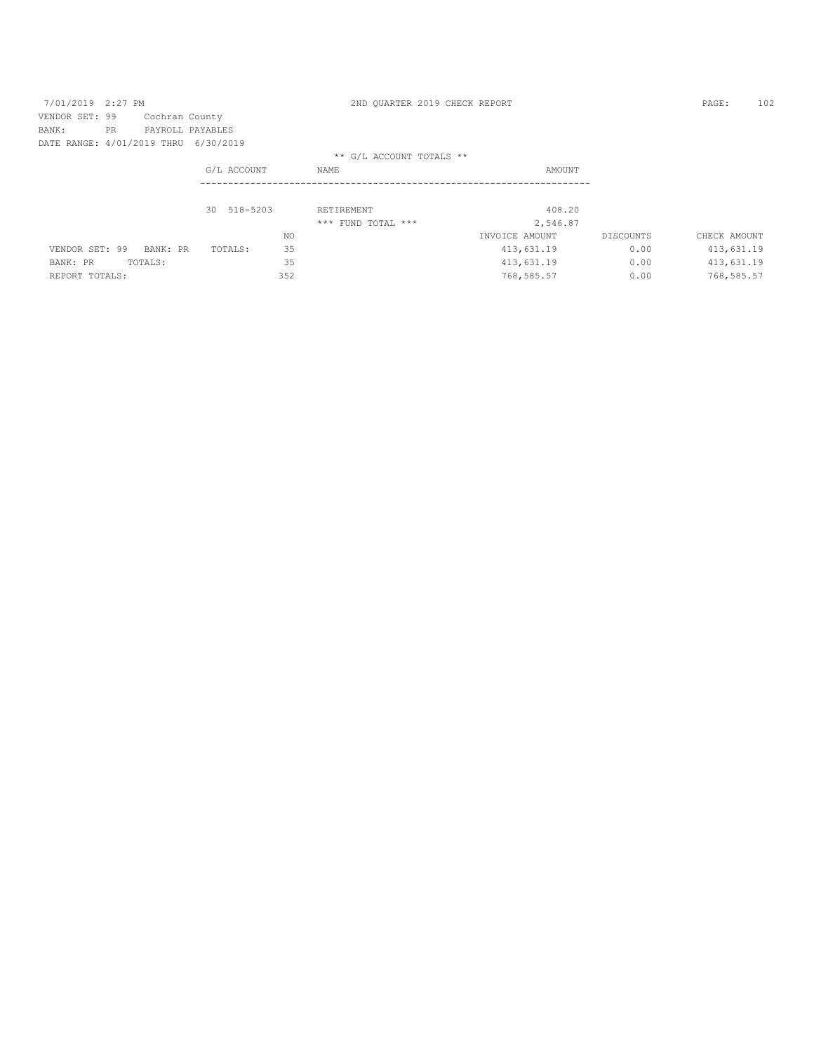7/01/2019 2:27 PM

2ND QUARTER 2019 CHECK REPORT

VENDOR SET: 99 Cochran County
BANK: PR PAYROLL PAYABLES
DATE RANGE: 4/01/2019 THRU 6/30/2019

** G/L ACCOUNT TOTALS **

| G/L ACCOUNT | NAME | AMOUNT |
|---|---|---|
| 30 518-5203 | RETIREMENT | 408.20 |
| | *** FUND TOTAL *** | 2,546.87 |

| | NO | INVOICE AMOUNT | DISCOUNTS | CHECK AMOUNT |
|---|---|---|---|---|
| VENDOR SET: 99 BANK: PR TOTALS: | 35 | 413,631.19 | 0.00 | 413,631.19 |
| BANK: PR TOTALS: | 35 | 413,631.19 | 0.00 | 413,631.19 |
| REPORT TOTALS: | 352 | 768,585.57 | 0.00 | 768,585.57 |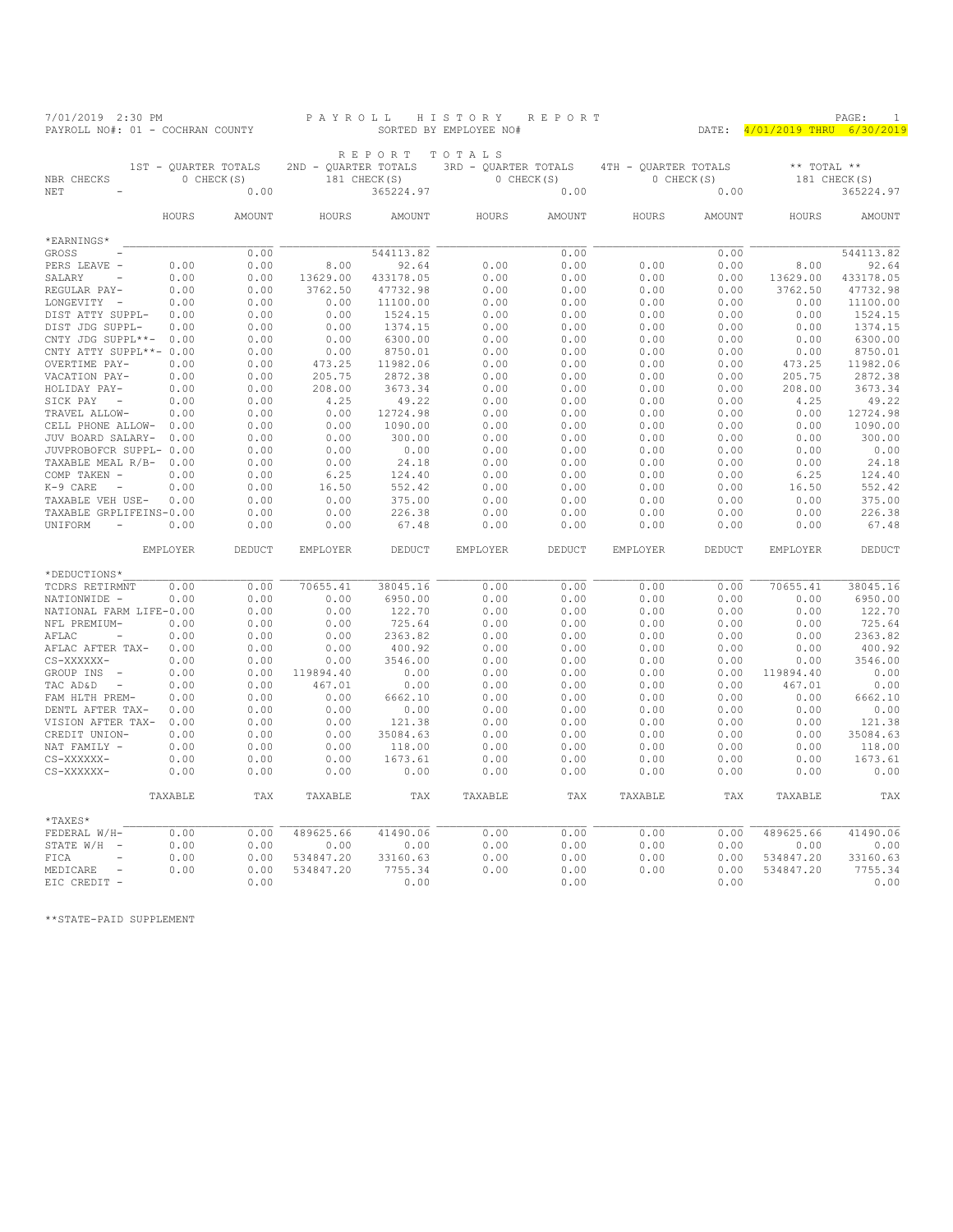7/01/2019 2:30 PM PAYROLL HISTORY REPORT

PAYROLL NO#: 01 - COCHRAN COUNTY SORTED BY EMPLOYEE NO# DATE: 4/01/2019 THRU 6/30/2019

REPORT TOTALS

| | 1ST - QUARTER TOTALS | | 2ND - QUARTER TOTALS | | 3RD - QUARTER TOTALS | | 4TH - QUARTER TOTALS | | ** TOTAL ** | |
|---|---|---|---|---|---|---|---|---|---|---|
| NBR CHECKS | 0 CHECK(S) | | 181 CHECK(S) | | 0 CHECK(S) | | 0 CHECK(S) | | 181 CHECK(S) | |
| NET - | | 0.00 | | 365224.97 | | 0.00 | | 0.00 | | 365224.97 |
| | HOURS | AMOUNT | HOURS | AMOUNT | HOURS | AMOUNT | HOURS | AMOUNT | HOURS | AMOUNT |
| *EARNINGS* | | | | | | | | | | |
| GROSS - | | 0.00 | | 544113.82 | | 0.00 | | 0.00 | | 544113.82 |
| PERS LEAVE - | 0.00 | 0.00 | 8.00 | 92.64 | 0.00 | 0.00 | 0.00 | 0.00 | 8.00 | 92.64 |
| SALARY - | 0.00 | 0.00 | 13629.00 | 433178.05 | 0.00 | 0.00 | 0.00 | 0.00 | 13629.00 | 433178.05 |
| REGULAR PAY- | 0.00 | 0.00 | 3762.50 | 47732.98 | 0.00 | 0.00 | 0.00 | 0.00 | 3762.50 | 47732.98 |
| LONGEVITY - | 0.00 | 0.00 | 0.00 | 11100.00 | 0.00 | 0.00 | 0.00 | 0.00 | 0.00 | 11100.00 |
| DIST ATTY SUPPL- | 0.00 | 0.00 | 0.00 | 1524.15 | 0.00 | 0.00 | 0.00 | 0.00 | 0.00 | 1524.15 |
| DIST JDG SUPPL- | 0.00 | 0.00 | 0.00 | 1374.15 | 0.00 | 0.00 | 0.00 | 0.00 | 0.00 | 1374.15 |
| CNTY JDG SUPPL**- | 0.00 | 0.00 | 0.00 | 6300.00 | 0.00 | 0.00 | 0.00 | 0.00 | 0.00 | 6300.00 |
| CNTY ATTY SUPPL**- | 0.00 | 0.00 | 0.00 | 8750.01 | 0.00 | 0.00 | 0.00 | 0.00 | 0.00 | 8750.01 |
| OVERTIME PAY- | 0.00 | 0.00 | 473.25 | 11982.06 | 0.00 | 0.00 | 0.00 | 0.00 | 473.25 | 11982.06 |
| VACATION PAY- | 0.00 | 0.00 | 205.75 | 2872.38 | 0.00 | 0.00 | 0.00 | 0.00 | 205.75 | 2872.38 |
| HOLIDAY PAY- | 0.00 | 0.00 | 208.00 | 3673.34 | 0.00 | 0.00 | 0.00 | 0.00 | 208.00 | 3673.34 |
| SICK PAY - | 0.00 | 0.00 | 4.25 | 49.22 | 0.00 | 0.00 | 0.00 | 0.00 | 4.25 | 49.22 |
| TRAVEL ALLOW- | 0.00 | 0.00 | 0.00 | 12724.98 | 0.00 | 0.00 | 0.00 | 0.00 | 0.00 | 12724.98 |
| CELL PHONE ALLOW- | 0.00 | 0.00 | 0.00 | 1090.00 | 0.00 | 0.00 | 0.00 | 0.00 | 0.00 | 1090.00 |
| JUV BOARD SALARY- | 0.00 | 0.00 | 0.00 | 300.00 | 0.00 | 0.00 | 0.00 | 0.00 | 0.00 | 300.00 |
| JUVPROBOFCR SUPPL- | 0.00 | 0.00 | 0.00 | 0.00 | 0.00 | 0.00 | 0.00 | 0.00 | 0.00 | 0.00 |
| TAXABLE MEAL R/B- | 0.00 | 0.00 | 0.00 | 24.18 | 0.00 | 0.00 | 0.00 | 0.00 | 0.00 | 24.18 |
| COMP TAKEN - | 0.00 | 0.00 | 6.25 | 124.40 | 0.00 | 0.00 | 0.00 | 0.00 | 6.25 | 124.40 |
| K-9 CARE - | 0.00 | 0.00 | 16.50 | 552.42 | 0.00 | 0.00 | 0.00 | 0.00 | 16.50 | 552.42 |
| TAXABLE VEH USE- | 0.00 | 0.00 | 0.00 | 375.00 | 0.00 | 0.00 | 0.00 | 0.00 | 0.00 | 375.00 |
| TAXABLE GRPLIFEINS- | 0.00 | 0.00 | 0.00 | 226.38 | 0.00 | 0.00 | 0.00 | 0.00 | 0.00 | 226.38 |
| UNIFORM - | 0.00 | 0.00 | 0.00 | 67.48 | 0.00 | 0.00 | 0.00 | 0.00 | 0.00 | 67.48 |
| | EMPLOYER | DEDUCT | EMPLOYER | DEDUCT | EMPLOYER | DEDUCT | EMPLOYER | DEDUCT | EMPLOYER | DEDUCT |
| *DEDUCTIONS* | | | | | | | | | | |
| TCDRS RETIRMNT | 0.00 | 0.00 | 70655.41 | 38045.16 | 0.00 | 0.00 | 0.00 | 0.00 | 70655.41 | 38045.16 |
| NATIONWIDE - | 0.00 | 0.00 | 0.00 | 6950.00 | 0.00 | 0.00 | 0.00 | 0.00 | 0.00 | 6950.00 |
| NATIONAL FARM LIFE- | 0.00 | 0.00 | 0.00 | 122.70 | 0.00 | 0.00 | 0.00 | 0.00 | 0.00 | 122.70 |
| NFL PREMIUM- | 0.00 | 0.00 | 0.00 | 725.64 | 0.00 | 0.00 | 0.00 | 0.00 | 0.00 | 725.64 |
| AFLAC - | 0.00 | 0.00 | 0.00 | 2363.82 | 0.00 | 0.00 | 0.00 | 0.00 | 0.00 | 2363.82 |
| AFLAC AFTER TAX- | 0.00 | 0.00 | 0.00 | 400.92 | 0.00 | 0.00 | 0.00 | 0.00 | 0.00 | 400.92 |
| CS-XXXXXX- | 0.00 | 0.00 | 0.00 | 3546.00 | 0.00 | 0.00 | 0.00 | 0.00 | 0.00 | 3546.00 |
| GROUP INS - | 0.00 | 0.00 | 119894.40 | 0.00 | 0.00 | 0.00 | 0.00 | 0.00 | 119894.40 | 0.00 |
| TAC AD&D - | 0.00 | 0.00 | 467.01 | 0.00 | 0.00 | 0.00 | 0.00 | 0.00 | 467.01 | 0.00 |
| FAM HLTH PREM- | 0.00 | 0.00 | 0.00 | 6662.10 | 0.00 | 0.00 | 0.00 | 0.00 | 0.00 | 6662.10 |
| DENTL AFTER TAX- | 0.00 | 0.00 | 0.00 | 0.00 | 0.00 | 0.00 | 0.00 | 0.00 | 0.00 | 0.00 |
| VISION AFTER TAX- | 0.00 | 0.00 | 0.00 | 121.38 | 0.00 | 0.00 | 0.00 | 0.00 | 0.00 | 121.38 |
| CREDIT UNION- | 0.00 | 0.00 | 0.00 | 35084.63 | 0.00 | 0.00 | 0.00 | 0.00 | 0.00 | 35084.63 |
| NAT FAMILY - | 0.00 | 0.00 | 0.00 | 118.00 | 0.00 | 0.00 | 0.00 | 0.00 | 0.00 | 118.00 |
| CS-XXXXXX- | 0.00 | 0.00 | 0.00 | 1673.61 | 0.00 | 0.00 | 0.00 | 0.00 | 0.00 | 1673.61 |
| CS-XXXXXX- | 0.00 | 0.00 | 0.00 | 0.00 | 0.00 | 0.00 | 0.00 | 0.00 | 0.00 | 0.00 |
| | TAXABLE | TAX | TAXABLE | TAX | TAXABLE | TAX | TAXABLE | TAX | TAXABLE | TAX |
| *TAXES* | | | | | | | | | | |
| FEDERAL W/H- | 0.00 | 0.00 | 489625.66 | 41490.06 | 0.00 | 0.00 | 0.00 | 0.00 | 489625.66 | 41490.06 |
| STATE W/H - | 0.00 | 0.00 | 0.00 | 0.00 | 0.00 | 0.00 | 0.00 | 0.00 | 0.00 | 0.00 |
| FICA - | 0.00 | 0.00 | 534847.20 | 33160.63 | 0.00 | 0.00 | 0.00 | 0.00 | 534847.20 | 33160.63 |
| MEDICARE - | 0.00 | 0.00 | 534847.20 | 7755.34 | 0.00 | 0.00 | 0.00 | 0.00 | 534847.20 | 7755.34 |
| EIC CREDIT - | | 0.00 | | 0.00 | | 0.00 | | 0.00 | | 0.00 |

**STATE-PAID SUPPLEMENT